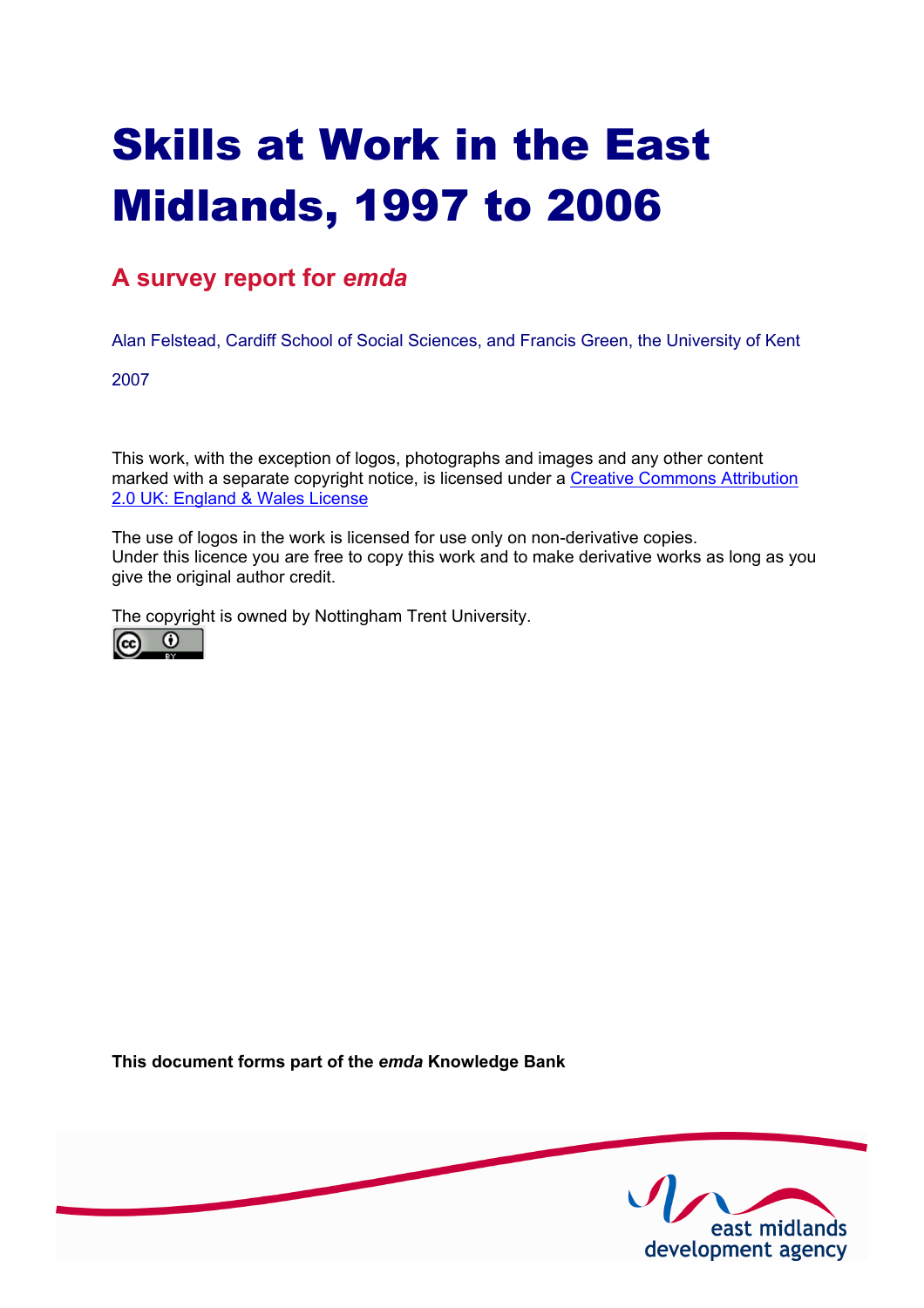# Skills at Work in the East Midlands, 1997 to 2006

## A survey report for *emda*

Alan Felstead, Cardiff School of Social Sciences, and Francis Green, the University of Kent

2007

This work, with the exception of logos, photographs and images and any other content marked with a separate copyright notice, is licensed under a Creative Commons Attribution 2.0 UK: England & Wales License

The use of logos in the work is licensed for use only on non-derivative copies.
Under this licence you are free to copy this work and to make derivative works as long as you give the original author credit.

The copyright is owned by Nottingham Trent University.

**This document forms part of the *emda* Knowledge Bank**

east midlands development agency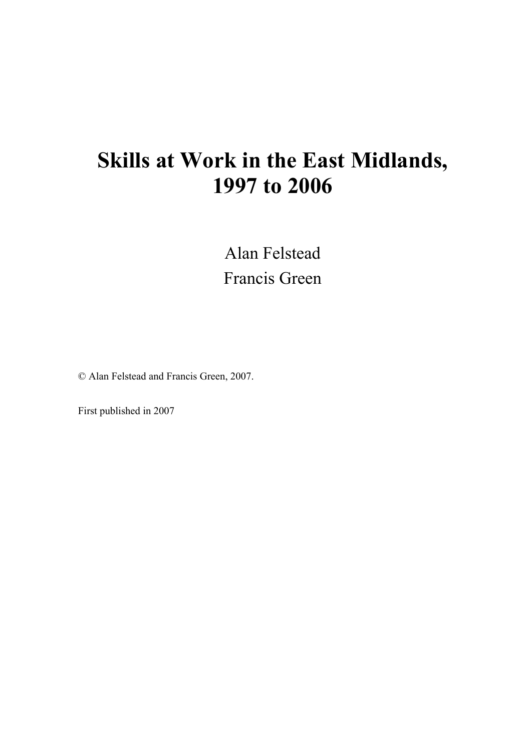# Skills at Work in the East Midlands, 1997 to 2006

Alan Felstead
Francis Green

© Alan Felstead and Francis Green, 2007.

First published in 2007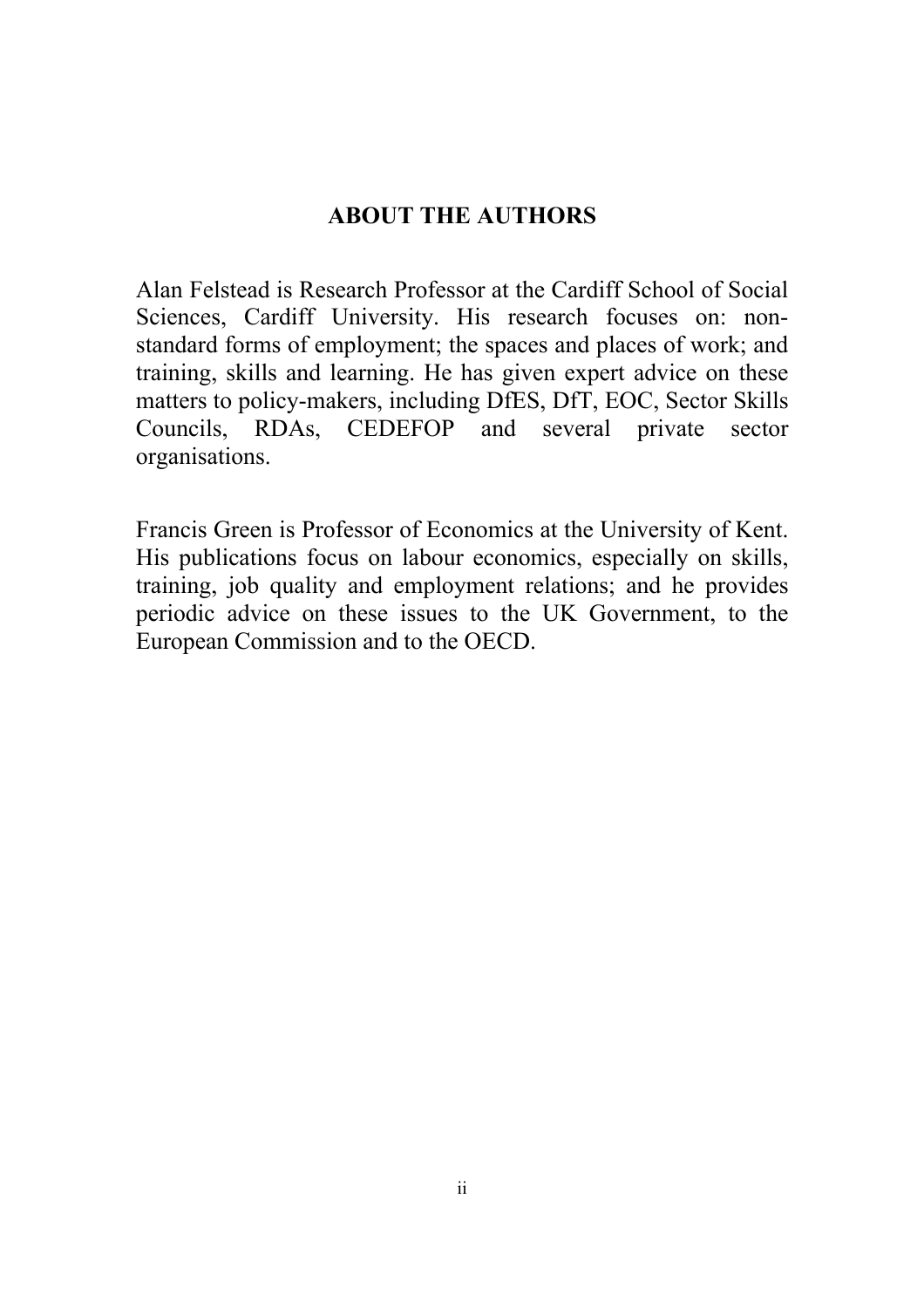## ABOUT THE AUTHORS

Alan Felstead is Research Professor at the Cardiff School of Social Sciences, Cardiff University. His research focuses on: non-standard forms of employment; the spaces and places of work; and training, skills and learning. He has given expert advice on these matters to policy-makers, including DfES, DfT, EOC, Sector Skills Councils, RDAs, CEDEFOP and several private sector organisations.

Francis Green is Professor of Economics at the University of Kent. His publications focus on labour economics, especially on skills, training, job quality and employment relations; and he provides periodic advice on these issues to the UK Government, to the European Commission and to the OECD.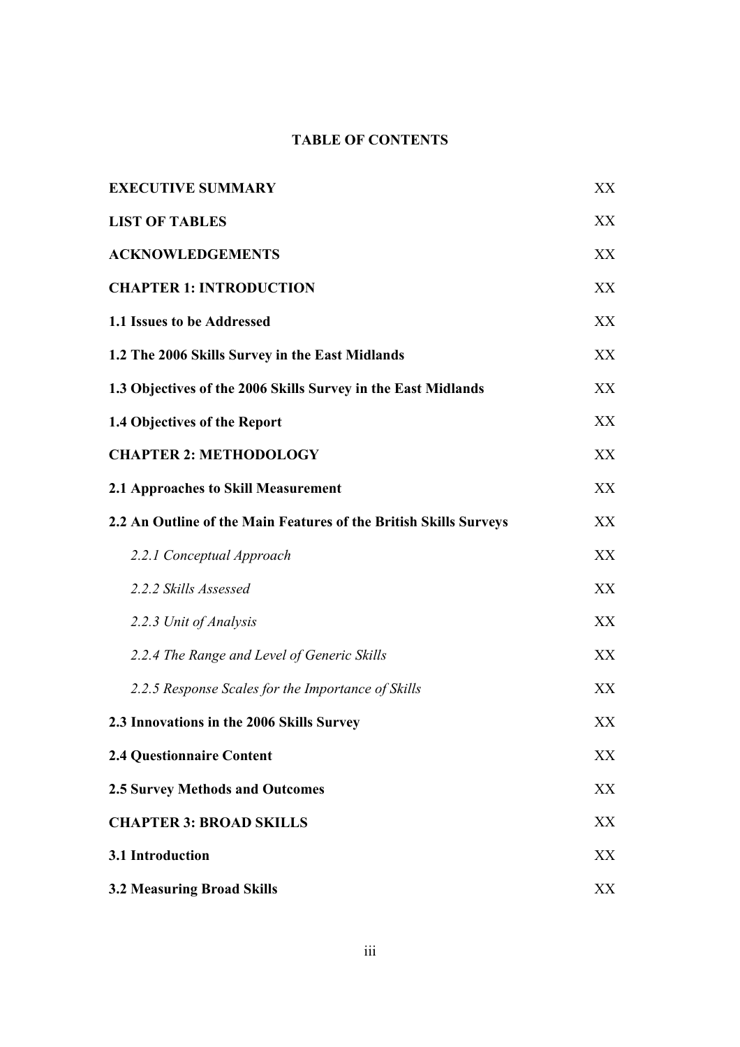## TABLE OF CONTENTS

| | |
|---|---|
| **EXECUTIVE SUMMARY** | XX |
| **LIST OF TABLES** | XX |
| **ACKNOWLEDGEMENTS** | XX |
| **CHAPTER 1: INTRODUCTION** | XX |
| **1.1 Issues to be Addressed** | XX |
| **1.2 The 2006 Skills Survey in the East Midlands** | XX |
| **1.3 Objectives of the 2006 Skills Survey in the East Midlands** | XX |
| **1.4 Objectives of the Report** | XX |
| **CHAPTER 2: METHODOLOGY** | XX |
| **2.1 Approaches to Skill Measurement** | XX |
| **2.2 An Outline of the Main Features of the British Skills Surveys** | XX |
| *2.2.1 Conceptual Approach* | XX |
| *2.2.2 Skills Assessed* | XX |
| *2.2.3 Unit of Analysis* | XX |
| *2.2.4 The Range and Level of Generic Skills* | XX |
| *2.2.5 Response Scales for the Importance of Skills* | XX |
| **2.3 Innovations in the 2006 Skills Survey** | XX |
| **2.4 Questionnaire Content** | XX |
| **2.5 Survey Methods and Outcomes** | XX |
| **CHAPTER 3: BROAD SKILLS** | XX |
| **3.1 Introduction** | XX |
| **3.2 Measuring Broad Skills** | XX |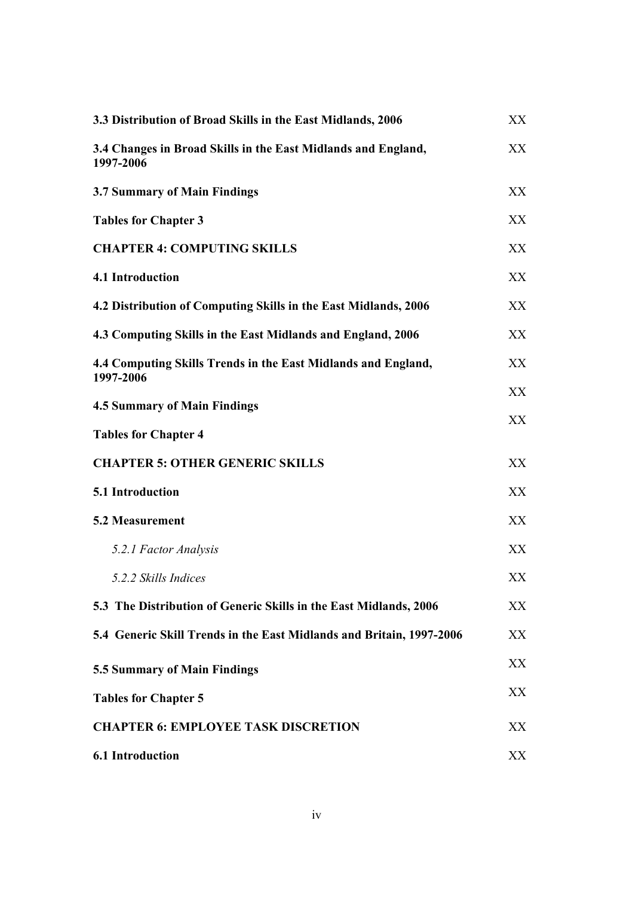**3.3 Distribution of Broad Skills in the East Midlands, 2006** XX

**3.4 Changes in Broad Skills in the East Midlands and England, 1997-2006** XX

**3.7 Summary of Main Findings** XX

**Tables for Chapter 3** XX

**CHAPTER 4: COMPUTING SKILLS** XX

**4.1 Introduction** XX

**4.2 Distribution of Computing Skills in the East Midlands, 2006** XX

**4.3 Computing Skills in the East Midlands and England, 2006** XX

**4.4 Computing Skills Trends in the East Midlands and England, 1997-2006** XX

**4.5 Summary of Main Findings** XX

**Tables for Chapter 4** XX

**CHAPTER 5: OTHER GENERIC SKILLS** XX

**5.1 Introduction** XX

**5.2 Measurement** XX

*5.2.1 Factor Analysis* XX

*5.2.2 Skills Indices* XX

**5.3 The Distribution of Generic Skills in the East Midlands, 2006** XX

**5.4 Generic Skill Trends in the East Midlands and Britain, 1997-2006** XX

**5.5 Summary of Main Findings** XX

**Tables for Chapter 5** XX

**CHAPTER 6: EMPLOYEE TASK DISCRETION** XX

**6.1 Introduction** XX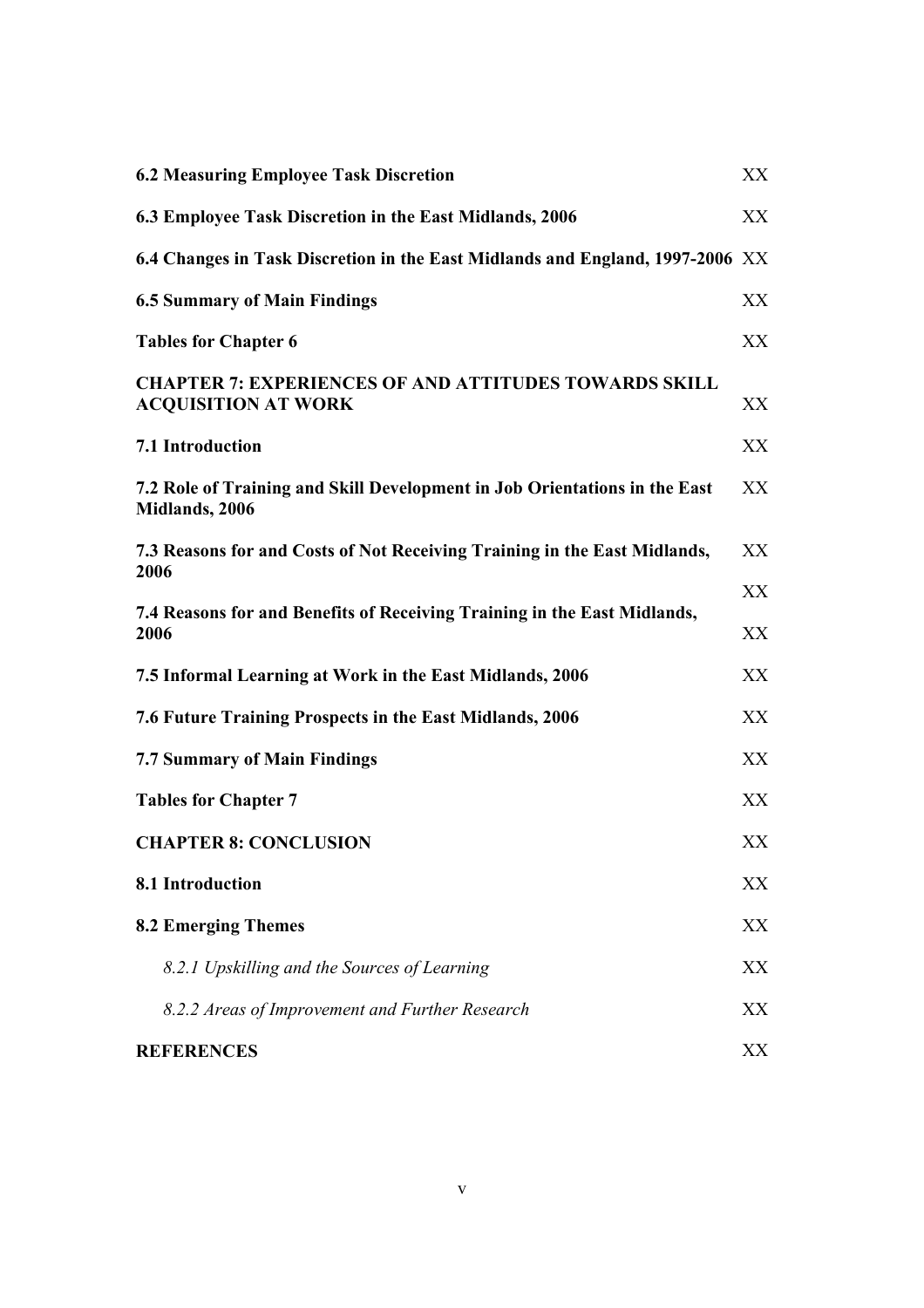| | |
|---|---|
| **6.2 Measuring Employee Task Discretion** | XX |
| **6.3 Employee Task Discretion in the East Midlands, 2006** | XX |
| **6.4 Changes in Task Discretion in the East Midlands and England, 1997-2006** | XX |
| **6.5 Summary of Main Findings** | XX |
| **Tables for Chapter 6** | XX |
| **CHAPTER 7: EXPERIENCES OF AND ATTITUDES TOWARDS SKILL ACQUISITION AT WORK** | XX |
| **7.1 Introduction** | XX |
| **7.2 Role of Training and Skill Development in Job Orientations in the East Midlands, 2006** | XX |
| **7.3 Reasons for and Costs of Not Receiving Training in the East Midlands, 2006** | XX |
| | XX |
| **7.4 Reasons for and Benefits of Receiving Training in the East Midlands, 2006** | XX |
| **7.5 Informal Learning at Work in the East Midlands, 2006** | XX |
| **7.6 Future Training Prospects in the East Midlands, 2006** | XX |
| **7.7 Summary of Main Findings** | XX |
| **Tables for Chapter 7** | XX |
| **CHAPTER 8: CONCLUSION** | XX |
| **8.1 Introduction** | XX |
| **8.2 Emerging Themes** | XX |
| *8.2.1 Upskilling and the Sources of Learning* | XX |
| *8.2.2 Areas of Improvement and Further Research* | XX |
| **REFERENCES** | XX |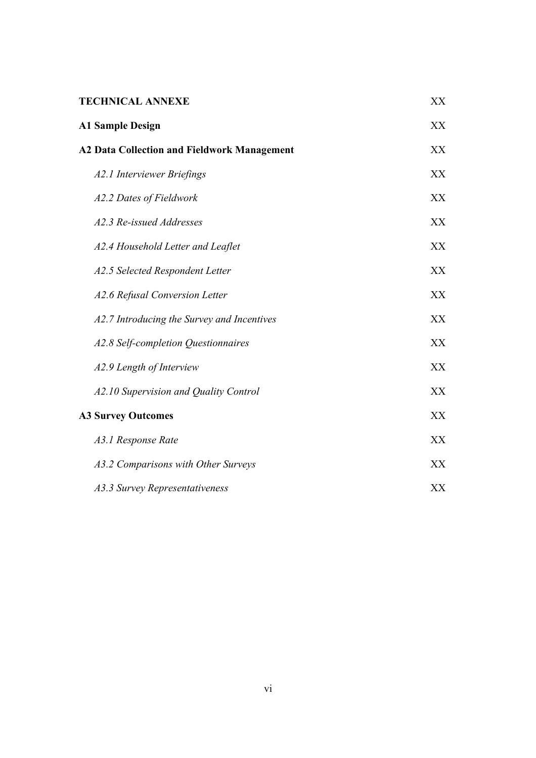| | |
|---|---|
| **TECHNICAL ANNEXE** | XX |
| **A1 Sample Design** | XX |
| **A2 Data Collection and Fieldwork Management** | XX |
| *A2.1 Interviewer Briefings* | XX |
| *A2.2 Dates of Fieldwork* | XX |
| *A2.3 Re-issued Addresses* | XX |
| *A2.4 Household Letter and Leaflet* | XX |
| *A2.5 Selected Respondent Letter* | XX |
| *A2.6 Refusal Conversion Letter* | XX |
| *A2.7 Introducing the Survey and Incentives* | XX |
| *A2.8 Self-completion Questionnaires* | XX |
| *A2.9 Length of Interview* | XX |
| *A2.10 Supervision and Quality Control* | XX |
| **A3 Survey Outcomes** | XX |
| *A3.1 Response Rate* | XX |
| *A3.2 Comparisons with Other Surveys* | XX |
| *A3.3 Survey Representativeness* | XX |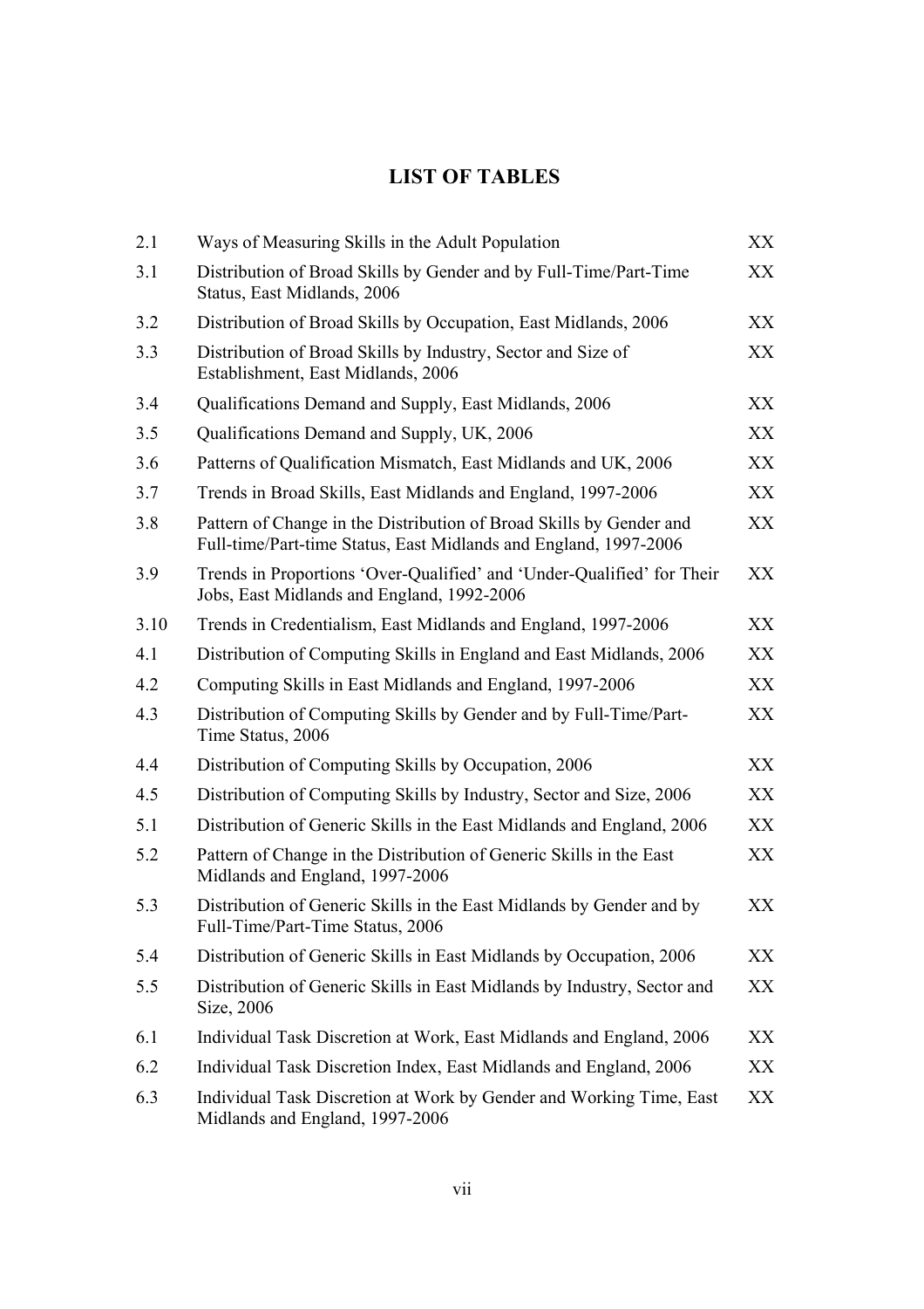# LIST OF TABLES

| | | |
|---|---|---|
| 2.1 | Ways of Measuring Skills in the Adult Population | XX |
| 3.1 | Distribution of Broad Skills by Gender and by Full-Time/Part-Time Status, East Midlands, 2006 | XX |
| 3.2 | Distribution of Broad Skills by Occupation, East Midlands, 2006 | XX |
| 3.3 | Distribution of Broad Skills by Industry, Sector and Size of Establishment, East Midlands, 2006 | XX |
| 3.4 | Qualifications Demand and Supply, East Midlands, 2006 | XX |
| 3.5 | Qualifications Demand and Supply, UK, 2006 | XX |
| 3.6 | Patterns of Qualification Mismatch, East Midlands and UK, 2006 | XX |
| 3.7 | Trends in Broad Skills, East Midlands and England, 1997-2006 | XX |
| 3.8 | Pattern of Change in the Distribution of Broad Skills by Gender and Full-time/Part-time Status, East Midlands and England, 1997-2006 | XX |
| 3.9 | Trends in Proportions 'Over-Qualified' and 'Under-Qualified' for Their Jobs, East Midlands and England, 1992-2006 | XX |
| 3.10 | Trends in Credentialism, East Midlands and England, 1997-2006 | XX |
| 4.1 | Distribution of Computing Skills in England and East Midlands, 2006 | XX |
| 4.2 | Computing Skills in East Midlands and England, 1997-2006 | XX |
| 4.3 | Distribution of Computing Skills by Gender and by Full-Time/Part-Time Status, 2006 | XX |
| 4.4 | Distribution of Computing Skills by Occupation, 2006 | XX |
| 4.5 | Distribution of Computing Skills by Industry, Sector and Size, 2006 | XX |
| 5.1 | Distribution of Generic Skills in the East Midlands and England, 2006 | XX |
| 5.2 | Pattern of Change in the Distribution of Generic Skills in the East Midlands and England, 1997-2006 | XX |
| 5.3 | Distribution of Generic Skills in the East Midlands by Gender and by Full-Time/Part-Time Status, 2006 | XX |
| 5.4 | Distribution of Generic Skills in East Midlands by Occupation, 2006 | XX |
| 5.5 | Distribution of Generic Skills in East Midlands by Industry, Sector and Size, 2006 | XX |
| 6.1 | Individual Task Discretion at Work, East Midlands and England, 2006 | XX |
| 6.2 | Individual Task Discretion Index, East Midlands and England, 2006 | XX |
| 6.3 | Individual Task Discretion at Work by Gender and Working Time, East Midlands and England, 1997-2006 | XX |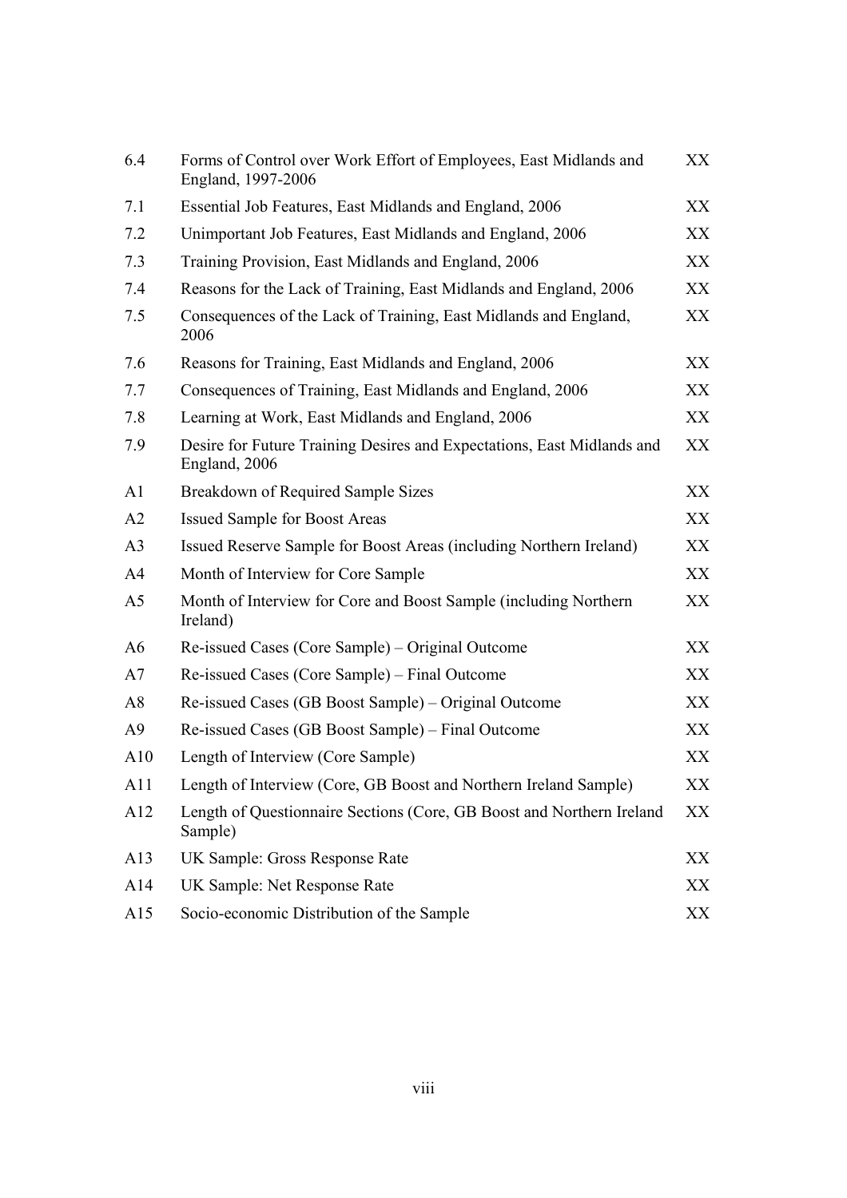| | | |
|---|---|---|
| 6.4 | Forms of Control over Work Effort of Employees, East Midlands and England, 1997-2006 | XX |
| 7.1 | Essential Job Features, East Midlands and England, 2006 | XX |
| 7.2 | Unimportant Job Features, East Midlands and England, 2006 | XX |
| 7.3 | Training Provision, East Midlands and England, 2006 | XX |
| 7.4 | Reasons for the Lack of Training, East Midlands and England, 2006 | XX |
| 7.5 | Consequences of the Lack of Training, East Midlands and England, 2006 | XX |
| 7.6 | Reasons for Training, East Midlands and England, 2006 | XX |
| 7.7 | Consequences of Training, East Midlands and England, 2006 | XX |
| 7.8 | Learning at Work, East Midlands and England, 2006 | XX |
| 7.9 | Desire for Future Training Desires and Expectations, East Midlands and England, 2006 | XX |
| A1 | Breakdown of Required Sample Sizes | XX |
| A2 | Issued Sample for Boost Areas | XX |
| A3 | Issued Reserve Sample for Boost Areas (including Northern Ireland) | XX |
| A4 | Month of Interview for Core Sample | XX |
| A5 | Month of Interview for Core and Boost Sample (including Northern Ireland) | XX |
| A6 | Re-issued Cases (Core Sample) – Original Outcome | XX |
| A7 | Re-issued Cases (Core Sample) – Final Outcome | XX |
| A8 | Re-issued Cases (GB Boost Sample) – Original Outcome | XX |
| A9 | Re-issued Cases (GB Boost Sample) – Final Outcome | XX |
| A10 | Length of Interview (Core Sample) | XX |
| A11 | Length of Interview (Core, GB Boost and Northern Ireland Sample) | XX |
| A12 | Length of Questionnaire Sections (Core, GB Boost and Northern Ireland Sample) | XX |
| A13 | UK Sample: Gross Response Rate | XX |
| A14 | UK Sample: Net Response Rate | XX |
| A15 | Socio-economic Distribution of the Sample | XX |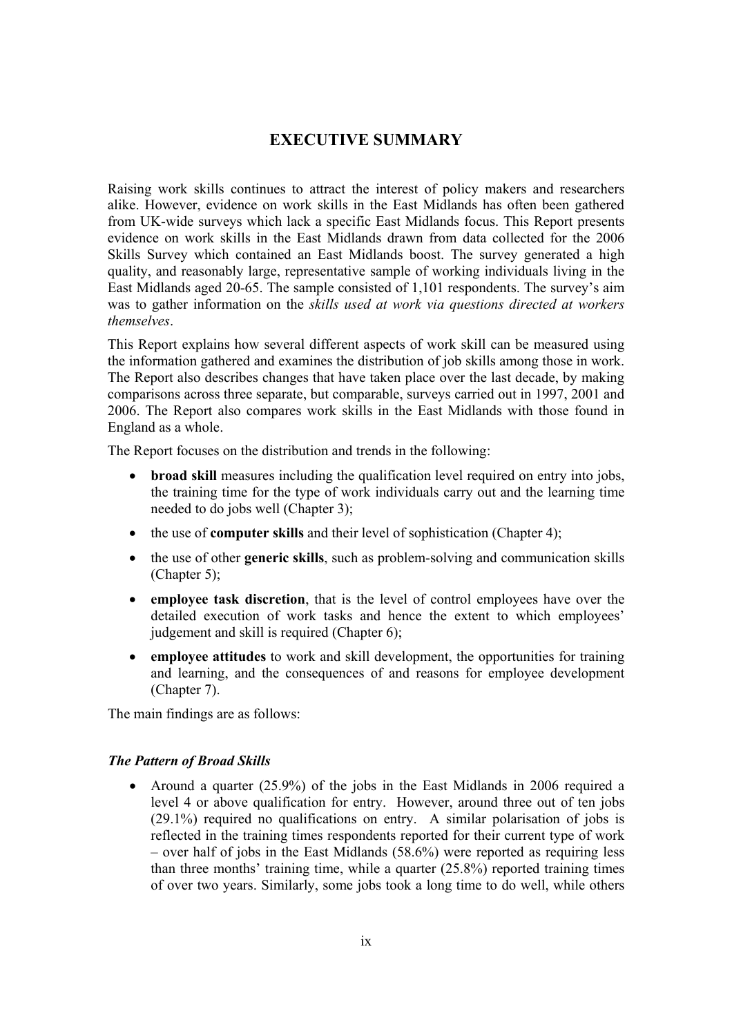# EXECUTIVE SUMMARY

Raising work skills continues to attract the interest of policy makers and researchers alike. However, evidence on work skills in the East Midlands has often been gathered from UK-wide surveys which lack a specific East Midlands focus. This Report presents evidence on work skills in the East Midlands drawn from data collected for the 2006 Skills Survey which contained an East Midlands boost. The survey generated a high quality, and reasonably large, representative sample of working individuals living in the East Midlands aged 20-65. The sample consisted of 1,101 respondents. The survey's aim was to gather information on the *skills used at work via questions directed at workers themselves*.

This Report explains how several different aspects of work skill can be measured using the information gathered and examines the distribution of job skills among those in work. The Report also describes changes that have taken place over the last decade, by making comparisons across three separate, but comparable, surveys carried out in 1997, 2001 and 2006. The Report also compares work skills in the East Midlands with those found in England as a whole.

The Report focuses on the distribution and trends in the following:

- **broad skill** measures including the qualification level required on entry into jobs, the training time for the type of work individuals carry out and the learning time needed to do jobs well (Chapter 3);
- the use of **computer skills** and their level of sophistication (Chapter 4);
- the use of other **generic skills**, such as problem-solving and communication skills (Chapter 5);
- **employee task discretion**, that is the level of control employees have over the detailed execution of work tasks and hence the extent to which employees' judgement and skill is required (Chapter 6);
- **employee attitudes** to work and skill development, the opportunities for training and learning, and the consequences of and reasons for employee development (Chapter 7).

The main findings are as follows:

### *The Pattern of Broad Skills*

- Around a quarter (25.9%) of the jobs in the East Midlands in 2006 required a level 4 or above qualification for entry. However, around three out of ten jobs (29.1%) required no qualifications on entry. A similar polarisation of jobs is reflected in the training times respondents reported for their current type of work – over half of jobs in the East Midlands (58.6%) were reported as requiring less than three months' training time, while a quarter (25.8%) reported training times of over two years. Similarly, some jobs took a long time to do well, while others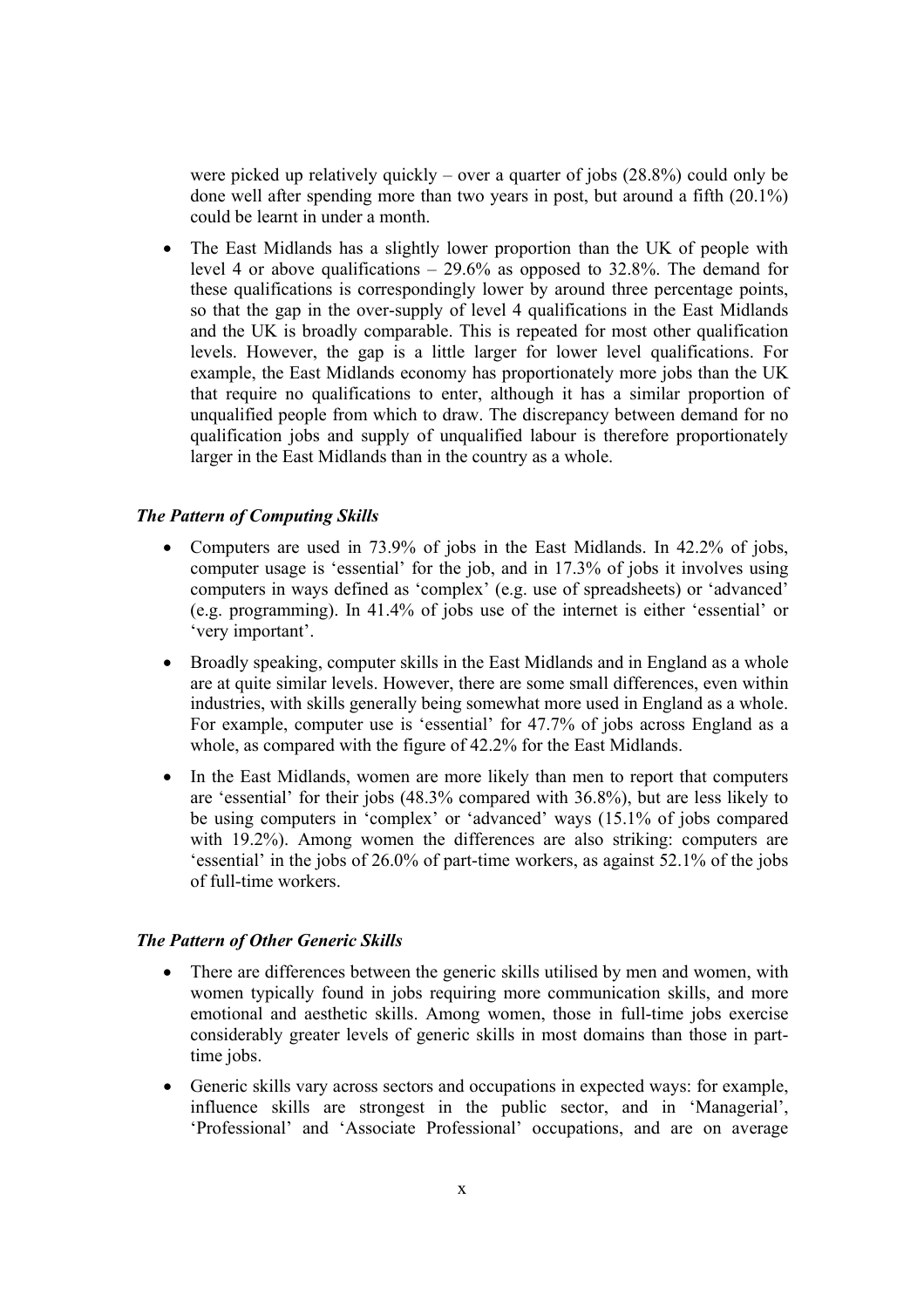were picked up relatively quickly – over a quarter of jobs (28.8%) could only be done well after spending more than two years in post, but around a fifth (20.1%) could be learnt in under a month.

- The East Midlands has a slightly lower proportion than the UK of people with level 4 or above qualifications – 29.6% as opposed to 32.8%. The demand for these qualifications is correspondingly lower by around three percentage points, so that the gap in the over-supply of level 4 qualifications in the East Midlands and the UK is broadly comparable. This is repeated for most other qualification levels. However, the gap is a little larger for lower level qualifications. For example, the East Midlands economy has proportionately more jobs than the UK that require no qualifications to enter, although it has a similar proportion of unqualified people from which to draw. The discrepancy between demand for no qualification jobs and supply of unqualified labour is therefore proportionately larger in the East Midlands than in the country as a whole.

### *The Pattern of Computing Skills*

- Computers are used in 73.9% of jobs in the East Midlands. In 42.2% of jobs, computer usage is 'essential' for the job, and in 17.3% of jobs it involves using computers in ways defined as 'complex' (e.g. use of spreadsheets) or 'advanced' (e.g. programming). In 41.4% of jobs use of the internet is either 'essential' or 'very important'.
- Broadly speaking, computer skills in the East Midlands and in England as a whole are at quite similar levels. However, there are some small differences, even within industries, with skills generally being somewhat more used in England as a whole. For example, computer use is 'essential' for 47.7% of jobs across England as a whole, as compared with the figure of 42.2% for the East Midlands.
- In the East Midlands, women are more likely than men to report that computers are 'essential' for their jobs (48.3% compared with 36.8%), but are less likely to be using computers in 'complex' or 'advanced' ways (15.1% of jobs compared with 19.2%). Among women the differences are also striking: computers are 'essential' in the jobs of 26.0% of part-time workers, as against 52.1% of the jobs of full-time workers.

### *The Pattern of Other Generic Skills*

- There are differences between the generic skills utilised by men and women, with women typically found in jobs requiring more communication skills, and more emotional and aesthetic skills. Among women, those in full-time jobs exercise considerably greater levels of generic skills in most domains than those in part-time jobs.
- Generic skills vary across sectors and occupations in expected ways: for example, influence skills are strongest in the public sector, and in 'Managerial', 'Professional' and 'Associate Professional' occupations, and are on average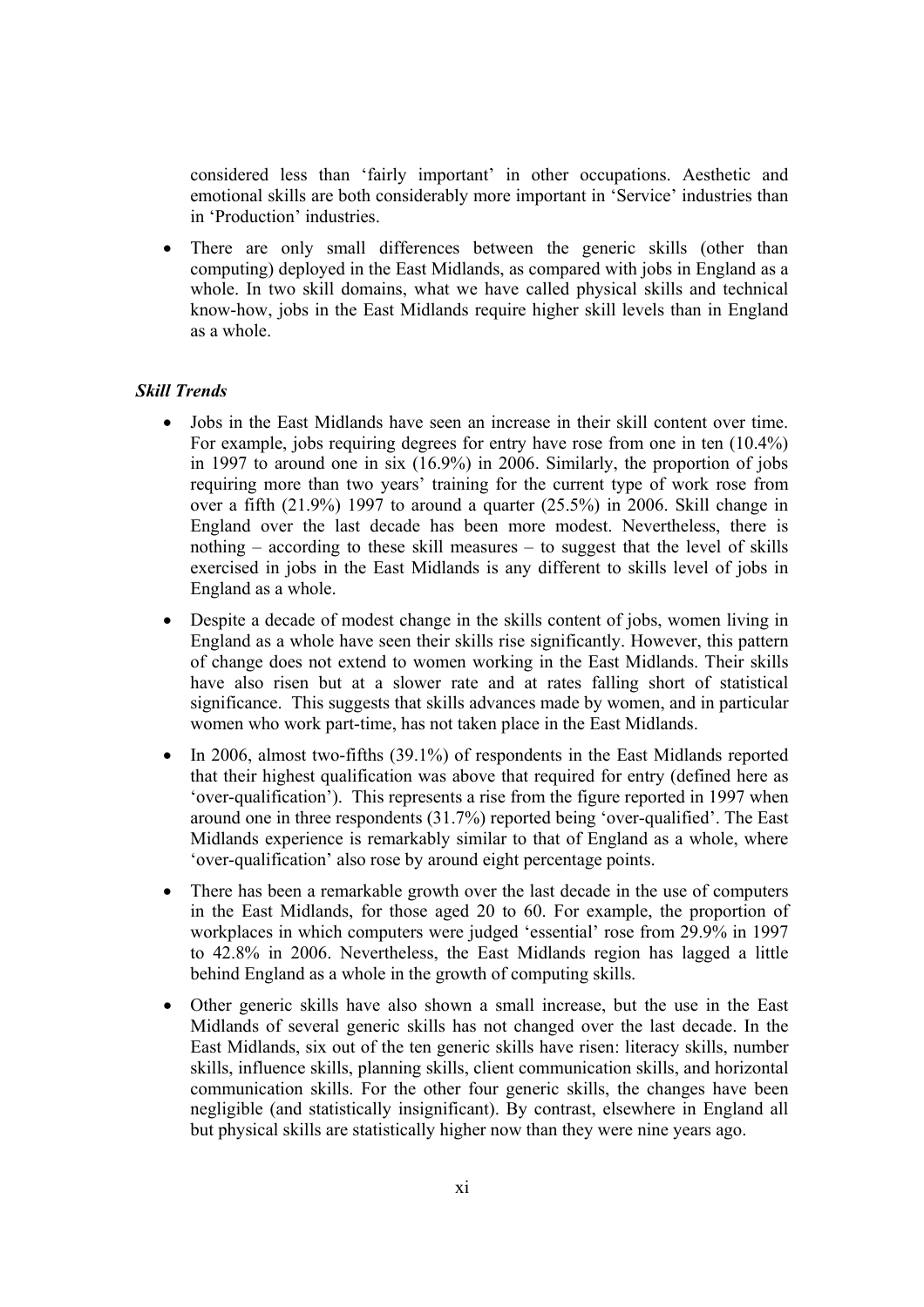considered less than 'fairly important' in other occupations. Aesthetic and emotional skills are both considerably more important in 'Service' industries than in 'Production' industries.

- There are only small differences between the generic skills (other than computing) deployed in the East Midlands, as compared with jobs in England as a whole. In two skill domains, what we have called physical skills and technical know-how, jobs in the East Midlands require higher skill levels than in England as a whole.

***Skill Trends***

- Jobs in the East Midlands have seen an increase in their skill content over time. For example, jobs requiring degrees for entry have rose from one in ten (10.4%) in 1997 to around one in six (16.9%) in 2006. Similarly, the proportion of jobs requiring more than two years' training for the current type of work rose from over a fifth (21.9%) 1997 to around a quarter (25.5%) in 2006. Skill change in England over the last decade has been more modest. Nevertheless, there is nothing – according to these skill measures – to suggest that the level of skills exercised in jobs in the East Midlands is any different to skills level of jobs in England as a whole.
- Despite a decade of modest change in the skills content of jobs, women living in England as a whole have seen their skills rise significantly. However, this pattern of change does not extend to women working in the East Midlands. Their skills have also risen but at a slower rate and at rates falling short of statistical significance. This suggests that skills advances made by women, and in particular women who work part-time, has not taken place in the East Midlands.
- In 2006, almost two-fifths (39.1%) of respondents in the East Midlands reported that their highest qualification was above that required for entry (defined here as 'over-qualification'). This represents a rise from the figure reported in 1997 when around one in three respondents (31.7%) reported being 'over-qualified'. The East Midlands experience is remarkably similar to that of England as a whole, where 'over-qualification' also rose by around eight percentage points.
- There has been a remarkable growth over the last decade in the use of computers in the East Midlands, for those aged 20 to 60. For example, the proportion of workplaces in which computers were judged 'essential' rose from 29.9% in 1997 to 42.8% in 2006. Nevertheless, the East Midlands region has lagged a little behind England as a whole in the growth of computing skills.
- Other generic skills have also shown a small increase, but the use in the East Midlands of several generic skills has not changed over the last decade. In the East Midlands, six out of the ten generic skills have risen: literacy skills, number skills, influence skills, planning skills, client communication skills, and horizontal communication skills. For the other four generic skills, the changes have been negligible (and statistically insignificant). By contrast, elsewhere in England all but physical skills are statistically higher now than they were nine years ago.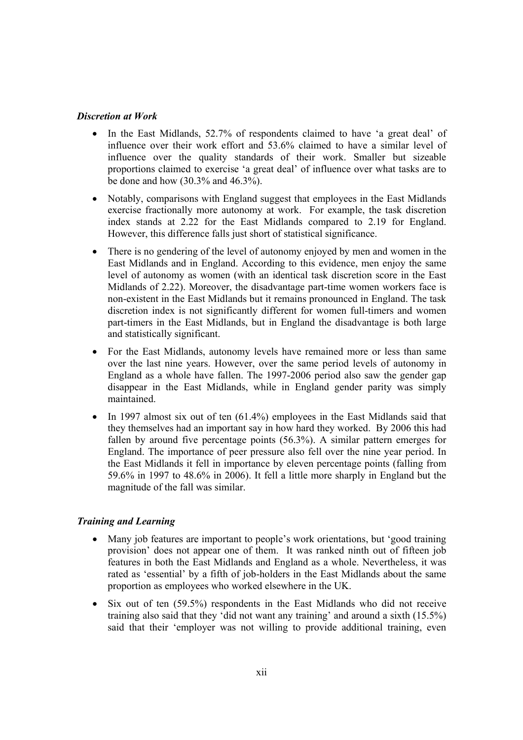***Discretion at Work***

- In the East Midlands, 52.7% of respondents claimed to have 'a great deal' of influence over their work effort and 53.6% claimed to have a similar level of influence over the quality standards of their work. Smaller but sizeable proportions claimed to exercise 'a great deal' of influence over what tasks are to be done and how (30.3% and 46.3%).

- Notably, comparisons with England suggest that employees in the East Midlands exercise fractionally more autonomy at work. For example, the task discretion index stands at 2.22 for the East Midlands compared to 2.19 for England. However, this difference falls just short of statistical significance.

- There is no gendering of the level of autonomy enjoyed by men and women in the East Midlands and in England. According to this evidence, men enjoy the same level of autonomy as women (with an identical task discretion score in the East Midlands of 2.22). Moreover, the disadvantage part-time women workers face is non-existent in the East Midlands but it remains pronounced in England. The task discretion index is not significantly different for women full-timers and women part-timers in the East Midlands, but in England the disadvantage is both large and statistically significant.

- For the East Midlands, autonomy levels have remained more or less than same over the last nine years. However, over the same period levels of autonomy in England as a whole have fallen. The 1997-2006 period also saw the gender gap disappear in the East Midlands, while in England gender parity was simply maintained.

- In 1997 almost six out of ten (61.4%) employees in the East Midlands said that they themselves had an important say in how hard they worked. By 2006 this had fallen by around five percentage points (56.3%). A similar pattern emerges for England. The importance of peer pressure also fell over the nine year period. In the East Midlands it fell in importance by eleven percentage points (falling from 59.6% in 1997 to 48.6% in 2006). It fell a little more sharply in England but the magnitude of the fall was similar.

***Training and Learning***

- Many job features are important to people's work orientations, but 'good training provision' does not appear one of them. It was ranked ninth out of fifteen job features in both the East Midlands and England as a whole. Nevertheless, it was rated as 'essential' by a fifth of job-holders in the East Midlands about the same proportion as employees who worked elsewhere in the UK.

- Six out of ten (59.5%) respondents in the East Midlands who did not receive training also said that they 'did not want any training' and around a sixth (15.5%) said that their 'employer was not willing to provide additional training, even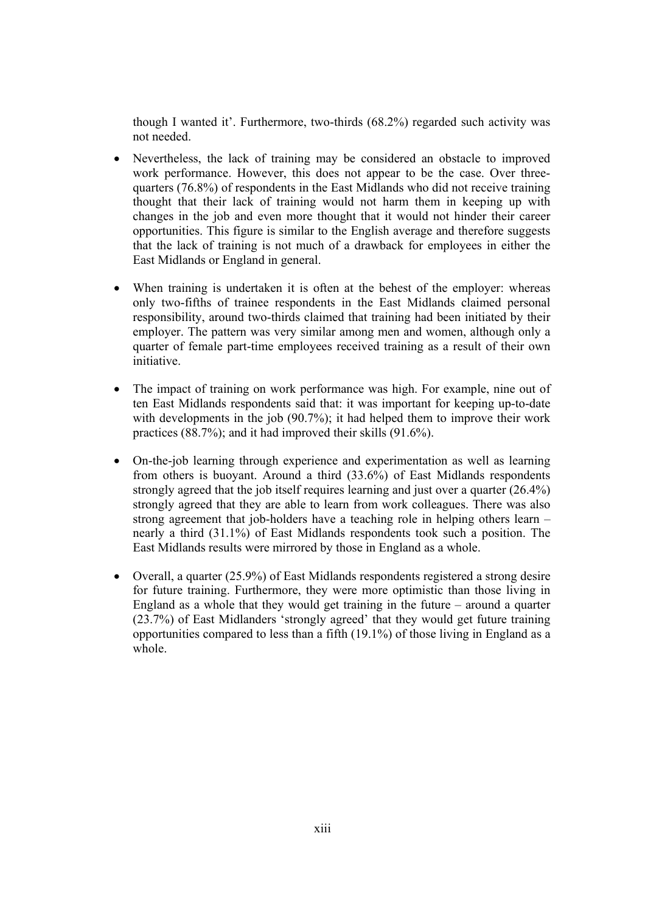though I wanted it'. Furthermore, two-thirds (68.2%) regarded such activity was not needed.

- Nevertheless, the lack of training may be considered an obstacle to improved work performance. However, this does not appear to be the case. Over three-quarters (76.8%) of respondents in the East Midlands who did not receive training thought that their lack of training would not harm them in keeping up with changes in the job and even more thought that it would not hinder their career opportunities. This figure is similar to the English average and therefore suggests that the lack of training is not much of a drawback for employees in either the East Midlands or England in general.

- When training is undertaken it is often at the behest of the employer: whereas only two-fifths of trainee respondents in the East Midlands claimed personal responsibility, around two-thirds claimed that training had been initiated by their employer. The pattern was very similar among men and women, although only a quarter of female part-time employees received training as a result of their own initiative.

- The impact of training on work performance was high. For example, nine out of ten East Midlands respondents said that: it was important for keeping up-to-date with developments in the job (90.7%); it had helped them to improve their work practices (88.7%); and it had improved their skills (91.6%).

- On-the-job learning through experience and experimentation as well as learning from others is buoyant. Around a third (33.6%) of East Midlands respondents strongly agreed that the job itself requires learning and just over a quarter (26.4%) strongly agreed that they are able to learn from work colleagues. There was also strong agreement that job-holders have a teaching role in helping others learn – nearly a third (31.1%) of East Midlands respondents took such a position. The East Midlands results were mirrored by those in England as a whole.

- Overall, a quarter (25.9%) of East Midlands respondents registered a strong desire for future training. Furthermore, they were more optimistic than those living in England as a whole that they would get training in the future – around a quarter (23.7%) of East Midlanders 'strongly agreed' that they would get future training opportunities compared to less than a fifth (19.1%) of those living in England as a whole.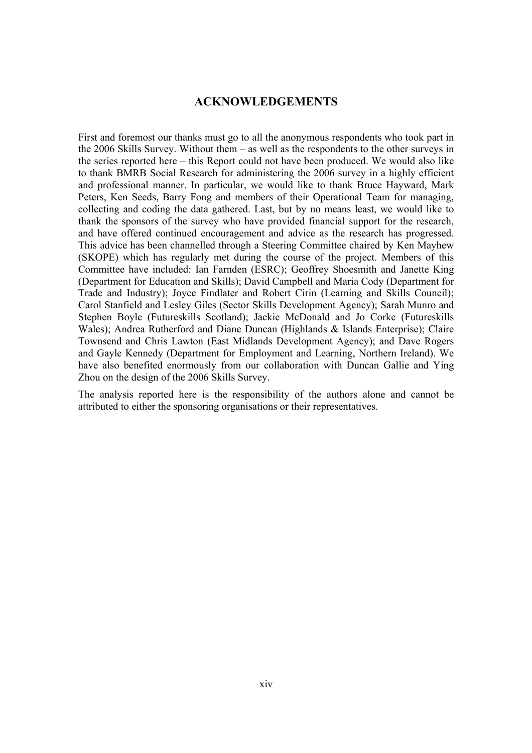## ACKNOWLEDGEMENTS

First and foremost our thanks must go to all the anonymous respondents who took part in the 2006 Skills Survey. Without them – as well as the respondents to the other surveys in the series reported here – this Report could not have been produced. We would also like to thank BMRB Social Research for administering the 2006 survey in a highly efficient and professional manner. In particular, we would like to thank Bruce Hayward, Mark Peters, Ken Seeds, Barry Fong and members of their Operational Team for managing, collecting and coding the data gathered. Last, but by no means least, we would like to thank the sponsors of the survey who have provided financial support for the research, and have offered continued encouragement and advice as the research has progressed. This advice has been channelled through a Steering Committee chaired by Ken Mayhew (SKOPE) which has regularly met during the course of the project. Members of this Committee have included: Ian Farnden (ESRC); Geoffrey Shoesmith and Janette King (Department for Education and Skills); David Campbell and Maria Cody (Department for Trade and Industry); Joyce Findlater and Robert Cirin (Learning and Skills Council); Carol Stanfield and Lesley Giles (Sector Skills Development Agency); Sarah Munro and Stephen Boyle (Futureskills Scotland); Jackie McDonald and Jo Corke (Futureskills Wales); Andrea Rutherford and Diane Duncan (Highlands & Islands Enterprise); Claire Townsend and Chris Lawton (East Midlands Development Agency); and Dave Rogers and Gayle Kennedy (Department for Employment and Learning, Northern Ireland). We have also benefited enormously from our collaboration with Duncan Gallie and Ying Zhou on the design of the 2006 Skills Survey.

The analysis reported here is the responsibility of the authors alone and cannot be attributed to either the sponsoring organisations or their representatives.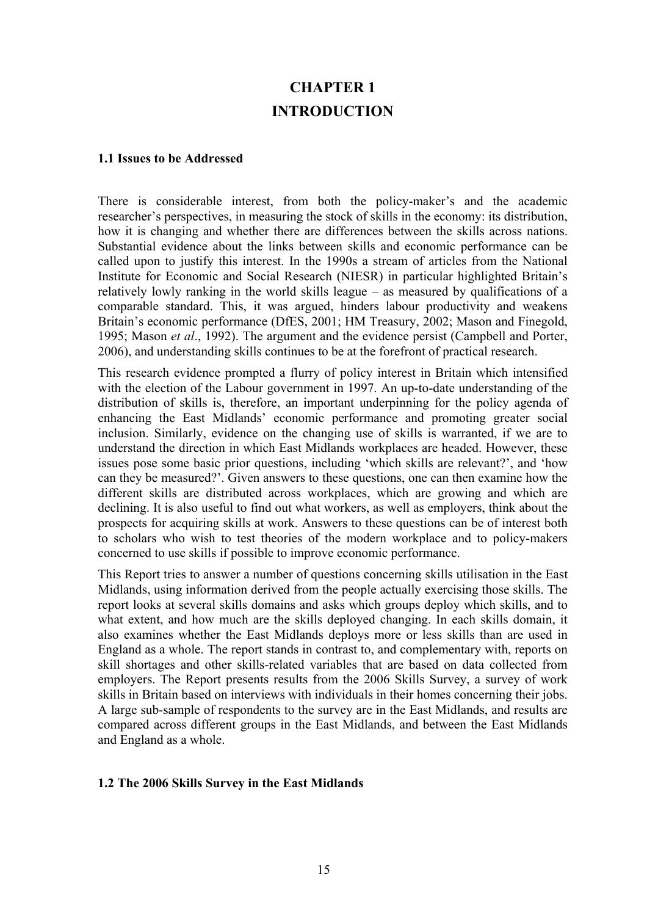# CHAPTER 1
# INTRODUCTION

### 1.1 Issues to be Addressed

There is considerable interest, from both the policy-maker's and the academic researcher's perspectives, in measuring the stock of skills in the economy: its distribution, how it is changing and whether there are differences between the skills across nations. Substantial evidence about the links between skills and economic performance can be called upon to justify this interest. In the 1990s a stream of articles from the National Institute for Economic and Social Research (NIESR) in particular highlighted Britain's relatively lowly ranking in the world skills league – as measured by qualifications of a comparable standard. This, it was argued, hinders labour productivity and weakens Britain's economic performance (DfES, 2001; HM Treasury, 2002; Mason and Finegold, 1995; Mason *et al*., 1992). The argument and the evidence persist (Campbell and Porter, 2006), and understanding skills continues to be at the forefront of practical research.

This research evidence prompted a flurry of policy interest in Britain which intensified with the election of the Labour government in 1997. An up-to-date understanding of the distribution of skills is, therefore, an important underpinning for the policy agenda of enhancing the East Midlands' economic performance and promoting greater social inclusion. Similarly, evidence on the changing use of skills is warranted, if we are to understand the direction in which East Midlands workplaces are headed. However, these issues pose some basic prior questions, including 'which skills are relevant?', and 'how can they be measured?'. Given answers to these questions, one can then examine how the different skills are distributed across workplaces, which are growing and which are declining. It is also useful to find out what workers, as well as employers, think about the prospects for acquiring skills at work. Answers to these questions can be of interest both to scholars who wish to test theories of the modern workplace and to policy-makers concerned to use skills if possible to improve economic performance.

This Report tries to answer a number of questions concerning skills utilisation in the East Midlands, using information derived from the people actually exercising those skills. The report looks at several skills domains and asks which groups deploy which skills, and to what extent, and how much are the skills deployed changing. In each skills domain, it also examines whether the East Midlands deploys more or less skills than are used in England as a whole. The report stands in contrast to, and complementary with, reports on skill shortages and other skills-related variables that are based on data collected from employers. The Report presents results from the 2006 Skills Survey, a survey of work skills in Britain based on interviews with individuals in their homes concerning their jobs. A large sub-sample of respondents to the survey are in the East Midlands, and results are compared across different groups in the East Midlands, and between the East Midlands and England as a whole.

### 1.2 The 2006 Skills Survey in the East Midlands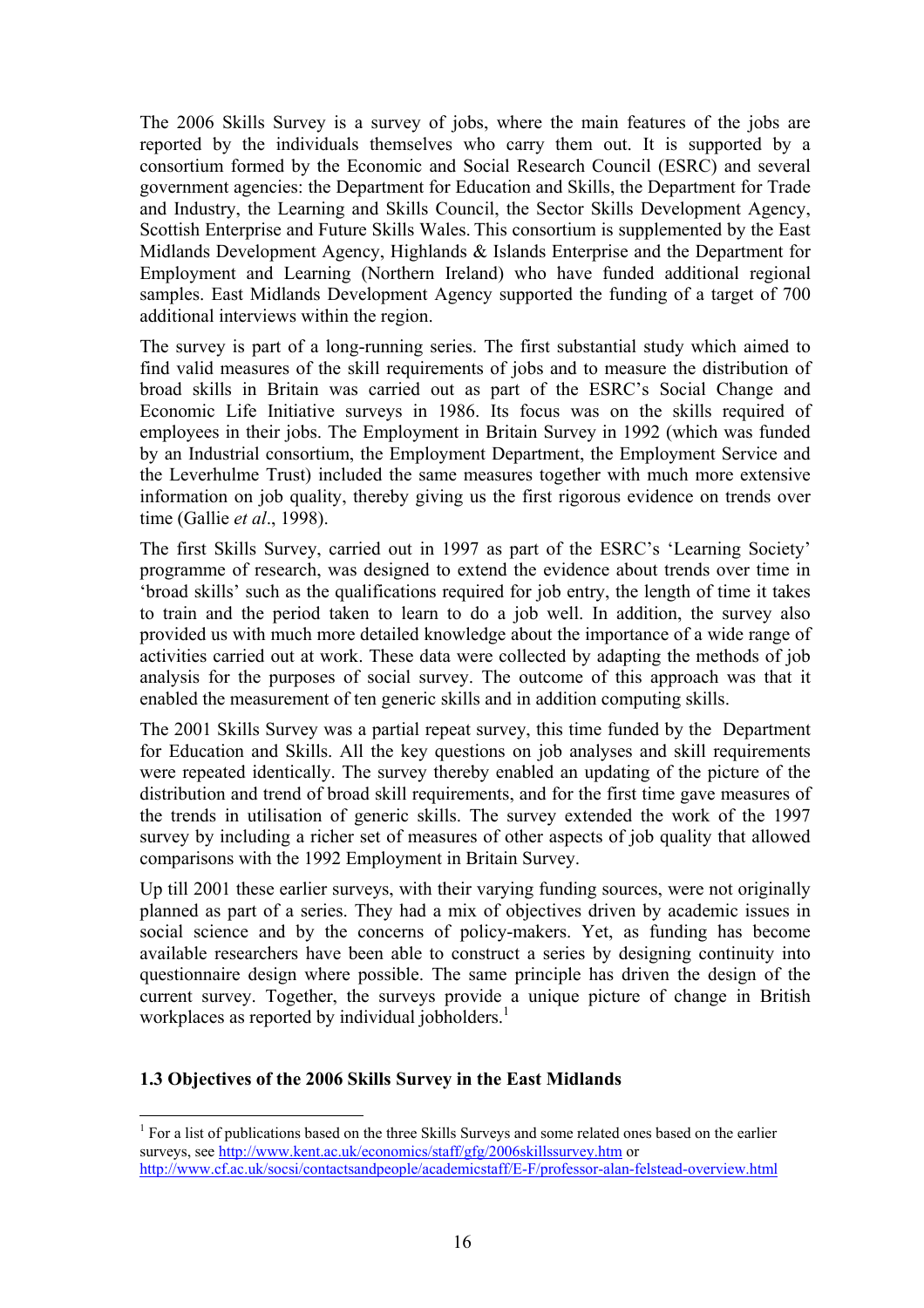The 2006 Skills Survey is a survey of jobs, where the main features of the jobs are reported by the individuals themselves who carry them out. It is supported by a consortium formed by the Economic and Social Research Council (ESRC) and several government agencies: the Department for Education and Skills, the Department for Trade and Industry, the Learning and Skills Council, the Sector Skills Development Agency, Scottish Enterprise and Future Skills Wales. This consortium is supplemented by the East Midlands Development Agency, Highlands & Islands Enterprise and the Department for Employment and Learning (Northern Ireland) who have funded additional regional samples. East Midlands Development Agency supported the funding of a target of 700 additional interviews within the region.

The survey is part of a long-running series. The first substantial study which aimed to find valid measures of the skill requirements of jobs and to measure the distribution of broad skills in Britain was carried out as part of the ESRC's Social Change and Economic Life Initiative surveys in 1986. Its focus was on the skills required of employees in their jobs. The Employment in Britain Survey in 1992 (which was funded by an Industrial consortium, the Employment Department, the Employment Service and the Leverhulme Trust) included the same measures together with much more extensive information on job quality, thereby giving us the first rigorous evidence on trends over time (Gallie *et al*., 1998).

The first Skills Survey, carried out in 1997 as part of the ESRC's 'Learning Society' programme of research, was designed to extend the evidence about trends over time in 'broad skills' such as the qualifications required for job entry, the length of time it takes to train and the period taken to learn to do a job well. In addition, the survey also provided us with much more detailed knowledge about the importance of a wide range of activities carried out at work. These data were collected by adapting the methods of job analysis for the purposes of social survey. The outcome of this approach was that it enabled the measurement of ten generic skills and in addition computing skills.

The 2001 Skills Survey was a partial repeat survey, this time funded by the Department for Education and Skills. All the key questions on job analyses and skill requirements were repeated identically. The survey thereby enabled an updating of the picture of the distribution and trend of broad skill requirements, and for the first time gave measures of the trends in utilisation of generic skills. The survey extended the work of the 1997 survey by including a richer set of measures of other aspects of job quality that allowed comparisons with the 1992 Employment in Britain Survey.

Up till 2001 these earlier surveys, with their varying funding sources, were not originally planned as part of a series. They had a mix of objectives driven by academic issues in social science and by the concerns of policy-makers. Yet, as funding has become available researchers have been able to construct a series by designing continuity into questionnaire design where possible. The same principle has driven the design of the current survey. Together, the surveys provide a unique picture of change in British workplaces as reported by individual jobholders.[1]

### 1.3 Objectives of the 2006 Skills Survey in the East Midlands

[1] For a list of publications based on the three Skills Surveys and some related ones based on the earlier surveys, see http://www.kent.ac.uk/economics/staff/gfg/2006skillssurvey.htm or http://www.cf.ac.uk/socsi/contactsandpeople/academicstaff/E-F/professor-alan-felstead-overview.html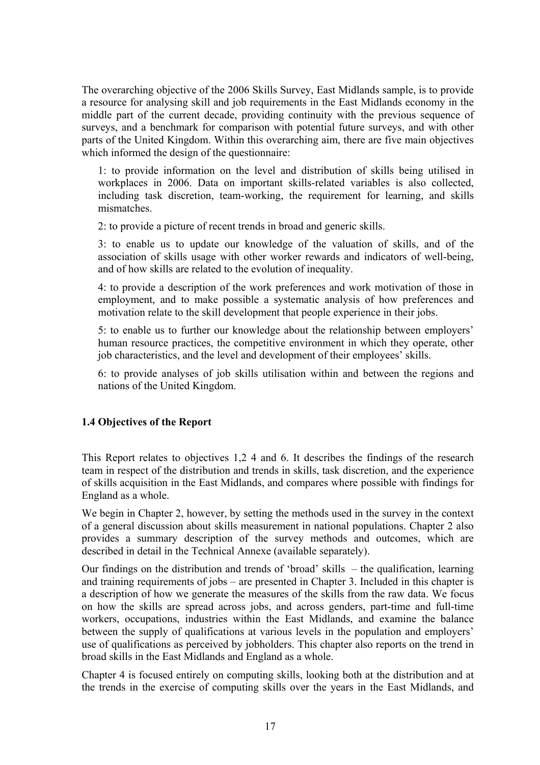The overarching objective of the 2006 Skills Survey, East Midlands sample, is to provide a resource for analysing skill and job requirements in the East Midlands economy in the middle part of the current decade, providing continuity with the previous sequence of surveys, and a benchmark for comparison with potential future surveys, and with other parts of the United Kingdom. Within this overarching aim, there are five main objectives which informed the design of the questionnaire:

1: to provide information on the level and distribution of skills being utilised in workplaces in 2006. Data on important skills-related variables is also collected, including task discretion, team-working, the requirement for learning, and skills mismatches.

2: to provide a picture of recent trends in broad and generic skills.

3: to enable us to update our knowledge of the valuation of skills, and of the association of skills usage with other worker rewards and indicators of well-being, and of how skills are related to the evolution of inequality.

4: to provide a description of the work preferences and work motivation of those in employment, and to make possible a systematic analysis of how preferences and motivation relate to the skill development that people experience in their jobs.

5: to enable us to further our knowledge about the relationship between employers' human resource practices, the competitive environment in which they operate, other job characteristics, and the level and development of their employees' skills.

6: to provide analyses of job skills utilisation within and between the regions and nations of the United Kingdom.

### 1.4 Objectives of the Report

This Report relates to objectives 1,2 4 and 6. It describes the findings of the research team in respect of the distribution and trends in skills, task discretion, and the experience of skills acquisition in the East Midlands, and compares where possible with findings for England as a whole.

We begin in Chapter 2, however, by setting the methods used in the survey in the context of a general discussion about skills measurement in national populations. Chapter 2 also provides a summary description of the survey methods and outcomes, which are described in detail in the Technical Annexe (available separately).

Our findings on the distribution and trends of 'broad' skills – the qualification, learning and training requirements of jobs – are presented in Chapter 3. Included in this chapter is a description of how we generate the measures of the skills from the raw data. We focus on how the skills are spread across jobs, and across genders, part-time and full-time workers, occupations, industries within the East Midlands, and examine the balance between the supply of qualifications at various levels in the population and employers' use of qualifications as perceived by jobholders. This chapter also reports on the trend in broad skills in the East Midlands and England as a whole.

Chapter 4 is focused entirely on computing skills, looking both at the distribution and at the trends in the exercise of computing skills over the years in the East Midlands, and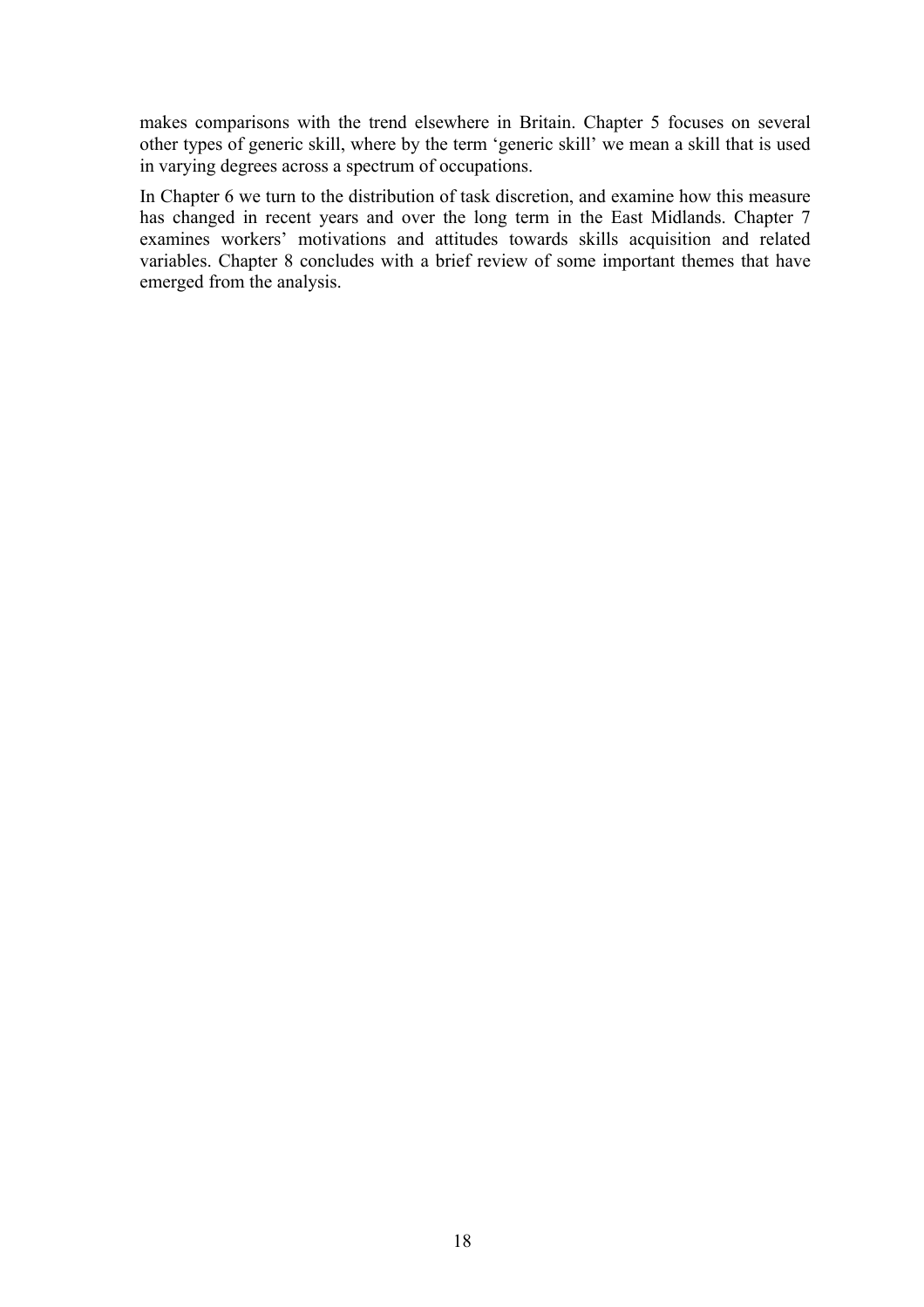makes comparisons with the trend elsewhere in Britain. Chapter 5 focuses on several other types of generic skill, where by the term 'generic skill' we mean a skill that is used in varying degrees across a spectrum of occupations.

In Chapter 6 we turn to the distribution of task discretion, and examine how this measure has changed in recent years and over the long term in the East Midlands. Chapter 7 examines workers' motivations and attitudes towards skills acquisition and related variables. Chapter 8 concludes with a brief review of some important themes that have emerged from the analysis.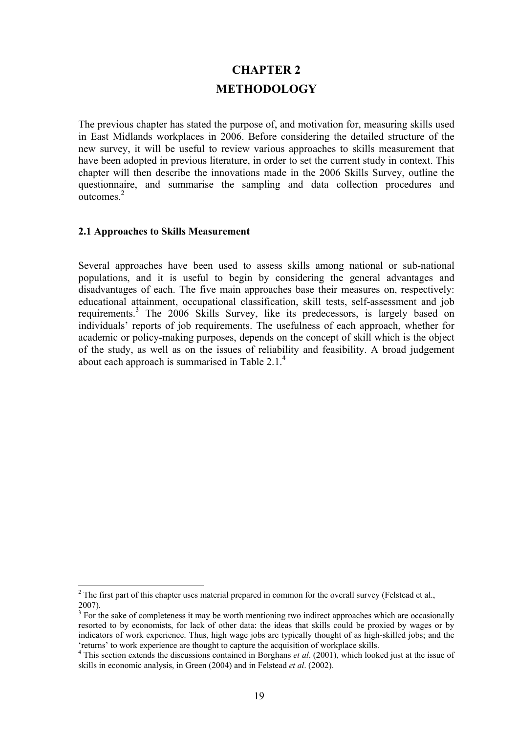# CHAPTER 2
# METHODOLOGY

The previous chapter has stated the purpose of, and motivation for, measuring skills used in East Midlands workplaces in 2006. Before considering the detailed structure of the new survey, it will be useful to review various approaches to skills measurement that have been adopted in previous literature, in order to set the current study in context. This chapter will then describe the innovations made in the 2006 Skills Survey, outline the questionnaire, and summarise the sampling and data collection procedures and outcomes.[2]

## 2.1 Approaches to Skills Measurement

Several approaches have been used to assess skills among national or sub-national populations, and it is useful to begin by considering the general advantages and disadvantages of each. The five main approaches base their measures on, respectively: educational attainment, occupational classification, skill tests, self-assessment and job requirements.[3] The 2006 Skills Survey, like its predecessors, is largely based on individuals' reports of job requirements. The usefulness of each approach, whether for academic or policy-making purposes, depends on the concept of skill which is the object of the study, as well as on the issues of reliability and feasibility. A broad judgement about each approach is summarised in Table 2.1.[4]

---

[2] The first part of this chapter uses material prepared in common for the overall survey (Felstead et al., 2007).

[3] For the sake of completeness it may be worth mentioning two indirect approaches which are occasionally resorted to by economists, for lack of other data: the ideas that skills could be proxied by wages or by indicators of work experience. Thus, high wage jobs are typically thought of as high-skilled jobs; and the 'returns' to work experience are thought to capture the acquisition of workplace skills.

[4] This section extends the discussions contained in Borghans *et al*. (2001), which looked just at the issue of skills in economic analysis, in Green (2004) and in Felstead *et al*. (2002).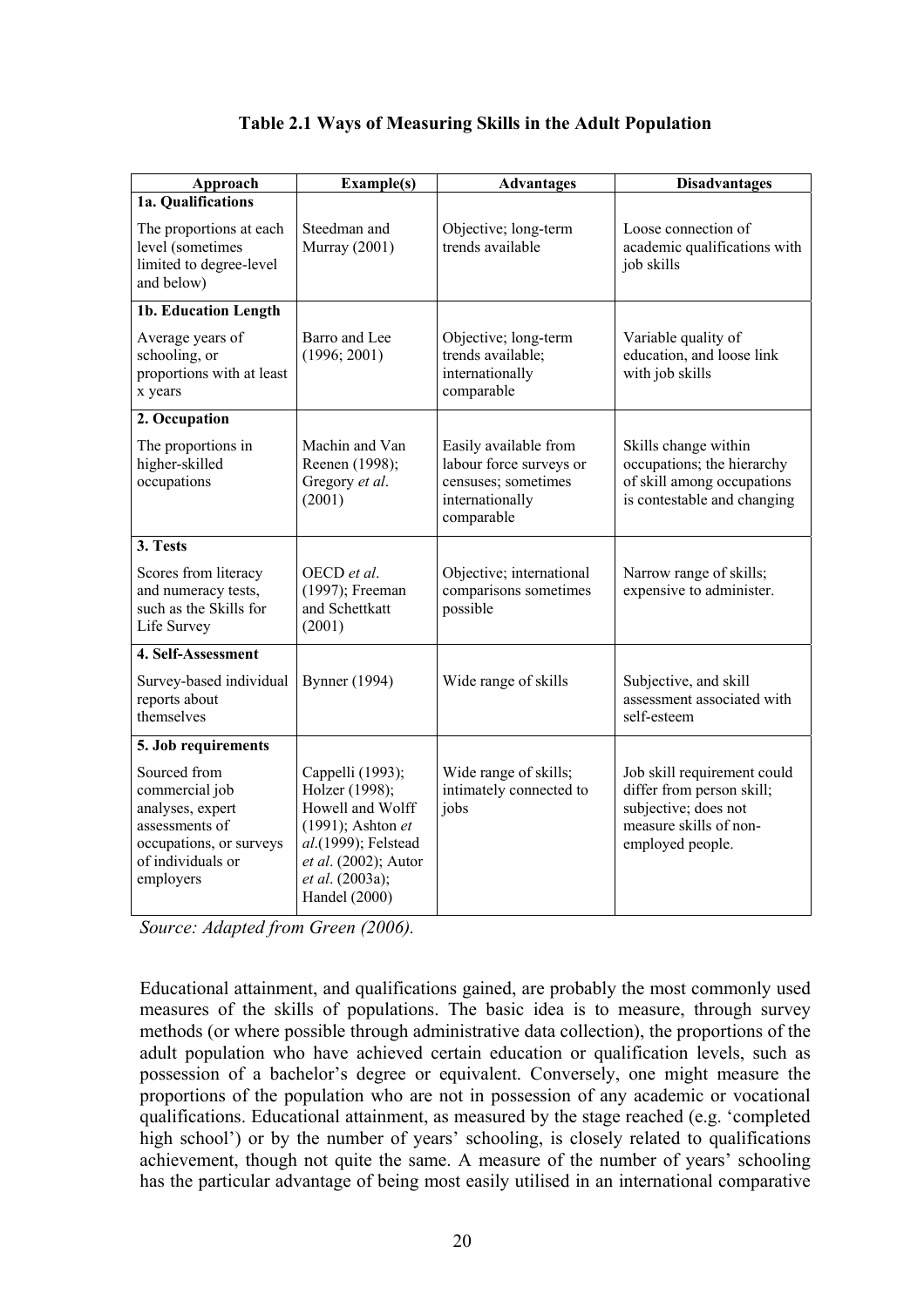**Table 2.1 Ways of Measuring Skills in the Adult Population**

| Approach | Example(s) | Advantages | Disadvantages |
|---|---|---|---|
| **1a. Qualifications** | | | |
| The proportions at each level (sometimes limited to degree-level and below) | Steedman and Murray (2001) | Objective; long-term trends available | Loose connection of academic qualifications with job skills |
| **1b. Education Length** | | | |
| Average years of schooling, or proportions with at least x years | Barro and Lee (1996; 2001) | Objective; long-term trends available; internationally comparable | Variable quality of education, and loose link with job skills |
| **2. Occupation** | | | |
| The proportions in higher-skilled occupations | Machin and Van Reenen (1998); Gregory *et al*. (2001) | Easily available from labour force surveys or censuses; sometimes internationally comparable | Skills change within occupations; the hierarchy of skill among occupations is contestable and changing |
| **3. Tests** | | | |
| Scores from literacy and numeracy tests, such as the Skills for Life Survey | OECD *et al*. (1997); Freeman and Schettkatt (2001) | Objective; international comparisons sometimes possible | Narrow range of skills; expensive to administer. |
| **4. Self-Assessment** | | | |
| Survey-based individual reports about themselves | Bynner (1994) | Wide range of skills | Subjective, and skill assessment associated with self-esteem |
| **5. Job requirements** | | | |
| Sourced from commercial job analyses, expert assessments of occupations, or surveys of individuals or employers | Cappelli (1993); Holzer (1998); Howell and Wolff (1991); Ashton *et al*.(1999); Felstead *et al*. (2002); Autor *et al*. (2003a); Handel (2000) | Wide range of skills; intimately connected to jobs | Job skill requirement could differ from person skill; subjective; does not measure skills of non-employed people. |

*Source: Adapted from Green (2006).*

Educational attainment, and qualifications gained, are probably the most commonly used measures of the skills of populations. The basic idea is to measure, through survey methods (or where possible through administrative data collection), the proportions of the adult population who have achieved certain education or qualification levels, such as possession of a bachelor's degree or equivalent. Conversely, one might measure the proportions of the population who are not in possession of any academic or vocational qualifications. Educational attainment, as measured by the stage reached (e.g. 'completed high school') or by the number of years' schooling, is closely related to qualifications achievement, though not quite the same. A measure of the number of years' schooling has the particular advantage of being most easily utilised in an international comparative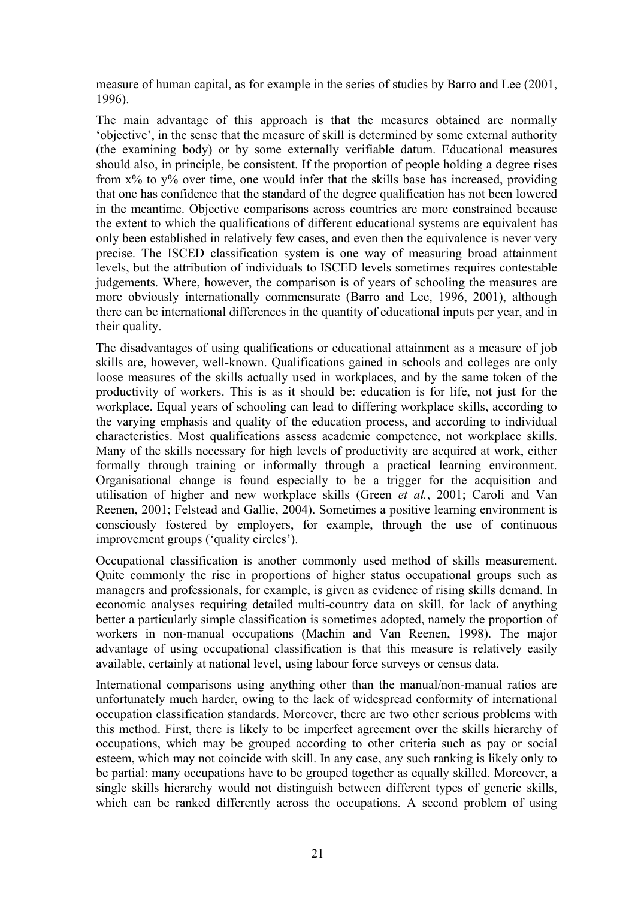measure of human capital, as for example in the series of studies by Barro and Lee (2001, 1996).

The main advantage of this approach is that the measures obtained are normally 'objective', in the sense that the measure of skill is determined by some external authority (the examining body) or by some externally verifiable datum. Educational measures should also, in principle, be consistent. If the proportion of people holding a degree rises from x% to y% over time, one would infer that the skills base has increased, providing that one has confidence that the standard of the degree qualification has not been lowered in the meantime. Objective comparisons across countries are more constrained because the extent to which the qualifications of different educational systems are equivalent has only been established in relatively few cases, and even then the equivalence is never very precise. The ISCED classification system is one way of measuring broad attainment levels, but the attribution of individuals to ISCED levels sometimes requires contestable judgements. Where, however, the comparison is of years of schooling the measures are more obviously internationally commensurate (Barro and Lee, 1996, 2001), although there can be international differences in the quantity of educational inputs per year, and in their quality.

The disadvantages of using qualifications or educational attainment as a measure of job skills are, however, well-known. Qualifications gained in schools and colleges are only loose measures of the skills actually used in workplaces, and by the same token of the productivity of workers. This is as it should be: education is for life, not just for the workplace. Equal years of schooling can lead to differing workplace skills, according to the varying emphasis and quality of the education process, and according to individual characteristics. Most qualifications assess academic competence, not workplace skills. Many of the skills necessary for high levels of productivity are acquired at work, either formally through training or informally through a practical learning environment. Organisational change is found especially to be a trigger for the acquisition and utilisation of higher and new workplace skills (Green *et al.*, 2001; Caroli and Van Reenen, 2001; Felstead and Gallie, 2004). Sometimes a positive learning environment is consciously fostered by employers, for example, through the use of continuous improvement groups ('quality circles').

Occupational classification is another commonly used method of skills measurement. Quite commonly the rise in proportions of higher status occupational groups such as managers and professionals, for example, is given as evidence of rising skills demand. In economic analyses requiring detailed multi-country data on skill, for lack of anything better a particularly simple classification is sometimes adopted, namely the proportion of workers in non-manual occupations (Machin and Van Reenen, 1998). The major advantage of using occupational classification is that this measure is relatively easily available, certainly at national level, using labour force surveys or census data.

International comparisons using anything other than the manual/non-manual ratios are unfortunately much harder, owing to the lack of widespread conformity of international occupation classification standards. Moreover, there are two other serious problems with this method. First, there is likely to be imperfect agreement over the skills hierarchy of occupations, which may be grouped according to other criteria such as pay or social esteem, which may not coincide with skill. In any case, any such ranking is likely only to be partial: many occupations have to be grouped together as equally skilled. Moreover, a single skills hierarchy would not distinguish between different types of generic skills, which can be ranked differently across the occupations. A second problem of using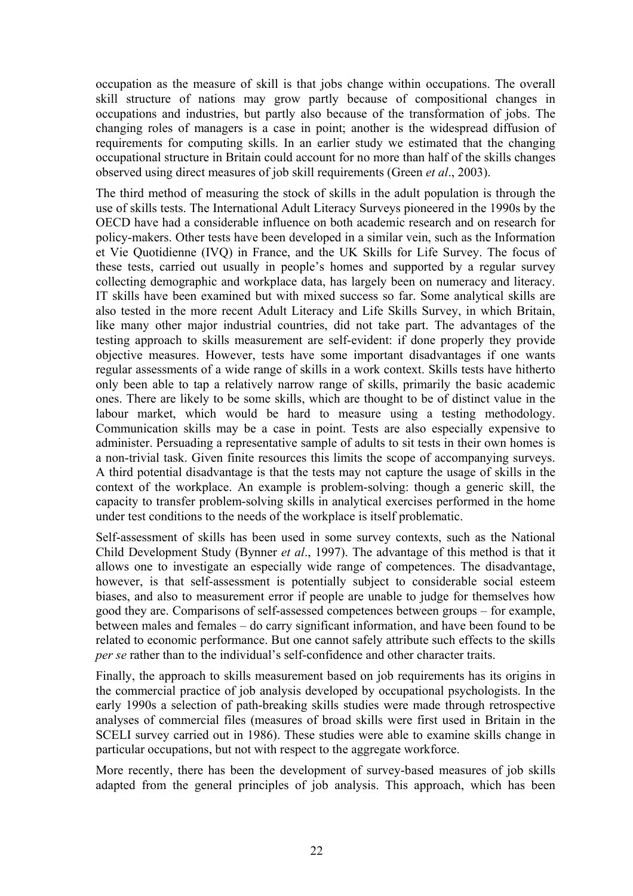occupation as the measure of skill is that jobs change within occupations. The overall skill structure of nations may grow partly because of compositional changes in occupations and industries, but partly also because of the transformation of jobs. The changing roles of managers is a case in point; another is the widespread diffusion of requirements for computing skills. In an earlier study we estimated that the changing occupational structure in Britain could account for no more than half of the skills changes observed using direct measures of job skill requirements (Green *et al*., 2003).

The third method of measuring the stock of skills in the adult population is through the use of skills tests. The International Adult Literacy Surveys pioneered in the 1990s by the OECD have had a considerable influence on both academic research and on research for policy-makers. Other tests have been developed in a similar vein, such as the Information et Vie Quotidienne (IVQ) in France, and the UK Skills for Life Survey. The focus of these tests, carried out usually in people's homes and supported by a regular survey collecting demographic and workplace data, has largely been on numeracy and literacy. IT skills have been examined but with mixed success so far. Some analytical skills are also tested in the more recent Adult Literacy and Life Skills Survey, in which Britain, like many other major industrial countries, did not take part. The advantages of the testing approach to skills measurement are self-evident: if done properly they provide objective measures. However, tests have some important disadvantages if one wants regular assessments of a wide range of skills in a work context. Skills tests have hitherto only been able to tap a relatively narrow range of skills, primarily the basic academic ones. There are likely to be some skills, which are thought to be of distinct value in the labour market, which would be hard to measure using a testing methodology. Communication skills may be a case in point. Tests are also especially expensive to administer. Persuading a representative sample of adults to sit tests in their own homes is a non-trivial task. Given finite resources this limits the scope of accompanying surveys. A third potential disadvantage is that the tests may not capture the usage of skills in the context of the workplace. An example is problem-solving: though a generic skill, the capacity to transfer problem-solving skills in analytical exercises performed in the home under test conditions to the needs of the workplace is itself problematic.

Self-assessment of skills has been used in some survey contexts, such as the National Child Development Study (Bynner *et al*., 1997). The advantage of this method is that it allows one to investigate an especially wide range of competences. The disadvantage, however, is that self-assessment is potentially subject to considerable social esteem biases, and also to measurement error if people are unable to judge for themselves how good they are. Comparisons of self-assessed competences between groups – for example, between males and females – do carry significant information, and have been found to be related to economic performance. But one cannot safely attribute such effects to the skills *per se* rather than to the individual's self-confidence and other character traits.

Finally, the approach to skills measurement based on job requirements has its origins in the commercial practice of job analysis developed by occupational psychologists. In the early 1990s a selection of path-breaking skills studies were made through retrospective analyses of commercial files (measures of broad skills were first used in Britain in the SCELI survey carried out in 1986). These studies were able to examine skills change in particular occupations, but not with respect to the aggregate workforce.

More recently, there has been the development of survey-based measures of job skills adapted from the general principles of job analysis. This approach, which has been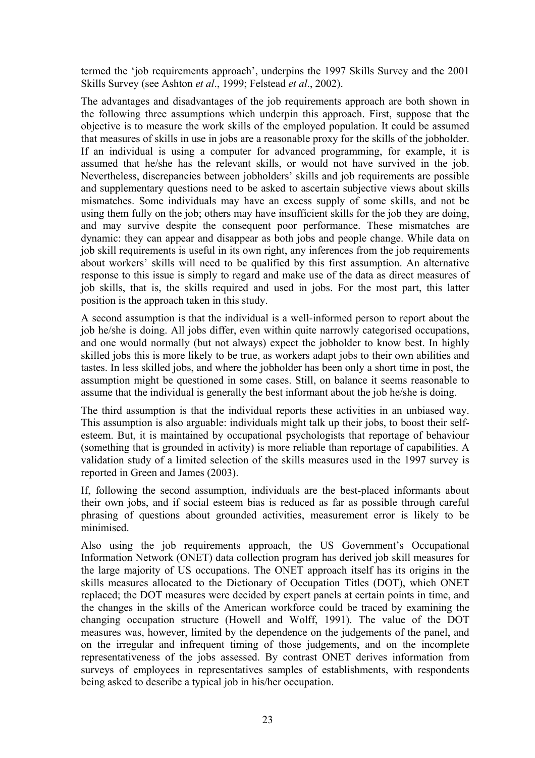termed the 'job requirements approach', underpins the 1997 Skills Survey and the 2001 Skills Survey (see Ashton *et al*., 1999; Felstead *et al*., 2002).

The advantages and disadvantages of the job requirements approach are both shown in the following three assumptions which underpin this approach. First, suppose that the objective is to measure the work skills of the employed population. It could be assumed that measures of skills in use in jobs are a reasonable proxy for the skills of the jobholder. If an individual is using a computer for advanced programming, for example, it is assumed that he/she has the relevant skills, or would not have survived in the job. Nevertheless, discrepancies between jobholders' skills and job requirements are possible and supplementary questions need to be asked to ascertain subjective views about skills mismatches. Some individuals may have an excess supply of some skills, and not be using them fully on the job; others may have insufficient skills for the job they are doing, and may survive despite the consequent poor performance. These mismatches are dynamic: they can appear and disappear as both jobs and people change. While data on job skill requirements is useful in its own right, any inferences from the job requirements about workers' skills will need to be qualified by this first assumption. An alternative response to this issue is simply to regard and make use of the data as direct measures of job skills, that is, the skills required and used in jobs. For the most part, this latter position is the approach taken in this study.

A second assumption is that the individual is a well-informed person to report about the job he/she is doing. All jobs differ, even within quite narrowly categorised occupations, and one would normally (but not always) expect the jobholder to know best. In highly skilled jobs this is more likely to be true, as workers adapt jobs to their own abilities and tastes. In less skilled jobs, and where the jobholder has been only a short time in post, the assumption might be questioned in some cases. Still, on balance it seems reasonable to assume that the individual is generally the best informant about the job he/she is doing.

The third assumption is that the individual reports these activities in an unbiased way. This assumption is also arguable: individuals might talk up their jobs, to boost their self-esteem. But, it is maintained by occupational psychologists that reportage of behaviour (something that is grounded in activity) is more reliable than reportage of capabilities. A validation study of a limited selection of the skills measures used in the 1997 survey is reported in Green and James (2003).

If, following the second assumption, individuals are the best-placed informants about their own jobs, and if social esteem bias is reduced as far as possible through careful phrasing of questions about grounded activities, measurement error is likely to be minimised.

Also using the job requirements approach, the US Government's Occupational Information Network (ONET) data collection program has derived job skill measures for the large majority of US occupations. The ONET approach itself has its origins in the skills measures allocated to the Dictionary of Occupation Titles (DOT), which ONET replaced; the DOT measures were decided by expert panels at certain points in time, and the changes in the skills of the American workforce could be traced by examining the changing occupation structure (Howell and Wolff, 1991). The value of the DOT measures was, however, limited by the dependence on the judgements of the panel, and on the irregular and infrequent timing of those judgements, and on the incomplete representativeness of the jobs assessed. By contrast ONET derives information from surveys of employees in representatives samples of establishments, with respondents being asked to describe a typical job in his/her occupation.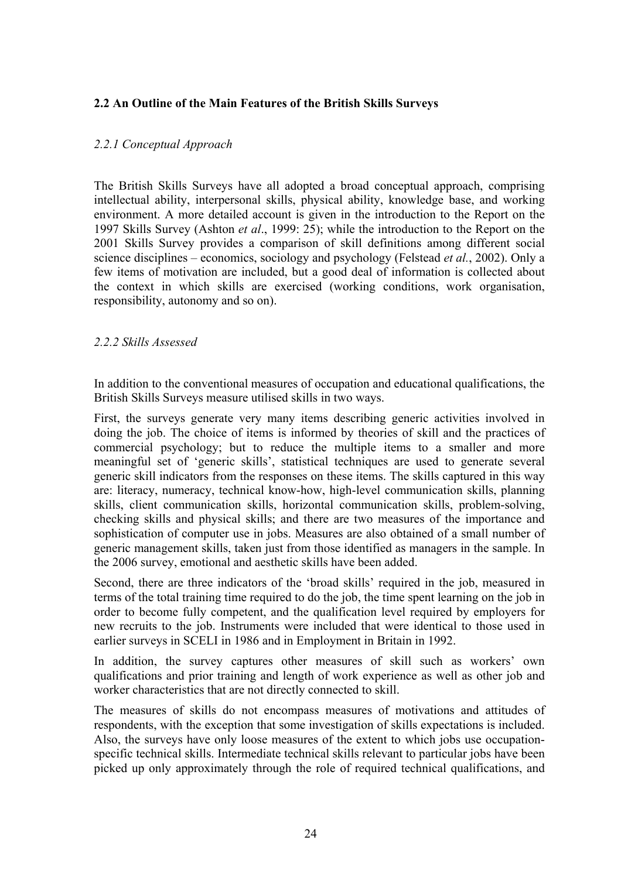## 2.2 An Outline of the Main Features of the British Skills Surveys

### *2.2.1 Conceptual Approach*

The British Skills Surveys have all adopted a broad conceptual approach, comprising intellectual ability, interpersonal skills, physical ability, knowledge base, and working environment. A more detailed account is given in the introduction to the Report on the 1997 Skills Survey (Ashton *et al*., 1999: 25); while the introduction to the Report on the 2001 Skills Survey provides a comparison of skill definitions among different social science disciplines – economics, sociology and psychology (Felstead *et al.*, 2002). Only a few items of motivation are included, but a good deal of information is collected about the context in which skills are exercised (working conditions, work organisation, responsibility, autonomy and so on).

### *2.2.2 Skills Assessed*

In addition to the conventional measures of occupation and educational qualifications, the British Skills Surveys measure utilised skills in two ways.

First, the surveys generate very many items describing generic activities involved in doing the job. The choice of items is informed by theories of skill and the practices of commercial psychology; but to reduce the multiple items to a smaller and more meaningful set of 'generic skills', statistical techniques are used to generate several generic skill indicators from the responses on these items. The skills captured in this way are: literacy, numeracy, technical know-how, high-level communication skills, planning skills, client communication skills, horizontal communication skills, problem-solving, checking skills and physical skills; and there are two measures of the importance and sophistication of computer use in jobs. Measures are also obtained of a small number of generic management skills, taken just from those identified as managers in the sample. In the 2006 survey, emotional and aesthetic skills have been added.

Second, there are three indicators of the 'broad skills' required in the job, measured in terms of the total training time required to do the job, the time spent learning on the job in order to become fully competent, and the qualification level required by employers for new recruits to the job. Instruments were included that were identical to those used in earlier surveys in SCELI in 1986 and in Employment in Britain in 1992.

In addition, the survey captures other measures of skill such as workers' own qualifications and prior training and length of work experience as well as other job and worker characteristics that are not directly connected to skill.

The measures of skills do not encompass measures of motivations and attitudes of respondents, with the exception that some investigation of skills expectations is included. Also, the surveys have only loose measures of the extent to which jobs use occupation-specific technical skills. Intermediate technical skills relevant to particular jobs have been picked up only approximately through the role of required technical qualifications, and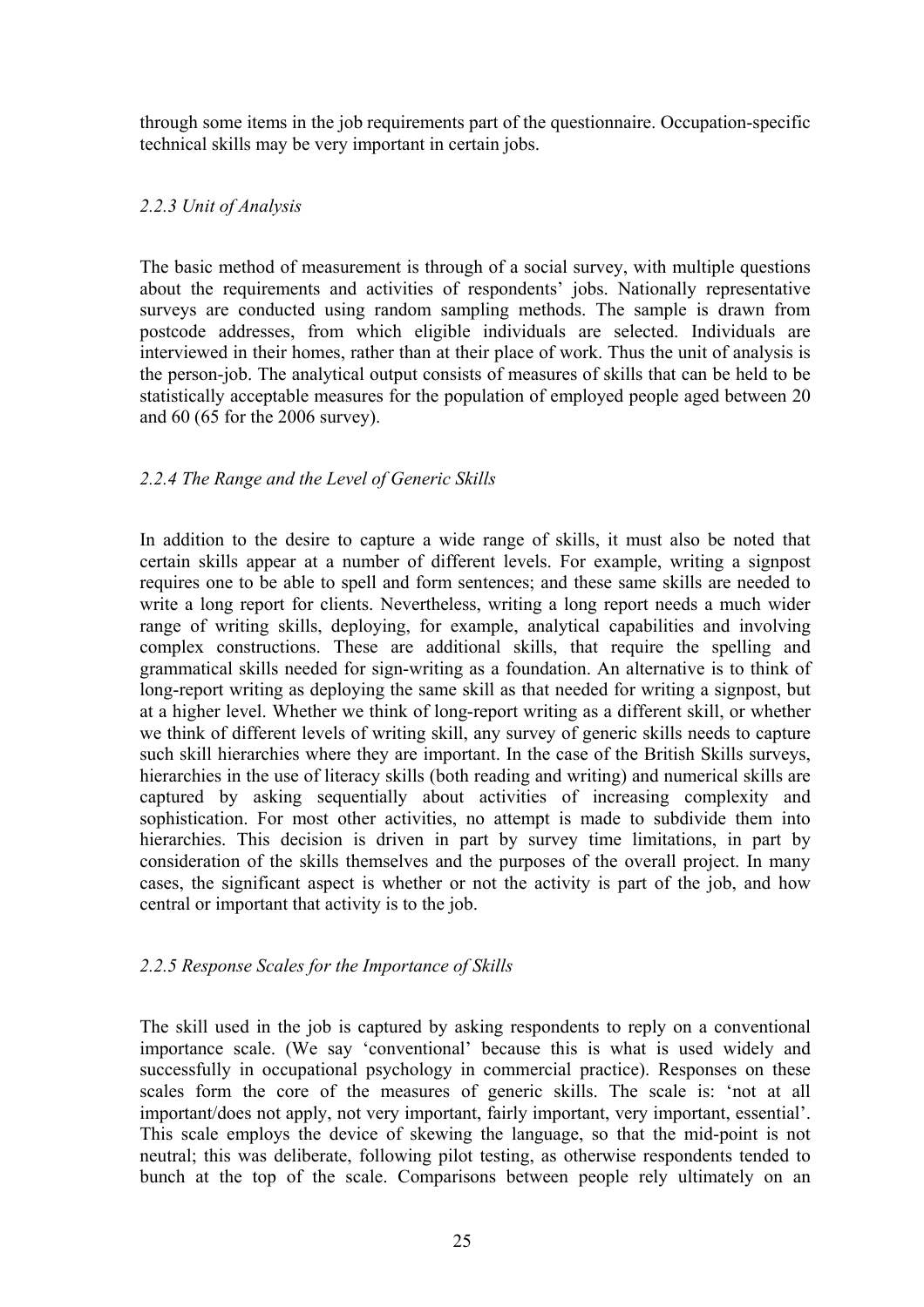through some items in the job requirements part of the questionnaire. Occupation-specific technical skills may be very important in certain jobs.

### *2.2.3 Unit of Analysis*

The basic method of measurement is through of a social survey, with multiple questions about the requirements and activities of respondents' jobs. Nationally representative surveys are conducted using random sampling methods. The sample is drawn from postcode addresses, from which eligible individuals are selected. Individuals are interviewed in their homes, rather than at their place of work. Thus the unit of analysis is the person-job. The analytical output consists of measures of skills that can be held to be statistically acceptable measures for the population of employed people aged between 20 and 60 (65 for the 2006 survey).

### *2.2.4 The Range and the Level of Generic Skills*

In addition to the desire to capture a wide range of skills, it must also be noted that certain skills appear at a number of different levels. For example, writing a signpost requires one to be able to spell and form sentences; and these same skills are needed to write a long report for clients. Nevertheless, writing a long report needs a much wider range of writing skills, deploying, for example, analytical capabilities and involving complex constructions. These are additional skills, that require the spelling and grammatical skills needed for sign-writing as a foundation. An alternative is to think of long-report writing as deploying the same skill as that needed for writing a signpost, but at a higher level. Whether we think of long-report writing as a different skill, or whether we think of different levels of writing skill, any survey of generic skills needs to capture such skill hierarchies where they are important. In the case of the British Skills surveys, hierarchies in the use of literacy skills (both reading and writing) and numerical skills are captured by asking sequentially about activities of increasing complexity and sophistication. For most other activities, no attempt is made to subdivide them into hierarchies. This decision is driven in part by survey time limitations, in part by consideration of the skills themselves and the purposes of the overall project. In many cases, the significant aspect is whether or not the activity is part of the job, and how central or important that activity is to the job.

### *2.2.5 Response Scales for the Importance of Skills*

The skill used in the job is captured by asking respondents to reply on a conventional importance scale. (We say 'conventional' because this is what is used widely and successfully in occupational psychology in commercial practice). Responses on these scales form the core of the measures of generic skills. The scale is: 'not at all important/does not apply, not very important, fairly important, very important, essential'. This scale employs the device of skewing the language, so that the mid-point is not neutral; this was deliberate, following pilot testing, as otherwise respondents tended to bunch at the top of the scale. Comparisons between people rely ultimately on an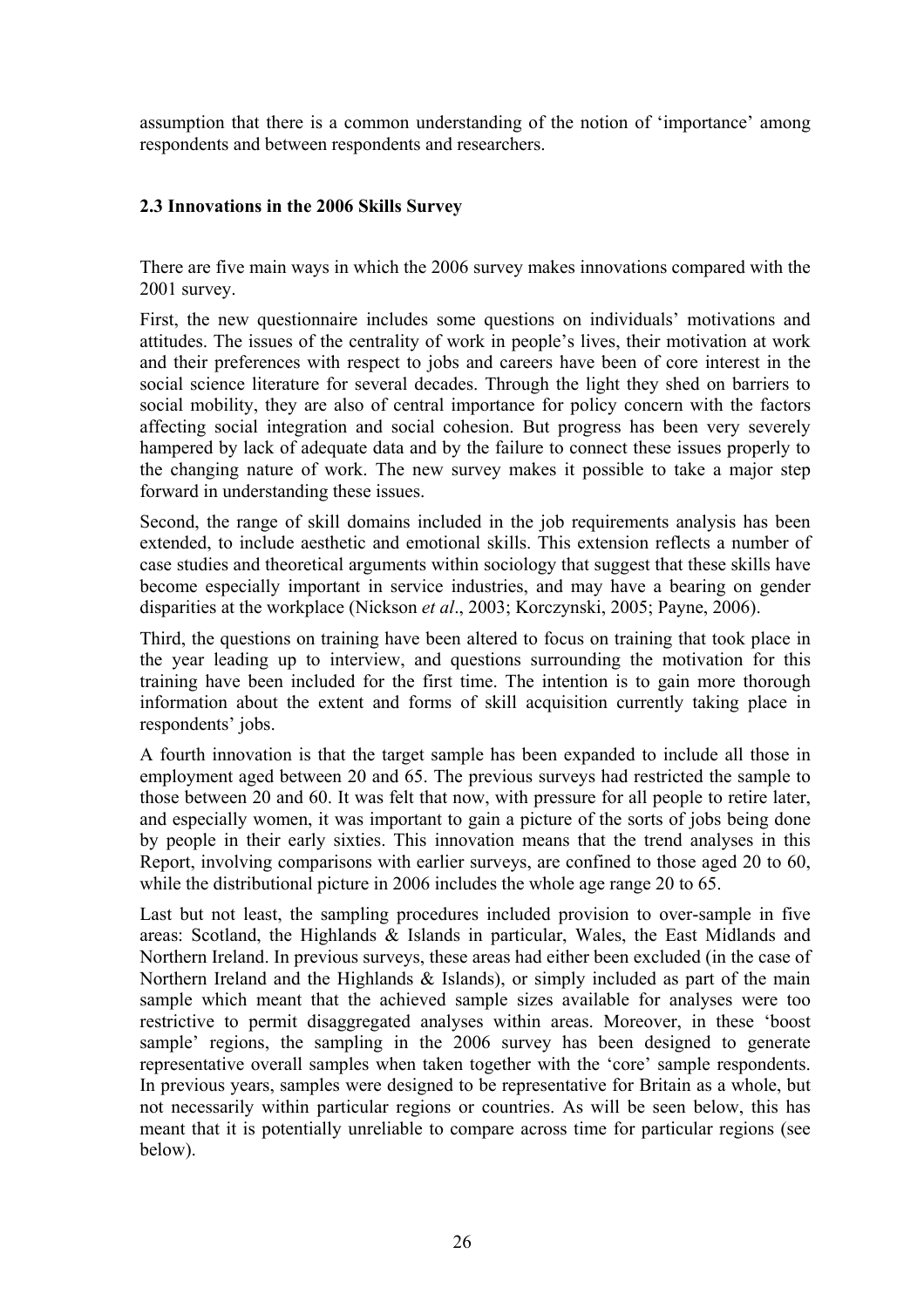assumption that there is a common understanding of the notion of 'importance' among respondents and between respondents and researchers.

### 2.3 Innovations in the 2006 Skills Survey

There are five main ways in which the 2006 survey makes innovations compared with the 2001 survey.

First, the new questionnaire includes some questions on individuals' motivations and attitudes. The issues of the centrality of work in people's lives, their motivation at work and their preferences with respect to jobs and careers have been of core interest in the social science literature for several decades. Through the light they shed on barriers to social mobility, they are also of central importance for policy concern with the factors affecting social integration and social cohesion. But progress has been very severely hampered by lack of adequate data and by the failure to connect these issues properly to the changing nature of work. The new survey makes it possible to take a major step forward in understanding these issues.

Second, the range of skill domains included in the job requirements analysis has been extended, to include aesthetic and emotional skills. This extension reflects a number of case studies and theoretical arguments within sociology that suggest that these skills have become especially important in service industries, and may have a bearing on gender disparities at the workplace (Nickson *et al*., 2003; Korczynski, 2005; Payne, 2006).

Third, the questions on training have been altered to focus on training that took place in the year leading up to interview, and questions surrounding the motivation for this training have been included for the first time. The intention is to gain more thorough information about the extent and forms of skill acquisition currently taking place in respondents' jobs.

A fourth innovation is that the target sample has been expanded to include all those in employment aged between 20 and 65. The previous surveys had restricted the sample to those between 20 and 60. It was felt that now, with pressure for all people to retire later, and especially women, it was important to gain a picture of the sorts of jobs being done by people in their early sixties. This innovation means that the trend analyses in this Report, involving comparisons with earlier surveys, are confined to those aged 20 to 60, while the distributional picture in 2006 includes the whole age range 20 to 65.

Last but not least, the sampling procedures included provision to over-sample in five areas: Scotland, the Highlands & Islands in particular, Wales, the East Midlands and Northern Ireland. In previous surveys, these areas had either been excluded (in the case of Northern Ireland and the Highlands & Islands), or simply included as part of the main sample which meant that the achieved sample sizes available for analyses were too restrictive to permit disaggregated analyses within areas. Moreover, in these 'boost sample' regions, the sampling in the 2006 survey has been designed to generate representative overall samples when taken together with the 'core' sample respondents. In previous years, samples were designed to be representative for Britain as a whole, but not necessarily within particular regions or countries. As will be seen below, this has meant that it is potentially unreliable to compare across time for particular regions (see below).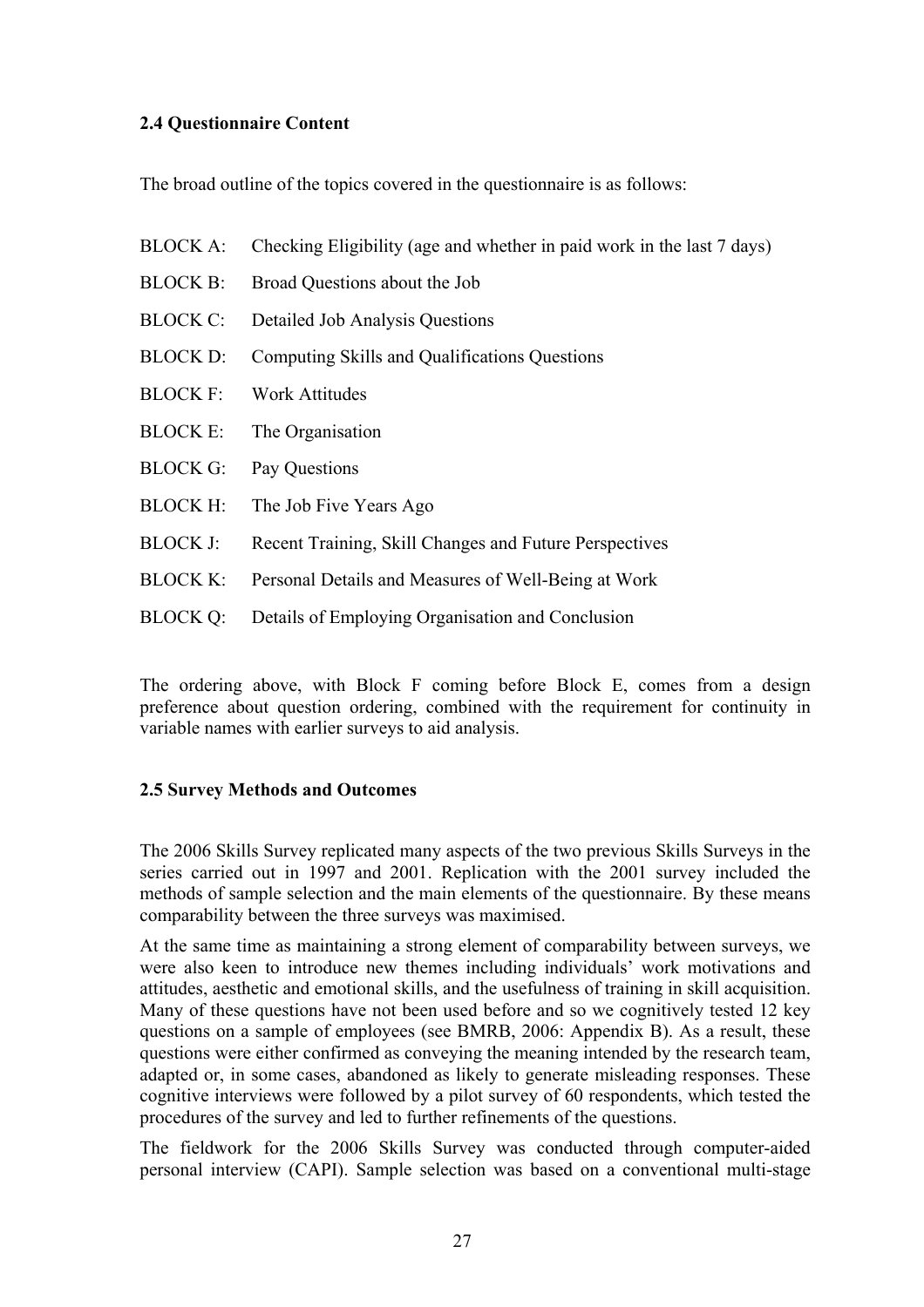### 2.4 Questionnaire Content

The broad outline of the topics covered in the questionnaire is as follows:

BLOCK A: Checking Eligibility (age and whether in paid work in the last 7 days)

BLOCK B: Broad Questions about the Job

BLOCK C: Detailed Job Analysis Questions

BLOCK D: Computing Skills and Qualifications Questions

BLOCK F: Work Attitudes

BLOCK E: The Organisation

BLOCK G: Pay Questions

BLOCK H: The Job Five Years Ago

BLOCK J: Recent Training, Skill Changes and Future Perspectives

BLOCK K: Personal Details and Measures of Well-Being at Work

BLOCK Q: Details of Employing Organisation and Conclusion

The ordering above, with Block F coming before Block E, comes from a design preference about question ordering, combined with the requirement for continuity in variable names with earlier surveys to aid analysis.

### 2.5 Survey Methods and Outcomes

The 2006 Skills Survey replicated many aspects of the two previous Skills Surveys in the series carried out in 1997 and 2001. Replication with the 2001 survey included the methods of sample selection and the main elements of the questionnaire. By these means comparability between the three surveys was maximised.

At the same time as maintaining a strong element of comparability between surveys, we were also keen to introduce new themes including individuals' work motivations and attitudes, aesthetic and emotional skills, and the usefulness of training in skill acquisition. Many of these questions have not been used before and so we cognitively tested 12 key questions on a sample of employees (see BMRB, 2006: Appendix B). As a result, these questions were either confirmed as conveying the meaning intended by the research team, adapted or, in some cases, abandoned as likely to generate misleading responses. These cognitive interviews were followed by a pilot survey of 60 respondents, which tested the procedures of the survey and led to further refinements of the questions.

The fieldwork for the 2006 Skills Survey was conducted through computer-aided personal interview (CAPI). Sample selection was based on a conventional multi-stage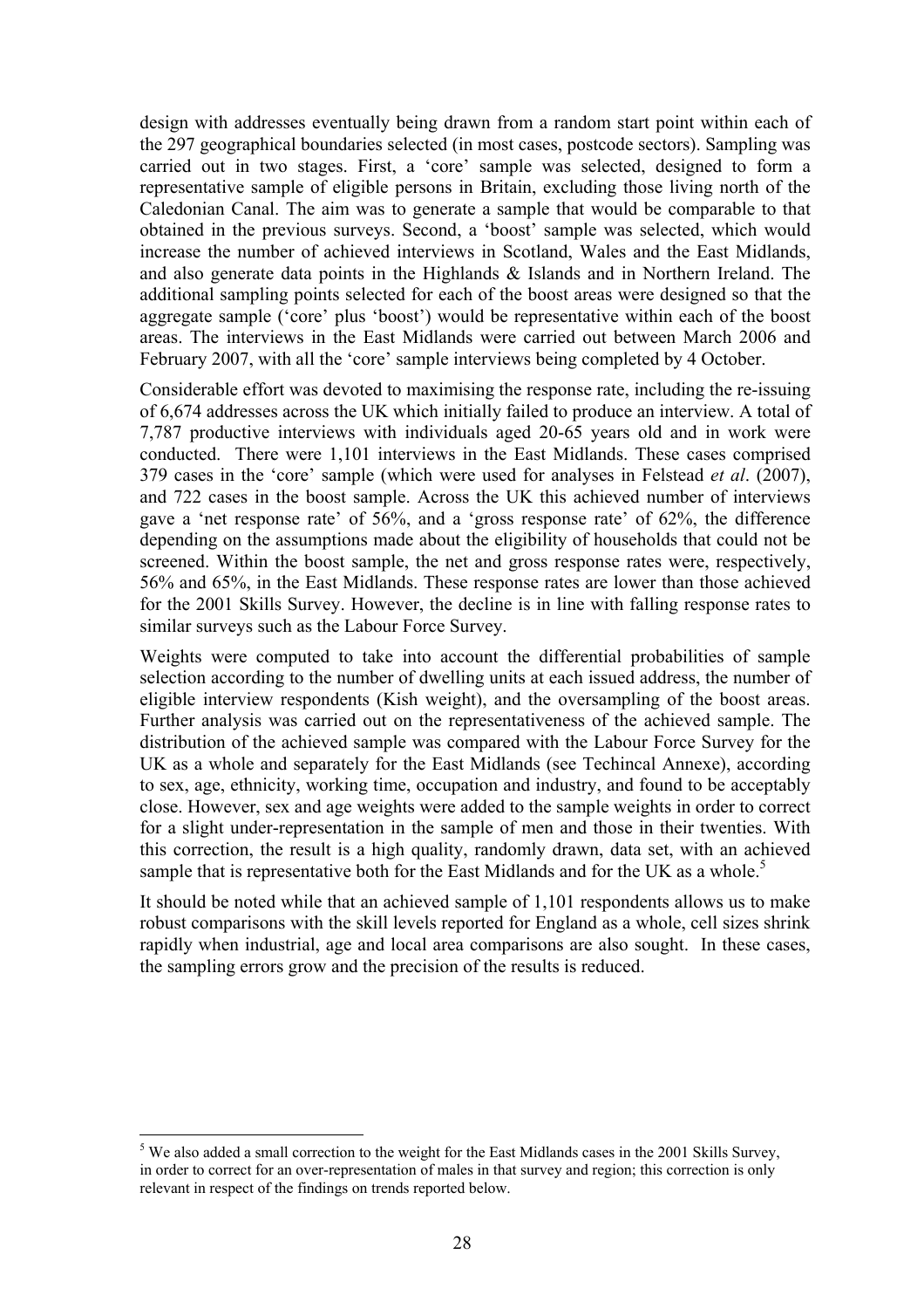design with addresses eventually being drawn from a random start point within each of the 297 geographical boundaries selected (in most cases, postcode sectors). Sampling was carried out in two stages. First, a 'core' sample was selected, designed to form a representative sample of eligible persons in Britain, excluding those living north of the Caledonian Canal. The aim was to generate a sample that would be comparable to that obtained in the previous surveys. Second, a 'boost' sample was selected, which would increase the number of achieved interviews in Scotland, Wales and the East Midlands, and also generate data points in the Highlands & Islands and in Northern Ireland. The additional sampling points selected for each of the boost areas were designed so that the aggregate sample ('core' plus 'boost') would be representative within each of the boost areas. The interviews in the East Midlands were carried out between March 2006 and February 2007, with all the 'core' sample interviews being completed by 4 October.

Considerable effort was devoted to maximising the response rate, including the re-issuing of 6,674 addresses across the UK which initially failed to produce an interview. A total of 7,787 productive interviews with individuals aged 20-65 years old and in work were conducted. There were 1,101 interviews in the East Midlands. These cases comprised 379 cases in the 'core' sample (which were used for analyses in Felstead *et al*. (2007), and 722 cases in the boost sample. Across the UK this achieved number of interviews gave a 'net response rate' of 56%, and a 'gross response rate' of 62%, the difference depending on the assumptions made about the eligibility of households that could not be screened. Within the boost sample, the net and gross response rates were, respectively, 56% and 65%, in the East Midlands. These response rates are lower than those achieved for the 2001 Skills Survey. However, the decline is in line with falling response rates to similar surveys such as the Labour Force Survey.

Weights were computed to take into account the differential probabilities of sample selection according to the number of dwelling units at each issued address, the number of eligible interview respondents (Kish weight), and the oversampling of the boost areas. Further analysis was carried out on the representativeness of the achieved sample. The distribution of the achieved sample was compared with the Labour Force Survey for the UK as a whole and separately for the East Midlands (see Techincal Annexe), according to sex, age, ethnicity, working time, occupation and industry, and found to be acceptably close. However, sex and age weights were added to the sample weights in order to correct for a slight under-representation in the sample of men and those in their twenties. With this correction, the result is a high quality, randomly drawn, data set, with an achieved sample that is representative both for the East Midlands and for the UK as a whole.[5]

It should be noted while that an achieved sample of 1,101 respondents allows us to make robust comparisons with the skill levels reported for England as a whole, cell sizes shrink rapidly when industrial, age and local area comparisons are also sought. In these cases, the sampling errors grow and the precision of the results is reduced.

---

[5] We also added a small correction to the weight for the East Midlands cases in the 2001 Skills Survey, in order to correct for an over-representation of males in that survey and region; this correction is only relevant in respect of the findings on trends reported below.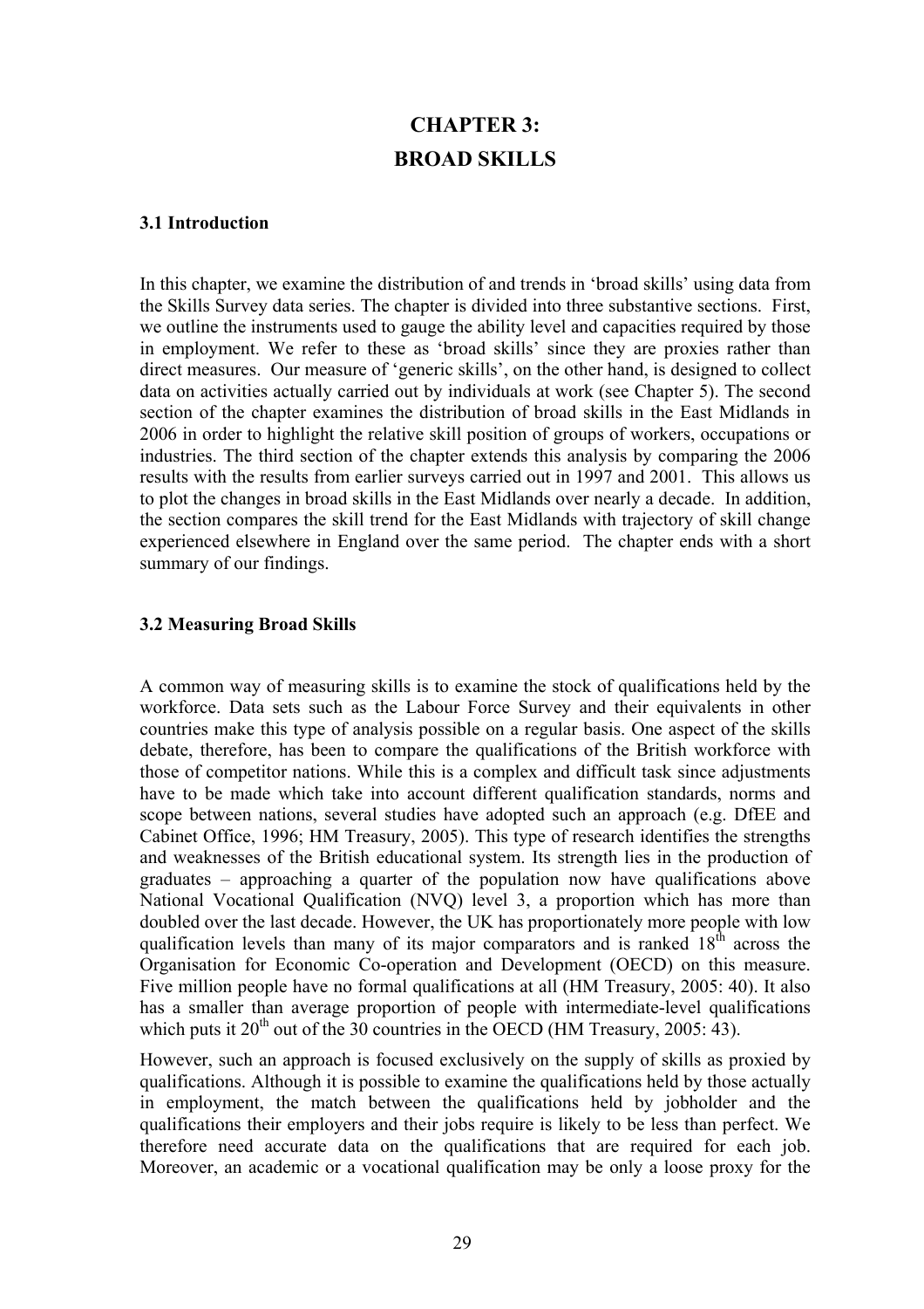# CHAPTER 3:
# BROAD SKILLS

### 3.1 Introduction

In this chapter, we examine the distribution of and trends in 'broad skills' using data from the Skills Survey data series. The chapter is divided into three substantive sections. First, we outline the instruments used to gauge the ability level and capacities required by those in employment. We refer to these as 'broad skills' since they are proxies rather than direct measures. Our measure of 'generic skills', on the other hand, is designed to collect data on activities actually carried out by individuals at work (see Chapter 5). The second section of the chapter examines the distribution of broad skills in the East Midlands in 2006 in order to highlight the relative skill position of groups of workers, occupations or industries. The third section of the chapter extends this analysis by comparing the 2006 results with the results from earlier surveys carried out in 1997 and 2001. This allows us to plot the changes in broad skills in the East Midlands over nearly a decade. In addition, the section compares the skill trend for the East Midlands with trajectory of skill change experienced elsewhere in England over the same period. The chapter ends with a short summary of our findings.

### 3.2 Measuring Broad Skills

A common way of measuring skills is to examine the stock of qualifications held by the workforce. Data sets such as the Labour Force Survey and their equivalents in other countries make this type of analysis possible on a regular basis. One aspect of the skills debate, therefore, has been to compare the qualifications of the British workforce with those of competitor nations. While this is a complex and difficult task since adjustments have to be made which take into account different qualification standards, norms and scope between nations, several studies have adopted such an approach (e.g. DfEE and Cabinet Office, 1996; HM Treasury, 2005). This type of research identifies the strengths and weaknesses of the British educational system. Its strength lies in the production of graduates – approaching a quarter of the population now have qualifications above National Vocational Qualification (NVQ) level 3, a proportion which has more than doubled over the last decade. However, the UK has proportionately more people with low qualification levels than many of its major comparators and is ranked 18th across the Organisation for Economic Co-operation and Development (OECD) on this measure. Five million people have no formal qualifications at all (HM Treasury, 2005: 40). It also has a smaller than average proportion of people with intermediate-level qualifications which puts it 20th out of the 30 countries in the OECD (HM Treasury, 2005: 43).

However, such an approach is focused exclusively on the supply of skills as proxied by qualifications. Although it is possible to examine the qualifications held by those actually in employment, the match between the qualifications held by jobholder and the qualifications their employers and their jobs require is likely to be less than perfect. We therefore need accurate data on the qualifications that are required for each job. Moreover, an academic or a vocational qualification may be only a loose proxy for the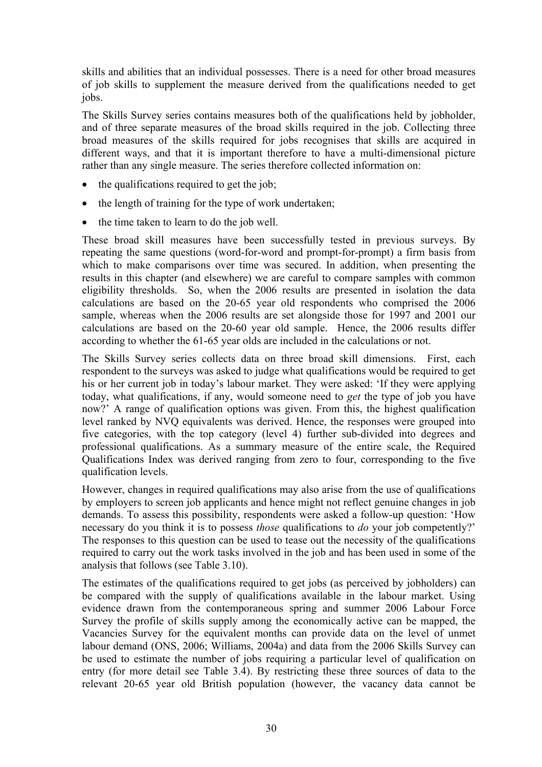skills and abilities that an individual possesses. There is a need for other broad measures of job skills to supplement the measure derived from the qualifications needed to get jobs.

The Skills Survey series contains measures both of the qualifications held by jobholder, and of three separate measures of the broad skills required in the job. Collecting three broad measures of the skills required for jobs recognises that skills are acquired in different ways, and that it is important therefore to have a multi-dimensional picture rather than any single measure. The series therefore collected information on:

- the qualifications required to get the job;
- the length of training for the type of work undertaken;
- the time taken to learn to do the job well.

These broad skill measures have been successfully tested in previous surveys. By repeating the same questions (word-for-word and prompt-for-prompt) a firm basis from which to make comparisons over time was secured. In addition, when presenting the results in this chapter (and elsewhere) we are careful to compare samples with common eligibility thresholds. So, when the 2006 results are presented in isolation the data calculations are based on the 20-65 year old respondents who comprised the 2006 sample, whereas when the 2006 results are set alongside those for 1997 and 2001 our calculations are based on the 20-60 year old sample. Hence, the 2006 results differ according to whether the 61-65 year olds are included in the calculations or not.

The Skills Survey series collects data on three broad skill dimensions. First, each respondent to the surveys was asked to judge what qualifications would be required to get his or her current job in today's labour market. They were asked: 'If they were applying today, what qualifications, if any, would someone need to *get* the type of job you have now?' A range of qualification options was given. From this, the highest qualification level ranked by NVQ equivalents was derived. Hence, the responses were grouped into five categories, with the top category (level 4) further sub-divided into degrees and professional qualifications. As a summary measure of the entire scale, the Required Qualifications Index was derived ranging from zero to four, corresponding to the five qualification levels.

However, changes in required qualifications may also arise from the use of qualifications by employers to screen job applicants and hence might not reflect genuine changes in job demands. To assess this possibility, respondents were asked a follow-up question: 'How necessary do you think it is to possess *those* qualifications to *do* your job competently?' The responses to this question can be used to tease out the necessity of the qualifications required to carry out the work tasks involved in the job and has been used in some of the analysis that follows (see Table 3.10).

The estimates of the qualifications required to get jobs (as perceived by jobholders) can be compared with the supply of qualifications available in the labour market. Using evidence drawn from the contemporaneous spring and summer 2006 Labour Force Survey the profile of skills supply among the economically active can be mapped, the Vacancies Survey for the equivalent months can provide data on the level of unmet labour demand (ONS, 2006; Williams, 2004a) and data from the 2006 Skills Survey can be used to estimate the number of jobs requiring a particular level of qualification on entry (for more detail see Table 3.4). By restricting these three sources of data to the relevant 20-65 year old British population (however, the vacancy data cannot be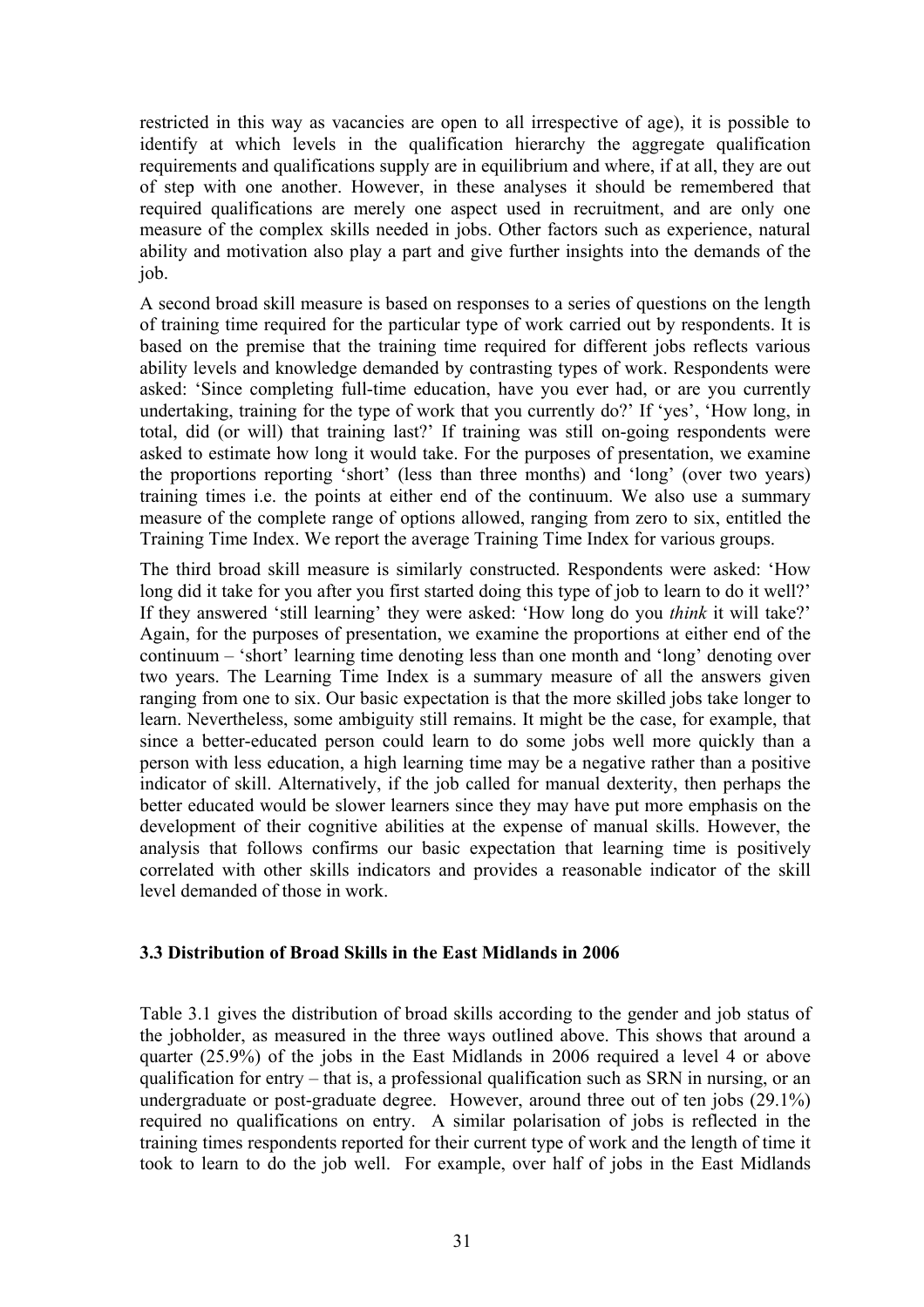restricted in this way as vacancies are open to all irrespective of age), it is possible to identify at which levels in the qualification hierarchy the aggregate qualification requirements and qualifications supply are in equilibrium and where, if at all, they are out of step with one another. However, in these analyses it should be remembered that required qualifications are merely one aspect used in recruitment, and are only one measure of the complex skills needed in jobs. Other factors such as experience, natural ability and motivation also play a part and give further insights into the demands of the job.

A second broad skill measure is based on responses to a series of questions on the length of training time required for the particular type of work carried out by respondents. It is based on the premise that the training time required for different jobs reflects various ability levels and knowledge demanded by contrasting types of work. Respondents were asked: 'Since completing full-time education, have you ever had, or are you currently undertaking, training for the type of work that you currently do?' If 'yes', 'How long, in total, did (or will) that training last?' If training was still on-going respondents were asked to estimate how long it would take. For the purposes of presentation, we examine the proportions reporting 'short' (less than three months) and 'long' (over two years) training times i.e. the points at either end of the continuum. We also use a summary measure of the complete range of options allowed, ranging from zero to six, entitled the Training Time Index. We report the average Training Time Index for various groups.

The third broad skill measure is similarly constructed. Respondents were asked: 'How long did it take for you after you first started doing this type of job to learn to do it well?' If they answered 'still learning' they were asked: 'How long do you *think* it will take?' Again, for the purposes of presentation, we examine the proportions at either end of the continuum – 'short' learning time denoting less than one month and 'long' denoting over two years. The Learning Time Index is a summary measure of all the answers given ranging from one to six. Our basic expectation is that the more skilled jobs take longer to learn. Nevertheless, some ambiguity still remains. It might be the case, for example, that since a better-educated person could learn to do some jobs well more quickly than a person with less education, a high learning time may be a negative rather than a positive indicator of skill. Alternatively, if the job called for manual dexterity, then perhaps the better educated would be slower learners since they may have put more emphasis on the development of their cognitive abilities at the expense of manual skills. However, the analysis that follows confirms our basic expectation that learning time is positively correlated with other skills indicators and provides a reasonable indicator of the skill level demanded of those in work.

### 3.3 Distribution of Broad Skills in the East Midlands in 2006

Table 3.1 gives the distribution of broad skills according to the gender and job status of the jobholder, as measured in the three ways outlined above. This shows that around a quarter (25.9%) of the jobs in the East Midlands in 2006 required a level 4 or above qualification for entry – that is, a professional qualification such as SRN in nursing, or an undergraduate or post-graduate degree. However, around three out of ten jobs (29.1%) required no qualifications on entry. A similar polarisation of jobs is reflected in the training times respondents reported for their current type of work and the length of time it took to learn to do the job well. For example, over half of jobs in the East Midlands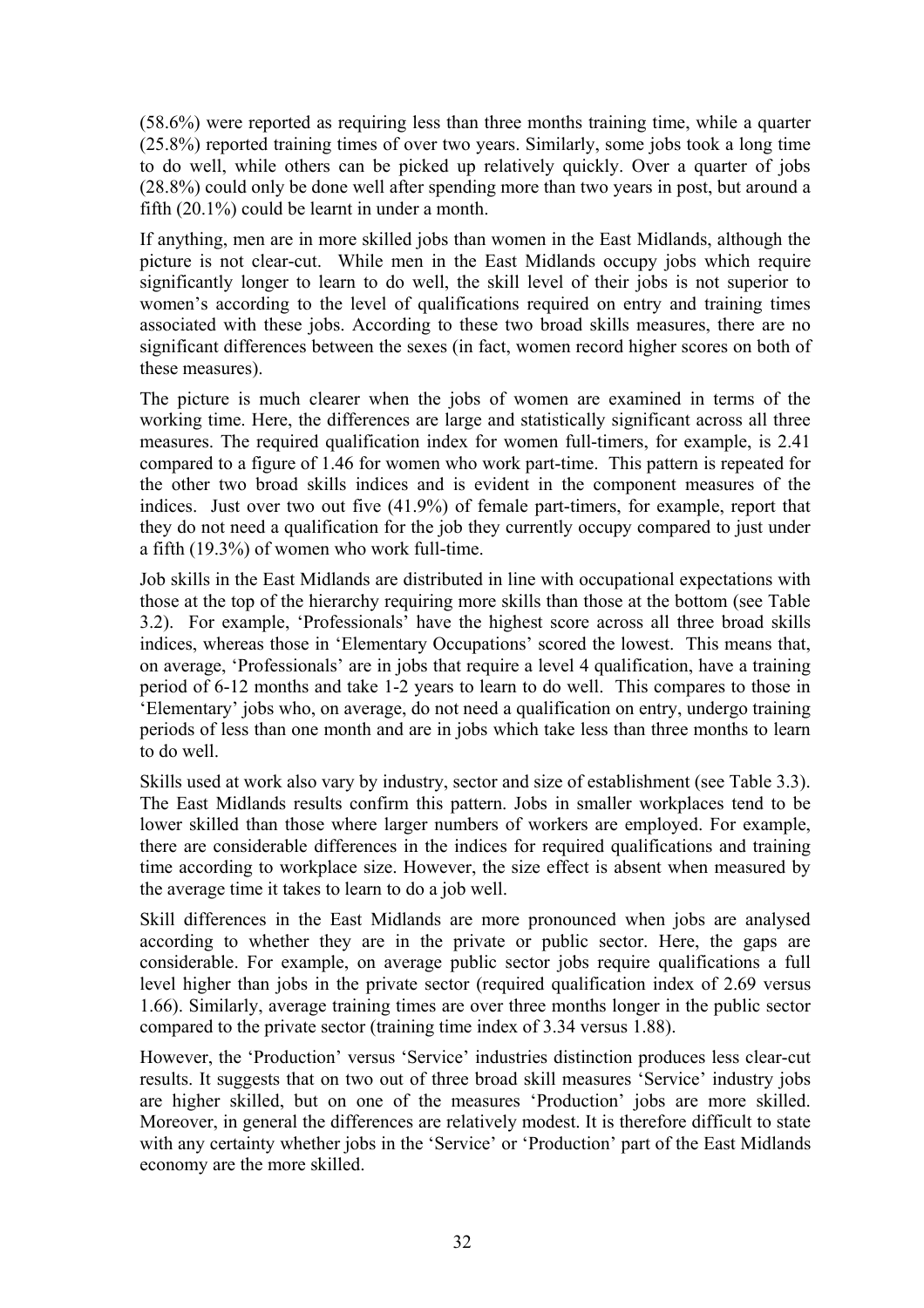(58.6%) were reported as requiring less than three months training time, while a quarter (25.8%) reported training times of over two years. Similarly, some jobs took a long time to do well, while others can be picked up relatively quickly. Over a quarter of jobs (28.8%) could only be done well after spending more than two years in post, but around a fifth (20.1%) could be learnt in under a month.

If anything, men are in more skilled jobs than women in the East Midlands, although the picture is not clear-cut. While men in the East Midlands occupy jobs which require significantly longer to learn to do well, the skill level of their jobs is not superior to women's according to the level of qualifications required on entry and training times associated with these jobs. According to these two broad skills measures, there are no significant differences between the sexes (in fact, women record higher scores on both of these measures).

The picture is much clearer when the jobs of women are examined in terms of the working time. Here, the differences are large and statistically significant across all three measures. The required qualification index for women full-timers, for example, is 2.41 compared to a figure of 1.46 for women who work part-time. This pattern is repeated for the other two broad skills indices and is evident in the component measures of the indices. Just over two out five (41.9%) of female part-timers, for example, report that they do not need a qualification for the job they currently occupy compared to just under a fifth (19.3%) of women who work full-time.

Job skills in the East Midlands are distributed in line with occupational expectations with those at the top of the hierarchy requiring more skills than those at the bottom (see Table 3.2). For example, 'Professionals' have the highest score across all three broad skills indices, whereas those in 'Elementary Occupations' scored the lowest. This means that, on average, 'Professionals' are in jobs that require a level 4 qualification, have a training period of 6-12 months and take 1-2 years to learn to do well. This compares to those in 'Elementary' jobs who, on average, do not need a qualification on entry, undergo training periods of less than one month and are in jobs which take less than three months to learn to do well.

Skills used at work also vary by industry, sector and size of establishment (see Table 3.3). The East Midlands results confirm this pattern. Jobs in smaller workplaces tend to be lower skilled than those where larger numbers of workers are employed. For example, there are considerable differences in the indices for required qualifications and training time according to workplace size. However, the size effect is absent when measured by the average time it takes to learn to do a job well.

Skill differences in the East Midlands are more pronounced when jobs are analysed according to whether they are in the private or public sector. Here, the gaps are considerable. For example, on average public sector jobs require qualifications a full level higher than jobs in the private sector (required qualification index of 2.69 versus 1.66). Similarly, average training times are over three months longer in the public sector compared to the private sector (training time index of 3.34 versus 1.88).

However, the 'Production' versus 'Service' industries distinction produces less clear-cut results. It suggests that on two out of three broad skill measures 'Service' industry jobs are higher skilled, but on one of the measures 'Production' jobs are more skilled. Moreover, in general the differences are relatively modest. It is therefore difficult to state with any certainty whether jobs in the 'Service' or 'Production' part of the East Midlands economy are the more skilled.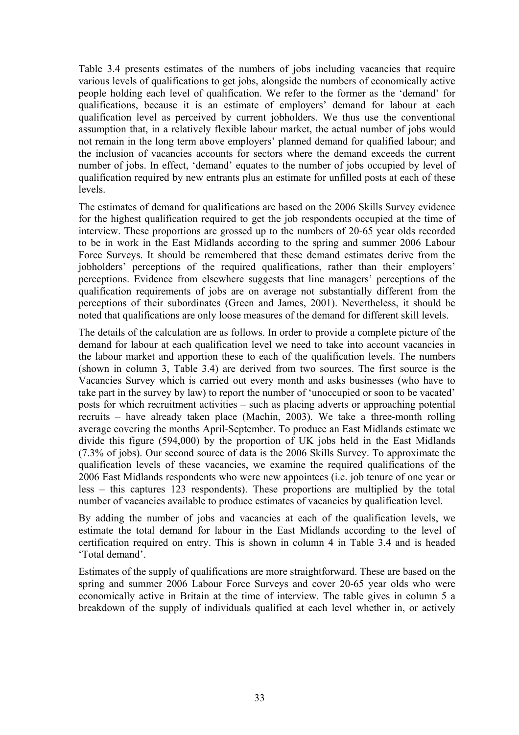Table 3.4 presents estimates of the numbers of jobs including vacancies that require various levels of qualifications to get jobs, alongside the numbers of economically active people holding each level of qualification. We refer to the former as the 'demand' for qualifications, because it is an estimate of employers' demand for labour at each qualification level as perceived by current jobholders. We thus use the conventional assumption that, in a relatively flexible labour market, the actual number of jobs would not remain in the long term above employers' planned demand for qualified labour; and the inclusion of vacancies accounts for sectors where the demand exceeds the current number of jobs. In effect, 'demand' equates to the number of jobs occupied by level of qualification required by new entrants plus an estimate for unfilled posts at each of these levels.

The estimates of demand for qualifications are based on the 2006 Skills Survey evidence for the highest qualification required to get the job respondents occupied at the time of interview. These proportions are grossed up to the numbers of 20-65 year olds recorded to be in work in the East Midlands according to the spring and summer 2006 Labour Force Surveys. It should be remembered that these demand estimates derive from the jobholders' perceptions of the required qualifications, rather than their employers' perceptions. Evidence from elsewhere suggests that line managers' perceptions of the qualification requirements of jobs are on average not substantially different from the perceptions of their subordinates (Green and James, 2001). Nevertheless, it should be noted that qualifications are only loose measures of the demand for different skill levels.

The details of the calculation are as follows. In order to provide a complete picture of the demand for labour at each qualification level we need to take into account vacancies in the labour market and apportion these to each of the qualification levels. The numbers (shown in column 3, Table 3.4) are derived from two sources. The first source is the Vacancies Survey which is carried out every month and asks businesses (who have to take part in the survey by law) to report the number of 'unoccupied or soon to be vacated' posts for which recruitment activities – such as placing adverts or approaching potential recruits – have already taken place (Machin, 2003). We take a three-month rolling average covering the months April-September. To produce an East Midlands estimate we divide this figure (594,000) by the proportion of UK jobs held in the East Midlands (7.3% of jobs). Our second source of data is the 2006 Skills Survey. To approximate the qualification levels of these vacancies, we examine the required qualifications of the 2006 East Midlands respondents who were new appointees (i.e. job tenure of one year or less – this captures 123 respondents). These proportions are multiplied by the total number of vacancies available to produce estimates of vacancies by qualification level.

By adding the number of jobs and vacancies at each of the qualification levels, we estimate the total demand for labour in the East Midlands according to the level of certification required on entry. This is shown in column 4 in Table 3.4 and is headed 'Total demand'.

Estimates of the supply of qualifications are more straightforward. These are based on the spring and summer 2006 Labour Force Surveys and cover 20-65 year olds who were economically active in Britain at the time of interview. The table gives in column 5 a breakdown of the supply of individuals qualified at each level whether in, or actively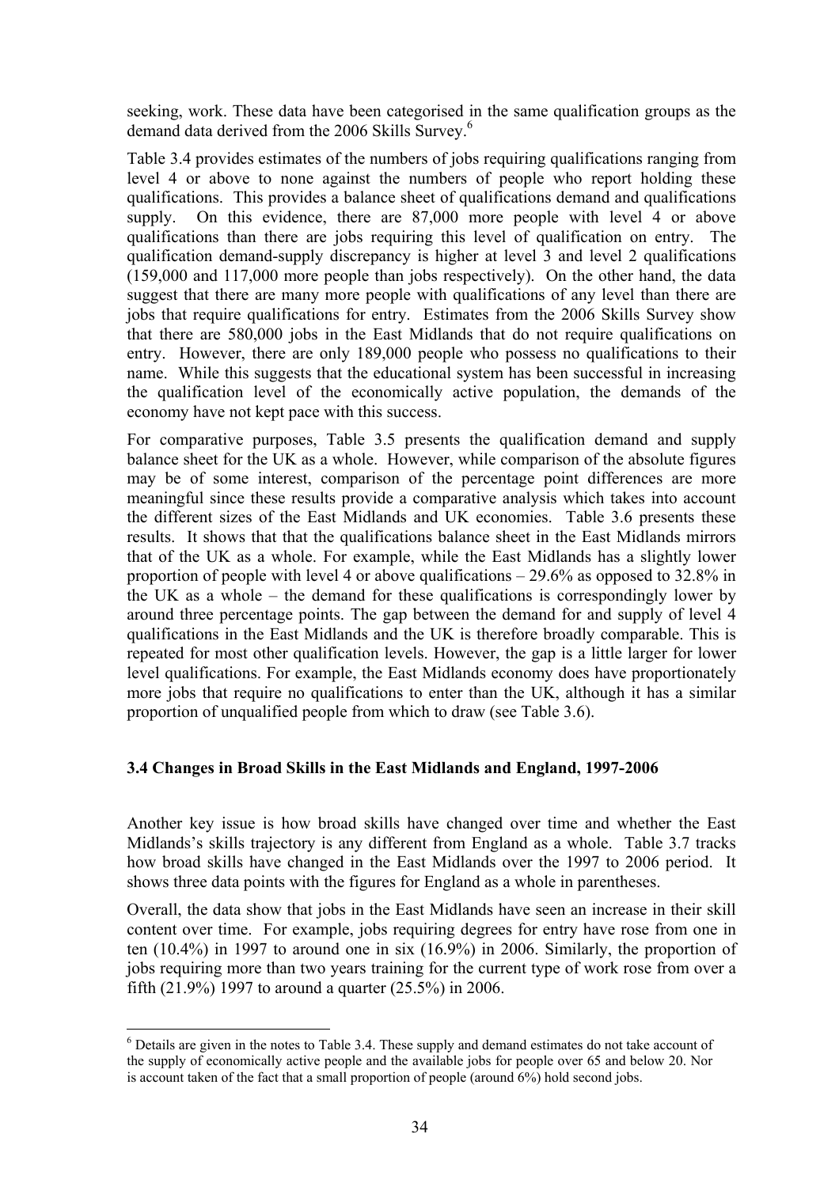seeking, work. These data have been categorised in the same qualification groups as the demand data derived from the 2006 Skills Survey.[6]

Table 3.4 provides estimates of the numbers of jobs requiring qualifications ranging from level 4 or above to none against the numbers of people who report holding these qualifications. This provides a balance sheet of qualifications demand and qualifications supply. On this evidence, there are 87,000 more people with level 4 or above qualifications than there are jobs requiring this level of qualification on entry. The qualification demand-supply discrepancy is higher at level 3 and level 2 qualifications (159,000 and 117,000 more people than jobs respectively). On the other hand, the data suggest that there are many more people with qualifications of any level than there are jobs that require qualifications for entry. Estimates from the 2006 Skills Survey show that there are 580,000 jobs in the East Midlands that do not require qualifications on entry. However, there are only 189,000 people who possess no qualifications to their name. While this suggests that the educational system has been successful in increasing the qualification level of the economically active population, the demands of the economy have not kept pace with this success.

For comparative purposes, Table 3.5 presents the qualification demand and supply balance sheet for the UK as a whole. However, while comparison of the absolute figures may be of some interest, comparison of the percentage point differences are more meaningful since these results provide a comparative analysis which takes into account the different sizes of the East Midlands and UK economies. Table 3.6 presents these results. It shows that that the qualifications balance sheet in the East Midlands mirrors that of the UK as a whole. For example, while the East Midlands has a slightly lower proportion of people with level 4 or above qualifications – 29.6% as opposed to 32.8% in the UK as a whole – the demand for these qualifications is correspondingly lower by around three percentage points. The gap between the demand for and supply of level 4 qualifications in the East Midlands and the UK is therefore broadly comparable. This is repeated for most other qualification levels. However, the gap is a little larger for lower level qualifications. For example, the East Midlands economy does have proportionately more jobs that require no qualifications to enter than the UK, although it has a similar proportion of unqualified people from which to draw (see Table 3.6).

### 3.4 Changes in Broad Skills in the East Midlands and England, 1997-2006

Another key issue is how broad skills have changed over time and whether the East Midlands's skills trajectory is any different from England as a whole. Table 3.7 tracks how broad skills have changed in the East Midlands over the 1997 to 2006 period. It shows three data points with the figures for England as a whole in parentheses.

Overall, the data show that jobs in the East Midlands have seen an increase in their skill content over time. For example, jobs requiring degrees for entry have rose from one in ten (10.4%) in 1997 to around one in six (16.9%) in 2006. Similarly, the proportion of jobs requiring more than two years training for the current type of work rose from over a fifth (21.9%) 1997 to around a quarter (25.5%) in 2006.

[6] Details are given in the notes to Table 3.4. These supply and demand estimates do not take account of the supply of economically active people and the available jobs for people over 65 and below 20. Nor is account taken of the fact that a small proportion of people (around 6%) hold second jobs.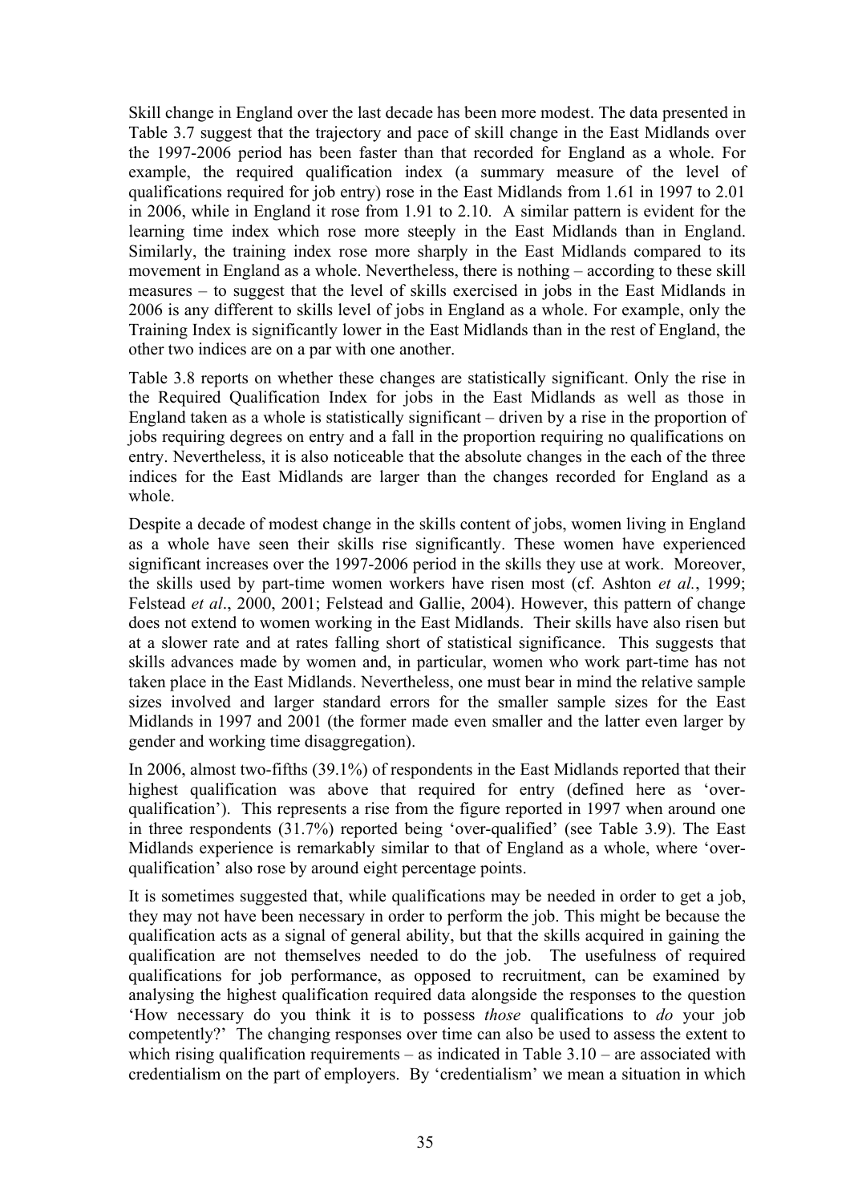Skill change in England over the last decade has been more modest. The data presented in Table 3.7 suggest that the trajectory and pace of skill change in the East Midlands over the 1997-2006 period has been faster than that recorded for England as a whole. For example, the required qualification index (a summary measure of the level of qualifications required for job entry) rose in the East Midlands from 1.61 in 1997 to 2.01 in 2006, while in England it rose from 1.91 to 2.10. A similar pattern is evident for the learning time index which rose more steeply in the East Midlands than in England. Similarly, the training index rose more sharply in the East Midlands compared to its movement in England as a whole. Nevertheless, there is nothing – according to these skill measures – to suggest that the level of skills exercised in jobs in the East Midlands in 2006 is any different to skills level of jobs in England as a whole. For example, only the Training Index is significantly lower in the East Midlands than in the rest of England, the other two indices are on a par with one another.

Table 3.8 reports on whether these changes are statistically significant. Only the rise in the Required Qualification Index for jobs in the East Midlands as well as those in England taken as a whole is statistically significant – driven by a rise in the proportion of jobs requiring degrees on entry and a fall in the proportion requiring no qualifications on entry. Nevertheless, it is also noticeable that the absolute changes in the each of the three indices for the East Midlands are larger than the changes recorded for England as a whole.

Despite a decade of modest change in the skills content of jobs, women living in England as a whole have seen their skills rise significantly. These women have experienced significant increases over the 1997-2006 period in the skills they use at work. Moreover, the skills used by part-time women workers have risen most (cf. Ashton *et al.*, 1999; Felstead *et al*., 2000, 2001; Felstead and Gallie, 2004). However, this pattern of change does not extend to women working in the East Midlands. Their skills have also risen but at a slower rate and at rates falling short of statistical significance. This suggests that skills advances made by women and, in particular, women who work part-time has not taken place in the East Midlands. Nevertheless, one must bear in mind the relative sample sizes involved and larger standard errors for the smaller sample sizes for the East Midlands in 1997 and 2001 (the former made even smaller and the latter even larger by gender and working time disaggregation).

In 2006, almost two-fifths (39.1%) of respondents in the East Midlands reported that their highest qualification was above that required for entry (defined here as 'over-qualification'). This represents a rise from the figure reported in 1997 when around one in three respondents (31.7%) reported being 'over-qualified' (see Table 3.9). The East Midlands experience is remarkably similar to that of England as a whole, where 'over-qualification' also rose by around eight percentage points.

It is sometimes suggested that, while qualifications may be needed in order to get a job, they may not have been necessary in order to perform the job. This might be because the qualification acts as a signal of general ability, but that the skills acquired in gaining the qualification are not themselves needed to do the job. The usefulness of required qualifications for job performance, as opposed to recruitment, can be examined by analysing the highest qualification required data alongside the responses to the question 'How necessary do you think it is to possess *those* qualifications to *do* your job competently?' The changing responses over time can also be used to assess the extent to which rising qualification requirements – as indicated in Table 3.10 – are associated with credentialism on the part of employers. By 'credentialism' we mean a situation in which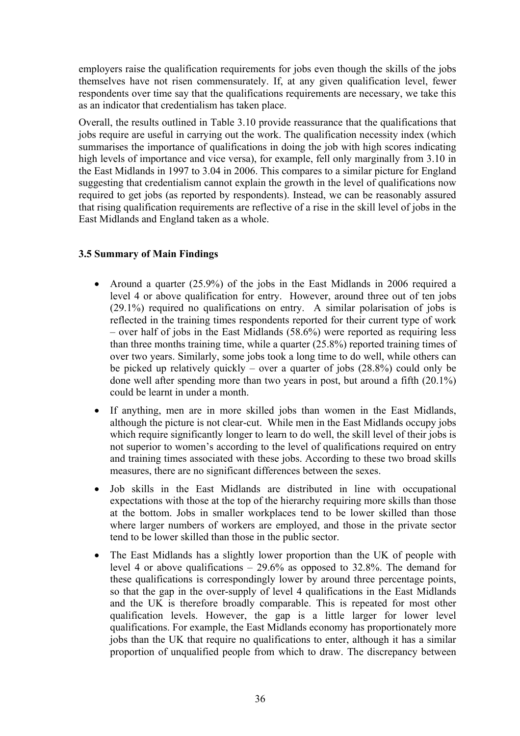employers raise the qualification requirements for jobs even though the skills of the jobs themselves have not risen commensurately. If, at any given qualification level, fewer respondents over time say that the qualifications requirements are necessary, we take this as an indicator that credentialism has taken place.

Overall, the results outlined in Table 3.10 provide reassurance that the qualifications that jobs require are useful in carrying out the work. The qualification necessity index (which summarises the importance of qualifications in doing the job with high scores indicating high levels of importance and vice versa), for example, fell only marginally from 3.10 in the East Midlands in 1997 to 3.04 in 2006. This compares to a similar picture for England suggesting that credentialism cannot explain the growth in the level of qualifications now required to get jobs (as reported by respondents). Instead, we can be reasonably assured that rising qualification requirements are reflective of a rise in the skill level of jobs in the East Midlands and England taken as a whole.

### 3.5 Summary of Main Findings

- Around a quarter (25.9%) of the jobs in the East Midlands in 2006 required a level 4 or above qualification for entry. However, around three out of ten jobs (29.1%) required no qualifications on entry. A similar polarisation of jobs is reflected in the training times respondents reported for their current type of work – over half of jobs in the East Midlands (58.6%) were reported as requiring less than three months training time, while a quarter (25.8%) reported training times of over two years. Similarly, some jobs took a long time to do well, while others can be picked up relatively quickly – over a quarter of jobs (28.8%) could only be done well after spending more than two years in post, but around a fifth (20.1%) could be learnt in under a month.
- If anything, men are in more skilled jobs than women in the East Midlands, although the picture is not clear-cut. While men in the East Midlands occupy jobs which require significantly longer to learn to do well, the skill level of their jobs is not superior to women's according to the level of qualifications required on entry and training times associated with these jobs. According to these two broad skills measures, there are no significant differences between the sexes.
- Job skills in the East Midlands are distributed in line with occupational expectations with those at the top of the hierarchy requiring more skills than those at the bottom. Jobs in smaller workplaces tend to be lower skilled than those where larger numbers of workers are employed, and those in the private sector tend to be lower skilled than those in the public sector.
- The East Midlands has a slightly lower proportion than the UK of people with level 4 or above qualifications – 29.6% as opposed to 32.8%. The demand for these qualifications is correspondingly lower by around three percentage points, so that the gap in the over-supply of level 4 qualifications in the East Midlands and the UK is therefore broadly comparable. This is repeated for most other qualification levels. However, the gap is a little larger for lower level qualifications. For example, the East Midlands economy has proportionately more jobs than the UK that require no qualifications to enter, although it has a similar proportion of unqualified people from which to draw. The discrepancy between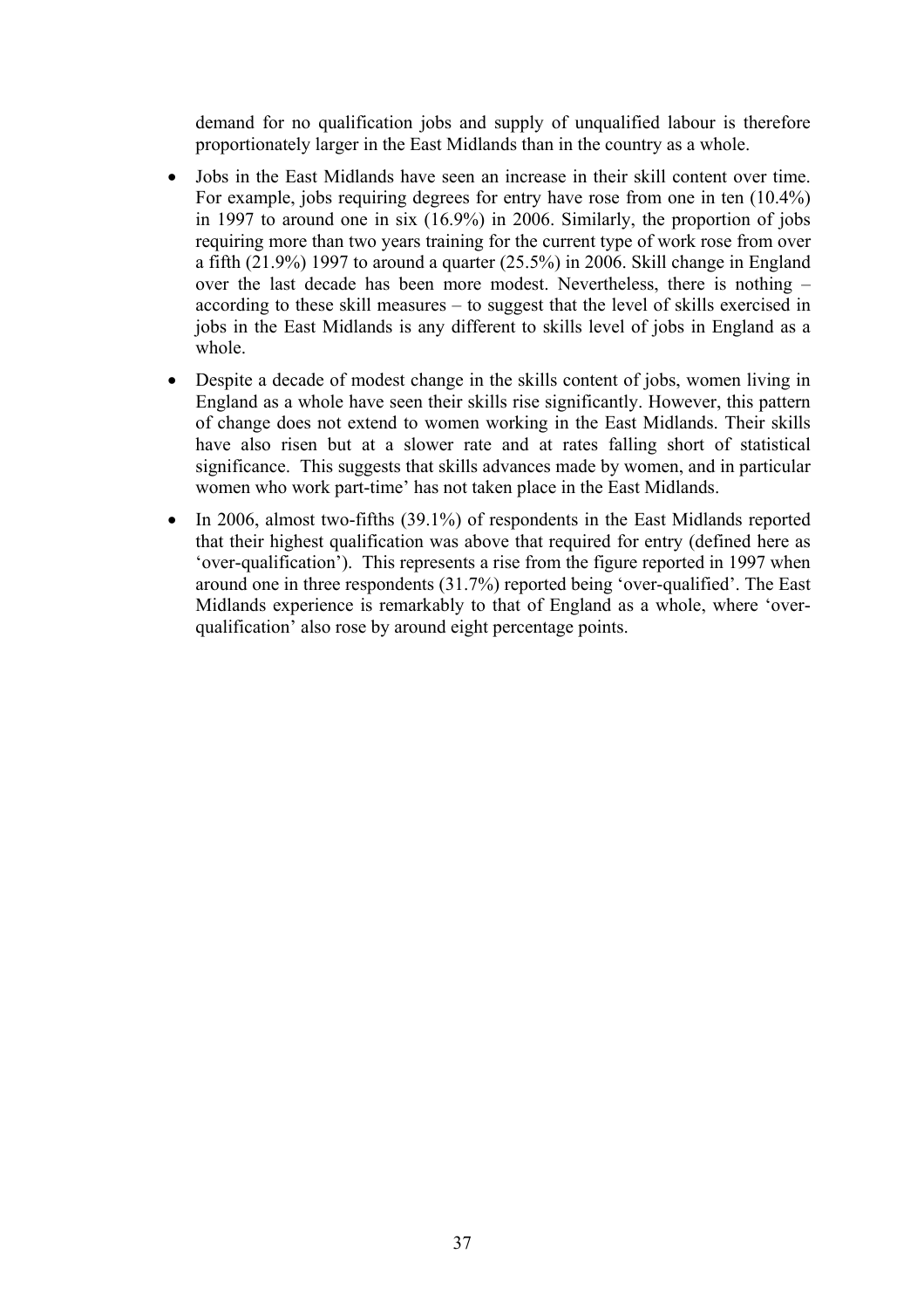demand for no qualification jobs and supply of unqualified labour is therefore proportionately larger in the East Midlands than in the country as a whole.

- Jobs in the East Midlands have seen an increase in their skill content over time. For example, jobs requiring degrees for entry have rose from one in ten (10.4%) in 1997 to around one in six (16.9%) in 2006. Similarly, the proportion of jobs requiring more than two years training for the current type of work rose from over a fifth (21.9%) 1997 to around a quarter (25.5%) in 2006. Skill change in England over the last decade has been more modest. Nevertheless, there is nothing – according to these skill measures – to suggest that the level of skills exercised in jobs in the East Midlands is any different to skills level of jobs in England as a whole.

- Despite a decade of modest change in the skills content of jobs, women living in England as a whole have seen their skills rise significantly. However, this pattern of change does not extend to women working in the East Midlands. Their skills have also risen but at a slower rate and at rates falling short of statistical significance. This suggests that skills advances made by women, and in particular women who work part-time' has not taken place in the East Midlands.

- In 2006, almost two-fifths (39.1%) of respondents in the East Midlands reported that their highest qualification was above that required for entry (defined here as 'over-qualification'). This represents a rise from the figure reported in 1997 when around one in three respondents (31.7%) reported being 'over-qualified'. The East Midlands experience is remarkably to that of England as a whole, where 'over-qualification' also rose by around eight percentage points.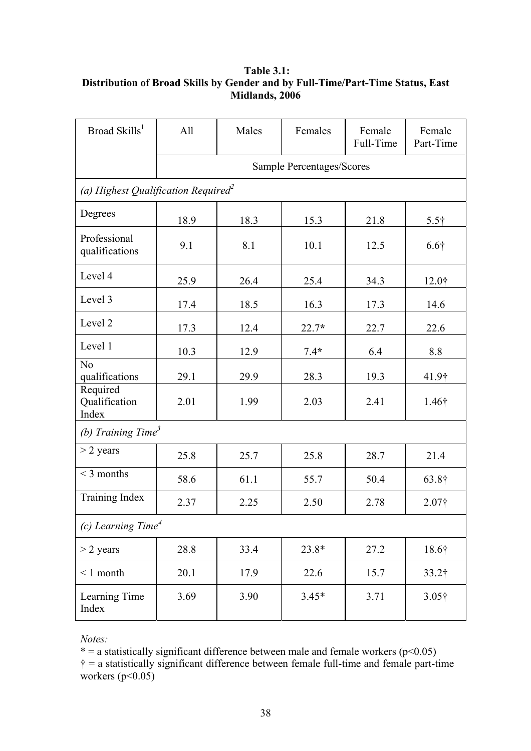**Table 3.1:**
**Distribution of Broad Skills by Gender and by Full-Time/Part-Time Status, East Midlands, 2006**

| Broad Skills[1] | All | Males | Females | Female Full-Time | Female Part-Time |
|---|---|---|---|---|---|
| | Sample Percentages/Scores | | | | |
| *(a) Highest Qualification Required[2]* | | | | | |
| Degrees | 18.9 | 18.3 | 15.3 | 21.8 | 5.5† |
| Professional qualifications | 9.1 | 8.1 | 10.1 | 12.5 | 6.6† |
| Level 4 | 25.9 | 26.4 | 25.4 | 34.3 | 12.0† |
| Level 3 | 17.4 | 18.5 | 16.3 | 17.3 | 14.6 |
| Level 2 | 17.3 | 12.4 | 22.7* | 22.7 | 22.6 |
| Level 1 | 10.3 | 12.9 | 7.4* | 6.4 | 8.8 |
| No qualifications | 29.1 | 29.9 | 28.3 | 19.3 | 41.9† |
| Required Qualification Index | 2.01 | 1.99 | 2.03 | 2.41 | 1.46† |
| *(b) Training Time[3]* | | | | | |
| > 2 years | 25.8 | 25.7 | 25.8 | 28.7 | 21.4 |
| < 3 months | 58.6 | 61.1 | 55.7 | 50.4 | 63.8† |
| Training Index | 2.37 | 2.25 | 2.50 | 2.78 | 2.07† |
| *(c) Learning Time[4]* | | | | | |
| > 2 years | 28.8 | 33.4 | 23.8* | 27.2 | 18.6† |
| < 1 month | 20.1 | 17.9 | 22.6 | 15.7 | 33.2† |
| Learning Time Index | 3.69 | 3.90 | 3.45* | 3.71 | 3.05† |

*Notes:*

* = a statistically significant difference between male and female workers ($p<0.05$)

† = a statistically significant difference between female full-time and female part-time workers ($p<0.05$)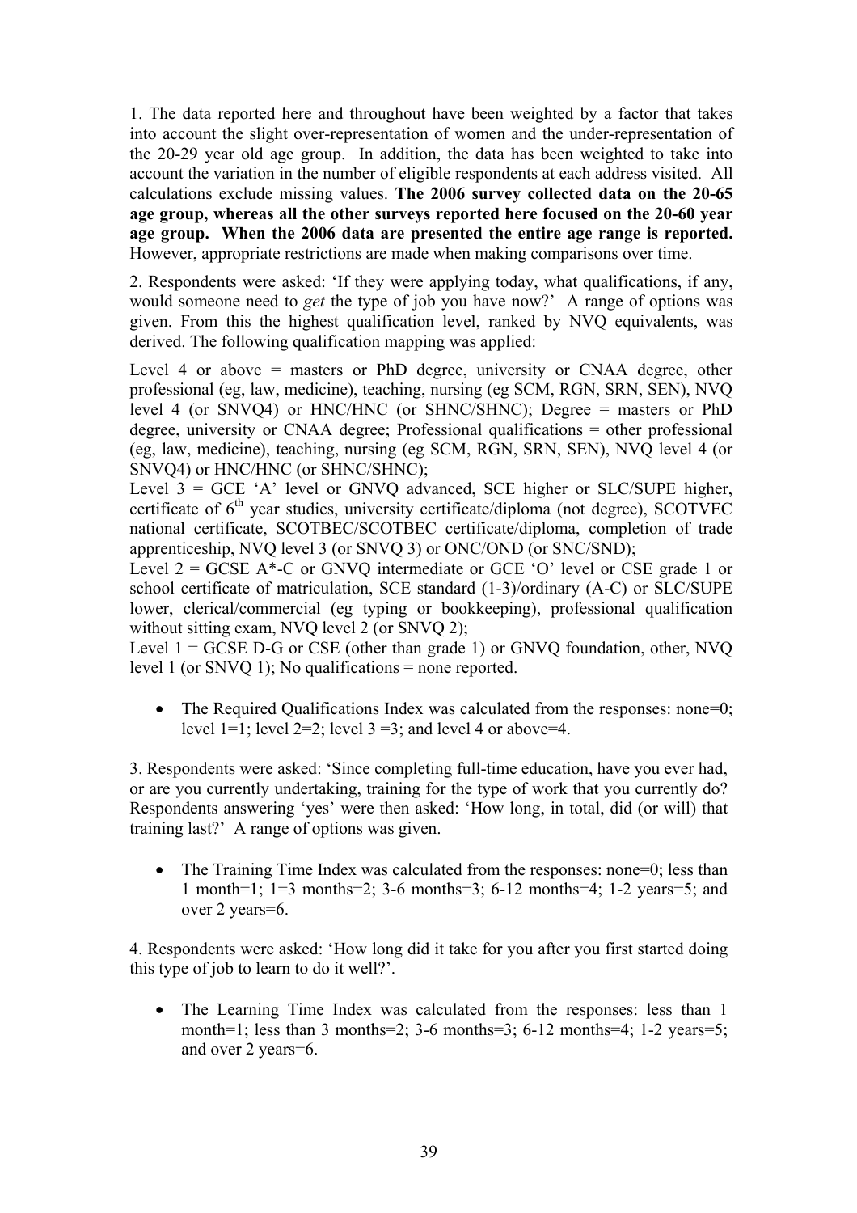1. The data reported here and throughout have been weighted by a factor that takes into account the slight over-representation of women and the under-representation of the 20-29 year old age group. In addition, the data has been weighted to take into account the variation in the number of eligible respondents at each address visited. All calculations exclude missing values. **The 2006 survey collected data on the 20-65 age group, whereas all the other surveys reported here focused on the 20-60 year age group. When the 2006 data are presented the entire age range is reported.** However, appropriate restrictions are made when making comparisons over time.

2. Respondents were asked: 'If they were applying today, what qualifications, if any, would someone need to *get* the type of job you have now?' A range of options was given. From this the highest qualification level, ranked by NVQ equivalents, was derived. The following qualification mapping was applied:

Level 4 or above = masters or PhD degree, university or CNAA degree, other professional (eg, law, medicine), teaching, nursing (eg SCM, RGN, SRN, SEN), NVQ level 4 (or SNVQ4) or HNC/HNC (or SHNC/SHNC); Degree = masters or PhD degree, university or CNAA degree; Professional qualifications = other professional (eg, law, medicine), teaching, nursing (eg SCM, RGN, SRN, SEN), NVQ level 4 (or SNVQ4) or HNC/HNC (or SHNC/SHNC);

Level 3 = GCE 'A' level or GNVQ advanced, SCE higher or SLC/SUPE higher, certificate of 6th year studies, university certificate/diploma (not degree), SCOTVEC national certificate, SCOTBEC/SCOTBEC certificate/diploma, completion of trade apprenticeship, NVQ level 3 (or SNVQ 3) or ONC/OND (or SNC/SND);

Level 2 = GCSE A*-C or GNVQ intermediate or GCE 'O' level or CSE grade 1 or school certificate of matriculation, SCE standard (1-3)/ordinary (A-C) or SLC/SUPE lower, clerical/commercial (eg typing or bookkeeping), professional qualification without sitting exam, NVQ level 2 (or SNVQ 2);

Level 1 = GCSE D-G or CSE (other than grade 1) or GNVQ foundation, other, NVQ level 1 (or SNVQ 1); No qualifications = none reported.

- The Required Qualifications Index was calculated from the responses: none=0; level 1=1; level 2=2; level 3 =3; and level 4 or above=4.

3. Respondents were asked: 'Since completing full-time education, have you ever had, or are you currently undertaking, training for the type of work that you currently do? Respondents answering 'yes' were then asked: 'How long, in total, did (or will) that training last?' A range of options was given.

- The Training Time Index was calculated from the responses: none=0; less than 1 month=1; 1=3 months=2; 3-6 months=3; 6-12 months=4; 1-2 years=5; and over 2 years=6.

4. Respondents were asked: 'How long did it take for you after you first started doing this type of job to learn to do it well?'.

- The Learning Time Index was calculated from the responses: less than 1 month=1; less than 3 months=2; 3-6 months=3; 6-12 months=4; 1-2 years=5; and over 2 years=6.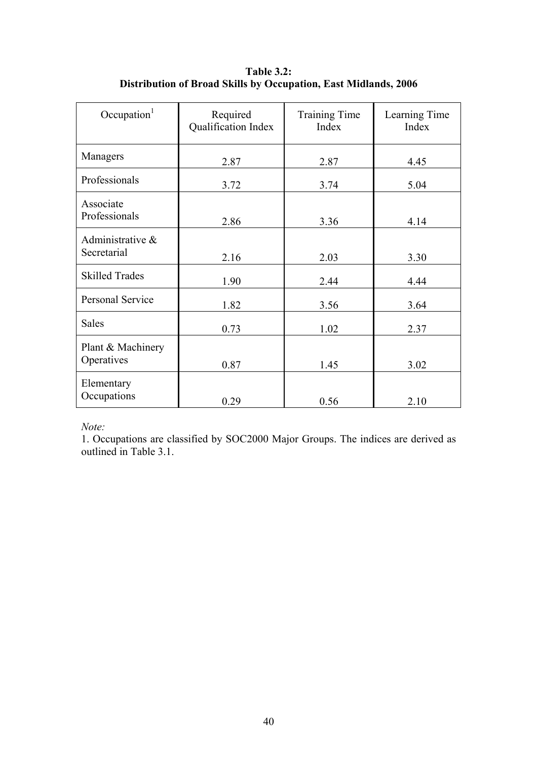**Table 3.2:**
**Distribution of Broad Skills by Occupation, East Midlands, 2006**

| Occupation[1] | Required Qualification Index | Training Time Index | Learning Time Index |
|---|---|---|---|
| Managers | 2.87 | 2.87 | 4.45 |
| Professionals | 3.72 | 3.74 | 5.04 |
| Associate Professionals | 2.86 | 3.36 | 4.14 |
| Administrative & Secretarial | 2.16 | 2.03 | 3.30 |
| Skilled Trades | 1.90 | 2.44 | 4.44 |
| Personal Service | 1.82 | 3.56 | 3.64 |
| Sales | 0.73 | 1.02 | 2.37 |
| Plant & Machinery Operatives | 0.87 | 1.45 | 3.02 |
| Elementary Occupations | 0.29 | 0.56 | 2.10 |

*Note:*

1. Occupations are classified by SOC2000 Major Groups. The indices are derived as outlined in Table 3.1.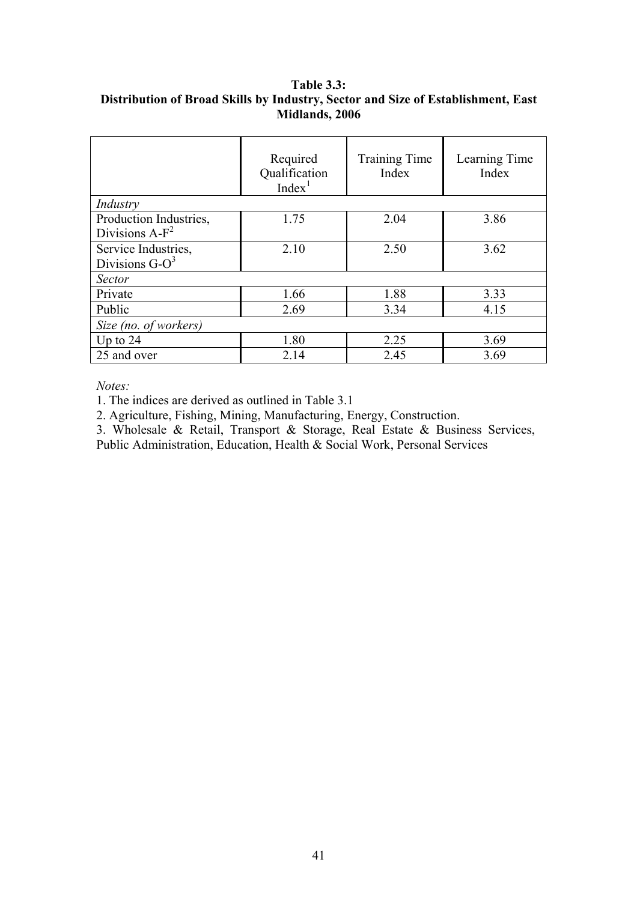**Table 3.3:**
**Distribution of Broad Skills by Industry, Sector and Size of Establishment, East Midlands, 2006**

| | Required Qualification Index[1] | Training Time Index | Learning Time Index |
|---|---|---|---|
| *Industry* | | | |
| Production Industries, Divisions A-F[2] | 1.75 | 2.04 | 3.86 |
| Service Industries, Divisions G-O[3] | 2.10 | 2.50 | 3.62 |
| *Sector* | | | |
| Private | 1.66 | 1.88 | 3.33 |
| Public | 2.69 | 3.34 | 4.15 |
| *Size (no. of workers)* | | | |
| Up to 24 | 1.80 | 2.25 | 3.69 |
| 25 and over | 2.14 | 2.45 | 3.69 |

*Notes:*

1. The indices are derived as outlined in Table 3.1
2. Agriculture, Fishing, Mining, Manufacturing, Energy, Construction.
3. Wholesale & Retail, Transport & Storage, Real Estate & Business Services, Public Administration, Education, Health & Social Work, Personal Services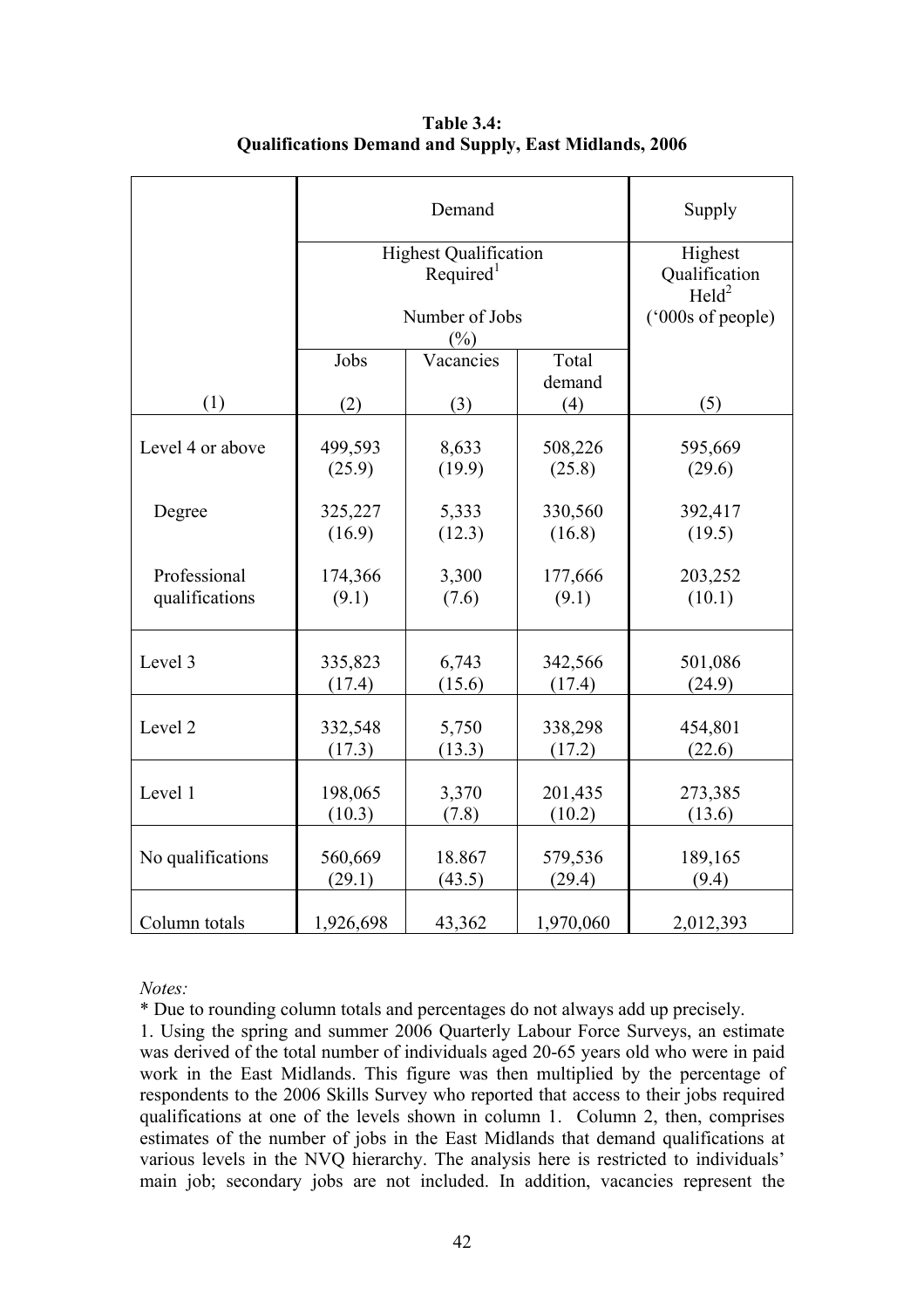**Table 3.4:**
**Qualifications Demand and Supply, East Midlands, 2006**

| | Demand | | | Supply |
|---|---|---|---|---|
| | Highest Qualification Required[1] Number of Jobs (%) | | | Highest Qualification Held[2] ('000s of people) |
| | Jobs | Vacancies | Total demand | |
| (1) | (2) | (3) | (4) | (5) |
| Level 4 or above | 499,593 (25.9) | 8,633 (19.9) | 508,226 (25.8) | 595,669 (29.6) |
| Degree | 325,227 (16.9) | 5,333 (12.3) | 330,560 (16.8) | 392,417 (19.5) |
| Professional qualifications | 174,366 (9.1) | 3,300 (7.6) | 177,666 (9.1) | 203,252 (10.1) |
| Level 3 | 335,823 (17.4) | 6,743 (15.6) | 342,566 (17.4) | 501,086 (24.9) |
| Level 2 | 332,548 (17.3) | 5,750 (13.3) | 338,298 (17.2) | 454,801 (22.6) |
| Level 1 | 198,065 (10.3) | 3,370 (7.8) | 201,435 (10.2) | 273,385 (13.6) |
| No qualifications | 560,669 (29.1) | 18.867 (43.5) | 579,536 (29.4) | 189,165 (9.4) |
| Column totals | 1,926,698 | 43,362 | 1,970,060 | 2,012,393 |

*Notes:*

\* Due to rounding column totals and percentages do not always add up precisely.

1. Using the spring and summer 2006 Quarterly Labour Force Surveys, an estimate was derived of the total number of individuals aged 20-65 years old who were in paid work in the East Midlands. This figure was then multiplied by the percentage of respondents to the 2006 Skills Survey who reported that access to their jobs required qualifications at one of the levels shown in column 1. Column 2, then, comprises estimates of the number of jobs in the East Midlands that demand qualifications at various levels in the NVQ hierarchy. The analysis here is restricted to individuals' main job; secondary jobs are not included. In addition, vacancies represent the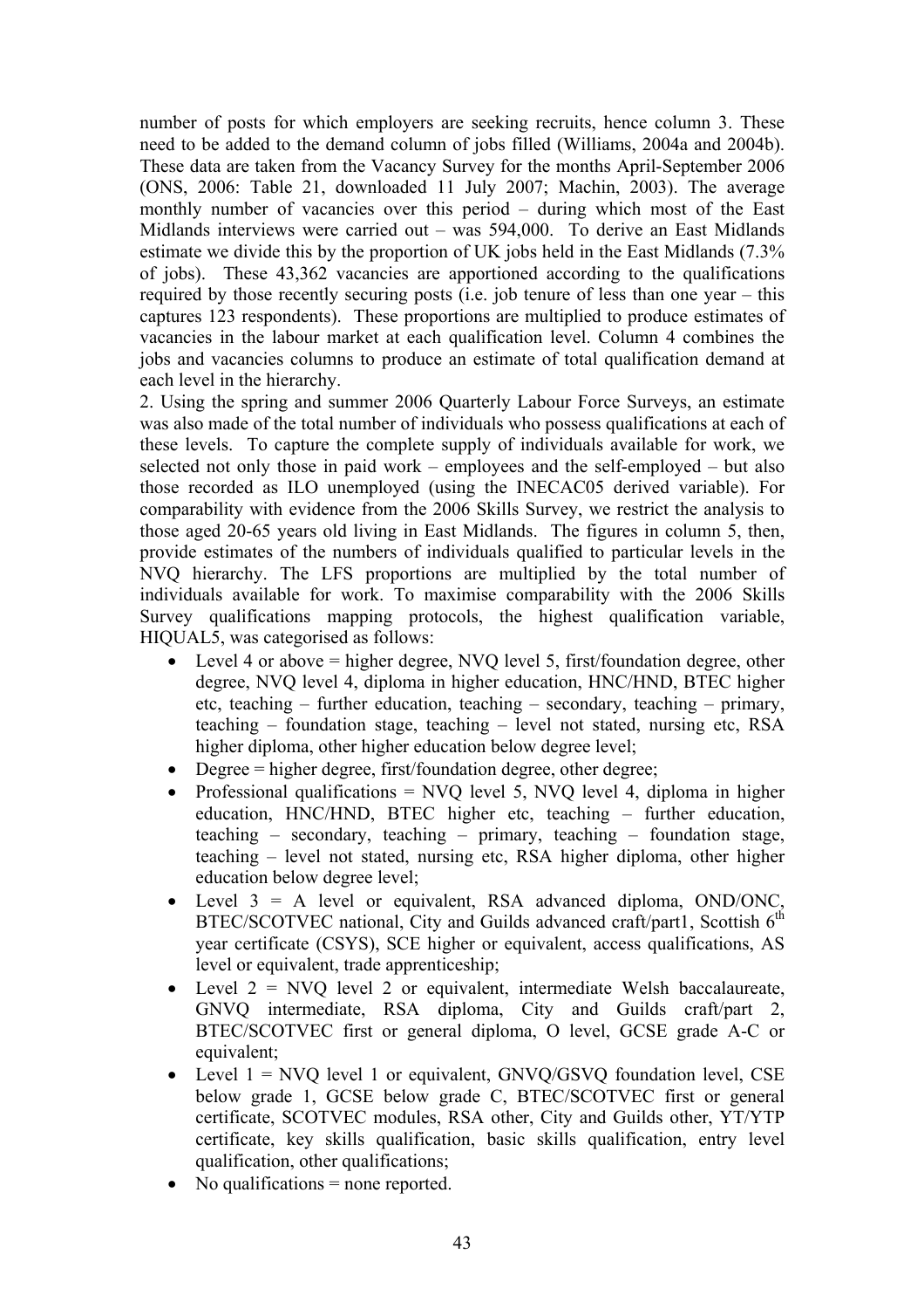number of posts for which employers are seeking recruits, hence column 3. These need to be added to the demand column of jobs filled (Williams, 2004a and 2004b). These data are taken from the Vacancy Survey for the months April-September 2006 (ONS, 2006: Table 21, downloaded 11 July 2007; Machin, 2003). The average monthly number of vacancies over this period – during which most of the East Midlands interviews were carried out – was 594,000. To derive an East Midlands estimate we divide this by the proportion of UK jobs held in the East Midlands (7.3% of jobs). These 43,362 vacancies are apportioned according to the qualifications required by those recently securing posts (i.e. job tenure of less than one year – this captures 123 respondents). These proportions are multiplied to produce estimates of vacancies in the labour market at each qualification level. Column 4 combines the jobs and vacancies columns to produce an estimate of total qualification demand at each level in the hierarchy.

2. Using the spring and summer 2006 Quarterly Labour Force Surveys, an estimate was also made of the total number of individuals who possess qualifications at each of these levels. To capture the complete supply of individuals available for work, we selected not only those in paid work – employees and the self-employed – but also those recorded as ILO unemployed (using the INECAC05 derived variable). For comparability with evidence from the 2006 Skills Survey, we restrict the analysis to those aged 20-65 years old living in East Midlands. The figures in column 5, then, provide estimates of the numbers of individuals qualified to particular levels in the NVQ hierarchy. The LFS proportions are multiplied by the total number of individuals available for work. To maximise comparability with the 2006 Skills Survey qualifications mapping protocols, the highest qualification variable, HIQUAL5, was categorised as follows:

- Level 4 or above = higher degree, NVQ level 5, first/foundation degree, other degree, NVQ level 4, diploma in higher education, HNC/HND, BTEC higher etc, teaching – further education, teaching – secondary, teaching – primary, teaching – foundation stage, teaching – level not stated, nursing etc, RSA higher diploma, other higher education below degree level;
- Degree = higher degree, first/foundation degree, other degree;
- Professional qualifications = NVQ level 5, NVQ level 4, diploma in higher education, HNC/HND, BTEC higher etc, teaching – further education, teaching – secondary, teaching – primary, teaching – foundation stage, teaching – level not stated, nursing etc, RSA higher diploma, other higher education below degree level;
- Level 3 = A level or equivalent, RSA advanced diploma, OND/ONC, BTEC/SCOTVEC national, City and Guilds advanced craft/part1, Scottish 6th year certificate (CSYS), SCE higher or equivalent, access qualifications, AS level or equivalent, trade apprenticeship;
- Level 2 = NVQ level 2 or equivalent, intermediate Welsh baccalaureate, GNVQ intermediate, RSA diploma, City and Guilds craft/part 2, BTEC/SCOTVEC first or general diploma, O level, GCSE grade A-C or equivalent;
- Level 1 = NVQ level 1 or equivalent, GNVQ/GSVQ foundation level, CSE below grade 1, GCSE below grade C, BTEC/SCOTVEC first or general certificate, SCOTVEC modules, RSA other, City and Guilds other, YT/YTP certificate, key skills qualification, basic skills qualification, entry level qualification, other qualifications;
- No qualifications = none reported.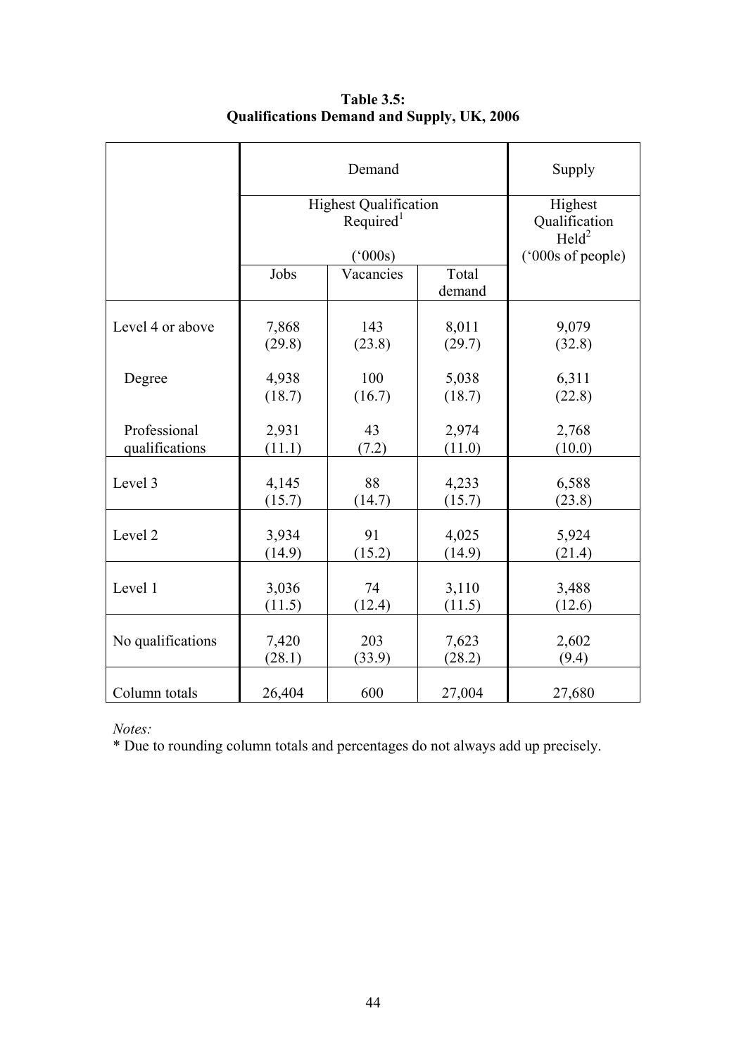**Table 3.5:**
**Qualifications Demand and Supply, UK, 2006**

| | Demand | | | Supply |
|---|---|---|---|---|
| | Highest Qualification Required[1] ('000s) | | | Highest Qualification Held[2] ('000s of people) |
| | Jobs | Vacancies | Total demand | |
| Level 4 or above | 7,868 (29.8) | 143 (23.8) | 8,011 (29.7) | 9,079 (32.8) |
| Degree | 4,938 (18.7) | 100 (16.7) | 5,038 (18.7) | 6,311 (22.8) |
| Professional qualifications | 2,931 (11.1) | 43 (7.2) | 2,974 (11.0) | 2,768 (10.0) |
| Level 3 | 4,145 (15.7) | 88 (14.7) | 4,233 (15.7) | 6,588 (23.8) |
| Level 2 | 3,934 (14.9) | 91 (15.2) | 4,025 (14.9) | 5,924 (21.4) |
| Level 1 | 3,036 (11.5) | 74 (12.4) | 3,110 (11.5) | 3,488 (12.6) |
| No qualifications | 7,420 (28.1) | 203 (33.9) | 7,623 (28.2) | 2,602 (9.4) |
| Column totals | 26,404 | 600 | 27,004 | 27,680 |

*Notes:*
* Due to rounding column totals and percentages do not always add up precisely.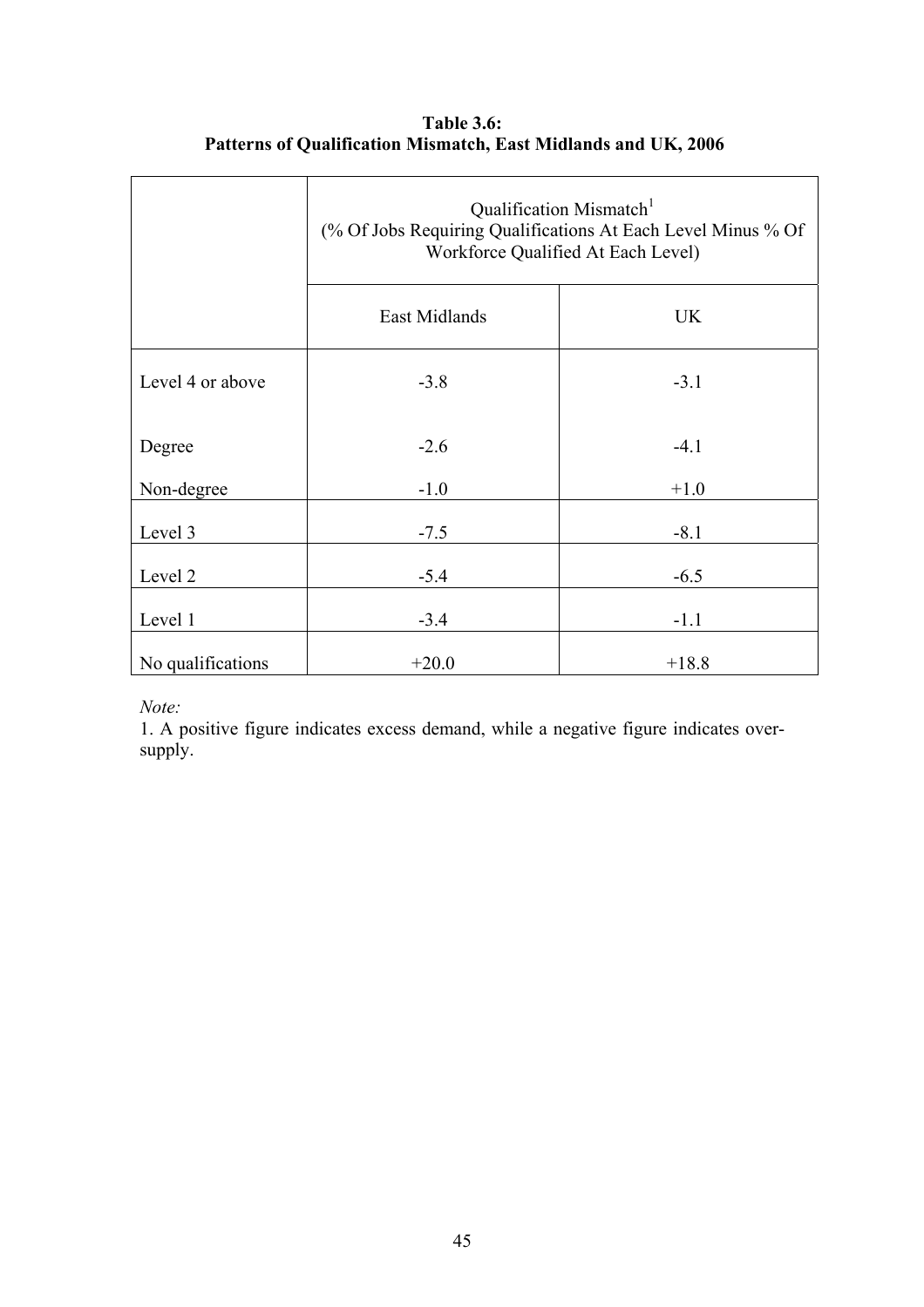**Table 3.6:**
**Patterns of Qualification Mismatch, East Midlands and UK, 2006**

| | Qualification Mismatch[1] (% Of Jobs Requiring Qualifications At Each Level Minus % Of Workforce Qualified At Each Level) | |
|---|---|---|
| | East Midlands | UK |
| Level 4 or above | -3.8 | -3.1 |
| Degree | -2.6 | -4.1 |
| Non-degree | -1.0 | +1.0 |
| Level 3 | -7.5 | -8.1 |
| Level 2 | -5.4 | -6.5 |
| Level 1 | -3.4 | -1.1 |
| No qualifications | +20.0 | +18.8 |

*Note:*

1. A positive figure indicates excess demand, while a negative figure indicates over-supply.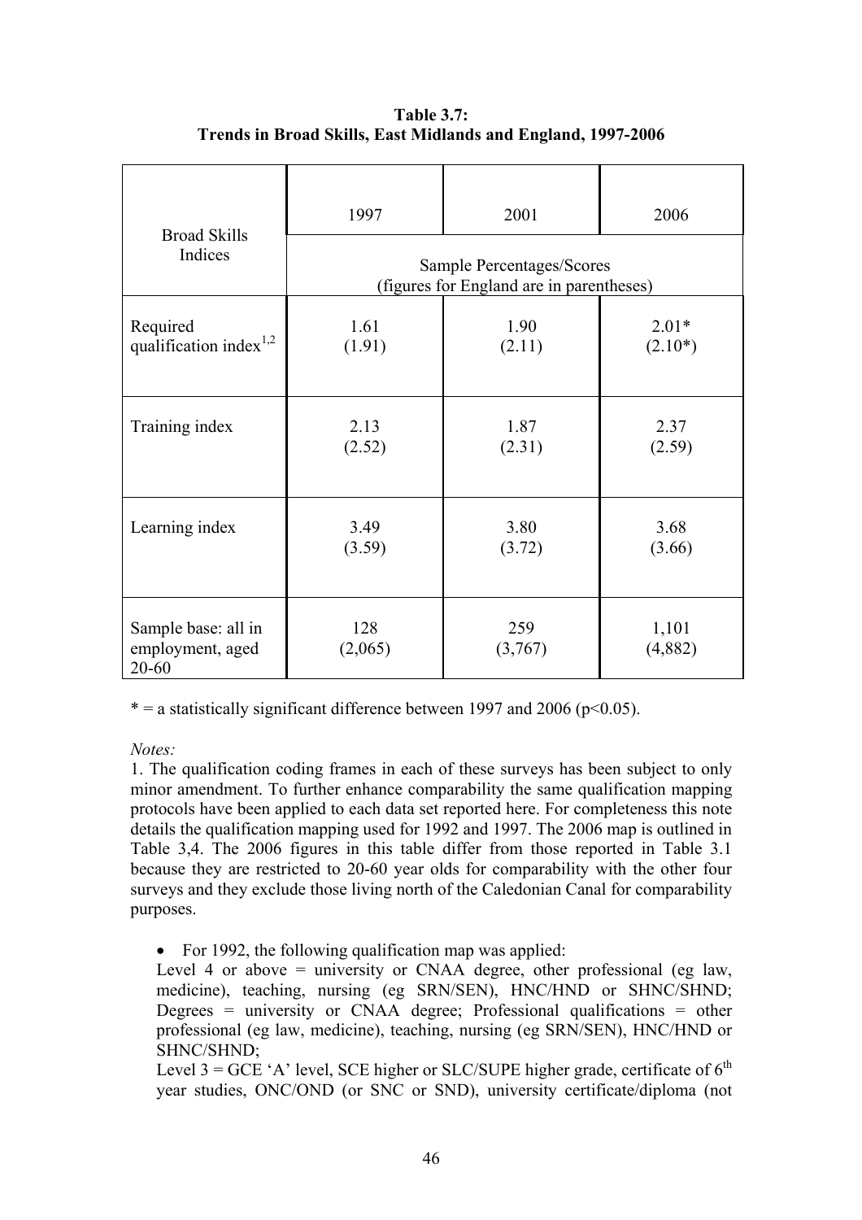**Table 3.7:**
**Trends in Broad Skills, East Midlands and England, 1997-2006**

| Broad Skills Indices | 1997 | 2001 | 2006 |
|---|---|---|---|
| | Sample Percentages/Scores (figures for England are in parentheses) | | |
| Required qualification index[1,2] | 1.61 (1.91) | 1.90 (2.11) | 2.01* (2.10*) |
| Training index | 2.13 (2.52) | 1.87 (2.31) | 2.37 (2.59) |
| Learning index | 3.49 (3.59) | 3.80 (3.72) | 3.68 (3.66) |
| Sample base: all in employment, aged 20-60 | 128 (2,065) | 259 (3,767) | 1,101 (4,882) |

\* = a statistically significant difference between 1997 and 2006 ($p<0.05$).

*Notes:*

1. The qualification coding frames in each of these surveys has been subject to only minor amendment. To further enhance comparability the same qualification mapping protocols have been applied to each data set reported here. For completeness this note details the qualification mapping used for 1992 and 1997. The 2006 map is outlined in Table 3,4. The 2006 figures in this table differ from those reported in Table 3.1 because they are restricted to 20-60 year olds for comparability with the other four surveys and they exclude those living north of the Caledonian Canal for comparability purposes.

- For 1992, the following qualification map was applied:
  Level 4 or above = university or CNAA degree, other professional (eg law, medicine), teaching, nursing (eg SRN/SEN), HNC/HND or SHNC/SHND; Degrees = university or CNAA degree; Professional qualifications = other professional (eg law, medicine), teaching, nursing (eg SRN/SEN), HNC/HND or SHNC/SHND;
  Level 3 = GCE 'A' level, SCE higher or SLC/SUPE higher grade, certificate of 6th year studies, ONC/OND (or SNC or SND), university certificate/diploma (not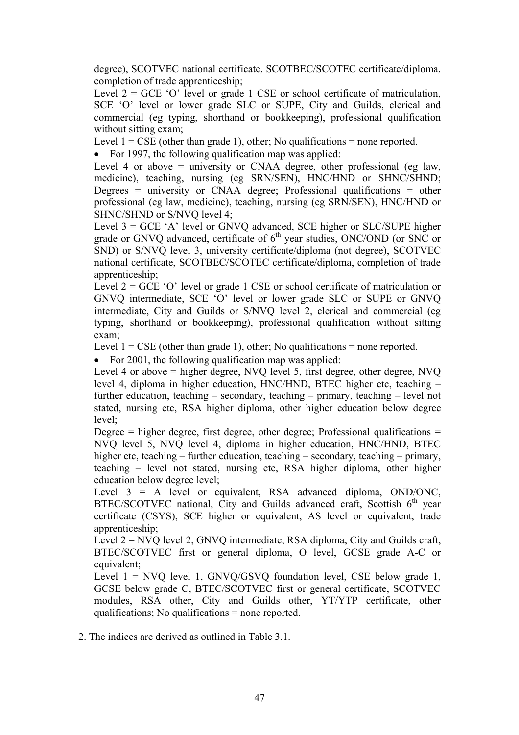degree), SCOTVEC national certificate, SCOTBEC/SCOTEC certificate/diploma, completion of trade apprenticeship;

Level 2 = GCE 'O' level or grade 1 CSE or school certificate of matriculation, SCE 'O' level or lower grade SLC or SUPE, City and Guilds, clerical and commercial (eg typing, shorthand or bookkeeping), professional qualification without sitting exam;

Level 1 = CSE (other than grade 1), other; No qualifications = none reported.

- For 1997, the following qualification map was applied:

Level 4 or above = university or CNAA degree, other professional (eg law, medicine), teaching, nursing (eg SRN/SEN), HNC/HND or SHNC/SHND; Degrees = university or CNAA degree; Professional qualifications = other professional (eg law, medicine), teaching, nursing (eg SRN/SEN), HNC/HND or SHNC/SHND or S/NVQ level 4;

Level 3 = GCE 'A' level or GNVQ advanced, SCE higher or SLC/SUPE higher grade or GNVQ advanced, certificate of 6th year studies, ONC/OND (or SNC or SND) or S/NVQ level 3, university certificate/diploma (not degree), SCOTVEC national certificate, SCOTBEC/SCOTEC certificate/diploma, completion of trade apprenticeship;

Level 2 = GCE 'O' level or grade 1 CSE or school certificate of matriculation or GNVQ intermediate, SCE 'O' level or lower grade SLC or SUPE or GNVQ intermediate, City and Guilds or S/NVQ level 2, clerical and commercial (eg typing, shorthand or bookkeeping), professional qualification without sitting exam;

Level 1 = CSE (other than grade 1), other; No qualifications = none reported.

- For 2001, the following qualification map was applied:

Level 4 or above = higher degree, NVQ level 5, first degree, other degree, NVQ level 4, diploma in higher education, HNC/HND, BTEC higher etc, teaching – further education, teaching – secondary, teaching – primary, teaching – level not stated, nursing etc, RSA higher diploma, other higher education below degree level;

Degree = higher degree, first degree, other degree; Professional qualifications = NVQ level 5, NVQ level 4, diploma in higher education, HNC/HND, BTEC higher etc, teaching – further education, teaching – secondary, teaching – primary, teaching – level not stated, nursing etc, RSA higher diploma, other higher education below degree level;

Level 3 = A level or equivalent, RSA advanced diploma, OND/ONC, BTEC/SCOTVEC national, City and Guilds advanced craft, Scottish 6th year certificate (CSYS), SCE higher or equivalent, AS level or equivalent, trade apprenticeship;

Level 2 = NVQ level 2, GNVQ intermediate, RSA diploma, City and Guilds craft, BTEC/SCOTVEC first or general diploma, O level, GCSE grade A-C or equivalent;

Level 1 = NVQ level 1, GNVQ/GSVQ foundation level, CSE below grade 1, GCSE below grade C, BTEC/SCOTVEC first or general certificate, SCOTVEC modules, RSA other, City and Guilds other, YT/YTP certificate, other qualifications; No qualifications = none reported.

2. The indices are derived as outlined in Table 3.1.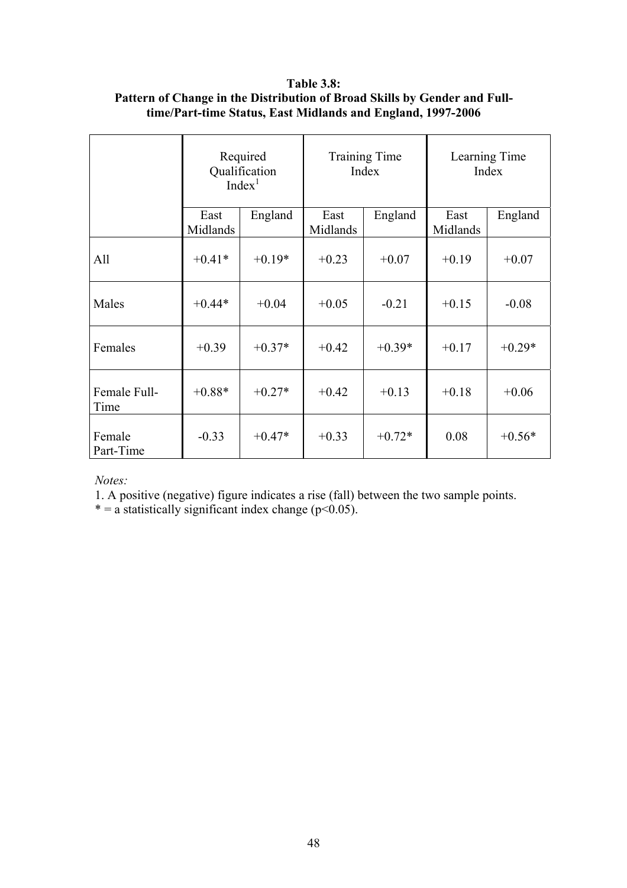**Table 3.8:**
**Pattern of Change in the Distribution of Broad Skills by Gender and Full-time/Part-time Status, East Midlands and England, 1997-2006**

| | Required Qualification Index[1] | | Training Time Index | | Learning Time Index | |
|---|---|---|---|---|---|---|
| | East Midlands | England | East Midlands | England | East Midlands | England |
| All | +0.41* | +0.19* | +0.23 | +0.07 | +0.19 | +0.07 |
| Males | +0.44* | +0.04 | +0.05 | -0.21 | +0.15 | -0.08 |
| Females | +0.39 | +0.37* | +0.42 | +0.39* | +0.17 | +0.29* |
| Female Full-Time | +0.88* | +0.27* | +0.42 | +0.13 | +0.18 | +0.06 |
| Female Part-Time | -0.33 | +0.47* | +0.33 | +0.72* | 0.08 | +0.56* |

*Notes:*

1. A positive (negative) figure indicates a rise (fall) between the two sample points.

* = a statistically significant index change ($p<0.05$).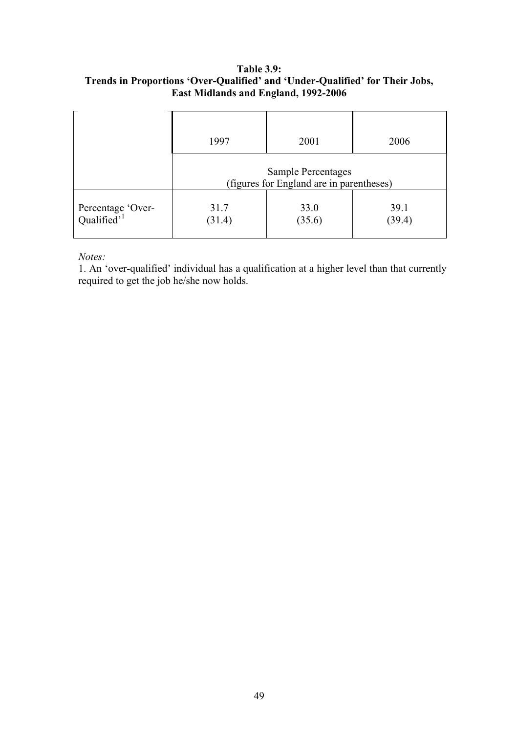**Table 3.9:**
**Trends in Proportions 'Over-Qualified' and 'Under-Qualified' for Their Jobs, East Midlands and England, 1992-2006**

| | 1997 | 2001 | 2006 |
|---|---|---|---|
| | Sample Percentages (figures for England are in parentheses) | | |
| Percentage 'Over-Qualified'[1] | 31.7 (31.4) | 33.0 (35.6) | 39.1 (39.4) |

*Notes:*

1. An 'over-qualified' individual has a qualification at a higher level than that currently required to get the job he/she now holds.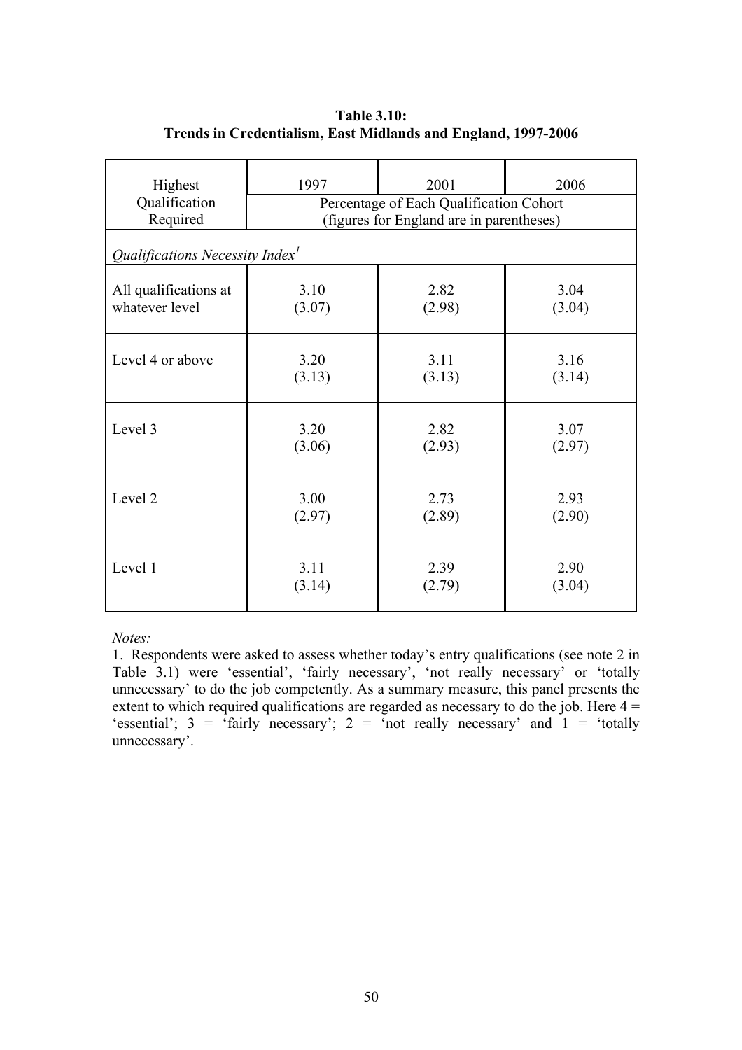**Table 3.10:**
**Trends in Credentialism, East Midlands and England, 1997-2006**

| Highest Qualification Required | 1997 | 2001 | 2006 |
|---|---|---|---|
| | Percentage of Each Qualification Cohort (figures for England are in parentheses) | | |
| *Qualifications Necessity Index*[1] | | | |
| All qualifications at whatever level | 3.10 (3.07) | 2.82 (2.98) | 3.04 (3.04) |
| Level 4 or above | 3.20 (3.13) | 3.11 (3.13) | 3.16 (3.14) |
| Level 3 | 3.20 (3.06) | 2.82 (2.93) | 3.07 (2.97) |
| Level 2 | 3.00 (2.97) | 2.73 (2.89) | 2.93 (2.90) |
| Level 1 | 3.11 (3.14) | 2.39 (2.79) | 2.90 (3.04) |

*Notes:*

1. Respondents were asked to assess whether today's entry qualifications (see note 2 in Table 3.1) were 'essential', 'fairly necessary', 'not really necessary' or 'totally unnecessary' to do the job competently. As a summary measure, this panel presents the extent to which required qualifications are regarded as necessary to do the job. Here 4 = 'essential'; 3 = 'fairly necessary'; 2 = 'not really necessary' and 1 = 'totally unnecessary'.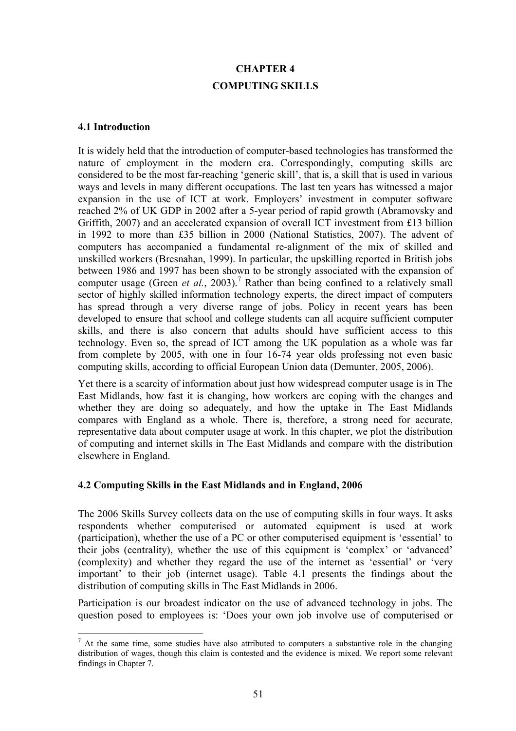# CHAPTER 4

# COMPUTING SKILLS

### 4.1 Introduction

It is widely held that the introduction of computer-based technologies has transformed the nature of employment in the modern era. Correspondingly, computing skills are considered to be the most far-reaching 'generic skill', that is, a skill that is used in various ways and levels in many different occupations. The last ten years has witnessed a major expansion in the use of ICT at work. Employers' investment in computer software reached 2% of UK GDP in 2002 after a 5-year period of rapid growth (Abramovsky and Griffith, 2007) and an accelerated expansion of overall ICT investment from £13 billion in 1992 to more than £35 billion in 2000 (National Statistics, 2007). The advent of computers has accompanied a fundamental re-alignment of the mix of skilled and unskilled workers (Bresnahan, 1999). In particular, the upskilling reported in British jobs between 1986 and 1997 has been shown to be strongly associated with the expansion of computer usage (Green *et al.*, 2003).[7] Rather than being confined to a relatively small sector of highly skilled information technology experts, the direct impact of computers has spread through a very diverse range of jobs. Policy in recent years has been developed to ensure that school and college students can all acquire sufficient computer skills, and there is also concern that adults should have sufficient access to this technology. Even so, the spread of ICT among the UK population as a whole was far from complete by 2005, with one in four 16-74 year olds professing not even basic computing skills, according to official European Union data (Demunter, 2005, 2006).

Yet there is a scarcity of information about just how widespread computer usage is in The East Midlands, how fast it is changing, how workers are coping with the changes and whether they are doing so adequately, and how the uptake in The East Midlands compares with England as a whole. There is, therefore, a strong need for accurate, representative data about computer usage at work. In this chapter, we plot the distribution of computing and internet skills in The East Midlands and compare with the distribution elsewhere in England.

### 4.2 Computing Skills in the East Midlands and in England, 2006

The 2006 Skills Survey collects data on the use of computing skills in four ways. It asks respondents whether computerised or automated equipment is used at work (participation), whether the use of a PC or other computerised equipment is 'essential' to their jobs (centrality), whether the use of this equipment is 'complex' or 'advanced' (complexity) and whether they regard the use of the internet as 'essential' or 'very important' to their job (internet usage). Table 4.1 presents the findings about the distribution of computing skills in The East Midlands in 2006.

Participation is our broadest indicator on the use of advanced technology in jobs. The question posed to employees is: 'Does your own job involve use of computerised or

---

[7] At the same time, some studies have also attributed to computers a substantive role in the changing distribution of wages, though this claim is contested and the evidence is mixed. We report some relevant findings in Chapter 7.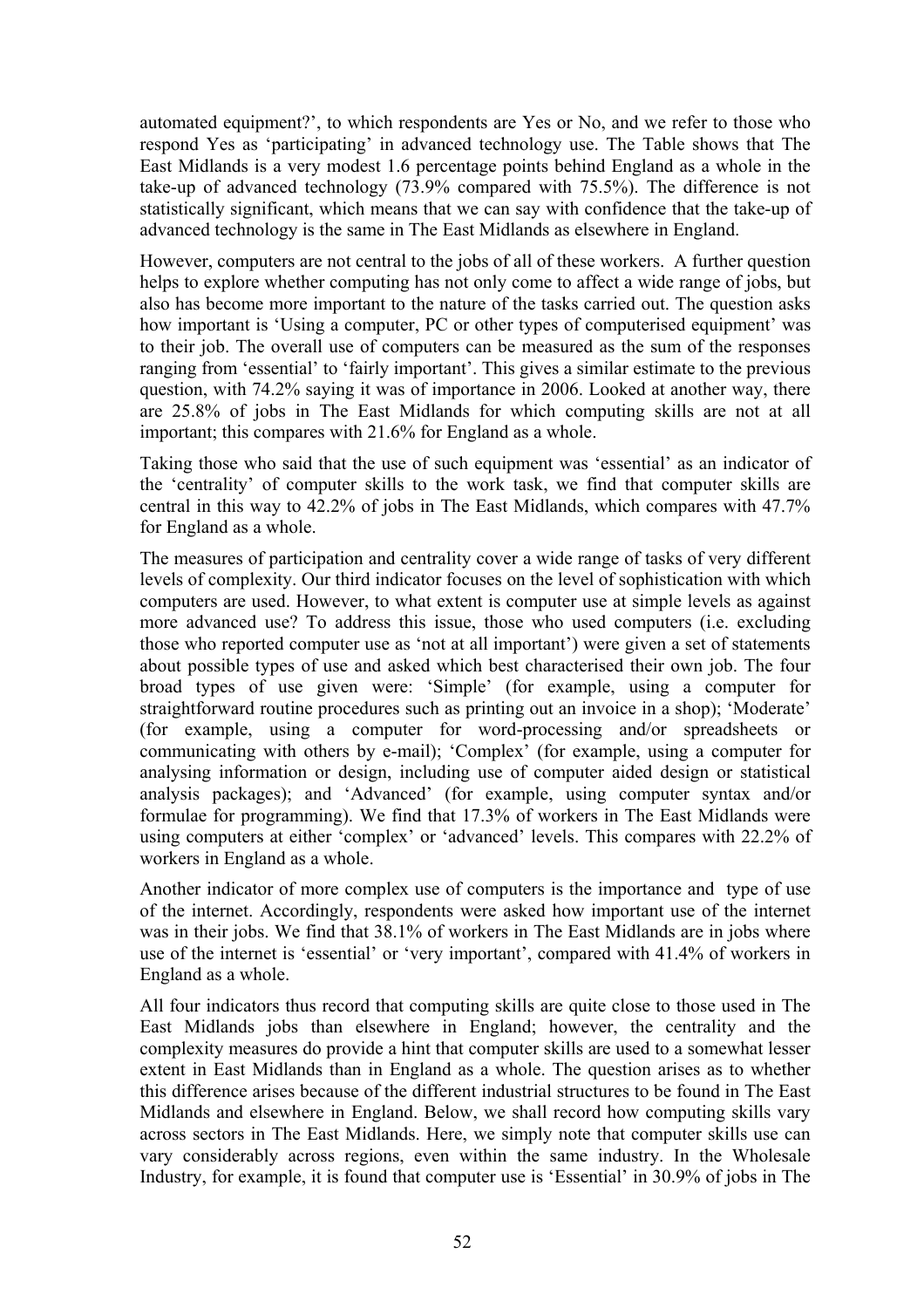automated equipment?', to which respondents are Yes or No, and we refer to those who respond Yes as 'participating' in advanced technology use. The Table shows that The East Midlands is a very modest 1.6 percentage points behind England as a whole in the take-up of advanced technology (73.9% compared with 75.5%). The difference is not statistically significant, which means that we can say with confidence that the take-up of advanced technology is the same in The East Midlands as elsewhere in England.

However, computers are not central to the jobs of all of these workers. A further question helps to explore whether computing has not only come to affect a wide range of jobs, but also has become more important to the nature of the tasks carried out. The question asks how important is 'Using a computer, PC or other types of computerised equipment' was to their job. The overall use of computers can be measured as the sum of the responses ranging from 'essential' to 'fairly important'. This gives a similar estimate to the previous question, with 74.2% saying it was of importance in 2006. Looked at another way, there are 25.8% of jobs in The East Midlands for which computing skills are not at all important; this compares with 21.6% for England as a whole.

Taking those who said that the use of such equipment was 'essential' as an indicator of the 'centrality' of computer skills to the work task, we find that computer skills are central in this way to 42.2% of jobs in The East Midlands, which compares with 47.7% for England as a whole.

The measures of participation and centrality cover a wide range of tasks of very different levels of complexity. Our third indicator focuses on the level of sophistication with which computers are used. However, to what extent is computer use at simple levels as against more advanced use? To address this issue, those who used computers (i.e. excluding those who reported computer use as 'not at all important') were given a set of statements about possible types of use and asked which best characterised their own job. The four broad types of use given were: 'Simple' (for example, using a computer for straightforward routine procedures such as printing out an invoice in a shop); 'Moderate' (for example, using a computer for word-processing and/or spreadsheets or communicating with others by e-mail); 'Complex' (for example, using a computer for analysing information or design, including use of computer aided design or statistical analysis packages); and 'Advanced' (for example, using computer syntax and/or formulae for programming). We find that 17.3% of workers in The East Midlands were using computers at either 'complex' or 'advanced' levels. This compares with 22.2% of workers in England as a whole.

Another indicator of more complex use of computers is the importance and type of use of the internet. Accordingly, respondents were asked how important use of the internet was in their jobs. We find that 38.1% of workers in The East Midlands are in jobs where use of the internet is 'essential' or 'very important', compared with 41.4% of workers in England as a whole.

All four indicators thus record that computing skills are quite close to those used in The East Midlands jobs than elsewhere in England; however, the centrality and the complexity measures do provide a hint that computer skills are used to a somewhat lesser extent in East Midlands than in England as a whole. The question arises as to whether this difference arises because of the different industrial structures to be found in The East Midlands and elsewhere in England. Below, we shall record how computing skills vary across sectors in The East Midlands. Here, we simply note that computer skills use can vary considerably across regions, even within the same industry. In the Wholesale Industry, for example, it is found that computer use is 'Essential' in 30.9% of jobs in The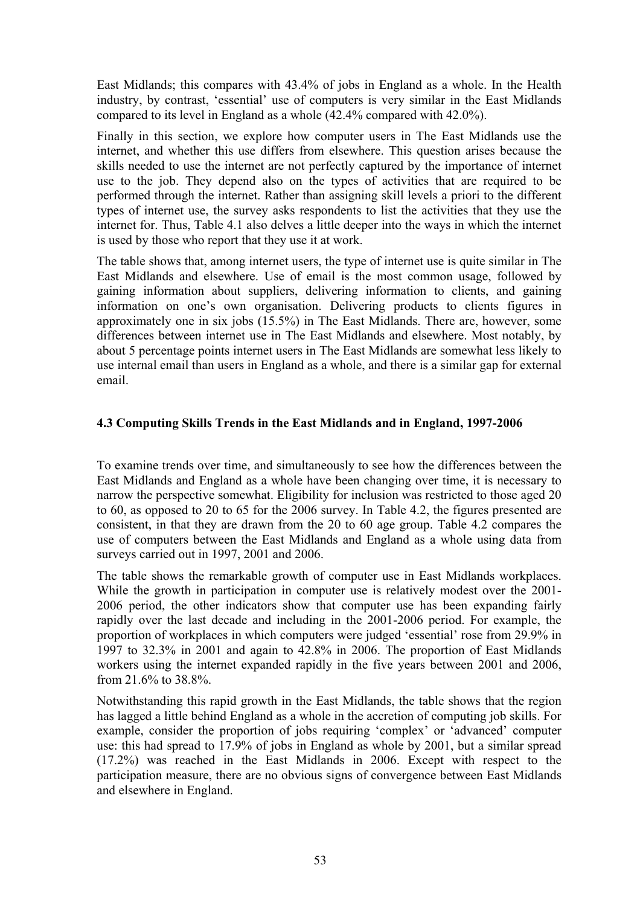East Midlands; this compares with 43.4% of jobs in England as a whole. In the Health industry, by contrast, 'essential' use of computers is very similar in the East Midlands compared to its level in England as a whole (42.4% compared with 42.0%).

Finally in this section, we explore how computer users in The East Midlands use the internet, and whether this use differs from elsewhere. This question arises because the skills needed to use the internet are not perfectly captured by the importance of internet use to the job. They depend also on the types of activities that are required to be performed through the internet. Rather than assigning skill levels a priori to the different types of internet use, the survey asks respondents to list the activities that they use the internet for. Thus, Table 4.1 also delves a little deeper into the ways in which the internet is used by those who report that they use it at work.

The table shows that, among internet users, the type of internet use is quite similar in The East Midlands and elsewhere. Use of email is the most common usage, followed by gaining information about suppliers, delivering information to clients, and gaining information on one's own organisation. Delivering products to clients figures in approximately one in six jobs (15.5%) in The East Midlands. There are, however, some differences between internet use in The East Midlands and elsewhere. Most notably, by about 5 percentage points internet users in The East Midlands are somewhat less likely to use internal email than users in England as a whole, and there is a similar gap for external email.

### 4.3 Computing Skills Trends in the East Midlands and in England, 1997-2006

To examine trends over time, and simultaneously to see how the differences between the East Midlands and England as a whole have been changing over time, it is necessary to narrow the perspective somewhat. Eligibility for inclusion was restricted to those aged 20 to 60, as opposed to 20 to 65 for the 2006 survey. In Table 4.2, the figures presented are consistent, in that they are drawn from the 20 to 60 age group. Table 4.2 compares the use of computers between the East Midlands and England as a whole using data from surveys carried out in 1997, 2001 and 2006.

The table shows the remarkable growth of computer use in East Midlands workplaces. While the growth in participation in computer use is relatively modest over the 2001-2006 period, the other indicators show that computer use has been expanding fairly rapidly over the last decade and including in the 2001-2006 period. For example, the proportion of workplaces in which computers were judged 'essential' rose from 29.9% in 1997 to 32.3% in 2001 and again to 42.8% in 2006. The proportion of East Midlands workers using the internet expanded rapidly in the five years between 2001 and 2006, from 21.6% to 38.8%.

Notwithstanding this rapid growth in the East Midlands, the table shows that the region has lagged a little behind England as a whole in the accretion of computing job skills. For example, consider the proportion of jobs requiring 'complex' or 'advanced' computer use: this had spread to 17.9% of jobs in England as whole by 2001, but a similar spread (17.2%) was reached in the East Midlands in 2006. Except with respect to the participation measure, there are no obvious signs of convergence between East Midlands and elsewhere in England.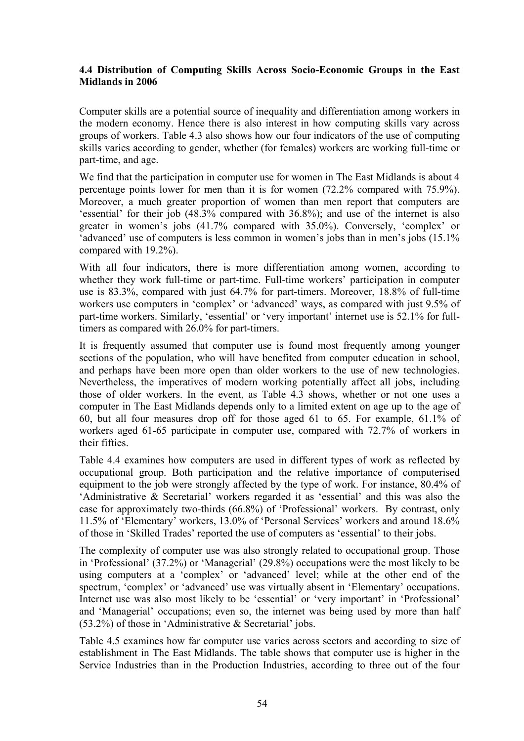**4.4 Distribution of Computing Skills Across Socio-Economic Groups in the East Midlands in 2006**

Computer skills are a potential source of inequality and differentiation among workers in the modern economy. Hence there is also interest in how computing skills vary across groups of workers. Table 4.3 also shows how our four indicators of the use of computing skills varies according to gender, whether (for females) workers are working full-time or part-time, and age.

We find that the participation in computer use for women in The East Midlands is about 4 percentage points lower for men than it is for women (72.2% compared with 75.9%). Moreover, a much greater proportion of women than men report that computers are 'essential' for their job (48.3% compared with 36.8%); and use of the internet is also greater in women's jobs (41.7% compared with 35.0%). Conversely, 'complex' or 'advanced' use of computers is less common in women's jobs than in men's jobs (15.1% compared with 19.2%).

With all four indicators, there is more differentiation among women, according to whether they work full-time or part-time. Full-time workers' participation in computer use is 83.3%, compared with just 64.7% for part-timers. Moreover, 18.8% of full-time workers use computers in 'complex' or 'advanced' ways, as compared with just 9.5% of part-time workers. Similarly, 'essential' or 'very important' internet use is 52.1% for full-timers as compared with 26.0% for part-timers.

It is frequently assumed that computer use is found most frequently among younger sections of the population, who will have benefited from computer education in school, and perhaps have been more open than older workers to the use of new technologies. Nevertheless, the imperatives of modern working potentially affect all jobs, including those of older workers. In the event, as Table 4.3 shows, whether or not one uses a computer in The East Midlands depends only to a limited extent on age up to the age of 60, but all four measures drop off for those aged 61 to 65. For example, 61.1% of workers aged 61-65 participate in computer use, compared with 72.7% of workers in their fifties.

Table 4.4 examines how computers are used in different types of work as reflected by occupational group. Both participation and the relative importance of computerised equipment to the job were strongly affected by the type of work. For instance, 80.4% of 'Administrative & Secretarial' workers regarded it as 'essential' and this was also the case for approximately two-thirds (66.8%) of 'Professional' workers. By contrast, only 11.5% of 'Elementary' workers, 13.0% of 'Personal Services' workers and around 18.6% of those in 'Skilled Trades' reported the use of computers as 'essential' to their jobs.

The complexity of computer use was also strongly related to occupational group. Those in 'Professional' (37.2%) or 'Managerial' (29.8%) occupations were the most likely to be using computers at a 'complex' or 'advanced' level; while at the other end of the spectrum, 'complex' or 'advanced' use was virtually absent in 'Elementary' occupations. Internet use was also most likely to be 'essential' or 'very important' in 'Professional' and 'Managerial' occupations; even so, the internet was being used by more than half (53.2%) of those in 'Administrative & Secretarial' jobs.

Table 4.5 examines how far computer use varies across sectors and according to size of establishment in The East Midlands. The table shows that computer use is higher in the Service Industries than in the Production Industries, according to three out of the four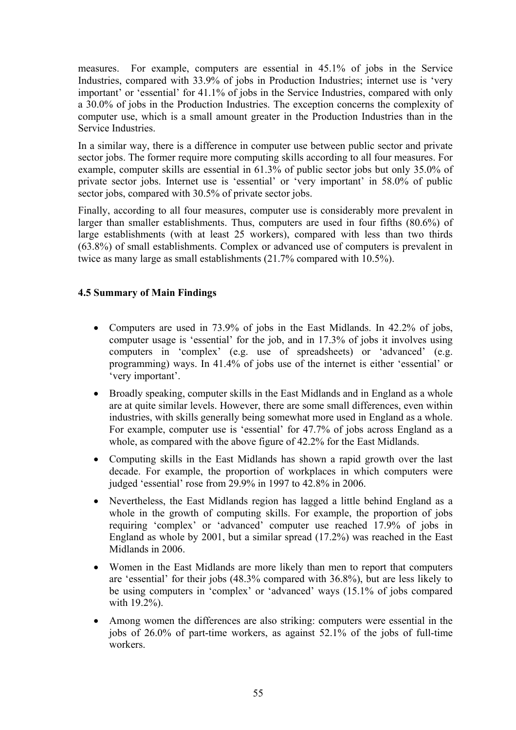measures. For example, computers are essential in 45.1% of jobs in the Service Industries, compared with 33.9% of jobs in Production Industries; internet use is 'very important' or 'essential' for 41.1% of jobs in the Service Industries, compared with only a 30.0% of jobs in the Production Industries. The exception concerns the complexity of computer use, which is a small amount greater in the Production Industries than in the Service Industries.

In a similar way, there is a difference in computer use between public sector and private sector jobs. The former require more computing skills according to all four measures. For example, computer skills are essential in 61.3% of public sector jobs but only 35.0% of private sector jobs. Internet use is 'essential' or 'very important' in 58.0% of public sector jobs, compared with 30.5% of private sector jobs.

Finally, according to all four measures, computer use is considerably more prevalent in larger than smaller establishments. Thus, computers are used in four fifths (80.6%) of large establishments (with at least 25 workers), compared with less than two thirds (63.8%) of small establishments. Complex or advanced use of computers is prevalent in twice as many large as small establishments (21.7% compared with 10.5%).

### 4.5 Summary of Main Findings

- Computers are used in 73.9% of jobs in the East Midlands. In 42.2% of jobs, computer usage is 'essential' for the job, and in 17.3% of jobs it involves using computers in 'complex' (e.g. use of spreadsheets) or 'advanced' (e.g. programming) ways. In 41.4% of jobs use of the internet is either 'essential' or 'very important'.
- Broadly speaking, computer skills in the East Midlands and in England as a whole are at quite similar levels. However, there are some small differences, even within industries, with skills generally being somewhat more used in England as a whole. For example, computer use is 'essential' for 47.7% of jobs across England as a whole, as compared with the above figure of 42.2% for the East Midlands.
- Computing skills in the East Midlands has shown a rapid growth over the last decade. For example, the proportion of workplaces in which computers were judged 'essential' rose from 29.9% in 1997 to 42.8% in 2006.
- Nevertheless, the East Midlands region has lagged a little behind England as a whole in the growth of computing skills. For example, the proportion of jobs requiring 'complex' or 'advanced' computer use reached 17.9% of jobs in England as whole by 2001, but a similar spread (17.2%) was reached in the East Midlands in 2006.
- Women in the East Midlands are more likely than men to report that computers are 'essential' for their jobs (48.3% compared with 36.8%), but are less likely to be using computers in 'complex' or 'advanced' ways (15.1% of jobs compared with 19.2%).
- Among women the differences are also striking: computers were essential in the jobs of 26.0% of part-time workers, as against 52.1% of the jobs of full-time workers.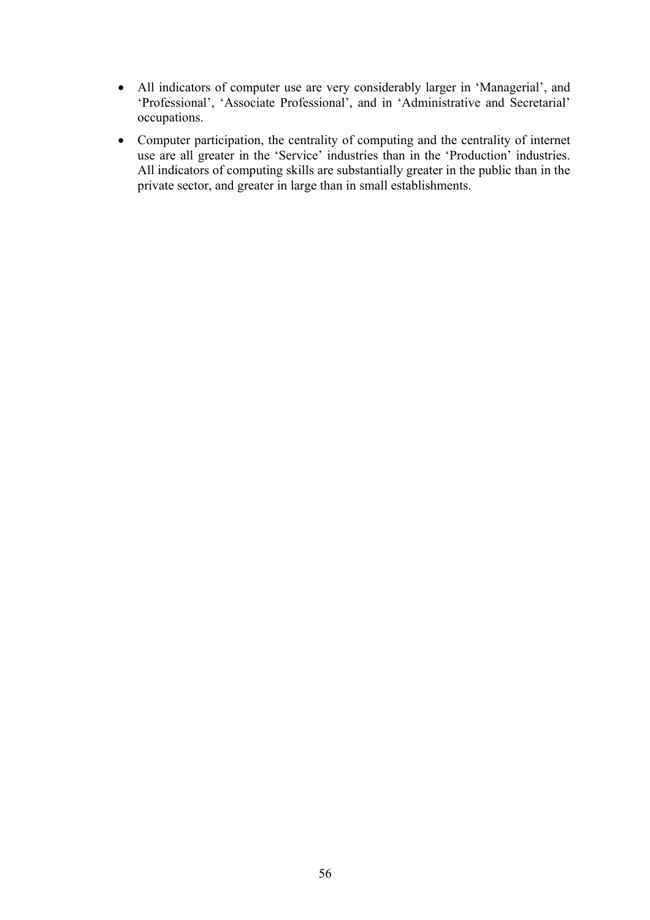- All indicators of computer use are very considerably larger in 'Managerial', and 'Professional', 'Associate Professional', and in 'Administrative and Secretarial' occupations.
- Computer participation, the centrality of computing and the centrality of internet use are all greater in the 'Service' industries than in the 'Production' industries. All indicators of computing skills are substantially greater in the public than in the private sector, and greater in large than in small establishments.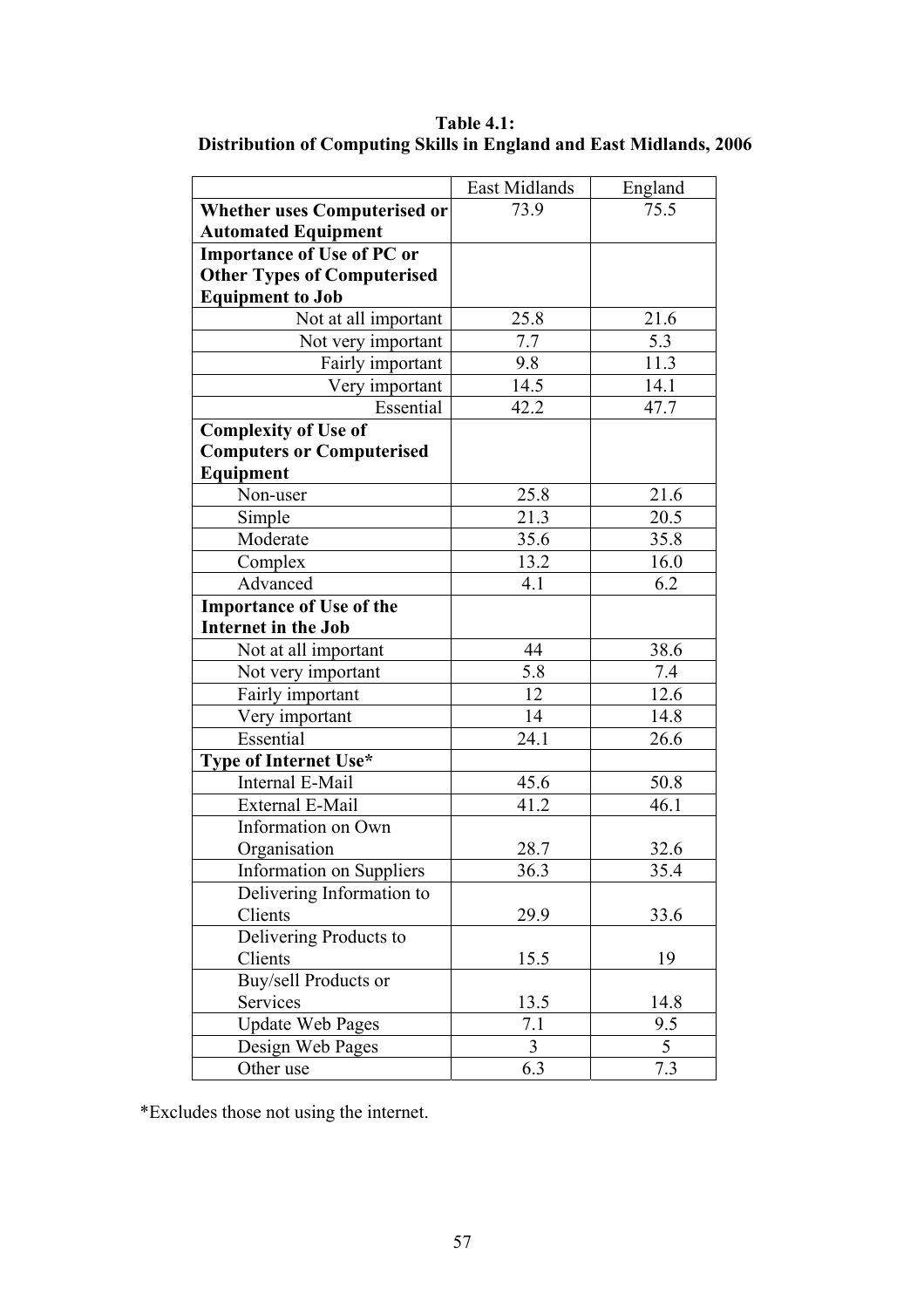**Table 4.1:**
**Distribution of Computing Skills in England and East Midlands, 2006**

| | East Midlands | England |
|---|---|---|
| **Whether uses Computerised or Automated Equipment** | 73.9 | 75.5 |
| **Importance of Use of PC or Other Types of Computerised Equipment to Job** | | |
| Not at all important | 25.8 | 21.6 |
| Not very important | 7.7 | 5.3 |
| Fairly important | 9.8 | 11.3 |
| Very important | 14.5 | 14.1 |
| Essential | 42.2 | 47.7 |
| **Complexity of Use of Computers or Computerised Equipment** | | |
| Non-user | 25.8 | 21.6 |
| Simple | 21.3 | 20.5 |
| Moderate | 35.6 | 35.8 |
| Complex | 13.2 | 16.0 |
| Advanced | 4.1 | 6.2 |
| **Importance of Use of the Internet in the Job** | | |
| Not at all important | 44 | 38.6 |
| Not very important | 5.8 | 7.4 |
| Fairly important | 12 | 12.6 |
| Very important | 14 | 14.8 |
| Essential | 24.1 | 26.6 |
| **Type of Internet Use*** | | |
| Internal E-Mail | 45.6 | 50.8 |
| External E-Mail | 41.2 | 46.1 |
| Information on Own Organisation | 28.7 | 32.6 |
| Information on Suppliers | 36.3 | 35.4 |
| Delivering Information to Clients | 29.9 | 33.6 |
| Delivering Products to Clients | 15.5 | 19 |
| Buy/sell Products or Services | 13.5 | 14.8 |
| Update Web Pages | 7.1 | 9.5 |
| Design Web Pages | 3 | 5 |
| Other use | 6.3 | 7.3 |

*Excludes those not using the internet.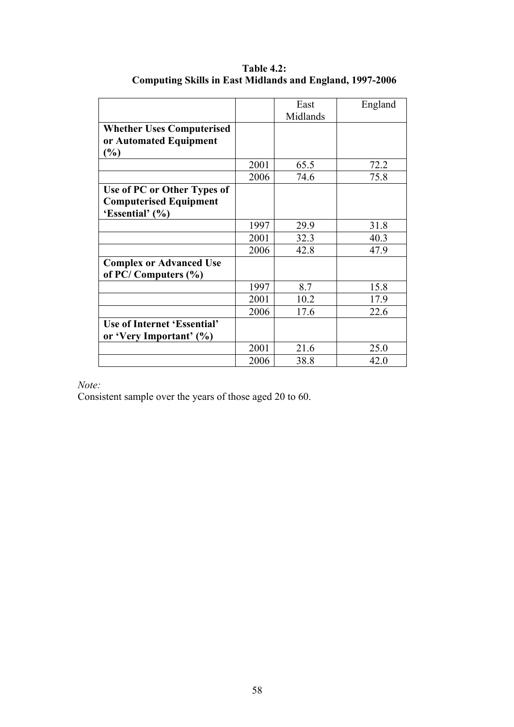**Table 4.2:**
**Computing Skills in East Midlands and England, 1997-2006**

| | | East Midlands | England |
|---|---|---|---|
| **Whether Uses Computerised or Automated Equipment (%)** | | | |
| | 2001 | 65.5 | 72.2 |
| | 2006 | 74.6 | 75.8 |
| **Use of PC or Other Types of Computerised Equipment 'Essential' (%)** | | | |
| | 1997 | 29.9 | 31.8 |
| | 2001 | 32.3 | 40.3 |
| | 2006 | 42.8 | 47.9 |
| **Complex or Advanced Use of PC/ Computers (%)** | | | |
| | 1997 | 8.7 | 15.8 |
| | 2001 | 10.2 | 17.9 |
| | 2006 | 17.6 | 22.6 |
| **Use of Internet 'Essential' or 'Very Important' (%)** | | | |
| | 2001 | 21.6 | 25.0 |
| | 2006 | 38.8 | 42.0 |

*Note:*
Consistent sample over the years of those aged 20 to 60.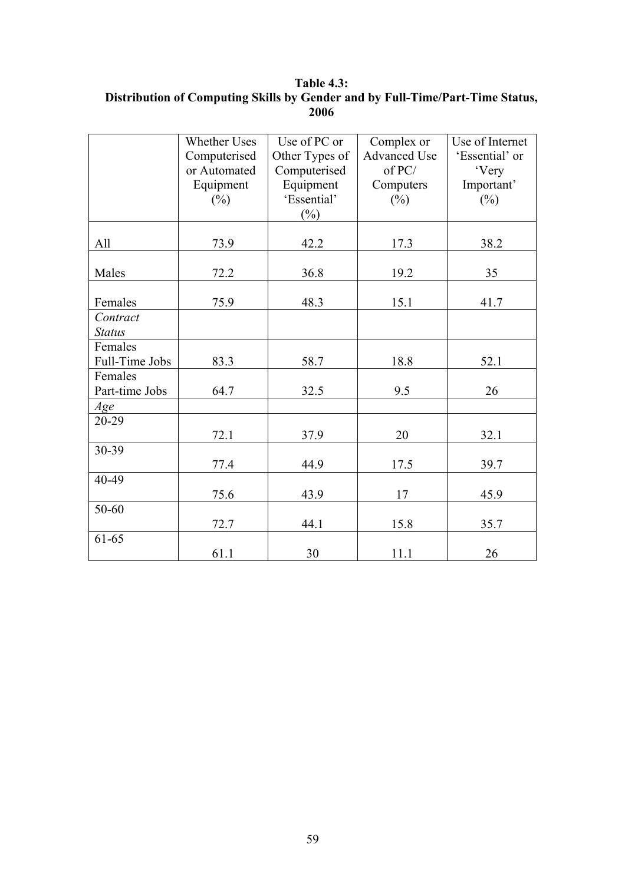**Table 4.3:**
**Distribution of Computing Skills by Gender and by Full-Time/Part-Time Status, 2006**

| | Whether Uses Computerised or Automated Equipment (%) | Use of PC or Other Types of Computerised Equipment 'Essential' (%) | Complex or Advanced Use of PC/ Computers (%) | Use of Internet 'Essential' or 'Very Important' (%) |
|---|---|---|---|---|
| All | 73.9 | 42.2 | 17.3 | 38.2 |
| Males | 72.2 | 36.8 | 19.2 | 35 |
| Females | 75.9 | 48.3 | 15.1 | 41.7 |
| *Contract Status* | | | | |
| Females Full-Time Jobs | 83.3 | 58.7 | 18.8 | 52.1 |
| Females Part-time Jobs | 64.7 | 32.5 | 9.5 | 26 |
| *Age* | | | | |
| 20-29 | 72.1 | 37.9 | 20 | 32.1 |
| 30-39 | 77.4 | 44.9 | 17.5 | 39.7 |
| 40-49 | 75.6 | 43.9 | 17 | 45.9 |
| 50-60 | 72.7 | 44.1 | 15.8 | 35.7 |
| 61-65 | 61.1 | 30 | 11.1 | 26 |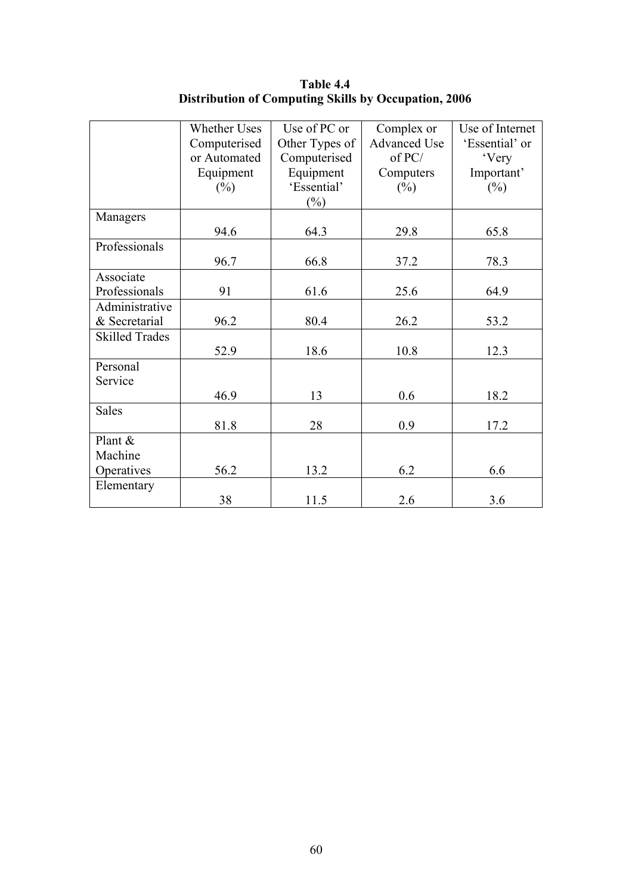**Table 4.4**
**Distribution of Computing Skills by Occupation, 2006**

| | Whether Uses Computerised or Automated Equipment (%) | Use of PC or Other Types of Computerised Equipment 'Essential' (%) | Complex or Advanced Use of PC/ Computers (%) | Use of Internet 'Essential' or 'Very Important' (%) |
|---|---|---|---|---|
| Managers | 94.6 | 64.3 | 29.8 | 65.8 |
| Professionals | 96.7 | 66.8 | 37.2 | 78.3 |
| Associate Professionals | 91 | 61.6 | 25.6 | 64.9 |
| Administrative & Secretarial | 96.2 | 80.4 | 26.2 | 53.2 |
| Skilled Trades | 52.9 | 18.6 | 10.8 | 12.3 |
| Personal Service | 46.9 | 13 | 0.6 | 18.2 |
| Sales | 81.8 | 28 | 0.9 | 17.2 |
| Plant & Machine Operatives | 56.2 | 13.2 | 6.2 | 6.6 |
| Elementary | 38 | 11.5 | 2.6 | 3.6 |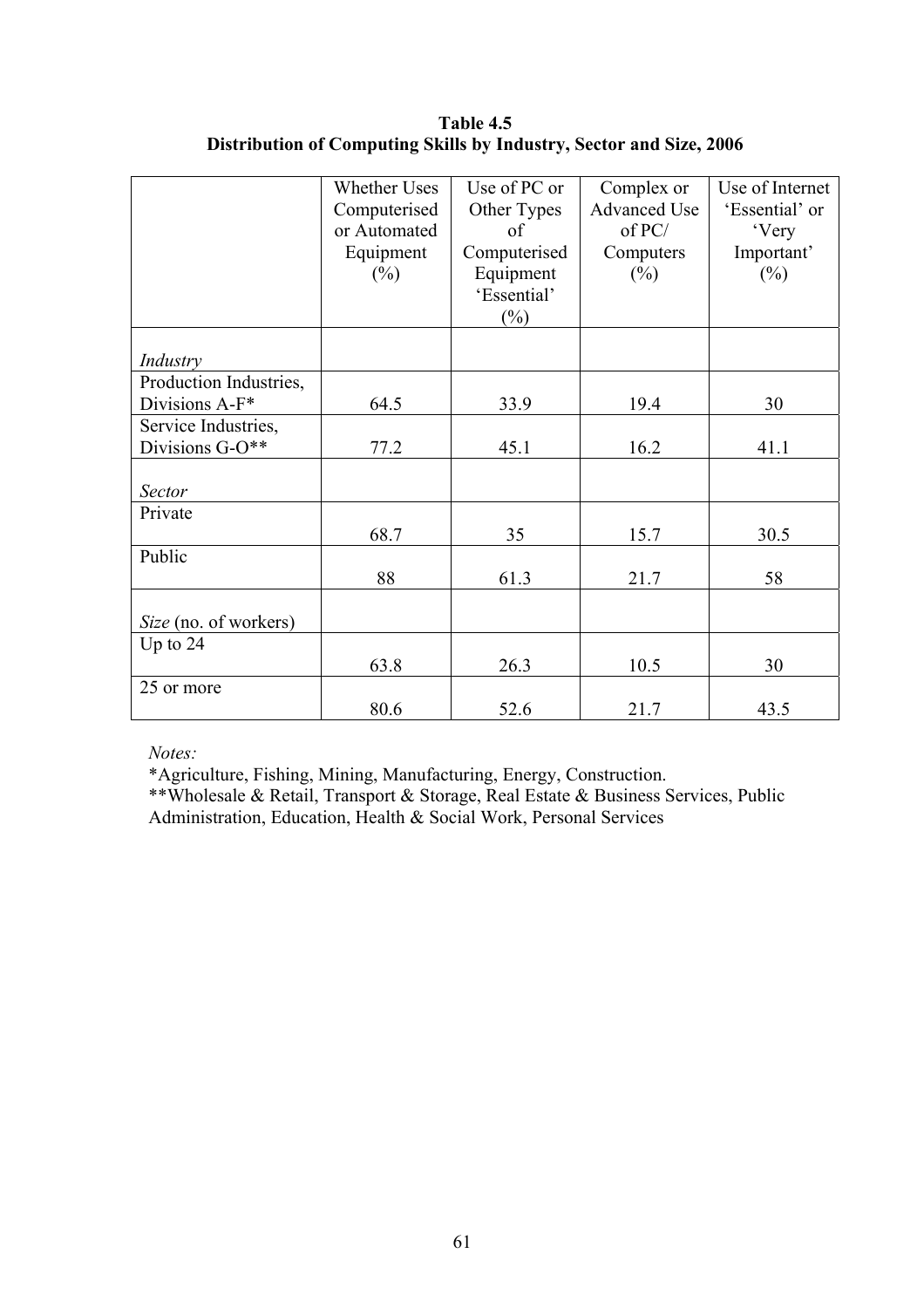**Table 4.5**
**Distribution of Computing Skills by Industry, Sector and Size, 2006**

| | Whether Uses Computerised or Automated Equipment (%) | Use of PC or Other Types of Computerised Equipment 'Essential' (%) | Complex or Advanced Use of PC/ Computers (%) | Use of Internet 'Essential' or 'Very Important' (%) |
|---|---|---|---|---|
| *Industry* | | | | |
| Production Industries, Divisions A-F* | 64.5 | 33.9 | 19.4 | 30 |
| Service Industries, Divisions G-O** | 77.2 | 45.1 | 16.2 | 41.1 |
| *Sector* | | | | |
| Private | 68.7 | 35 | 15.7 | 30.5 |
| Public | 88 | 61.3 | 21.7 | 58 |
| *Size* (no. of workers) | | | | |
| Up to 24 | 63.8 | 26.3 | 10.5 | 30 |
| 25 or more | 80.6 | 52.6 | 21.7 | 43.5 |

*Notes:*
*Agriculture, Fishing, Mining, Manufacturing, Energy, Construction.
**Wholesale & Retail, Transport & Storage, Real Estate & Business Services, Public Administration, Education, Health & Social Work, Personal Services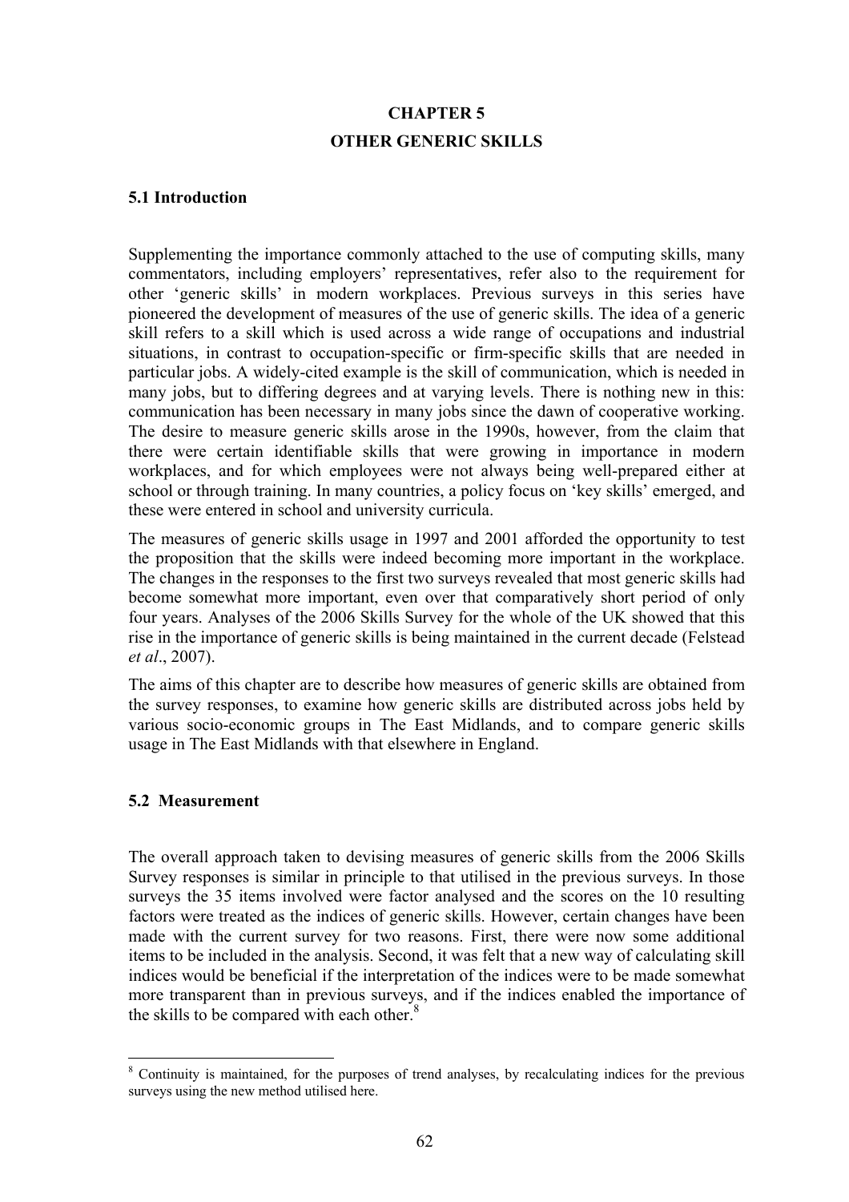# CHAPTER 5

# OTHER GENERIC SKILLS

## 5.1 Introduction

Supplementing the importance commonly attached to the use of computing skills, many commentators, including employers' representatives, refer also to the requirement for other 'generic skills' in modern workplaces. Previous surveys in this series have pioneered the development of measures of the use of generic skills. The idea of a generic skill refers to a skill which is used across a wide range of occupations and industrial situations, in contrast to occupation-specific or firm-specific skills that are needed in particular jobs. A widely-cited example is the skill of communication, which is needed in many jobs, but to differing degrees and at varying levels. There is nothing new in this: communication has been necessary in many jobs since the dawn of cooperative working. The desire to measure generic skills arose in the 1990s, however, from the claim that there were certain identifiable skills that were growing in importance in modern workplaces, and for which employees were not always being well-prepared either at school or through training. In many countries, a policy focus on 'key skills' emerged, and these were entered in school and university curricula.

The measures of generic skills usage in 1997 and 2001 afforded the opportunity to test the proposition that the skills were indeed becoming more important in the workplace. The changes in the responses to the first two surveys revealed that most generic skills had become somewhat more important, even over that comparatively short period of only four years. Analyses of the 2006 Skills Survey for the whole of the UK showed that this rise in the importance of generic skills is being maintained in the current decade (Felstead *et al*., 2007).

The aims of this chapter are to describe how measures of generic skills are obtained from the survey responses, to examine how generic skills are distributed across jobs held by various socio-economic groups in The East Midlands, and to compare generic skills usage in The East Midlands with that elsewhere in England.

## 5.2 Measurement

The overall approach taken to devising measures of generic skills from the 2006 Skills Survey responses is similar in principle to that utilised in the previous surveys. In those surveys the 35 items involved were factor analysed and the scores on the 10 resulting factors were treated as the indices of generic skills. However, certain changes have been made with the current survey for two reasons. First, there were now some additional items to be included in the analysis. Second, it was felt that a new way of calculating skill indices would be beneficial if the interpretation of the indices were to be made somewhat more transparent than in previous surveys, and if the indices enabled the importance of the skills to be compared with each other.[8]

[8] Continuity is maintained, for the purposes of trend analyses, by recalculating indices for the previous surveys using the new method utilised here.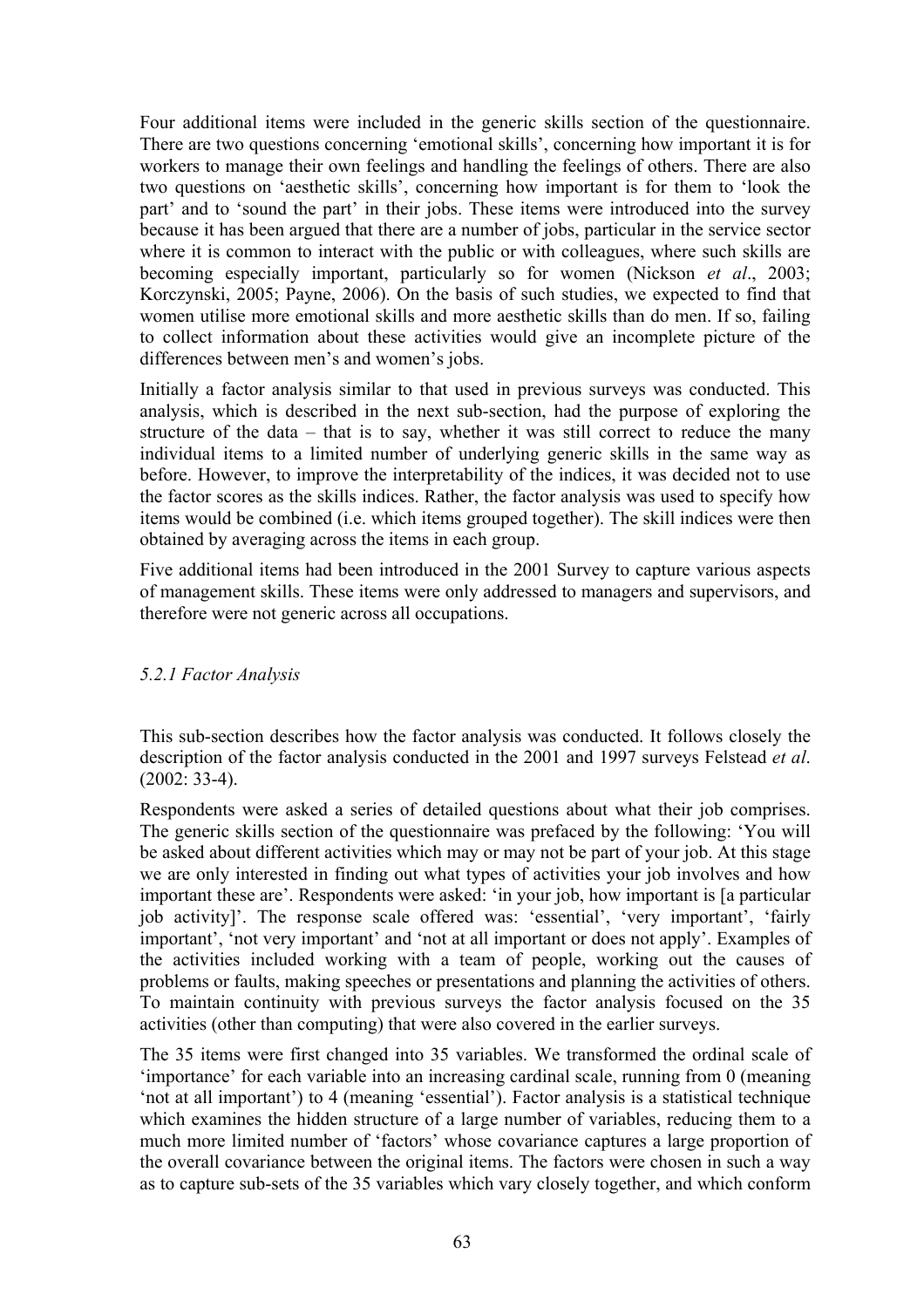Four additional items were included in the generic skills section of the questionnaire. There are two questions concerning 'emotional skills', concerning how important it is for workers to manage their own feelings and handling the feelings of others. There are also two questions on 'aesthetic skills', concerning how important is for them to 'look the part' and to 'sound the part' in their jobs. These items were introduced into the survey because it has been argued that there are a number of jobs, particular in the service sector where it is common to interact with the public or with colleagues, where such skills are becoming especially important, particularly so for women (Nickson *et al*., 2003; Korczynski, 2005; Payne, 2006). On the basis of such studies, we expected to find that women utilise more emotional skills and more aesthetic skills than do men. If so, failing to collect information about these activities would give an incomplete picture of the differences between men's and women's jobs.

Initially a factor analysis similar to that used in previous surveys was conducted. This analysis, which is described in the next sub-section, had the purpose of exploring the structure of the data – that is to say, whether it was still correct to reduce the many individual items to a limited number of underlying generic skills in the same way as before. However, to improve the interpretability of the indices, it was decided not to use the factor scores as the skills indices. Rather, the factor analysis was used to specify how items would be combined (i.e. which items grouped together). The skill indices were then obtained by averaging across the items in each group.

Five additional items had been introduced in the 2001 Survey to capture various aspects of management skills. These items were only addressed to managers and supervisors, and therefore were not generic across all occupations.

### *5.2.1 Factor Analysis*

This sub-section describes how the factor analysis was conducted. It follows closely the description of the factor analysis conducted in the 2001 and 1997 surveys Felstead *et al*. (2002: 33-4).

Respondents were asked a series of detailed questions about what their job comprises. The generic skills section of the questionnaire was prefaced by the following: 'You will be asked about different activities which may or may not be part of your job. At this stage we are only interested in finding out what types of activities your job involves and how important these are'. Respondents were asked: 'in your job, how important is [a particular job activity]'. The response scale offered was: 'essential', 'very important', 'fairly important', 'not very important' and 'not at all important or does not apply'. Examples of the activities included working with a team of people, working out the causes of problems or faults, making speeches or presentations and planning the activities of others. To maintain continuity with previous surveys the factor analysis focused on the 35 activities (other than computing) that were also covered in the earlier surveys.

The 35 items were first changed into 35 variables. We transformed the ordinal scale of 'importance' for each variable into an increasing cardinal scale, running from 0 (meaning 'not at all important') to 4 (meaning 'essential'). Factor analysis is a statistical technique which examines the hidden structure of a large number of variables, reducing them to a much more limited number of 'factors' whose covariance captures a large proportion of the overall covariance between the original items. The factors were chosen in such a way as to capture sub-sets of the 35 variables which vary closely together, and which conform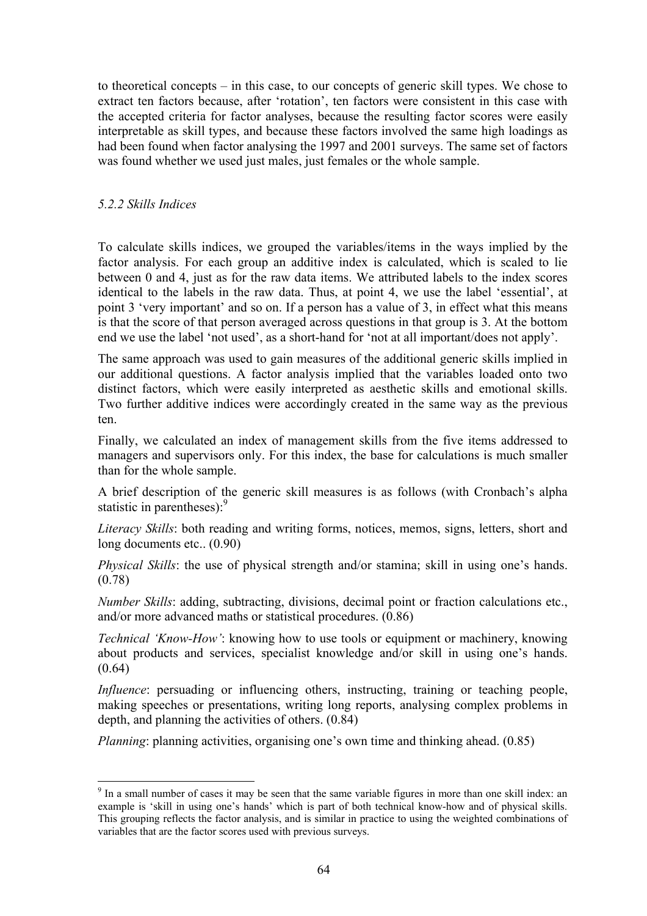to theoretical concepts – in this case, to our concepts of generic skill types. We chose to extract ten factors because, after 'rotation', ten factors were consistent in this case with the accepted criteria for factor analyses, because the resulting factor scores were easily interpretable as skill types, and because these factors involved the same high loadings as had been found when factor analysing the 1997 and 2001 surveys. The same set of factors was found whether we used just males, just females or the whole sample.

### *5.2.2 Skills Indices*

To calculate skills indices, we grouped the variables/items in the ways implied by the factor analysis. For each group an additive index is calculated, which is scaled to lie between 0 and 4, just as for the raw data items. We attributed labels to the index scores identical to the labels in the raw data. Thus, at point 4, we use the label 'essential', at point 3 'very important' and so on. If a person has a value of 3, in effect what this means is that the score of that person averaged across questions in that group is 3. At the bottom end we use the label 'not used', as a short-hand for 'not at all important/does not apply'.

The same approach was used to gain measures of the additional generic skills implied in our additional questions. A factor analysis implied that the variables loaded onto two distinct factors, which were easily interpreted as aesthetic skills and emotional skills. Two further additive indices were accordingly created in the same way as the previous ten.

Finally, we calculated an index of management skills from the five items addressed to managers and supervisors only. For this index, the base for calculations is much smaller than for the whole sample.

A brief description of the generic skill measures is as follows (with Cronbach's alpha statistic in parentheses):[9]

*Literacy Skills*: both reading and writing forms, notices, memos, signs, letters, short and long documents etc.. (0.90)

*Physical Skills*: the use of physical strength and/or stamina; skill in using one's hands. (0.78)

*Number Skills*: adding, subtracting, divisions, decimal point or fraction calculations etc., and/or more advanced maths or statistical procedures. (0.86)

*Technical 'Know-How'*: knowing how to use tools or equipment or machinery, knowing about products and services, specialist knowledge and/or skill in using one's hands. (0.64)

*Influence*: persuading or influencing others, instructing, training or teaching people, making speeches or presentations, writing long reports, analysing complex problems in depth, and planning the activities of others. (0.84)

*Planning*: planning activities, organising one's own time and thinking ahead. (0.85)

---

[9] In a small number of cases it may be seen that the same variable figures in more than one skill index: an example is 'skill in using one's hands' which is part of both technical know-how and of physical skills. This grouping reflects the factor analysis, and is similar in practice to using the weighted combinations of variables that are the factor scores used with previous surveys.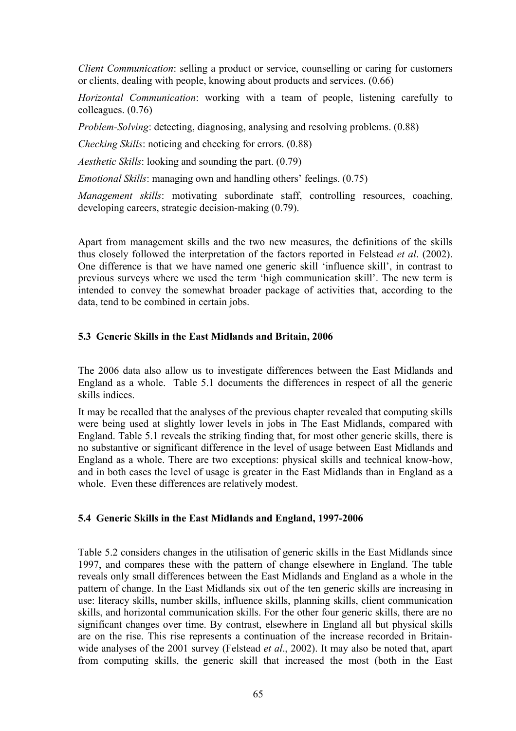*Client Communication*: selling a product or service, counselling or caring for customers or clients, dealing with people, knowing about products and services. (0.66)

*Horizontal Communication*: working with a team of people, listening carefully to colleagues. (0.76)

*Problem-Solving*: detecting, diagnosing, analysing and resolving problems. (0.88)

*Checking Skills*: noticing and checking for errors. (0.88)

*Aesthetic Skills*: looking and sounding the part. (0.79)

*Emotional Skills*: managing own and handling others' feelings. (0.75)

*Management skills*: motivating subordinate staff, controlling resources, coaching, developing careers, strategic decision-making (0.79).

Apart from management skills and the two new measures, the definitions of the skills thus closely followed the interpretation of the factors reported in Felstead *et al*. (2002). One difference is that we have named one generic skill 'influence skill', in contrast to previous surveys where we used the term 'high communication skill'. The new term is intended to convey the somewhat broader package of activities that, according to the data, tend to be combined in certain jobs.

### 5.3 Generic Skills in the East Midlands and Britain, 2006

The 2006 data also allow us to investigate differences between the East Midlands and England as a whole. Table 5.1 documents the differences in respect of all the generic skills indices.

It may be recalled that the analyses of the previous chapter revealed that computing skills were being used at slightly lower levels in jobs in The East Midlands, compared with England. Table 5.1 reveals the striking finding that, for most other generic skills, there is no substantive or significant difference in the level of usage between East Midlands and England as a whole. There are two exceptions: physical skills and technical know-how, and in both cases the level of usage is greater in the East Midlands than in England as a whole. Even these differences are relatively modest.

### 5.4 Generic Skills in the East Midlands and England, 1997-2006

Table 5.2 considers changes in the utilisation of generic skills in the East Midlands since 1997, and compares these with the pattern of change elsewhere in England. The table reveals only small differences between the East Midlands and England as a whole in the pattern of change. In the East Midlands six out of the ten generic skills are increasing in use: literacy skills, number skills, influence skills, planning skills, client communication skills, and horizontal communication skills. For the other four generic skills, there are no significant changes over time. By contrast, elsewhere in England all but physical skills are on the rise. This rise represents a continuation of the increase recorded in Britain-wide analyses of the 2001 survey (Felstead *et al*., 2002). It may also be noted that, apart from computing skills, the generic skill that increased the most (both in the East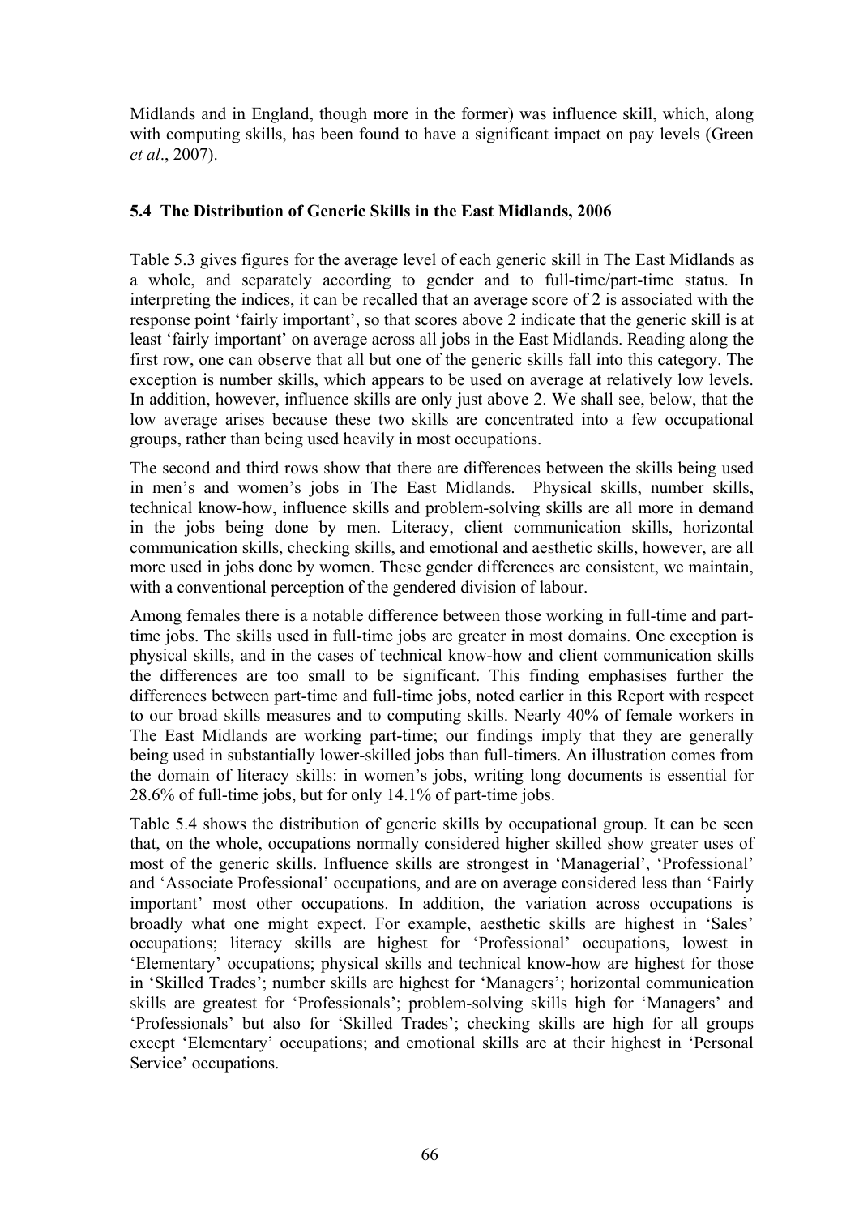Midlands and in England, though more in the former) was influence skill, which, along with computing skills, has been found to have a significant impact on pay levels (Green *et al*., 2007).

## 5.4 The Distribution of Generic Skills in the East Midlands, 2006

Table 5.3 gives figures for the average level of each generic skill in The East Midlands as a whole, and separately according to gender and to full-time/part-time status. In interpreting the indices, it can be recalled that an average score of 2 is associated with the response point 'fairly important', so that scores above 2 indicate that the generic skill is at least 'fairly important' on average across all jobs in the East Midlands. Reading along the first row, one can observe that all but one of the generic skills fall into this category. The exception is number skills, which appears to be used on average at relatively low levels. In addition, however, influence skills are only just above 2. We shall see, below, that the low average arises because these two skills are concentrated into a few occupational groups, rather than being used heavily in most occupations.

The second and third rows show that there are differences between the skills being used in men's and women's jobs in The East Midlands. Physical skills, number skills, technical know-how, influence skills and problem-solving skills are all more in demand in the jobs being done by men. Literacy, client communication skills, horizontal communication skills, checking skills, and emotional and aesthetic skills, however, are all more used in jobs done by women. These gender differences are consistent, we maintain, with a conventional perception of the gendered division of labour.

Among females there is a notable difference between those working in full-time and part-time jobs. The skills used in full-time jobs are greater in most domains. One exception is physical skills, and in the cases of technical know-how and client communication skills the differences are too small to be significant. This finding emphasises further the differences between part-time and full-time jobs, noted earlier in this Report with respect to our broad skills measures and to computing skills. Nearly 40% of female workers in The East Midlands are working part-time; our findings imply that they are generally being used in substantially lower-skilled jobs than full-timers. An illustration comes from the domain of literacy skills: in women's jobs, writing long documents is essential for 28.6% of full-time jobs, but for only 14.1% of part-time jobs.

Table 5.4 shows the distribution of generic skills by occupational group. It can be seen that, on the whole, occupations normally considered higher skilled show greater uses of most of the generic skills. Influence skills are strongest in 'Managerial', 'Professional' and 'Associate Professional' occupations, and are on average considered less than 'Fairly important' most other occupations. In addition, the variation across occupations is broadly what one might expect. For example, aesthetic skills are highest in 'Sales' occupations; literacy skills are highest for 'Professional' occupations, lowest in 'Elementary' occupations; physical skills and technical know-how are highest for those in 'Skilled Trades'; number skills are highest for 'Managers'; horizontal communication skills are greatest for 'Professionals'; problem-solving skills high for 'Managers' and 'Professionals' but also for 'Skilled Trades'; checking skills are high for all groups except 'Elementary' occupations; and emotional skills are at their highest in 'Personal Service' occupations.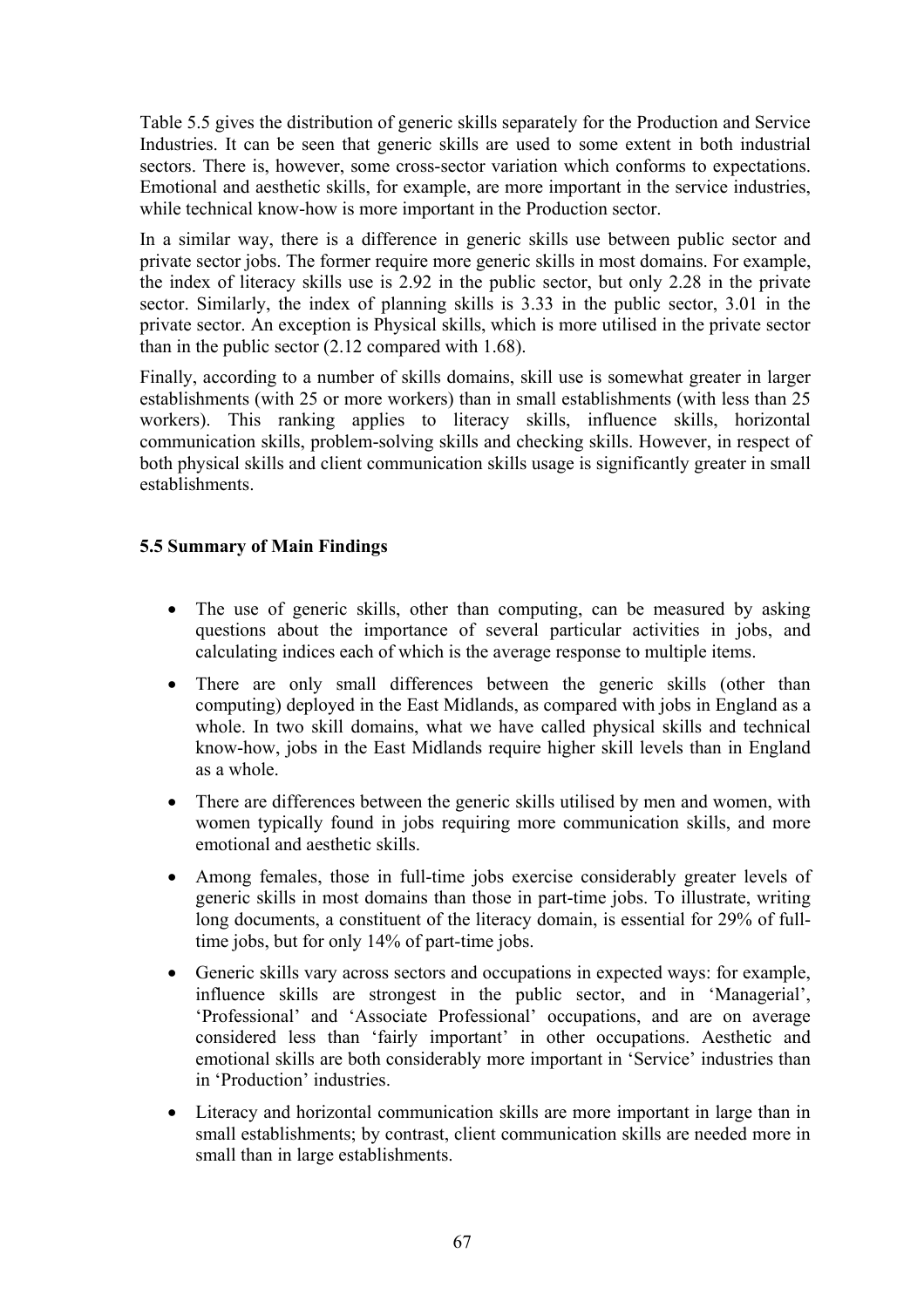Table 5.5 gives the distribution of generic skills separately for the Production and Service Industries. It can be seen that generic skills are used to some extent in both industrial sectors. There is, however, some cross-sector variation which conforms to expectations. Emotional and aesthetic skills, for example, are more important in the service industries, while technical know-how is more important in the Production sector.

In a similar way, there is a difference in generic skills use between public sector and private sector jobs. The former require more generic skills in most domains. For example, the index of literacy skills use is 2.92 in the public sector, but only 2.28 in the private sector. Similarly, the index of planning skills is 3.33 in the public sector, 3.01 in the private sector. An exception is Physical skills, which is more utilised in the private sector than in the public sector (2.12 compared with 1.68).

Finally, according to a number of skills domains, skill use is somewhat greater in larger establishments (with 25 or more workers) than in small establishments (with less than 25 workers). This ranking applies to literacy skills, influence skills, horizontal communication skills, problem-solving skills and checking skills. However, in respect of both physical skills and client communication skills usage is significantly greater in small establishments.

### 5.5 Summary of Main Findings

- The use of generic skills, other than computing, can be measured by asking questions about the importance of several particular activities in jobs, and calculating indices each of which is the average response to multiple items.
- There are only small differences between the generic skills (other than computing) deployed in the East Midlands, as compared with jobs in England as a whole. In two skill domains, what we have called physical skills and technical know-how, jobs in the East Midlands require higher skill levels than in England as a whole.
- There are differences between the generic skills utilised by men and women, with women typically found in jobs requiring more communication skills, and more emotional and aesthetic skills.
- Among females, those in full-time jobs exercise considerably greater levels of generic skills in most domains than those in part-time jobs. To illustrate, writing long documents, a constituent of the literacy domain, is essential for 29% of full-time jobs, but for only 14% of part-time jobs.
- Generic skills vary across sectors and occupations in expected ways: for example, influence skills are strongest in the public sector, and in 'Managerial', 'Professional' and 'Associate Professional' occupations, and are on average considered less than 'fairly important' in other occupations. Aesthetic and emotional skills are both considerably more important in 'Service' industries than in 'Production' industries.
- Literacy and horizontal communication skills are more important in large than in small establishments; by contrast, client communication skills are needed more in small than in large establishments.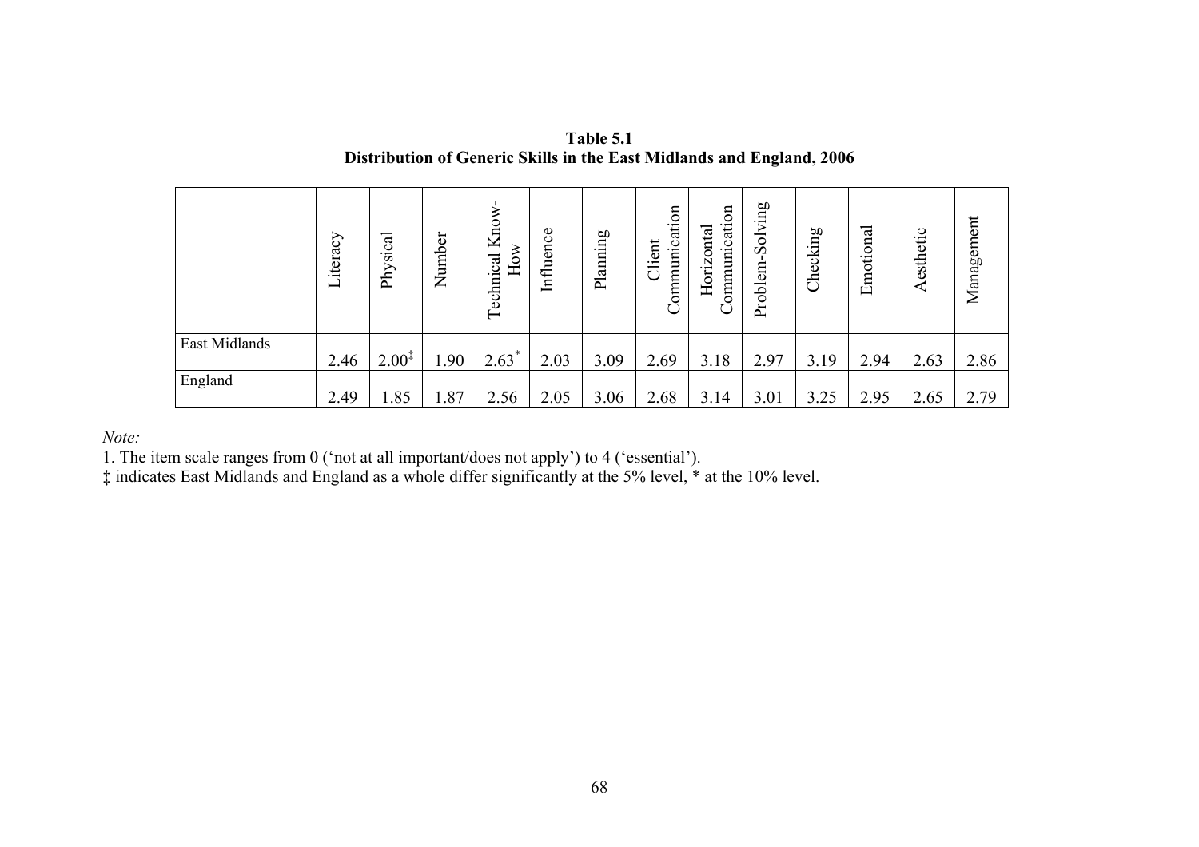**Table 5.1**
**Distribution of Generic Skills in the East Midlands and England, 2006**

| | Literacy | Physical | Number | Technical Know-How | Influence | Planning | Client Communication | Horizontal Communication | Problem-Solving | Checking | Emotional | Aesthetic | Management |
|---|---|---|---|---|---|---|---|---|---|---|---|---|---|
| East Midlands | 2.46 | 2.00‡ | 1.90 | 2.63* | 2.03 | 3.09 | 2.69 | 3.18 | 2.97 | 3.19 | 2.94 | 2.63 | 2.86 |
| England | 2.49 | 1.85 | 1.87 | 2.56 | 2.05 | 3.06 | 2.68 | 3.14 | 3.01 | 3.25 | 2.95 | 2.65 | 2.79 |

*Note:*

1. The item scale ranges from 0 ('not at all important/does not apply') to 4 ('essential').

‡ indicates East Midlands and England as a whole differ significantly at the 5% level, * at the 10% level.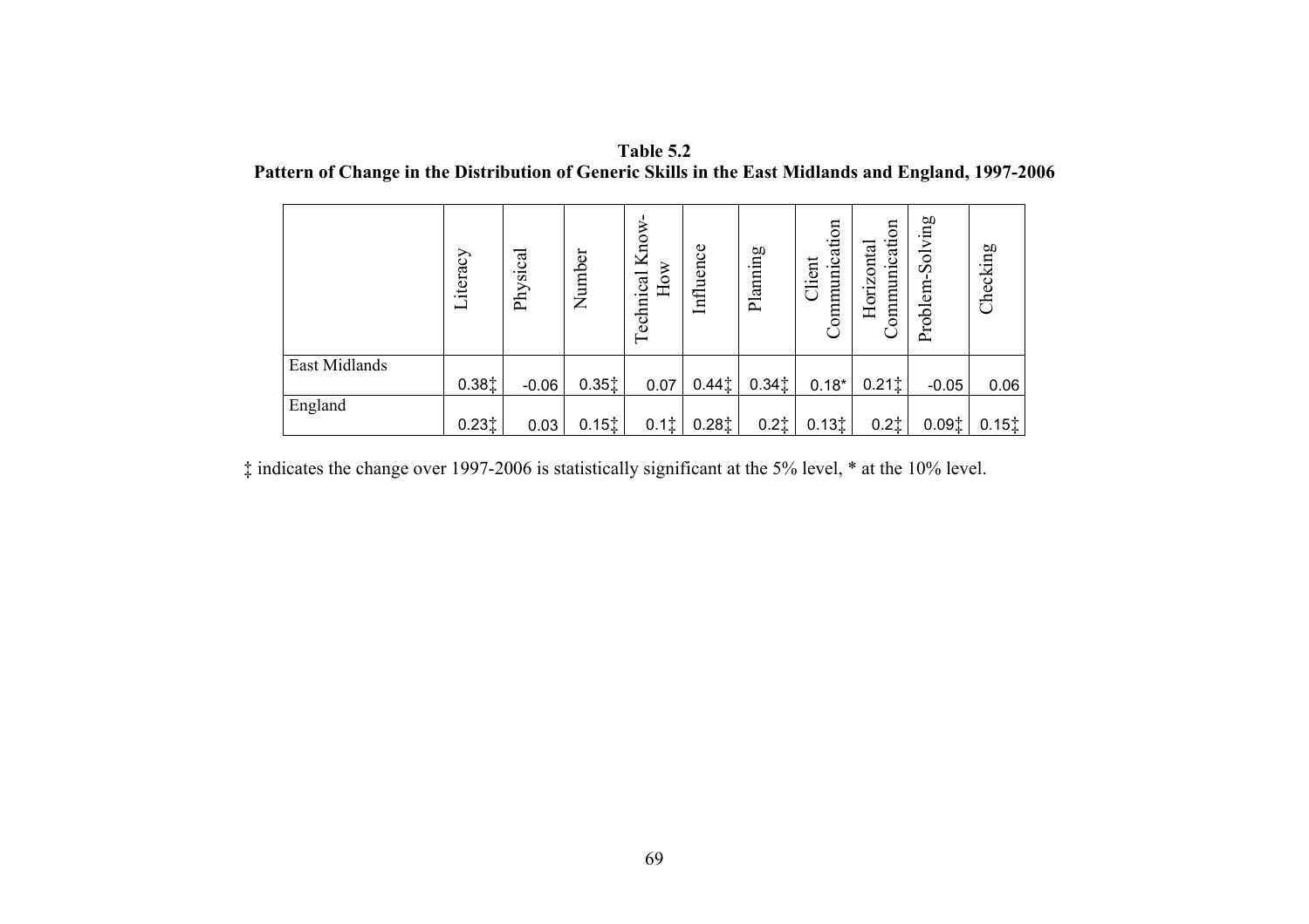**Table 5.2**
**Pattern of Change in the Distribution of Generic Skills in the East Midlands and England, 1997-2006**

| | Literacy | Physical | Number | Technical Know-How | Influence | Planning | Client Communication | Horizontal Communication | Problem-Solving | Checking |
|---|---|---|---|---|---|---|---|---|---|---|
| East Midlands | 0.38‡ | -0.06 | 0.35‡ | 0.07 | 0.44‡ | 0.34‡ | 0.18* | 0.21‡ | -0.05 | 0.06 |
| England | 0.23‡ | 0.03 | 0.15‡ | 0.1‡ | 0.28‡ | 0.2‡ | 0.13‡ | 0.2‡ | 0.09‡ | 0.15‡ |

‡ indicates the change over 1997-2006 is statistically significant at the 5% level, * at the 10% level.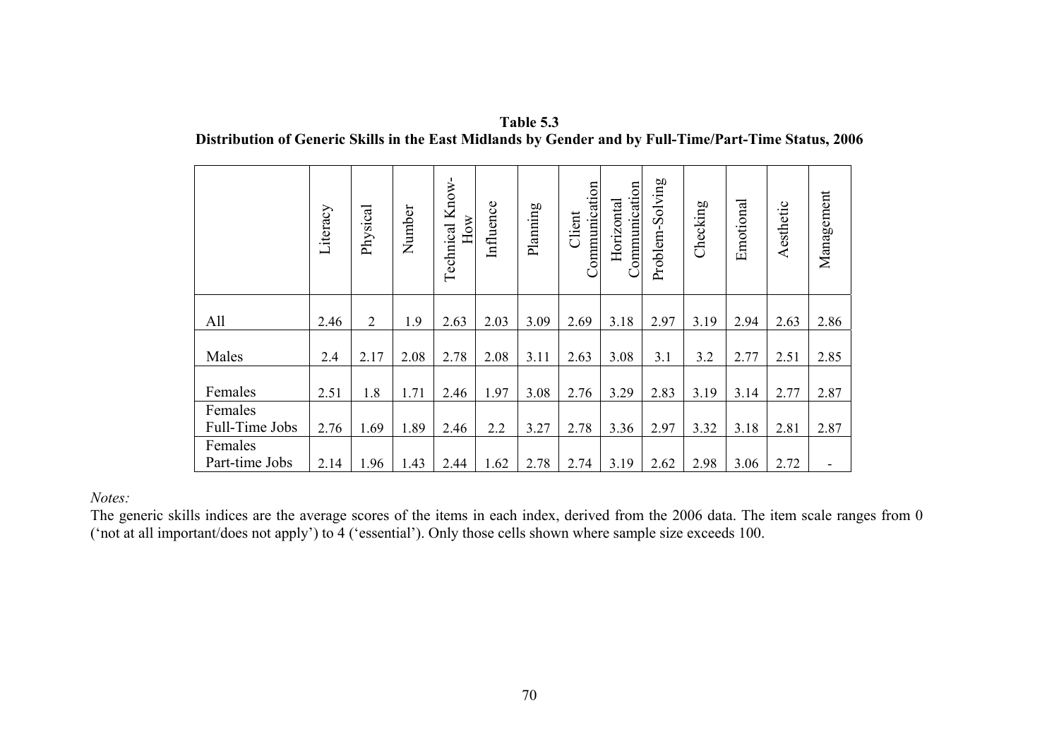**Table 5.3**
**Distribution of Generic Skills in the East Midlands by Gender and by Full-Time/Part-Time Status, 2006**

| | Literacy | Physical | Number | Technical Know-How | Influence | Planning | Client Communication | Horizontal Communication | Problem-Solving | Checking | Emotional | Aesthetic | Management |
|---|---|---|---|---|---|---|---|---|---|---|---|---|---|
| All | 2.46 | 2 | 1.9 | 2.63 | 2.03 | 3.09 | 2.69 | 3.18 | 2.97 | 3.19 | 2.94 | 2.63 | 2.86 |
| Males | 2.4 | 2.17 | 2.08 | 2.78 | 2.08 | 3.11 | 2.63 | 3.08 | 3.1 | 3.2 | 2.77 | 2.51 | 2.85 |
| Females | 2.51 | 1.8 | 1.71 | 2.46 | 1.97 | 3.08 | 2.76 | 3.29 | 2.83 | 3.19 | 3.14 | 2.77 | 2.87 |
| Females Full-Time Jobs | 2.76 | 1.69 | 1.89 | 2.46 | 2.2 | 3.27 | 2.78 | 3.36 | 2.97 | 3.32 | 3.18 | 2.81 | 2.87 |
| Females Part-time Jobs | 2.14 | 1.96 | 1.43 | 2.44 | 1.62 | 2.78 | 2.74 | 3.19 | 2.62 | 2.98 | 3.06 | 2.72 | - |

*Notes:*

The generic skills indices are the average scores of the items in each index, derived from the 2006 data. The item scale ranges from 0 ('not at all important/does not apply') to 4 ('essential'). Only those cells shown where sample size exceeds 100.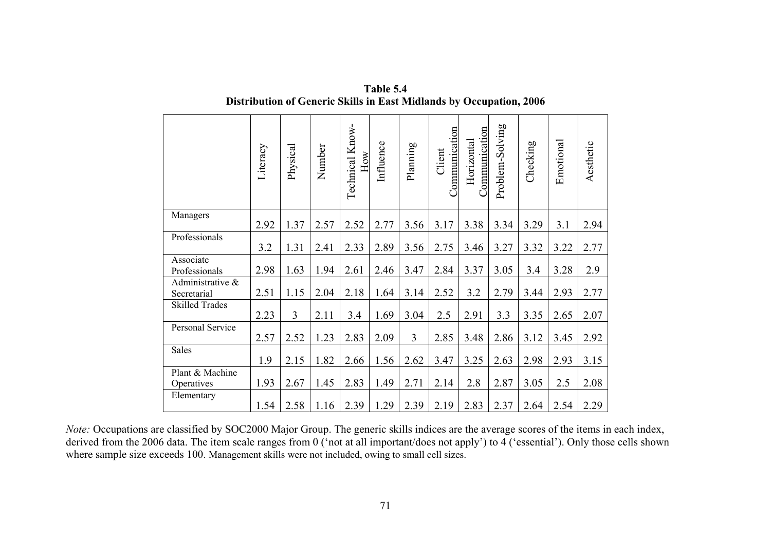**Table 5.4**
**Distribution of Generic Skills in East Midlands by Occupation, 2006**

| | Literacy | Physical | Number | Technical Know-How | Influence | Planning | Client Communication | Horizontal Communication | Problem-Solving | Checking | Emotional | Aesthetic |
|---|---|---|---|---|---|---|---|---|---|---|---|---|
| Managers | 2.92 | 1.37 | 2.57 | 2.52 | 2.77 | 3.56 | 3.17 | 3.38 | 3.34 | 3.29 | 3.1 | 2.94 |
| Professionals | 3.2 | 1.31 | 2.41 | 2.33 | 2.89 | 3.56 | 2.75 | 3.46 | 3.27 | 3.32 | 3.22 | 2.77 |
| Associate Professionals | 2.98 | 1.63 | 1.94 | 2.61 | 2.46 | 3.47 | 2.84 | 3.37 | 3.05 | 3.4 | 3.28 | 2.9 |
| Administrative & Secretarial | 2.51 | 1.15 | 2.04 | 2.18 | 1.64 | 3.14 | 2.52 | 3.2 | 2.79 | 3.44 | 2.93 | 2.77 |
| Skilled Trades | 2.23 | 3 | 2.11 | 3.4 | 1.69 | 3.04 | 2.5 | 2.91 | 3.3 | 3.35 | 2.65 | 2.07 |
| Personal Service | 2.57 | 2.52 | 1.23 | 2.83 | 2.09 | 3 | 2.85 | 3.48 | 2.86 | 3.12 | 3.45 | 2.92 |
| Sales | 1.9 | 2.15 | 1.82 | 2.66 | 1.56 | 2.62 | 3.47 | 3.25 | 2.63 | 2.98 | 2.93 | 3.15 |
| Plant & Machine Operatives | 1.93 | 2.67 | 1.45 | 2.83 | 1.49 | 2.71 | 2.14 | 2.8 | 2.87 | 3.05 | 2.5 | 2.08 |
| Elementary | 1.54 | 2.58 | 1.16 | 2.39 | 1.29 | 2.39 | 2.19 | 2.83 | 2.37 | 2.64 | 2.54 | 2.29 |

*Note:* Occupations are classified by SOC2000 Major Group. The generic skills indices are the average scores of the items in each index, derived from the 2006 data. The item scale ranges from 0 ('not at all important/does not apply') to 4 ('essential'). Only those cells shown where sample size exceeds 100. Management skills were not included, owing to small cell sizes.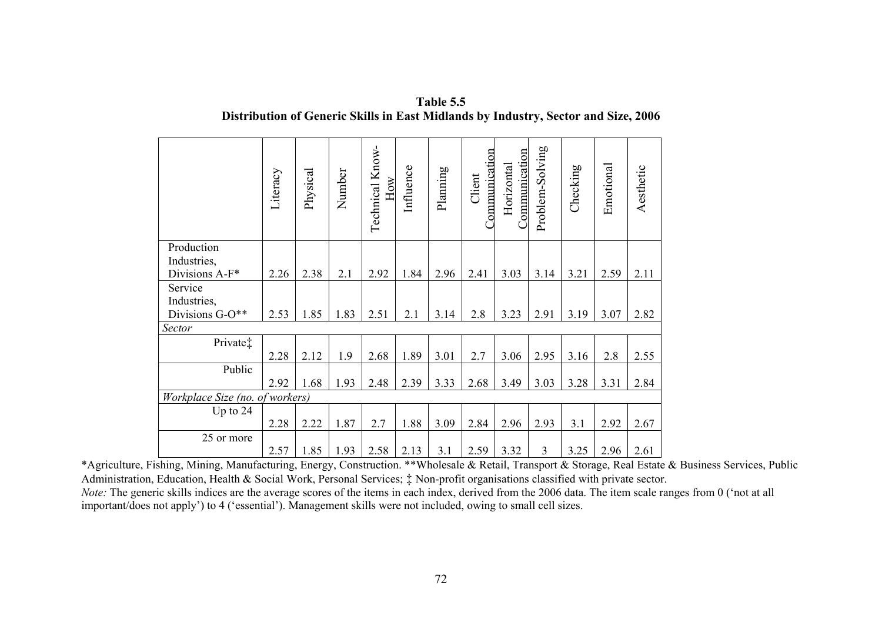**Table 5.5**
**Distribution of Generic Skills in East Midlands by Industry, Sector and Size, 2006**

| | Literacy | Physical | Number | Technical Know-How | Influence | Planning | Client Communication | Horizontal Communication | Problem-Solving | Checking | Emotional | Aesthetic |
|---|---|---|---|---|---|---|---|---|---|---|---|---|
| Production Industries, Divisions A-F* | 2.26 | 2.38 | 2.1 | 2.92 | 1.84 | 2.96 | 2.41 | 3.03 | 3.14 | 3.21 | 2.59 | 2.11 |
| Service Industries, Divisions G-O** | 2.53 | 1.85 | 1.83 | 2.51 | 2.1 | 3.14 | 2.8 | 3.23 | 2.91 | 3.19 | 3.07 | 2.82 |
| *Sector* | | | | | | | | | | | | |
| Private‡ | 2.28 | 2.12 | 1.9 | 2.68 | 1.89 | 3.01 | 2.7 | 3.06 | 2.95 | 3.16 | 2.8 | 2.55 |
| Public | 2.92 | 1.68 | 1.93 | 2.48 | 2.39 | 3.33 | 2.68 | 3.49 | 3.03 | 3.28 | 3.31 | 2.84 |
| *Workplace Size (no. of workers)* | | | | | | | | | | | | |
| Up to 24 | 2.28 | 2.22 | 1.87 | 2.7 | 1.88 | 3.09 | 2.84 | 2.96 | 2.93 | 3.1 | 2.92 | 2.67 |
| 25 or more | 2.57 | 1.85 | 1.93 | 2.58 | 2.13 | 3.1 | 2.59 | 3.32 | 3 | 3.25 | 2.96 | 2.61 |

*Agriculture, Fishing, Mining, Manufacturing, Energy, Construction. **Wholesale & Retail, Transport & Storage, Real Estate & Business Services, Public Administration, Education, Health & Social Work, Personal Services; ‡ Non-profit organisations classified with private sector.
*Note:* The generic skills indices are the average scores of the items in each index, derived from the 2006 data. The item scale ranges from 0 ('not at all important/does not apply') to 4 ('essential'). Management skills were not included, owing to small cell sizes.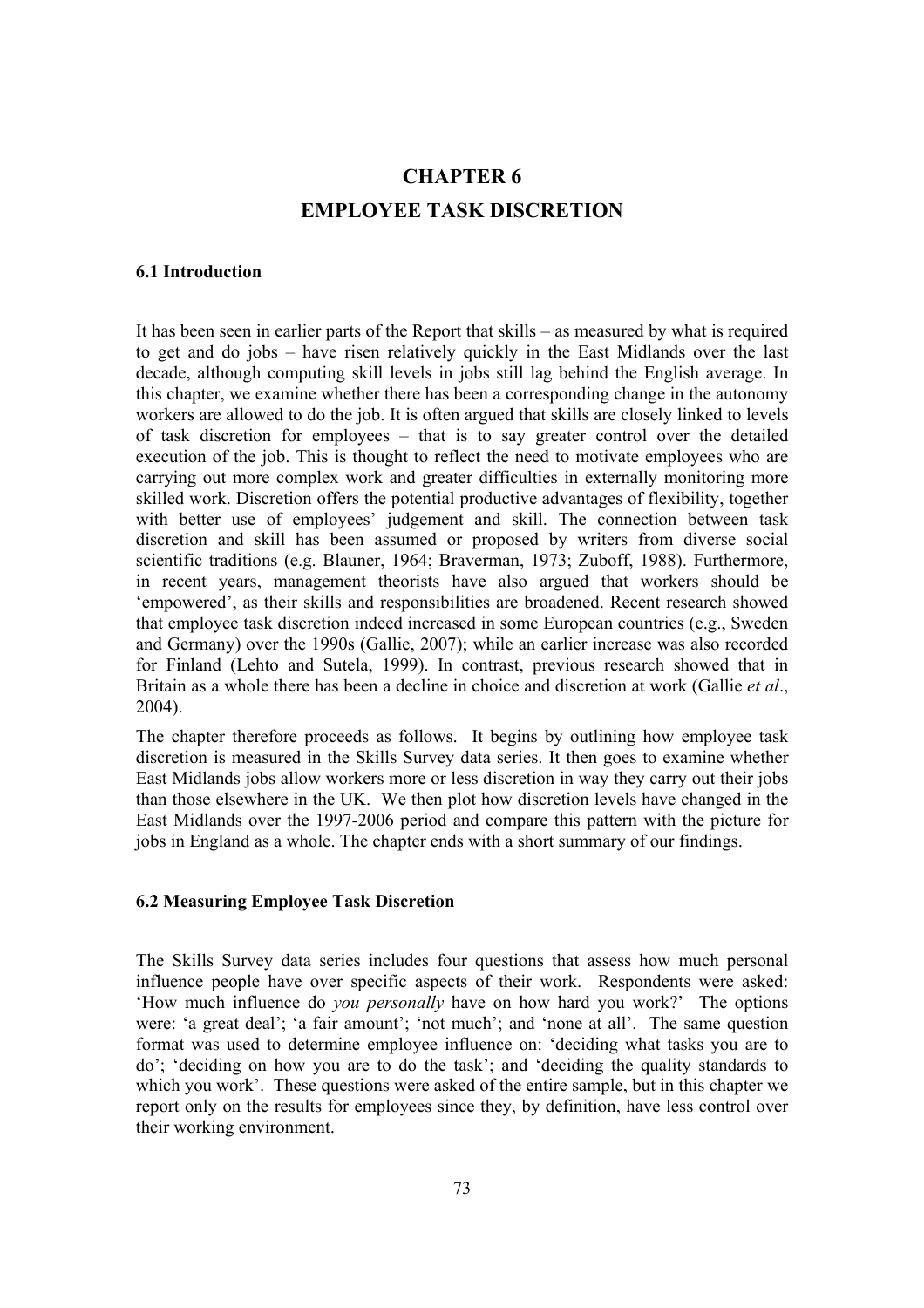# CHAPTER 6
# EMPLOYEE TASK DISCRETION

## 6.1 Introduction

It has been seen in earlier parts of the Report that skills – as measured by what is required to get and do jobs – have risen relatively quickly in the East Midlands over the last decade, although computing skill levels in jobs still lag behind the English average. In this chapter, we examine whether there has been a corresponding change in the autonomy workers are allowed to do the job. It is often argued that skills are closely linked to levels of task discretion for employees – that is to say greater control over the detailed execution of the job. This is thought to reflect the need to motivate employees who are carrying out more complex work and greater difficulties in externally monitoring more skilled work. Discretion offers the potential productive advantages of flexibility, together with better use of employees' judgement and skill. The connection between task discretion and skill has been assumed or proposed by writers from diverse social scientific traditions (e.g. Blauner, 1964; Braverman, 1973; Zuboff, 1988). Furthermore, in recent years, management theorists have also argued that workers should be 'empowered', as their skills and responsibilities are broadened. Recent research showed that employee task discretion indeed increased in some European countries (e.g., Sweden and Germany) over the 1990s (Gallie, 2007); while an earlier increase was also recorded for Finland (Lehto and Sutela, 1999). In contrast, previous research showed that in Britain as a whole there has been a decline in choice and discretion at work (Gallie *et al*., 2004).

The chapter therefore proceeds as follows. It begins by outlining how employee task discretion is measured in the Skills Survey data series. It then goes to examine whether East Midlands jobs allow workers more or less discretion in way they carry out their jobs than those elsewhere in the UK. We then plot how discretion levels have changed in the East Midlands over the 1997-2006 period and compare this pattern with the picture for jobs in England as a whole. The chapter ends with a short summary of our findings.

## 6.2 Measuring Employee Task Discretion

The Skills Survey data series includes four questions that assess how much personal influence people have over specific aspects of their work. Respondents were asked: 'How much influence do *you personally* have on how hard you work?' The options were: 'a great deal'; 'a fair amount'; 'not much'; and 'none at all'. The same question format was used to determine employee influence on: 'deciding what tasks you are to do'; 'deciding on how you are to do the task'; and 'deciding the quality standards to which you work'. These questions were asked of the entire sample, but in this chapter we report only on the results for employees since they, by definition, have less control over their working environment.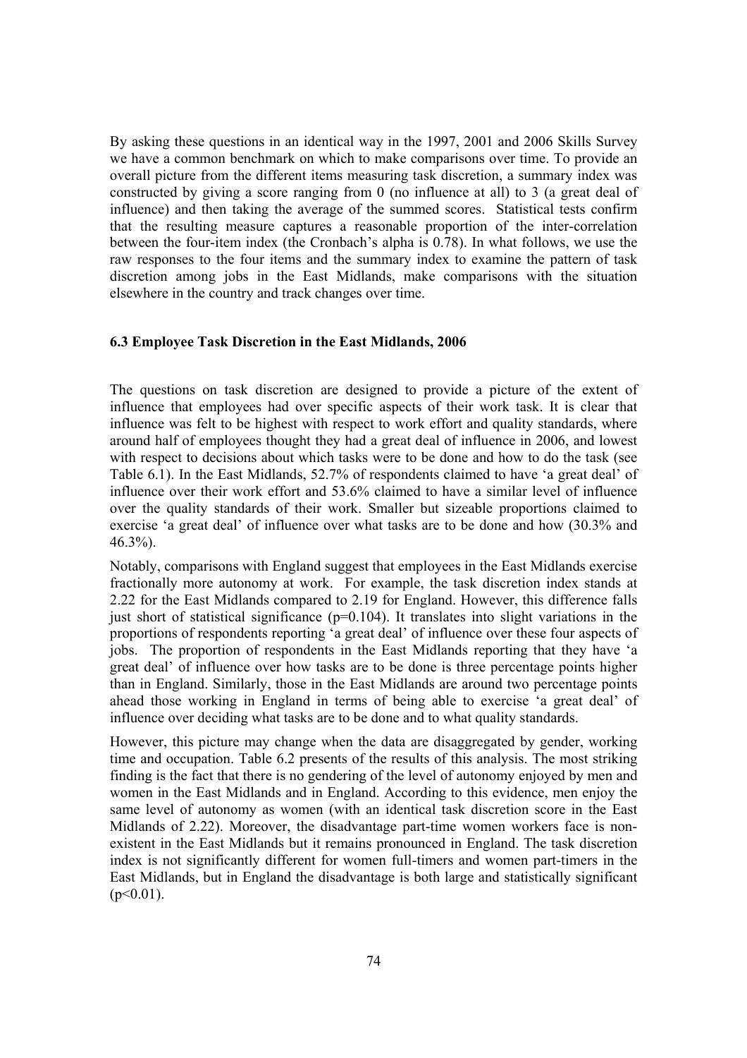By asking these questions in an identical way in the 1997, 2001 and 2006 Skills Survey we have a common benchmark on which to make comparisons over time. To provide an overall picture from the different items measuring task discretion, a summary index was constructed by giving a score ranging from 0 (no influence at all) to 3 (a great deal of influence) and then taking the average of the summed scores. Statistical tests confirm that the resulting measure captures a reasonable proportion of the inter-correlation between the four-item index (the Cronbach's alpha is 0.78). In what follows, we use the raw responses to the four items and the summary index to examine the pattern of task discretion among jobs in the East Midlands, make comparisons with the situation elsewhere in the country and track changes over time.

### 6.3 Employee Task Discretion in the East Midlands, 2006

The questions on task discretion are designed to provide a picture of the extent of influence that employees had over specific aspects of their work task. It is clear that influence was felt to be highest with respect to work effort and quality standards, where around half of employees thought they had a great deal of influence in 2006, and lowest with respect to decisions about which tasks were to be done and how to do the task (see Table 6.1). In the East Midlands, 52.7% of respondents claimed to have 'a great deal' of influence over their work effort and 53.6% claimed to have a similar level of influence over the quality standards of their work. Smaller but sizeable proportions claimed to exercise 'a great deal' of influence over what tasks are to be done and how (30.3% and 46.3%).

Notably, comparisons with England suggest that employees in the East Midlands exercise fractionally more autonomy at work. For example, the task discretion index stands at 2.22 for the East Midlands compared to 2.19 for England. However, this difference falls just short of statistical significance ($p=0.104$). It translates into slight variations in the proportions of respondents reporting 'a great deal' of influence over these four aspects of jobs. The proportion of respondents in the East Midlands reporting that they have 'a great deal' of influence over how tasks are to be done is three percentage points higher than in England. Similarly, those in the East Midlands are around two percentage points ahead those working in England in terms of being able to exercise 'a great deal' of influence over deciding what tasks are to be done and to what quality standards.

However, this picture may change when the data are disaggregated by gender, working time and occupation. Table 6.2 presents of the results of this analysis. The most striking finding is the fact that there is no gendering of the level of autonomy enjoyed by men and women in the East Midlands and in England. According to this evidence, men enjoy the same level of autonomy as women (with an identical task discretion score in the East Midlands of 2.22). Moreover, the disadvantage part-time women workers face is non-existent in the East Midlands but it remains pronounced in England. The task discretion index is not significantly different for women full-timers and women part-timers in the East Midlands, but in England the disadvantage is both large and statistically significant ($p<0.01$).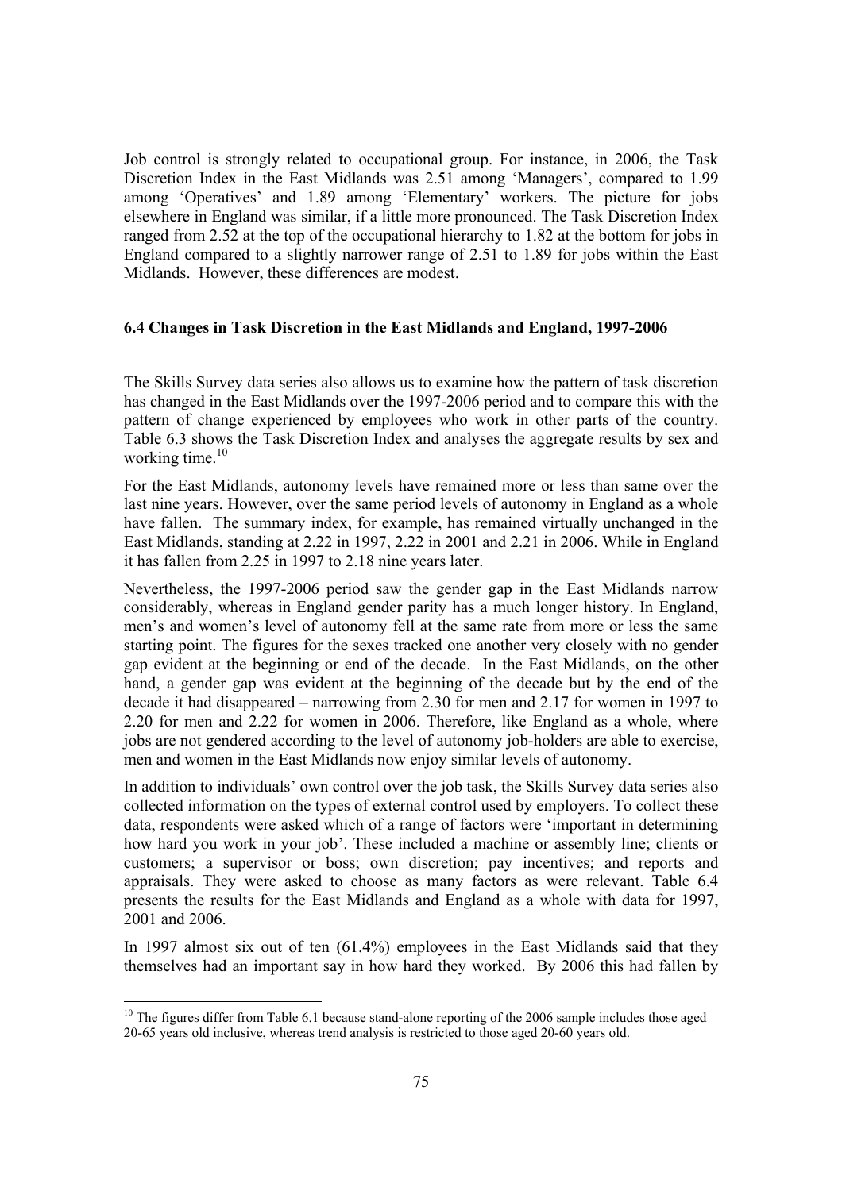Job control is strongly related to occupational group. For instance, in 2006, the Task Discretion Index in the East Midlands was 2.51 among 'Managers', compared to 1.99 among 'Operatives' and 1.89 among 'Elementary' workers. The picture for jobs elsewhere in England was similar, if a little more pronounced. The Task Discretion Index ranged from 2.52 at the top of the occupational hierarchy to 1.82 at the bottom for jobs in England compared to a slightly narrower range of 2.51 to 1.89 for jobs within the East Midlands. However, these differences are modest.

### 6.4 Changes in Task Discretion in the East Midlands and England, 1997-2006

The Skills Survey data series also allows us to examine how the pattern of task discretion has changed in the East Midlands over the 1997-2006 period and to compare this with the pattern of change experienced by employees who work in other parts of the country. Table 6.3 shows the Task Discretion Index and analyses the aggregate results by sex and working time.[10]

For the East Midlands, autonomy levels have remained more or less than same over the last nine years. However, over the same period levels of autonomy in England as a whole have fallen. The summary index, for example, has remained virtually unchanged in the East Midlands, standing at 2.22 in 1997, 2.22 in 2001 and 2.21 in 2006. While in England it has fallen from 2.25 in 1997 to 2.18 nine years later.

Nevertheless, the 1997-2006 period saw the gender gap in the East Midlands narrow considerably, whereas in England gender parity has a much longer history. In England, men's and women's level of autonomy fell at the same rate from more or less the same starting point. The figures for the sexes tracked one another very closely with no gender gap evident at the beginning or end of the decade. In the East Midlands, on the other hand, a gender gap was evident at the beginning of the decade but by the end of the decade it had disappeared – narrowing from 2.30 for men and 2.17 for women in 1997 to 2.20 for men and 2.22 for women in 2006. Therefore, like England as a whole, where jobs are not gendered according to the level of autonomy job-holders are able to exercise, men and women in the East Midlands now enjoy similar levels of autonomy.

In addition to individuals' own control over the job task, the Skills Survey data series also collected information on the types of external control used by employers. To collect these data, respondents were asked which of a range of factors were 'important in determining how hard you work in your job'. These included a machine or assembly line; clients or customers; a supervisor or boss; own discretion; pay incentives; and reports and appraisals. They were asked to choose as many factors as were relevant. Table 6.4 presents the results for the East Midlands and England as a whole with data for 1997, 2001 and 2006.

In 1997 almost six out of ten (61.4%) employees in the East Midlands said that they themselves had an important say in how hard they worked. By 2006 this had fallen by

[10] The figures differ from Table 6.1 because stand-alone reporting of the 2006 sample includes those aged 20-65 years old inclusive, whereas trend analysis is restricted to those aged 20-60 years old.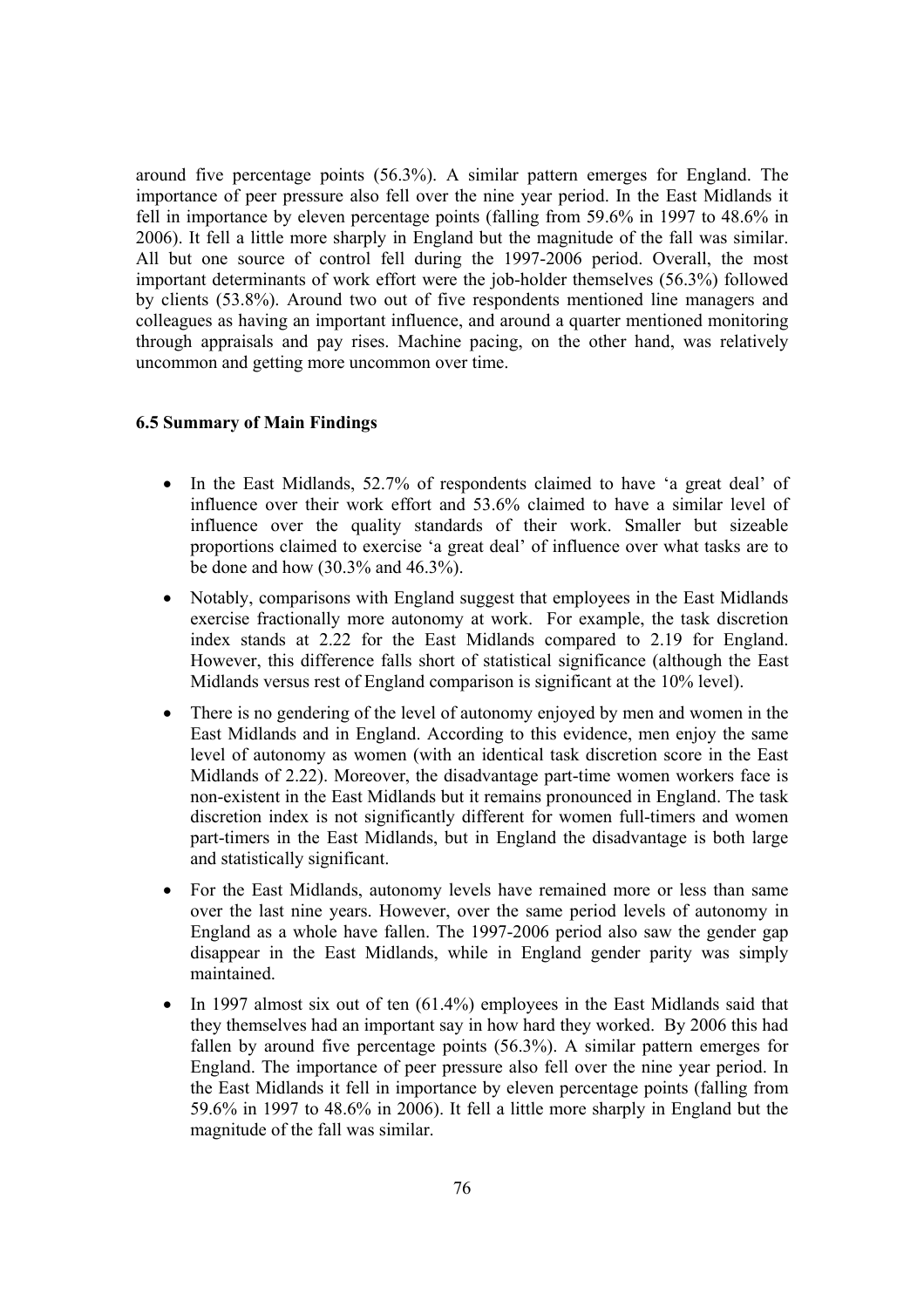around five percentage points (56.3%). A similar pattern emerges for England. The importance of peer pressure also fell over the nine year period. In the East Midlands it fell in importance by eleven percentage points (falling from 59.6% in 1997 to 48.6% in 2006). It fell a little more sharply in England but the magnitude of the fall was similar. All but one source of control fell during the 1997-2006 period. Overall, the most important determinants of work effort were the job-holder themselves (56.3%) followed by clients (53.8%). Around two out of five respondents mentioned line managers and colleagues as having an important influence, and around a quarter mentioned monitoring through appraisals and pay rises. Machine pacing, on the other hand, was relatively uncommon and getting more uncommon over time.

### 6.5 Summary of Main Findings

- In the East Midlands, 52.7% of respondents claimed to have 'a great deal' of influence over their work effort and 53.6% claimed to have a similar level of influence over the quality standards of their work. Smaller but sizeable proportions claimed to exercise 'a great deal' of influence over what tasks are to be done and how (30.3% and 46.3%).
- Notably, comparisons with England suggest that employees in the East Midlands exercise fractionally more autonomy at work. For example, the task discretion index stands at 2.22 for the East Midlands compared to 2.19 for England. However, this difference falls short of statistical significance (although the East Midlands versus rest of England comparison is significant at the 10% level).
- There is no gendering of the level of autonomy enjoyed by men and women in the East Midlands and in England. According to this evidence, men enjoy the same level of autonomy as women (with an identical task discretion score in the East Midlands of 2.22). Moreover, the disadvantage part-time women workers face is non-existent in the East Midlands but it remains pronounced in England. The task discretion index is not significantly different for women full-timers and women part-timers in the East Midlands, but in England the disadvantage is both large and statistically significant.
- For the East Midlands, autonomy levels have remained more or less than same over the last nine years. However, over the same period levels of autonomy in England as a whole have fallen. The 1997-2006 period also saw the gender gap disappear in the East Midlands, while in England gender parity was simply maintained.
- In 1997 almost six out of ten (61.4%) employees in the East Midlands said that they themselves had an important say in how hard they worked. By 2006 this had fallen by around five percentage points (56.3%). A similar pattern emerges for England. The importance of peer pressure also fell over the nine year period. In the East Midlands it fell in importance by eleven percentage points (falling from 59.6% in 1997 to 48.6% in 2006). It fell a little more sharply in England but the magnitude of the fall was similar.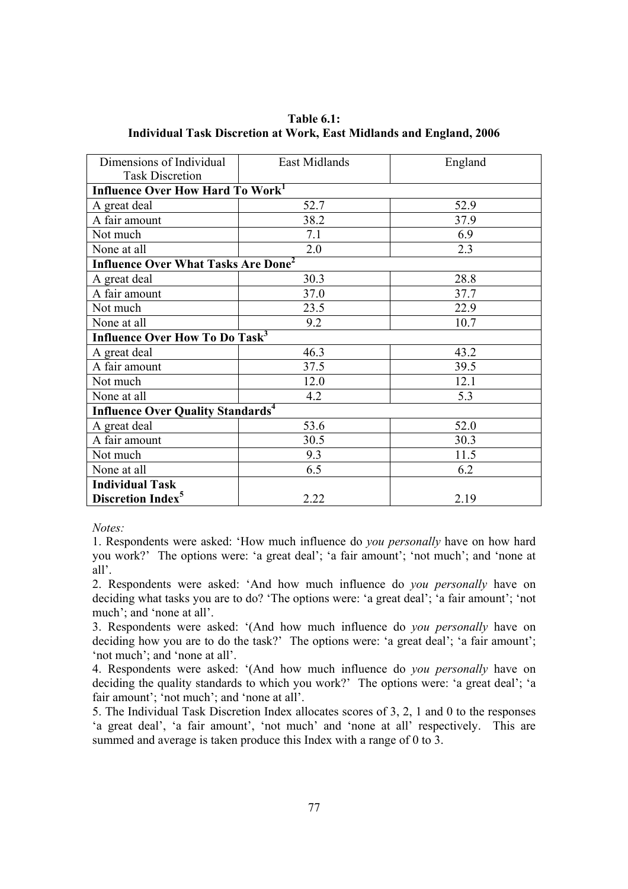**Table 6.1:**
**Individual Task Discretion at Work, East Midlands and England, 2006**

| Dimensions of Individual Task Discretion | East Midlands | England |
|---|---|---|
| **Influence Over How Hard To Work[1]** | | |
| A great deal | 52.7 | 52.9 |
| A fair amount | 38.2 | 37.9 |
| Not much | 7.1 | 6.9 |
| None at all | 2.0 | 2.3 |
| **Influence Over What Tasks Are Done[2]** | | |
| A great deal | 30.3 | 28.8 |
| A fair amount | 37.0 | 37.7 |
| Not much | 23.5 | 22.9 |
| None at all | 9.2 | 10.7 |
| **Influence Over How To Do Task[3]** | | |
| A great deal | 46.3 | 43.2 |
| A fair amount | 37.5 | 39.5 |
| Not much | 12.0 | 12.1 |
| None at all | 4.2 | 5.3 |
| **Influence Over Quality Standards[4]** | | |
| A great deal | 53.6 | 52.0 |
| A fair amount | 30.5 | 30.3 |
| Not much | 9.3 | 11.5 |
| None at all | 6.5 | 6.2 |
| **Individual Task Discretion Index[5]** | 2.22 | 2.19 |

*Notes:*

1. Respondents were asked: 'How much influence do *you personally* have on how hard you work?' The options were: 'a great deal'; 'a fair amount'; 'not much'; and 'none at all'.
2. Respondents were asked: 'And how much influence do *you personally* have on deciding what tasks you are to do? 'The options were: 'a great deal'; 'a fair amount'; 'not much'; and 'none at all'.
3. Respondents were asked: '(And how much influence do *you personally* have on deciding how you are to do the task?' The options were: 'a great deal'; 'a fair amount'; 'not much'; and 'none at all'.
4. Respondents were asked: '(And how much influence do *you personally* have on deciding the quality standards to which you work?' The options were: 'a great deal'; 'a fair amount'; 'not much'; and 'none at all'.
5. The Individual Task Discretion Index allocates scores of 3, 2, 1 and 0 to the responses 'a great deal', 'a fair amount', 'not much' and 'none at all' respectively. This are summed and average is taken produce this Index with a range of 0 to 3.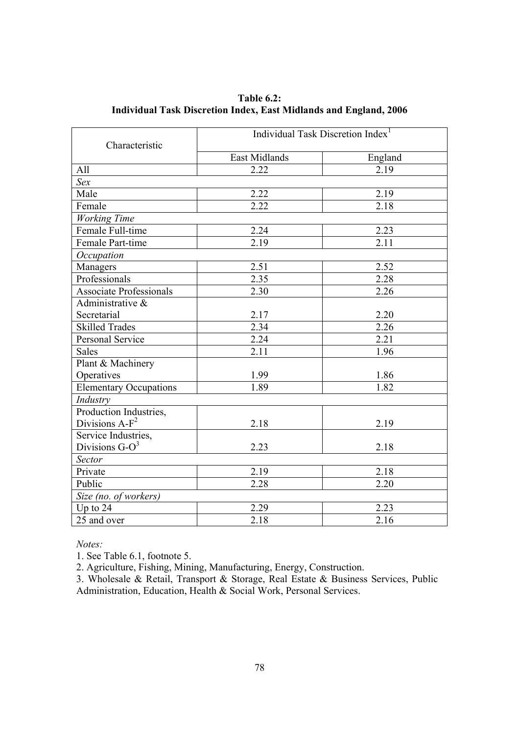**Table 6.2:**
**Individual Task Discretion Index, East Midlands and England, 2006**

| Characteristic | Individual Task Discretion Index[1] | |
|---|---|---|
| | East Midlands | England |
| All | 2.22 | 2.19 |
| *Sex* | | |
| Male | 2.22 | 2.19 |
| Female | 2.22 | 2.18 |
| *Working Time* | | |
| Female Full-time | 2.24 | 2.23 |
| Female Part-time | 2.19 | 2.11 |
| *Occupation* | | |
| Managers | 2.51 | 2.52 |
| Professionals | 2.35 | 2.28 |
| Associate Professionals | 2.30 | 2.26 |
| Administrative & Secretarial | 2.17 | 2.20 |
| Skilled Trades | 2.34 | 2.26 |
| Personal Service | 2.24 | 2.21 |
| Sales | 2.11 | 1.96 |
| Plant & Machinery Operatives | 1.99 | 1.86 |
| Elementary Occupations | 1.89 | 1.82 |
| *Industry* | | |
| Production Industries, Divisions A-F[2] | 2.18 | 2.19 |
| Service Industries, Divisions G-O[3] | 2.23 | 2.18 |
| *Sector* | | |
| Private | 2.19 | 2.18 |
| Public | 2.28 | 2.20 |
| *Size (no. of workers)* | | |
| Up to 24 | 2.29 | 2.23 |
| 25 and over | 2.18 | 2.16 |

*Notes:*

1. See Table 6.1, footnote 5.
2. Agriculture, Fishing, Mining, Manufacturing, Energy, Construction.
3. Wholesale & Retail, Transport & Storage, Real Estate & Business Services, Public Administration, Education, Health & Social Work, Personal Services.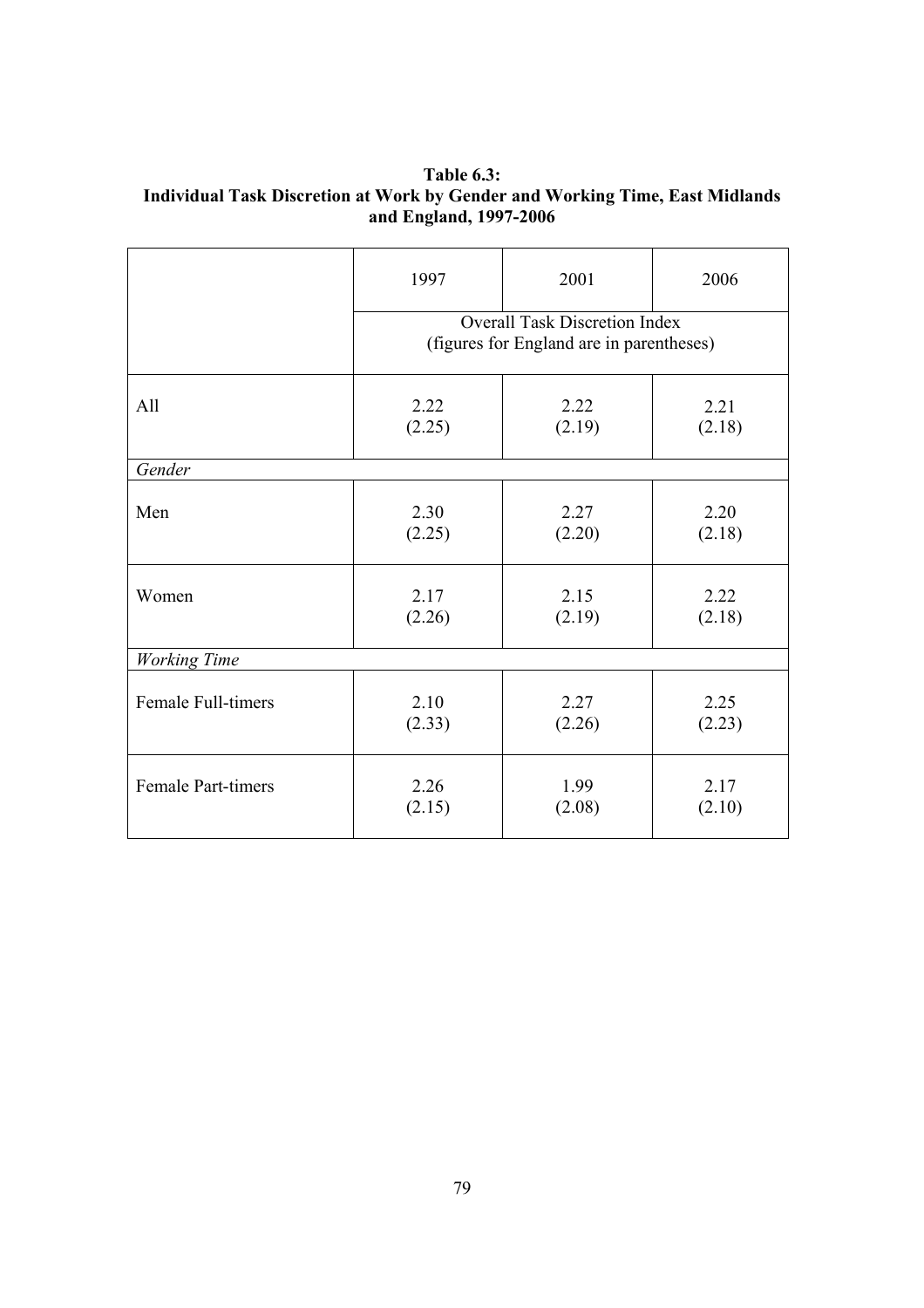**Table 6.3:**
**Individual Task Discretion at Work by Gender and Working Time, East Midlands and England, 1997-2006**

| | 1997 | 2001 | 2006 |
|---|---|---|---|
| | Overall Task Discretion Index (figures for England are in parentheses) | | |
| All | 2.22 (2.25) | 2.22 (2.19) | 2.21 (2.18) |
| *Gender* | | | |
| Men | 2.30 (2.25) | 2.27 (2.20) | 2.20 (2.18) |
| Women | 2.17 (2.26) | 2.15 (2.19) | 2.22 (2.18) |
| *Working Time* | | | |
| Female Full-timers | 2.10 (2.33) | 2.27 (2.26) | 2.25 (2.23) |
| Female Part-timers | 2.26 (2.15) | 1.99 (2.08) | 2.17 (2.10) |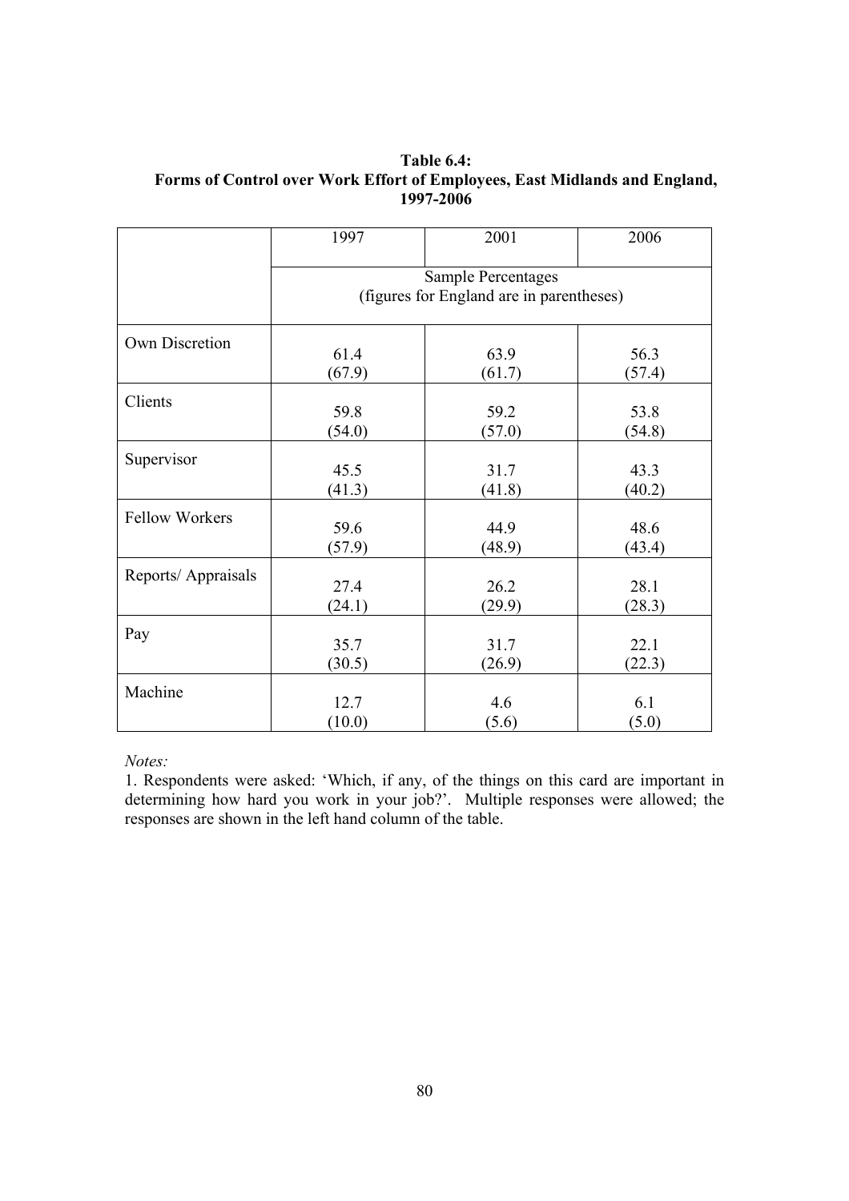**Table 6.4:**
**Forms of Control over Work Effort of Employees, East Midlands and England, 1997-2006**

| | 1997 | 2001 | 2006 |
|---|---|---|---|
| | Sample Percentages (figures for England are in parentheses) | | |
| Own Discretion | 61.4 (67.9) | 63.9 (61.7) | 56.3 (57.4) |
| Clients | 59.8 (54.0) | 59.2 (57.0) | 53.8 (54.8) |
| Supervisor | 45.5 (41.3) | 31.7 (41.8) | 43.3 (40.2) |
| Fellow Workers | 59.6 (57.9) | 44.9 (48.9) | 48.6 (43.4) |
| Reports/ Appraisals | 27.4 (24.1) | 26.2 (29.9) | 28.1 (28.3) |
| Pay | 35.7 (30.5) | 31.7 (26.9) | 22.1 (22.3) |
| Machine | 12.7 (10.0) | 4.6 (5.6) | 6.1 (5.0) |

*Notes:*

1. Respondents were asked: 'Which, if any, of the things on this card are important in determining how hard you work in your job?'. Multiple responses were allowed; the responses are shown in the left hand column of the table.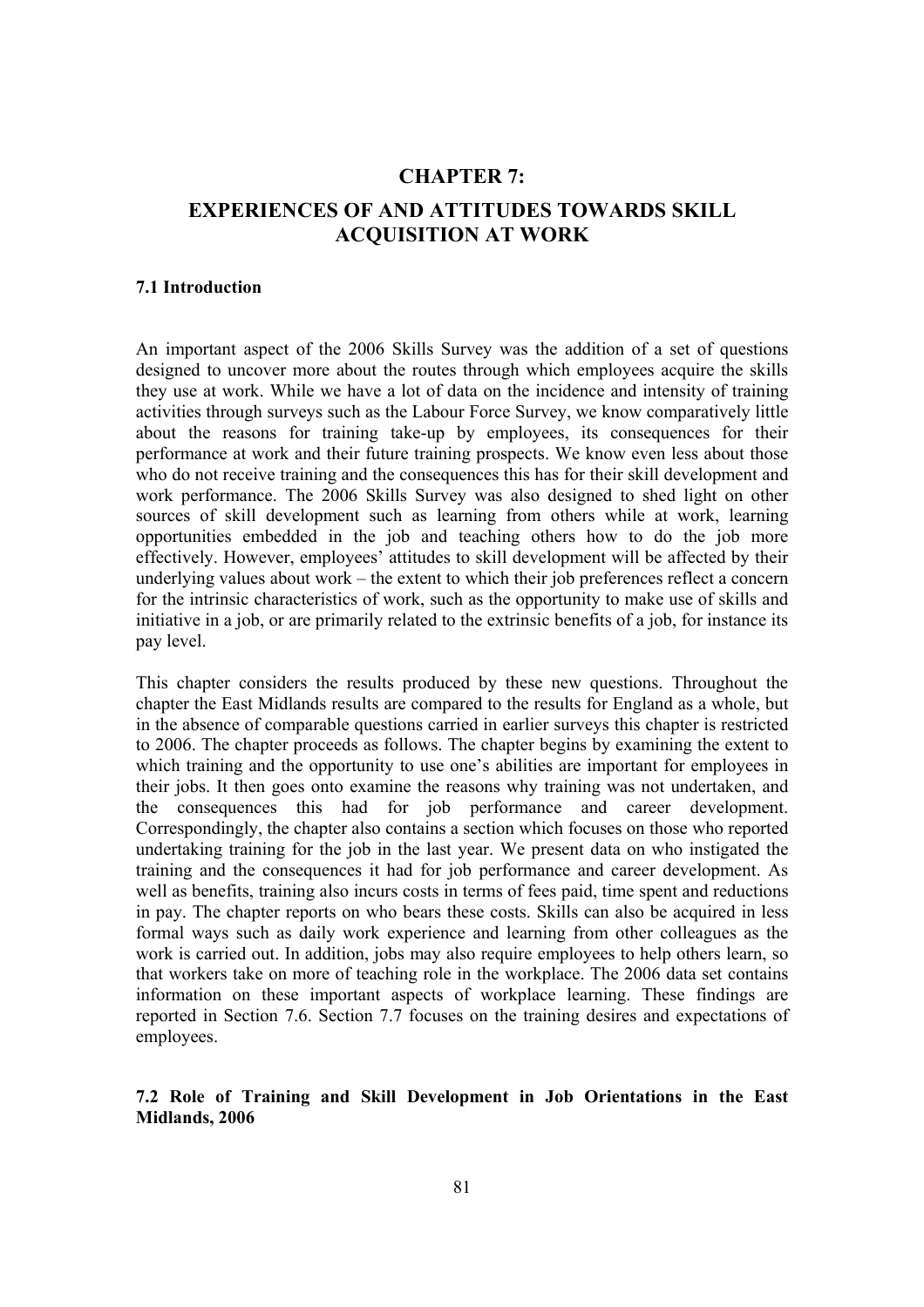# CHAPTER 7:

# EXPERIENCES OF AND ATTITUDES TOWARDS SKILL ACQUISITION AT WORK

### 7.1 Introduction

An important aspect of the 2006 Skills Survey was the addition of a set of questions designed to uncover more about the routes through which employees acquire the skills they use at work. While we have a lot of data on the incidence and intensity of training activities through surveys such as the Labour Force Survey, we know comparatively little about the reasons for training take-up by employees, its consequences for their performance at work and their future training prospects. We know even less about those who do not receive training and the consequences this has for their skill development and work performance. The 2006 Skills Survey was also designed to shed light on other sources of skill development such as learning from others while at work, learning opportunities embedded in the job and teaching others how to do the job more effectively. However, employees' attitudes to skill development will be affected by their underlying values about work – the extent to which their job preferences reflect a concern for the intrinsic characteristics of work, such as the opportunity to make use of skills and initiative in a job, or are primarily related to the extrinsic benefits of a job, for instance its pay level.

This chapter considers the results produced by these new questions. Throughout the chapter the East Midlands results are compared to the results for England as a whole, but in the absence of comparable questions carried in earlier surveys this chapter is restricted to 2006. The chapter proceeds as follows. The chapter begins by examining the extent to which training and the opportunity to use one's abilities are important for employees in their jobs. It then goes onto examine the reasons why training was not undertaken, and the consequences this had for job performance and career development. Correspondingly, the chapter also contains a section which focuses on those who reported undertaking training for the job in the last year. We present data on who instigated the training and the consequences it had for job performance and career development. As well as benefits, training also incurs costs in terms of fees paid, time spent and reductions in pay. The chapter reports on who bears these costs. Skills can also be acquired in less formal ways such as daily work experience and learning from other colleagues as the work is carried out. In addition, jobs may also require employees to help others learn, so that workers take on more of teaching role in the workplace. The 2006 data set contains information on these important aspects of workplace learning. These findings are reported in Section 7.6. Section 7.7 focuses on the training desires and expectations of employees.

### 7.2 Role of Training and Skill Development in Job Orientations in the East Midlands, 2006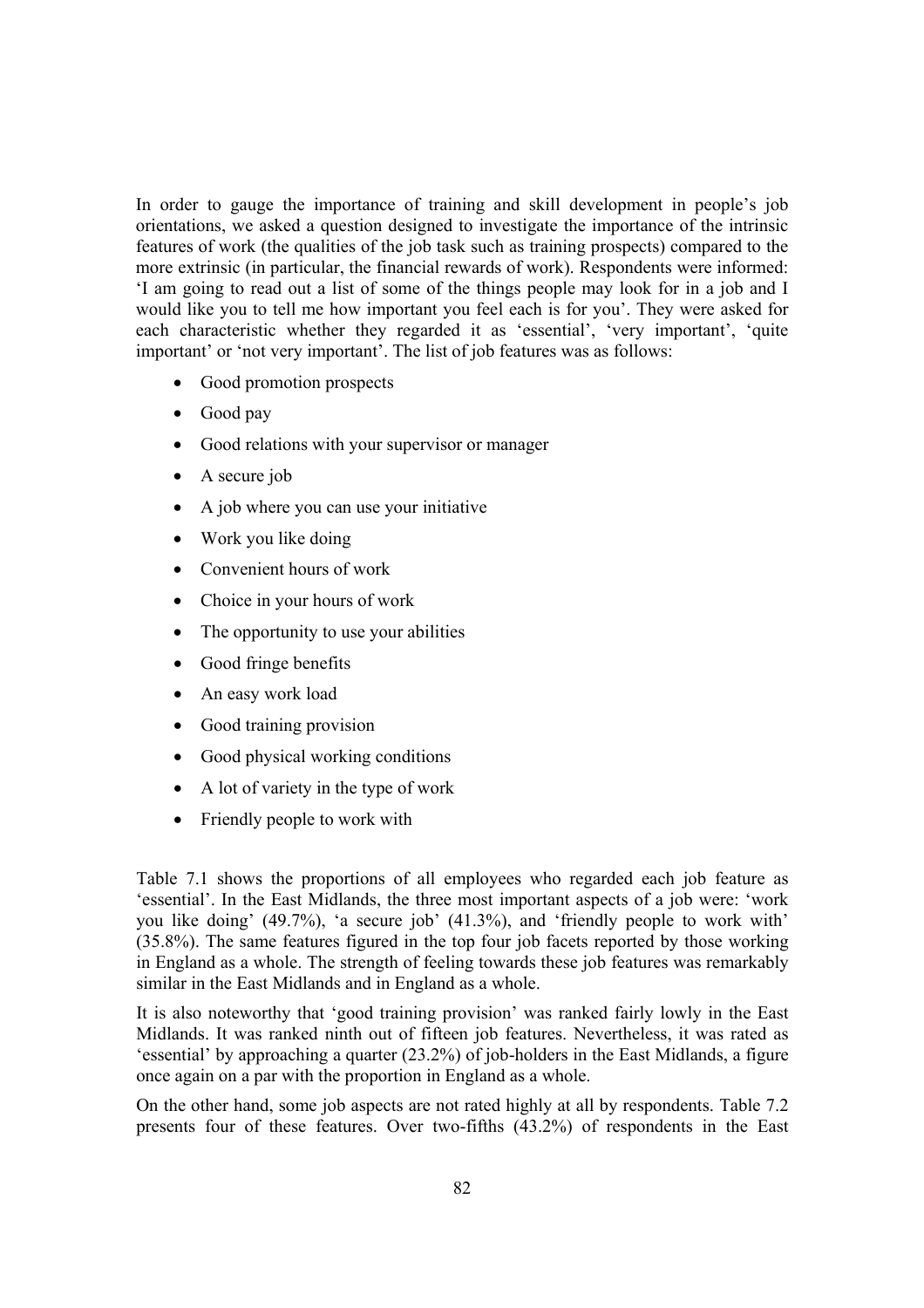In order to gauge the importance of training and skill development in people's job orientations, we asked a question designed to investigate the importance of the intrinsic features of work (the qualities of the job task such as training prospects) compared to the more extrinsic (in particular, the financial rewards of work). Respondents were informed: 'I am going to read out a list of some of the things people may look for in a job and I would like you to tell me how important you feel each is for you'. They were asked for each characteristic whether they regarded it as 'essential', 'very important', 'quite important' or 'not very important'. The list of job features was as follows:

- Good promotion prospects
- Good pay
- Good relations with your supervisor or manager
- A secure job
- A job where you can use your initiative
- Work you like doing
- Convenient hours of work
- Choice in your hours of work
- The opportunity to use your abilities
- Good fringe benefits
- An easy work load
- Good training provision
- Good physical working conditions
- A lot of variety in the type of work
- Friendly people to work with

Table 7.1 shows the proportions of all employees who regarded each job feature as 'essential'. In the East Midlands, the three most important aspects of a job were: 'work you like doing' (49.7%), 'a secure job' (41.3%), and 'friendly people to work with' (35.8%). The same features figured in the top four job facets reported by those working in England as a whole. The strength of feeling towards these job features was remarkably similar in the East Midlands and in England as a whole.

It is also noteworthy that 'good training provision' was ranked fairly lowly in the East Midlands. It was ranked ninth out of fifteen job features. Nevertheless, it was rated as 'essential' by approaching a quarter (23.2%) of job-holders in the East Midlands, a figure once again on a par with the proportion in England as a whole.

On the other hand, some job aspects are not rated highly at all by respondents. Table 7.2 presents four of these features. Over two-fifths (43.2%) of respondents in the East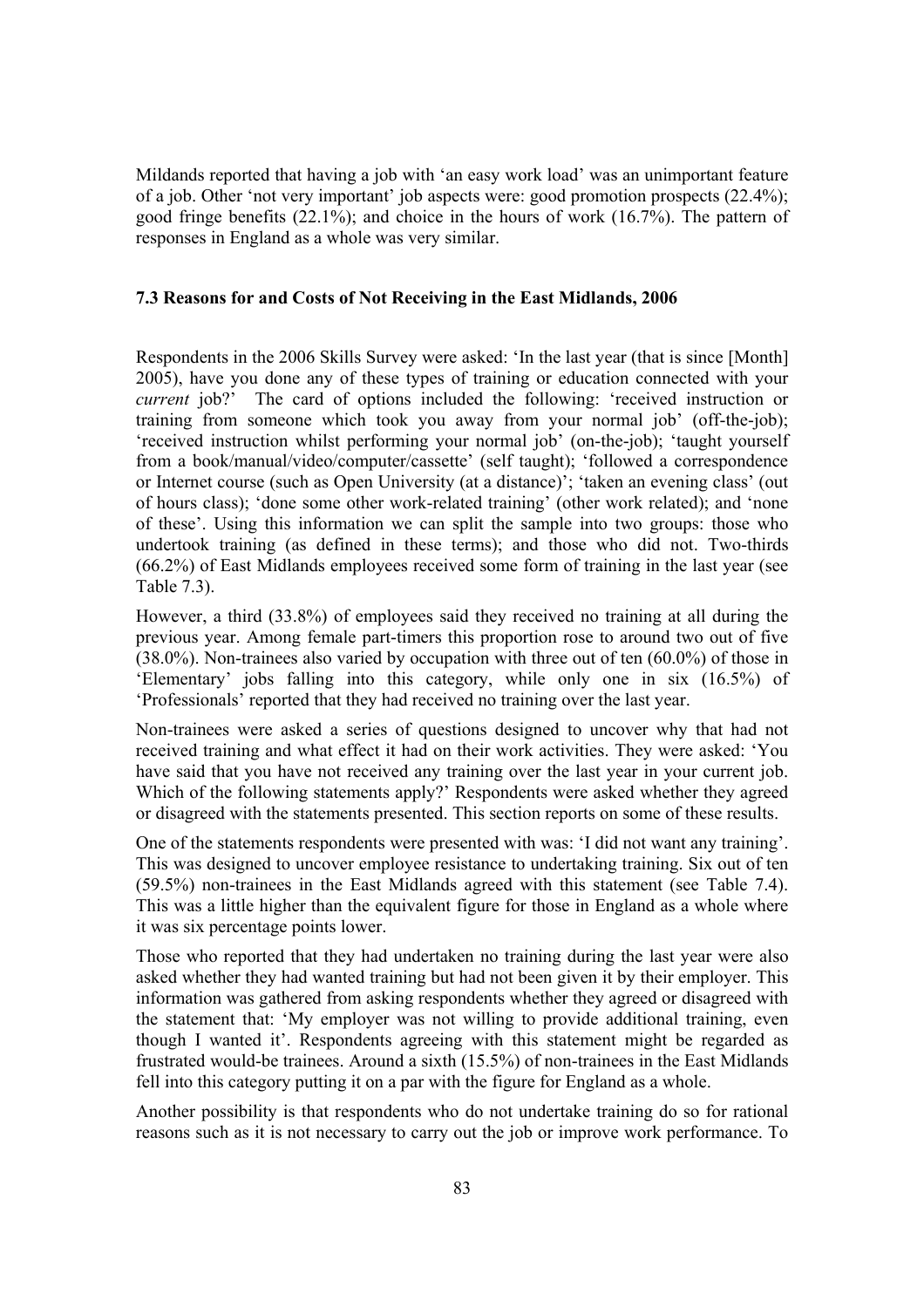Mildands reported that having a job with 'an easy work load' was an unimportant feature of a job. Other 'not very important' job aspects were: good promotion prospects (22.4%); good fringe benefits (22.1%); and choice in the hours of work (16.7%). The pattern of responses in England as a whole was very similar.

### 7.3 Reasons for and Costs of Not Receiving in the East Midlands, 2006

Respondents in the 2006 Skills Survey were asked: 'In the last year (that is since [Month] 2005), have you done any of these types of training or education connected with your *current* job?' The card of options included the following: 'received instruction or training from someone which took you away from your normal job' (off-the-job); 'received instruction whilst performing your normal job' (on-the-job); 'taught yourself from a book/manual/video/computer/cassette' (self taught); 'followed a correspondence or Internet course (such as Open University (at a distance)'; 'taken an evening class' (out of hours class); 'done some other work-related training' (other work related); and 'none of these'. Using this information we can split the sample into two groups: those who undertook training (as defined in these terms); and those who did not. Two-thirds (66.2%) of East Midlands employees received some form of training in the last year (see Table 7.3).

However, a third (33.8%) of employees said they received no training at all during the previous year. Among female part-timers this proportion rose to around two out of five (38.0%). Non-trainees also varied by occupation with three out of ten (60.0%) of those in 'Elementary' jobs falling into this category, while only one in six (16.5%) of 'Professionals' reported that they had received no training over the last year.

Non-trainees were asked a series of questions designed to uncover why that had not received training and what effect it had on their work activities. They were asked: 'You have said that you have not received any training over the last year in your current job. Which of the following statements apply?' Respondents were asked whether they agreed or disagreed with the statements presented. This section reports on some of these results.

One of the statements respondents were presented with was: 'I did not want any training'. This was designed to uncover employee resistance to undertaking training. Six out of ten (59.5%) non-trainees in the East Midlands agreed with this statement (see Table 7.4). This was a little higher than the equivalent figure for those in England as a whole where it was six percentage points lower.

Those who reported that they had undertaken no training during the last year were also asked whether they had wanted training but had not been given it by their employer. This information was gathered from asking respondents whether they agreed or disagreed with the statement that: 'My employer was not willing to provide additional training, even though I wanted it'. Respondents agreeing with this statement might be regarded as frustrated would-be trainees. Around a sixth (15.5%) of non-trainees in the East Midlands fell into this category putting it on a par with the figure for England as a whole.

Another possibility is that respondents who do not undertake training do so for rational reasons such as it is not necessary to carry out the job or improve work performance. To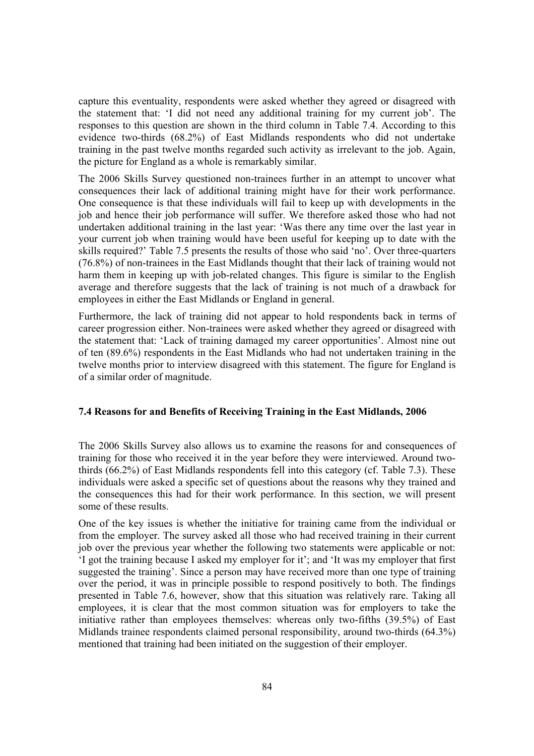capture this eventuality, respondents were asked whether they agreed or disagreed with the statement that: 'I did not need any additional training for my current job'. The responses to this question are shown in the third column in Table 7.4. According to this evidence two-thirds (68.2%) of East Midlands respondents who did not undertake training in the past twelve months regarded such activity as irrelevant to the job. Again, the picture for England as a whole is remarkably similar.

The 2006 Skills Survey questioned non-trainees further in an attempt to uncover what consequences their lack of additional training might have for their work performance. One consequence is that these individuals will fail to keep up with developments in the job and hence their job performance will suffer. We therefore asked those who had not undertaken additional training in the last year: 'Was there any time over the last year in your current job when training would have been useful for keeping up to date with the skills required?' Table 7.5 presents the results of those who said 'no'. Over three-quarters (76.8%) of non-trainees in the East Midlands thought that their lack of training would not harm them in keeping up with job-related changes. This figure is similar to the English average and therefore suggests that the lack of training is not much of a drawback for employees in either the East Midlands or England in general.

Furthermore, the lack of training did not appear to hold respondents back in terms of career progression either. Non-trainees were asked whether they agreed or disagreed with the statement that: 'Lack of training damaged my career opportunities'. Almost nine out of ten (89.6%) respondents in the East Midlands who had not undertaken training in the twelve months prior to interview disagreed with this statement. The figure for England is of a similar order of magnitude.

### 7.4 Reasons for and Benefits of Receiving Training in the East Midlands, 2006

The 2006 Skills Survey also allows us to examine the reasons for and consequences of training for those who received it in the year before they were interviewed. Around two-thirds (66.2%) of East Midlands respondents fell into this category (cf. Table 7.3). These individuals were asked a specific set of questions about the reasons why they trained and the consequences this had for their work performance. In this section, we will present some of these results.

One of the key issues is whether the initiative for training came from the individual or from the employer. The survey asked all those who had received training in their current job over the previous year whether the following two statements were applicable or not: 'I got the training because I asked my employer for it'; and 'It was my employer that first suggested the training'. Since a person may have received more than one type of training over the period, it was in principle possible to respond positively to both. The findings presented in Table 7.6, however, show that this situation was relatively rare. Taking all employees, it is clear that the most common situation was for employers to take the initiative rather than employees themselves: whereas only two-fifths (39.5%) of East Midlands trainee respondents claimed personal responsibility, around two-thirds (64.3%) mentioned that training had been initiated on the suggestion of their employer.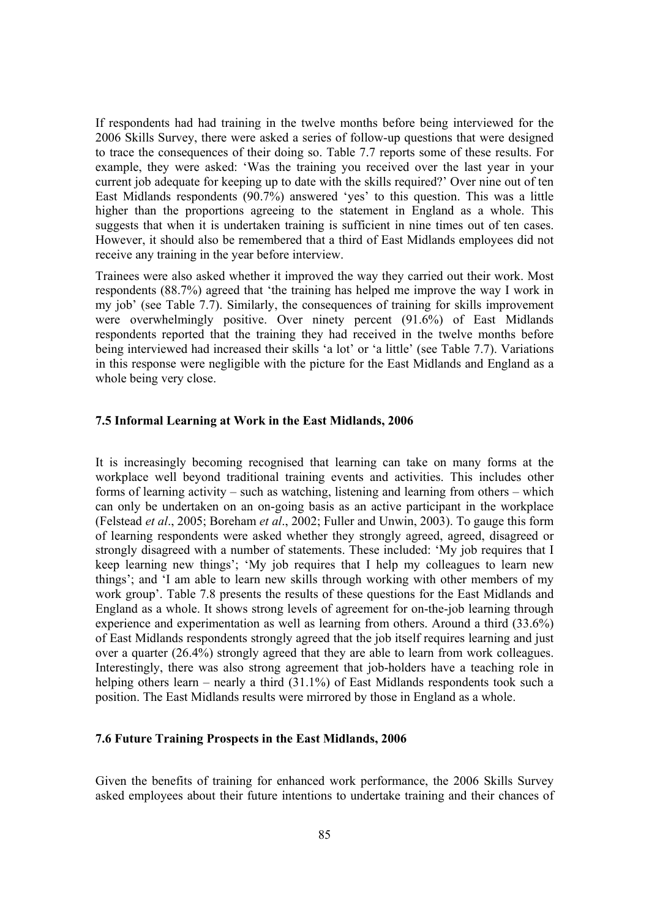If respondents had had training in the twelve months before being interviewed for the 2006 Skills Survey, there were asked a series of follow-up questions that were designed to trace the consequences of their doing so. Table 7.7 reports some of these results. For example, they were asked: 'Was the training you received over the last year in your current job adequate for keeping up to date with the skills required?' Over nine out of ten East Midlands respondents (90.7%) answered 'yes' to this question. This was a little higher than the proportions agreeing to the statement in England as a whole. This suggests that when it is undertaken training is sufficient in nine times out of ten cases. However, it should also be remembered that a third of East Midlands employees did not receive any training in the year before interview.

Trainees were also asked whether it improved the way they carried out their work. Most respondents (88.7%) agreed that 'the training has helped me improve the way I work in my job' (see Table 7.7). Similarly, the consequences of training for skills improvement were overwhelmingly positive. Over ninety percent (91.6%) of East Midlands respondents reported that the training they had received in the twelve months before being interviewed had increased their skills 'a lot' or 'a little' (see Table 7.7). Variations in this response were negligible with the picture for the East Midlands and England as a whole being very close.

### 7.5 Informal Learning at Work in the East Midlands, 2006

It is increasingly becoming recognised that learning can take on many forms at the workplace well beyond traditional training events and activities. This includes other forms of learning activity – such as watching, listening and learning from others – which can only be undertaken on an on-going basis as an active participant in the workplace (Felstead *et al*., 2005; Boreham *et al*., 2002; Fuller and Unwin, 2003). To gauge this form of learning respondents were asked whether they strongly agreed, agreed, disagreed or strongly disagreed with a number of statements. These included: 'My job requires that I keep learning new things'; 'My job requires that I help my colleagues to learn new things'; and 'I am able to learn new skills through working with other members of my work group'. Table 7.8 presents the results of these questions for the East Midlands and England as a whole. It shows strong levels of agreement for on-the-job learning through experience and experimentation as well as learning from others. Around a third (33.6%) of East Midlands respondents strongly agreed that the job itself requires learning and just over a quarter (26.4%) strongly agreed that they are able to learn from work colleagues. Interestingly, there was also strong agreement that job-holders have a teaching role in helping others learn – nearly a third (31.1%) of East Midlands respondents took such a position. The East Midlands results were mirrored by those in England as a whole.

### 7.6 Future Training Prospects in the East Midlands, 2006

Given the benefits of training for enhanced work performance, the 2006 Skills Survey asked employees about their future intentions to undertake training and their chances of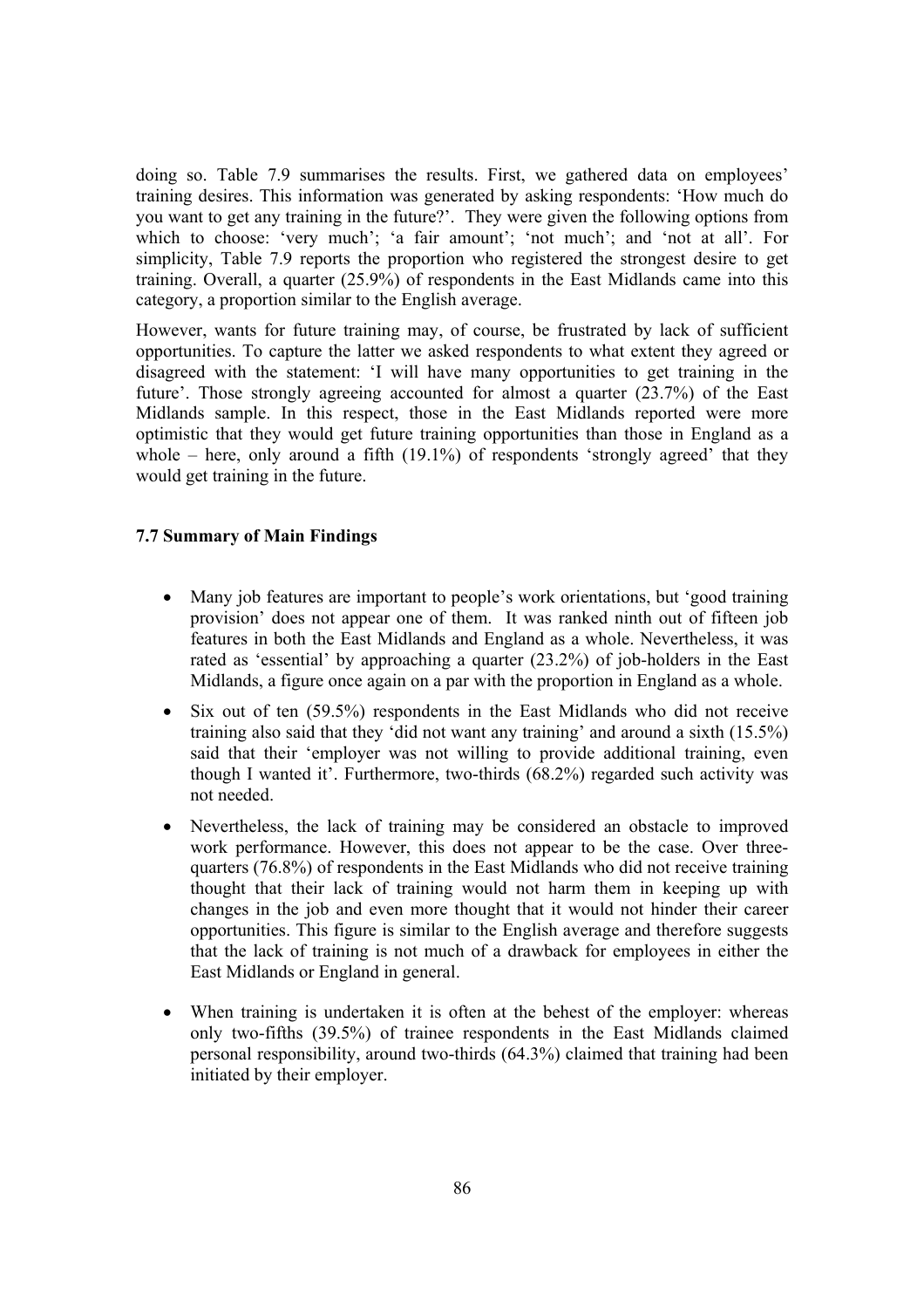doing so. Table 7.9 summarises the results. First, we gathered data on employees' training desires. This information was generated by asking respondents: 'How much do you want to get any training in the future?'. They were given the following options from which to choose: 'very much'; 'a fair amount'; 'not much'; and 'not at all'. For simplicity, Table 7.9 reports the proportion who registered the strongest desire to get training. Overall, a quarter (25.9%) of respondents in the East Midlands came into this category, a proportion similar to the English average.

However, wants for future training may, of course, be frustrated by lack of sufficient opportunities. To capture the latter we asked respondents to what extent they agreed or disagreed with the statement: 'I will have many opportunities to get training in the future'. Those strongly agreeing accounted for almost a quarter (23.7%) of the East Midlands sample. In this respect, those in the East Midlands reported were more optimistic that they would get future training opportunities than those in England as a whole – here, only around a fifth (19.1%) of respondents 'strongly agreed' that they would get training in the future.

### 7.7 Summary of Main Findings

- Many job features are important to people's work orientations, but 'good training provision' does not appear one of them. It was ranked ninth out of fifteen job features in both the East Midlands and England as a whole. Nevertheless, it was rated as 'essential' by approaching a quarter (23.2%) of job-holders in the East Midlands, a figure once again on a par with the proportion in England as a whole.
- Six out of ten (59.5%) respondents in the East Midlands who did not receive training also said that they 'did not want any training' and around a sixth (15.5%) said that their 'employer was not willing to provide additional training, even though I wanted it'. Furthermore, two-thirds (68.2%) regarded such activity was not needed.
- Nevertheless, the lack of training may be considered an obstacle to improved work performance. However, this does not appear to be the case. Over three-quarters (76.8%) of respondents in the East Midlands who did not receive training thought that their lack of training would not harm them in keeping up with changes in the job and even more thought that it would not hinder their career opportunities. This figure is similar to the English average and therefore suggests that the lack of training is not much of a drawback for employees in either the East Midlands or England in general.
- When training is undertaken it is often at the behest of the employer: whereas only two-fifths (39.5%) of trainee respondents in the East Midlands claimed personal responsibility, around two-thirds (64.3%) claimed that training had been initiated by their employer.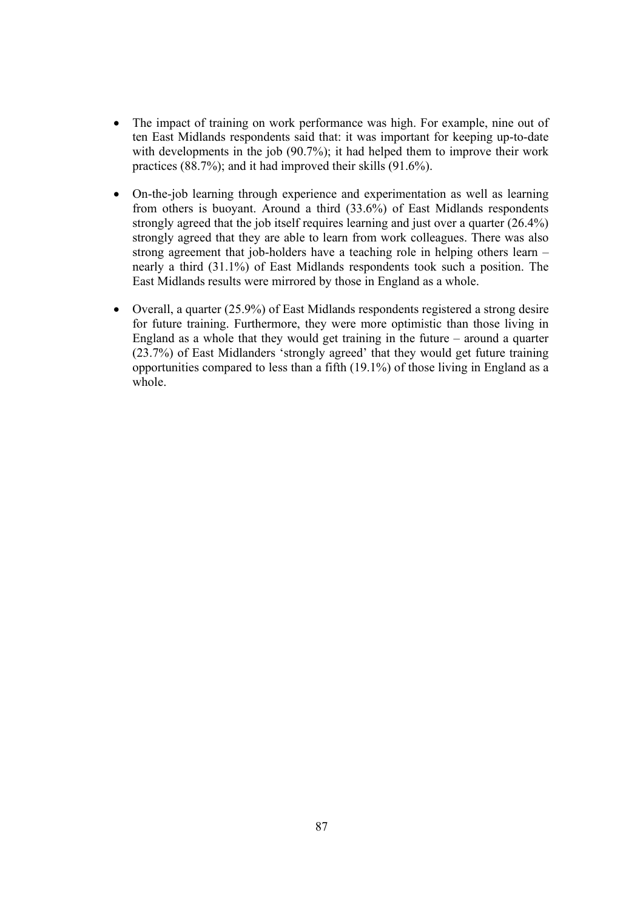- The impact of training on work performance was high. For example, nine out of ten East Midlands respondents said that: it was important for keeping up-to-date with developments in the job (90.7%); it had helped them to improve their work practices (88.7%); and it had improved their skills (91.6%).

- On-the-job learning through experience and experimentation as well as learning from others is buoyant. Around a third (33.6%) of East Midlands respondents strongly agreed that the job itself requires learning and just over a quarter (26.4%) strongly agreed that they are able to learn from work colleagues. There was also strong agreement that job-holders have a teaching role in helping others learn – nearly a third (31.1%) of East Midlands respondents took such a position. The East Midlands results were mirrored by those in England as a whole.

- Overall, a quarter (25.9%) of East Midlands respondents registered a strong desire for future training. Furthermore, they were more optimistic than those living in England as a whole that they would get training in the future – around a quarter (23.7%) of East Midlanders 'strongly agreed' that they would get future training opportunities compared to less than a fifth (19.1%) of those living in England as a whole.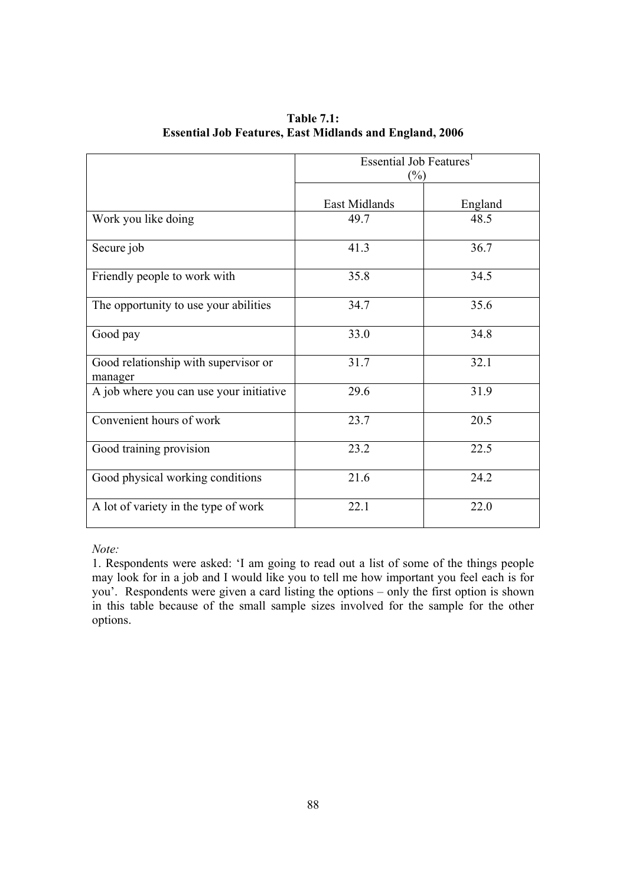**Table 7.1:**
**Essential Job Features, East Midlands and England, 2006**

| | Essential Job Features[1] (%) | |
|---|---|---|
| | East Midlands | England |
| Work you like doing | 49.7 | 48.5 |
| Secure job | 41.3 | 36.7 |
| Friendly people to work with | 35.8 | 34.5 |
| The opportunity to use your abilities | 34.7 | 35.6 |
| Good pay | 33.0 | 34.8 |
| Good relationship with supervisor or manager | 31.7 | 32.1 |
| A job where you can use your initiative | 29.6 | 31.9 |
| Convenient hours of work | 23.7 | 20.5 |
| Good training provision | 23.2 | 22.5 |
| Good physical working conditions | 21.6 | 24.2 |
| A lot of variety in the type of work | 22.1 | 22.0 |

*Note:*

1. Respondents were asked: 'I am going to read out a list of some of the things people may look for in a job and I would like you to tell me how important you feel each is for you'. Respondents were given a card listing the options – only the first option is shown in this table because of the small sample sizes involved for the sample for the other options.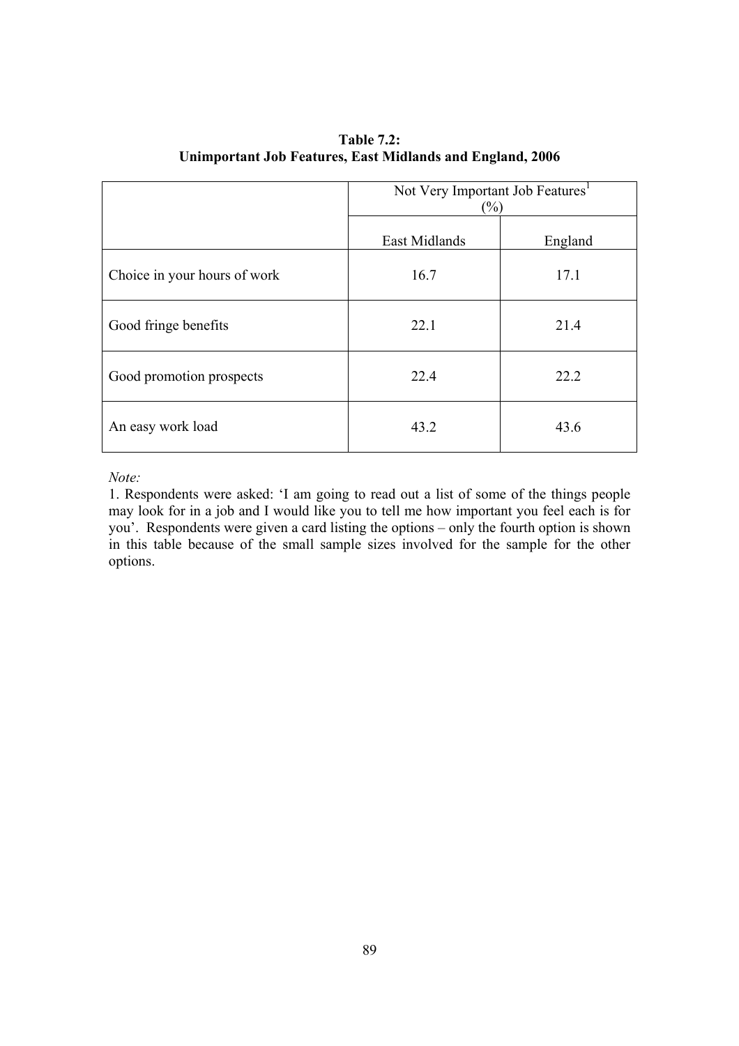**Table 7.2:**
**Unimportant Job Features, East Midlands and England, 2006**

| | Not Very Important Job Features[1] (%) | |
|---|---|---|
| | East Midlands | England |
| Choice in your hours of work | 16.7 | 17.1 |
| Good fringe benefits | 22.1 | 21.4 |
| Good promotion prospects | 22.4 | 22.2 |
| An easy work load | 43.2 | 43.6 |

*Note:*

1. Respondents were asked: 'I am going to read out a list of some of the things people may look for in a job and I would like you to tell me how important you feel each is for you'. Respondents were given a card listing the options – only the fourth option is shown in this table because of the small sample sizes involved for the sample for the other options.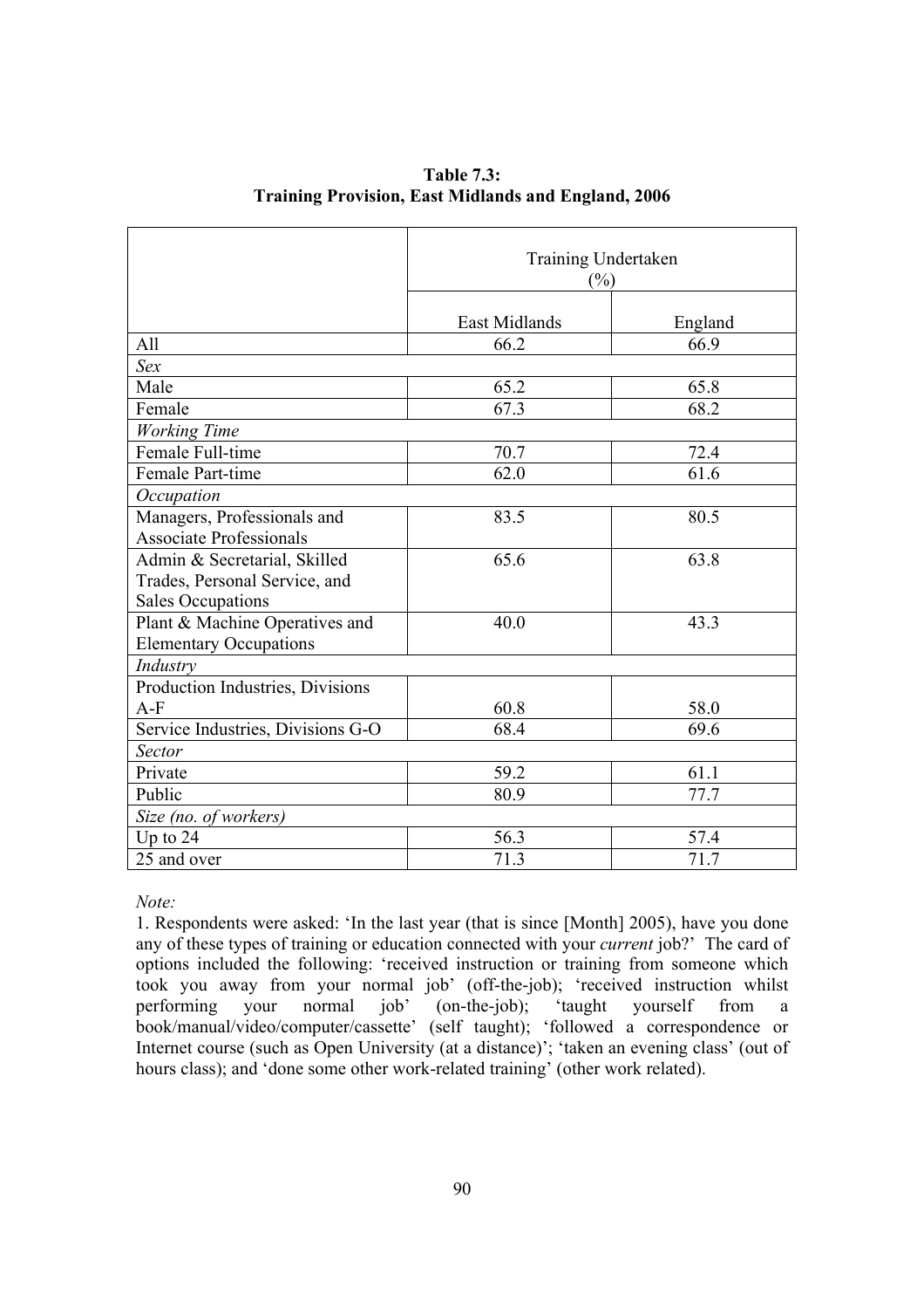**Table 7.3:**
**Training Provision, East Midlands and England, 2006**

| | Training Undertaken (%) | |
|---|---|---|
| | East Midlands | England |
| All | 66.2 | 66.9 |
| *Sex* | | |
| Male | 65.2 | 65.8 |
| Female | 67.3 | 68.2 |
| *Working Time* | | |
| Female Full-time | 70.7 | 72.4 |
| Female Part-time | 62.0 | 61.6 |
| *Occupation* | | |
| Managers, Professionals and Associate Professionals | 83.5 | 80.5 |
| Admin & Secretarial, Skilled Trades, Personal Service, and Sales Occupations | 65.6 | 63.8 |
| Plant & Machine Operatives and Elementary Occupations | 40.0 | 43.3 |
| *Industry* | | |
| Production Industries, Divisions A-F | 60.8 | 58.0 |
| Service Industries, Divisions G-O | 68.4 | 69.6 |
| *Sector* | | |
| Private | 59.2 | 61.1 |
| Public | 80.9 | 77.7 |
| *Size (no. of workers)* | | |
| Up to 24 | 56.3 | 57.4 |
| 25 and over | 71.3 | 71.7 |

*Note:*

1. Respondents were asked: 'In the last year (that is since [Month] 2005), have you done any of these types of training or education connected with your *current* job?' The card of options included the following: 'received instruction or training from someone which took you away from your normal job' (off-the-job); 'received instruction whilst performing your normal job' (on-the-job); 'taught yourself from a book/manual/video/computer/cassette' (self taught); 'followed a correspondence or Internet course (such as Open University (at a distance)'; 'taken an evening class' (out of hours class); and 'done some other work-related training' (other work related).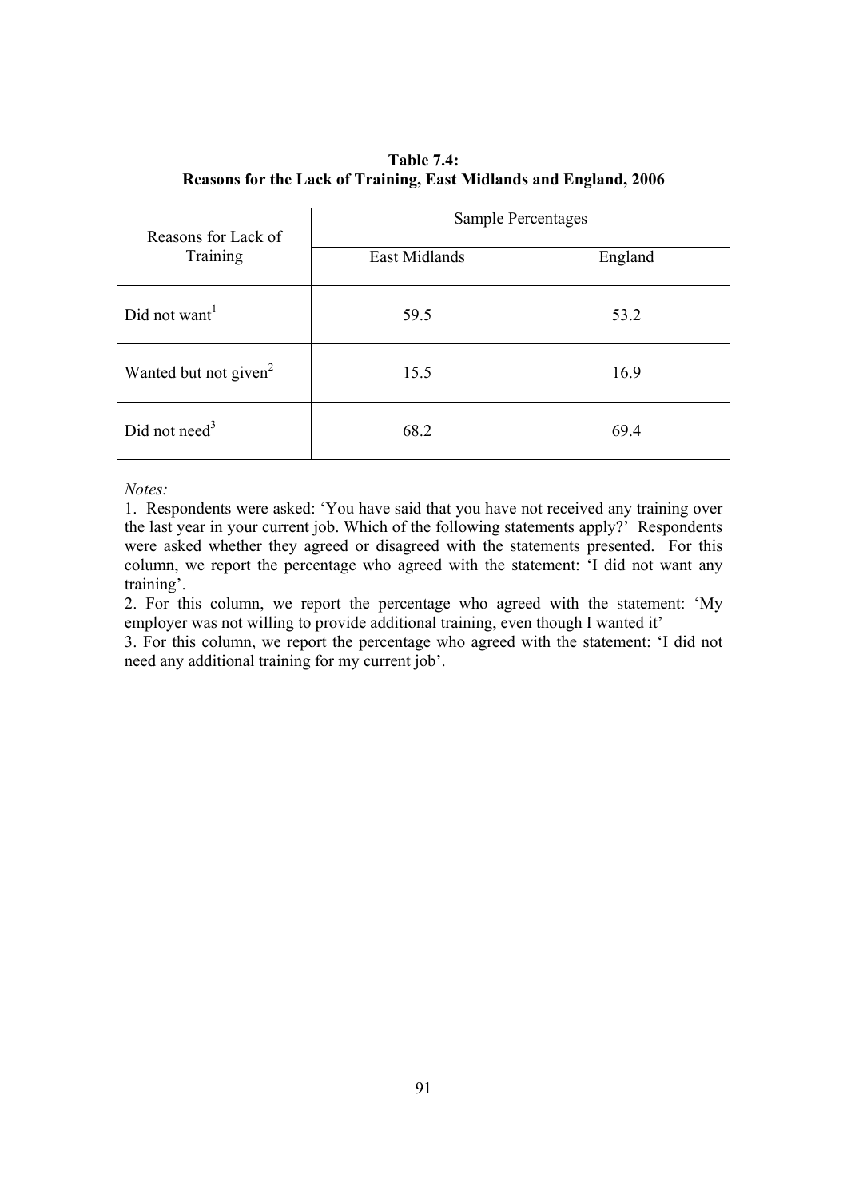**Table 7.4:**
**Reasons for the Lack of Training, East Midlands and England, 2006**

| Reasons for Lack of Training | Sample Percentages | |
|---|---|---|
| | East Midlands | England |
| Did not want[1] | 59.5 | 53.2 |
| Wanted but not given[2] | 15.5 | 16.9 |
| Did not need[3] | 68.2 | 69.4 |

*Notes:*

1. Respondents were asked: 'You have said that you have not received any training over the last year in your current job. Which of the following statements apply?' Respondents were asked whether they agreed or disagreed with the statements presented. For this column, we report the percentage who agreed with the statement: 'I did not want any training'.
2. For this column, we report the percentage who agreed with the statement: 'My employer was not willing to provide additional training, even though I wanted it'
3. For this column, we report the percentage who agreed with the statement: 'I did not need any additional training for my current job'.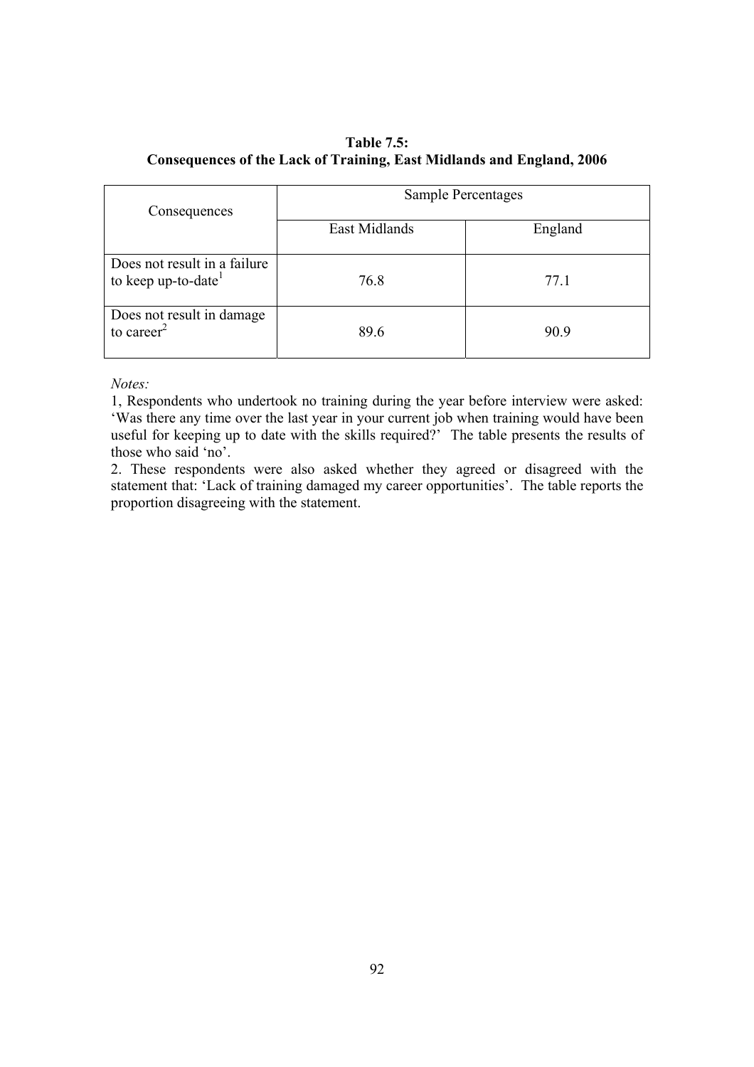**Table 7.5:**
**Consequences of the Lack of Training, East Midlands and England, 2006**

| Consequences | Sample Percentages | |
|---|---|---|
| | East Midlands | England |
| Does not result in a failure to keep up-to-date[1] | 76.8 | 77.1 |
| Does not result in damage to career[2] | 89.6 | 90.9 |

*Notes:*

1, Respondents who undertook no training during the year before interview were asked: 'Was there any time over the last year in your current job when training would have been useful for keeping up to date with the skills required?' The table presents the results of those who said 'no'.

2. These respondents were also asked whether they agreed or disagreed with the statement that: 'Lack of training damaged my career opportunities'. The table reports the proportion disagreeing with the statement.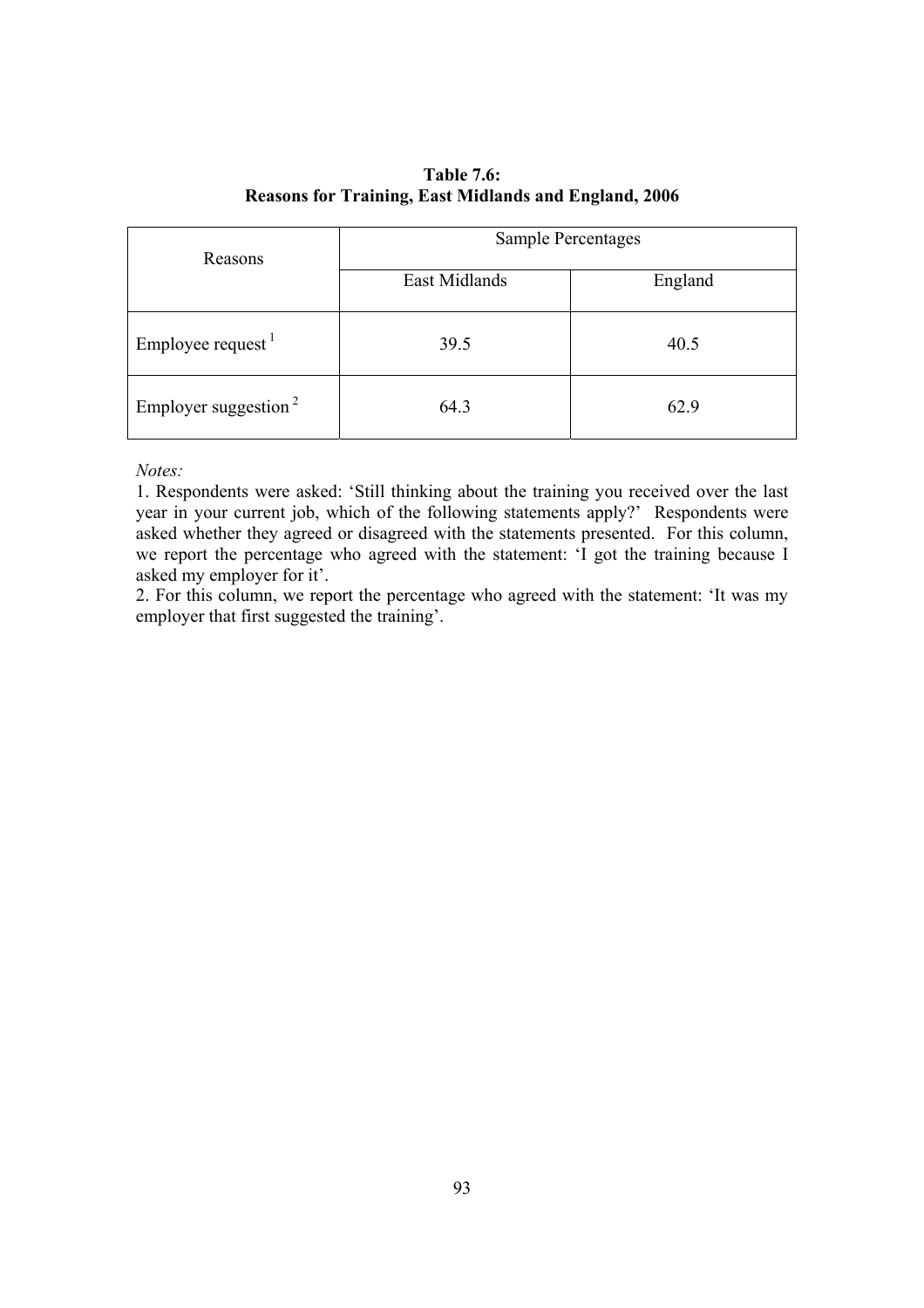**Table 7.6:**
**Reasons for Training, East Midlands and England, 2006**

| Reasons | Sample Percentages | |
|---|---|---|
| | East Midlands | England |
| Employee request [1] | 39.5 | 40.5 |
| Employer suggestion [2] | 64.3 | 62.9 |

*Notes:*

1. Respondents were asked: 'Still thinking about the training you received over the last year in your current job, which of the following statements apply?' Respondents were asked whether they agreed or disagreed with the statements presented. For this column, we report the percentage who agreed with the statement: 'I got the training because I asked my employer for it'.
2. For this column, we report the percentage who agreed with the statement: 'It was my employer that first suggested the training'.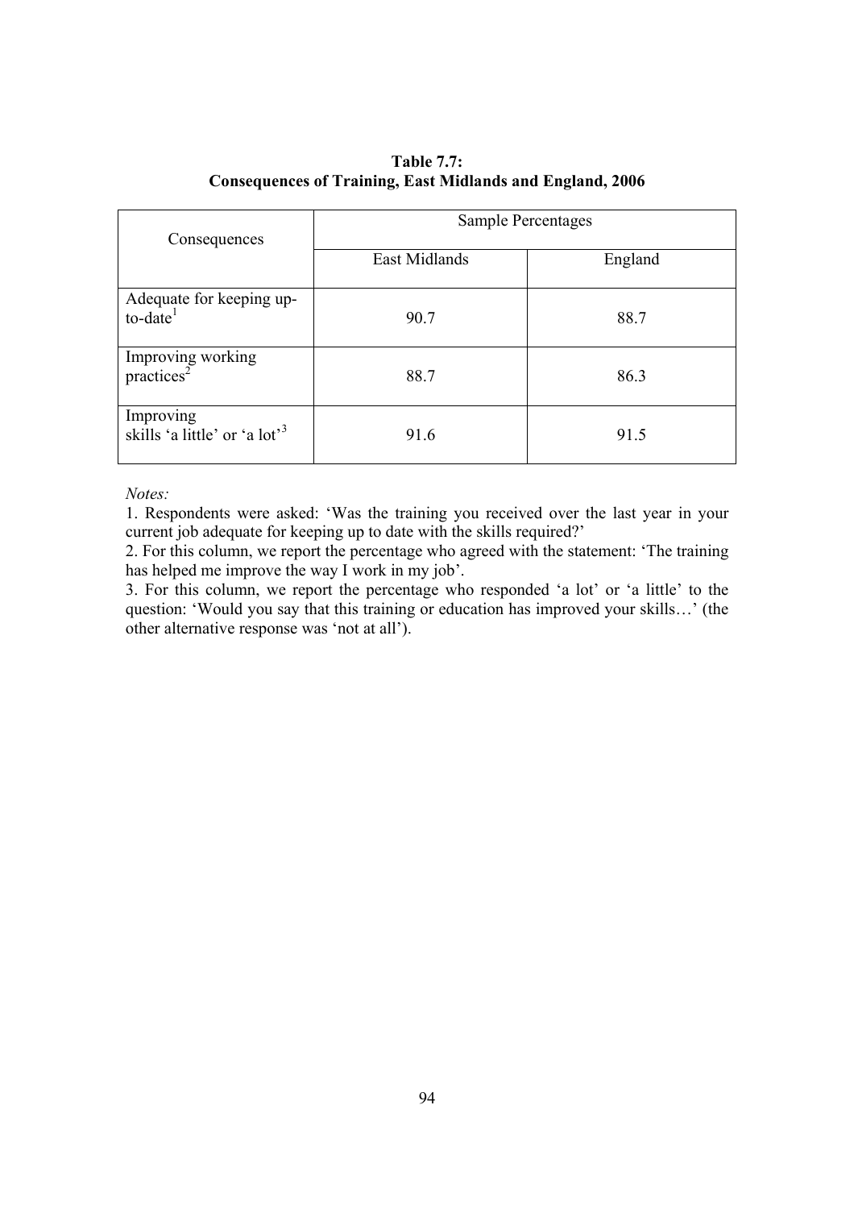**Table 7.7:**
**Consequences of Training, East Midlands and England, 2006**

| Consequences | Sample Percentages | |
|---|---|---|
| | East Midlands | England |
| Adequate for keeping up-to-date[1] | 90.7 | 88.7 |
| Improving working practices[2] | 88.7 | 86.3 |
| Improving skills 'a little' or 'a lot'[3] | 91.6 | 91.5 |

*Notes:*

1. Respondents were asked: 'Was the training you received over the last year in your current job adequate for keeping up to date with the skills required?'
2. For this column, we report the percentage who agreed with the statement: 'The training has helped me improve the way I work in my job'.
3. For this column, we report the percentage who responded 'a lot' or 'a little' to the question: 'Would you say that this training or education has improved your skills…' (the other alternative response was 'not at all').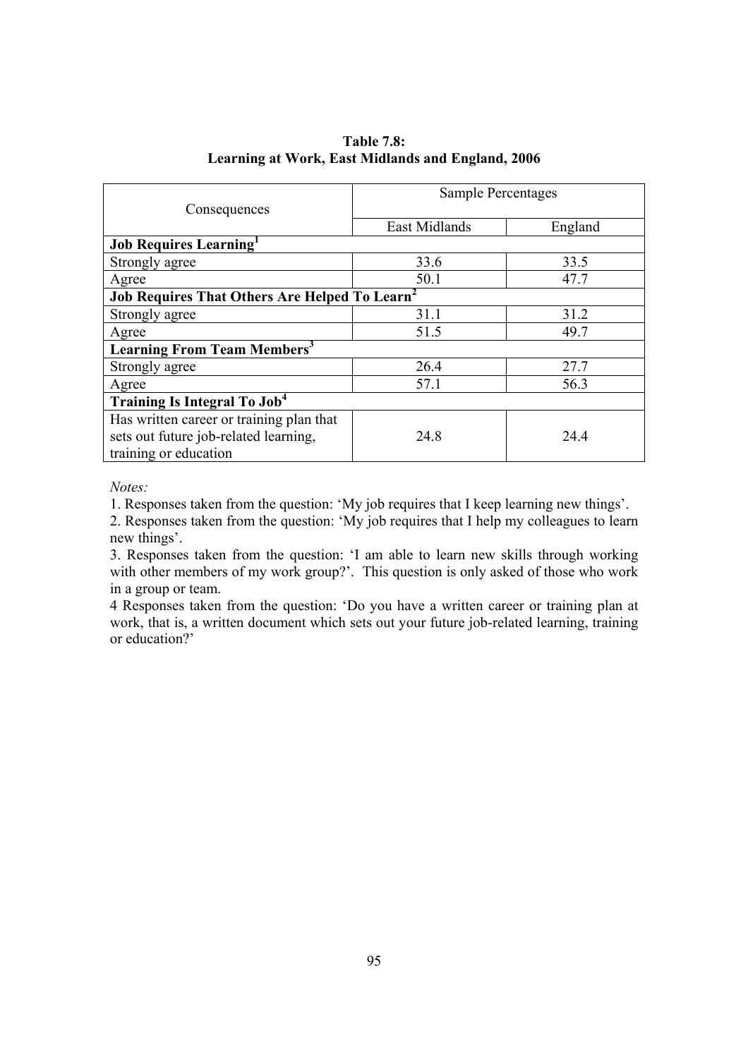**Table 7.8:**
**Learning at Work, East Midlands and England, 2006**

| Consequences | Sample Percentages | |
|---|---|---|
| | East Midlands | England |
| **Job Requires Learning[1]** | | |
| Strongly agree | 33.6 | 33.5 |
| Agree | 50.1 | 47.7 |
| **Job Requires That Others Are Helped To Learn[2]** | | |
| Strongly agree | 31.1 | 31.2 |
| Agree | 51.5 | 49.7 |
| **Learning From Team Members[3]** | | |
| Strongly agree | 26.4 | 27.7 |
| Agree | 57.1 | 56.3 |
| **Training Is Integral To Job[4]** | | |
| Has written career or training plan that sets out future job-related learning, training or education | 24.8 | 24.4 |

*Notes:*

1. Responses taken from the question: 'My job requires that I keep learning new things'.
2. Responses taken from the question: 'My job requires that I help my colleagues to learn new things'.
3. Responses taken from the question: 'I am able to learn new skills through working with other members of my work group?'. This question is only asked of those who work in a group or team.
4 Responses taken from the question: 'Do you have a written career or training plan at work, that is, a written document which sets out your future job-related learning, training or education?'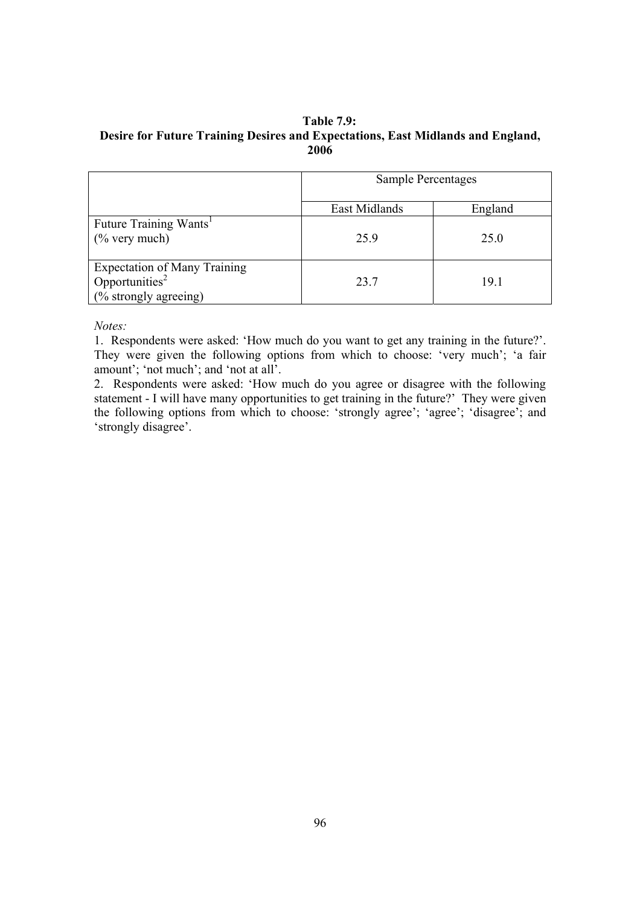**Table 7.9:**
**Desire for Future Training Desires and Expectations, East Midlands and England, 2006**

| | Sample Percentages | |
|---|---|---|
| | East Midlands | England |
| Future Training Wants[1] (% very much) | 25.9 | 25.0 |
| Expectation of Many Training Opportunities[2] (% strongly agreeing) | 23.7 | 19.1 |

*Notes:*

1. Respondents were asked: 'How much do you want to get any training in the future?'. They were given the following options from which to choose: 'very much'; 'a fair amount'; 'not much'; and 'not at all'.
2. Respondents were asked: 'How much do you agree or disagree with the following statement - I will have many opportunities to get training in the future?' They were given the following options from which to choose: 'strongly agree'; 'agree'; 'disagree'; and 'strongly disagree'.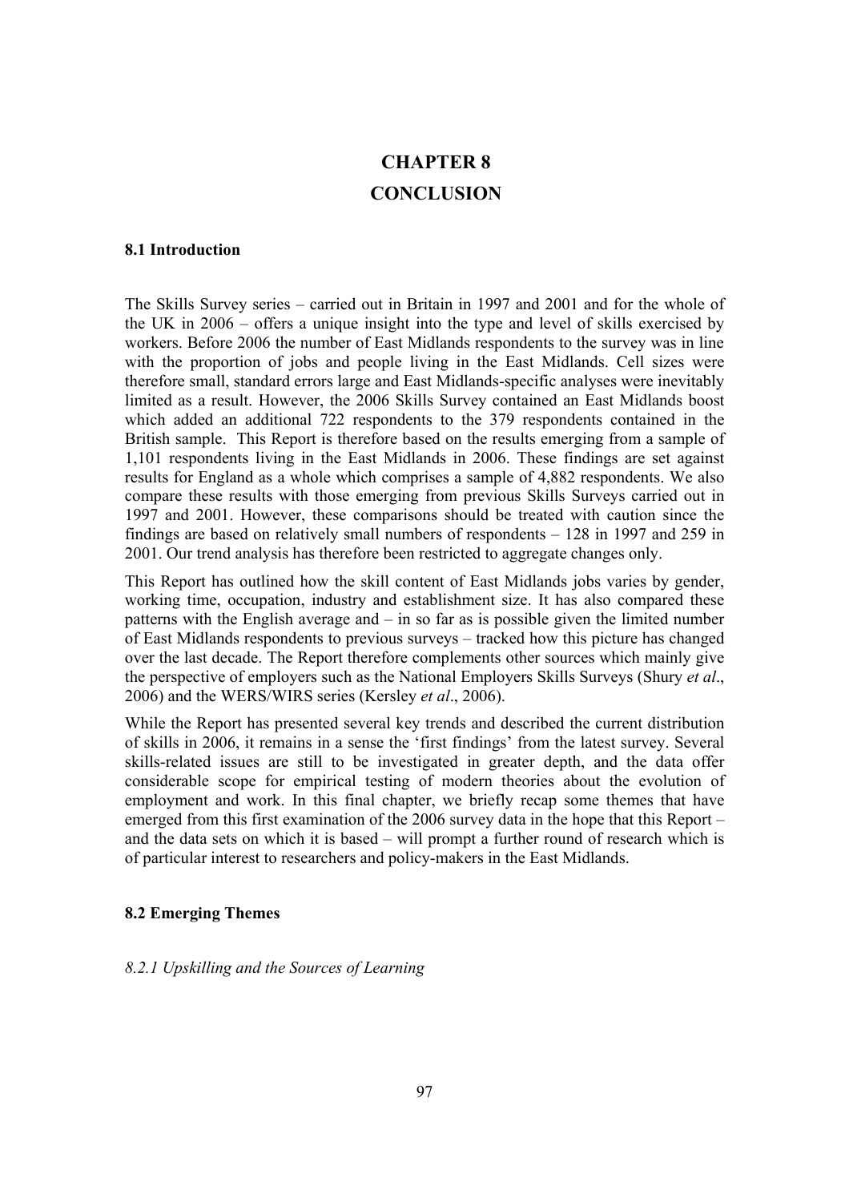# CHAPTER 8
# CONCLUSION

## 8.1 Introduction

The Skills Survey series – carried out in Britain in 1997 and 2001 and for the whole of the UK in 2006 – offers a unique insight into the type and level of skills exercised by workers. Before 2006 the number of East Midlands respondents to the survey was in line with the proportion of jobs and people living in the East Midlands. Cell sizes were therefore small, standard errors large and East Midlands-specific analyses were inevitably limited as a result. However, the 2006 Skills Survey contained an East Midlands boost which added an additional 722 respondents to the 379 respondents contained in the British sample. This Report is therefore based on the results emerging from a sample of 1,101 respondents living in the East Midlands in 2006. These findings are set against results for England as a whole which comprises a sample of 4,882 respondents. We also compare these results with those emerging from previous Skills Surveys carried out in 1997 and 2001. However, these comparisons should be treated with caution since the findings are based on relatively small numbers of respondents – 128 in 1997 and 259 in 2001. Our trend analysis has therefore been restricted to aggregate changes only.

This Report has outlined how the skill content of East Midlands jobs varies by gender, working time, occupation, industry and establishment size. It has also compared these patterns with the English average and – in so far as is possible given the limited number of East Midlands respondents to previous surveys – tracked how this picture has changed over the last decade. The Report therefore complements other sources which mainly give the perspective of employers such as the National Employers Skills Surveys (Shury *et al*., 2006) and the WERS/WIRS series (Kersley *et al*., 2006).

While the Report has presented several key trends and described the current distribution of skills in 2006, it remains in a sense the 'first findings' from the latest survey. Several skills-related issues are still to be investigated in greater depth, and the data offer considerable scope for empirical testing of modern theories about the evolution of employment and work. In this final chapter, we briefly recap some themes that have emerged from this first examination of the 2006 survey data in the hope that this Report – and the data sets on which it is based – will prompt a further round of research which is of particular interest to researchers and policy-makers in the East Midlands.

## 8.2 Emerging Themes

### *8.2.1 Upskilling and the Sources of Learning*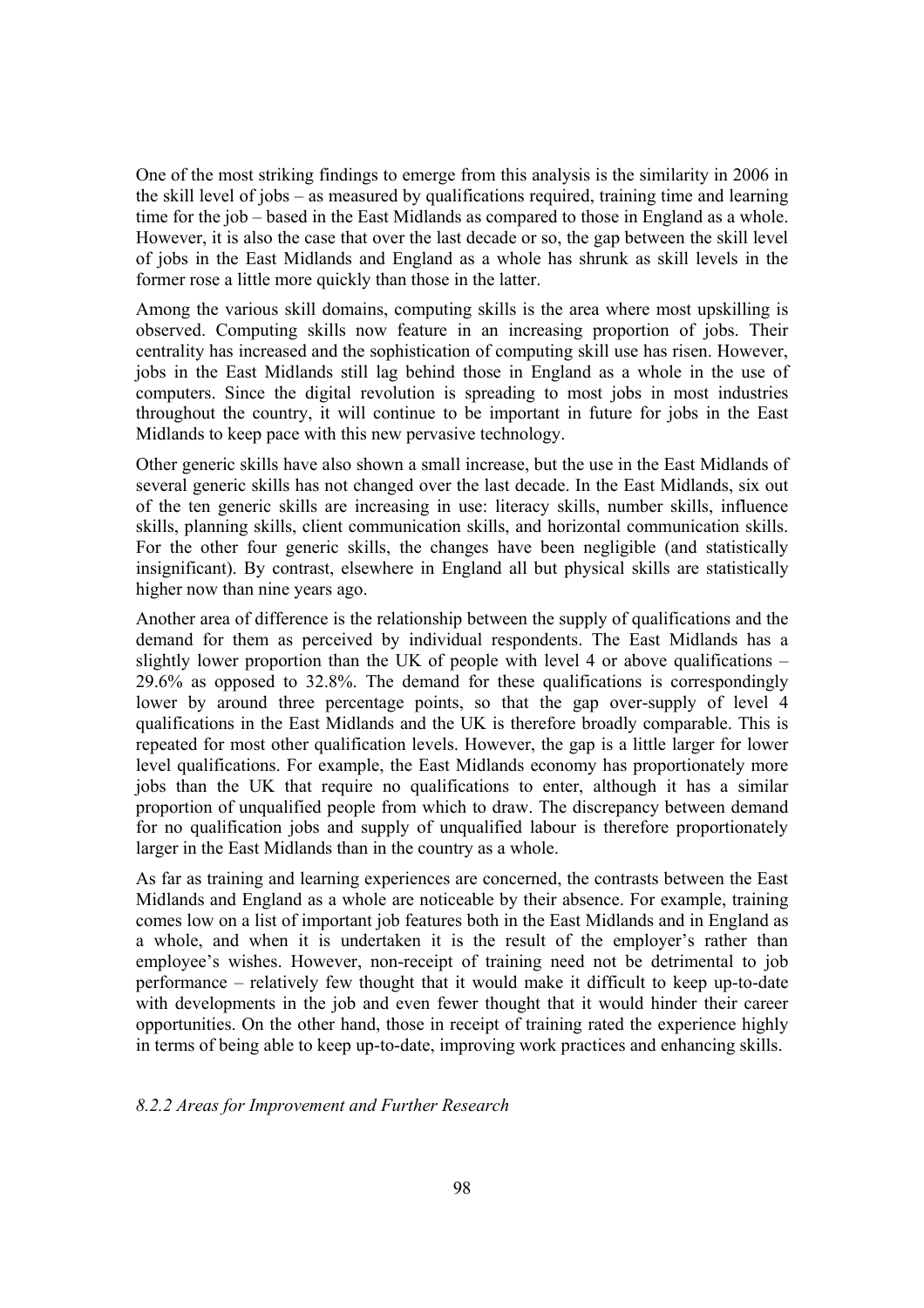One of the most striking findings to emerge from this analysis is the similarity in 2006 in the skill level of jobs – as measured by qualifications required, training time and learning time for the job – based in the East Midlands as compared to those in England as a whole. However, it is also the case that over the last decade or so, the gap between the skill level of jobs in the East Midlands and England as a whole has shrunk as skill levels in the former rose a little more quickly than those in the latter.

Among the various skill domains, computing skills is the area where most upskilling is observed. Computing skills now feature in an increasing proportion of jobs. Their centrality has increased and the sophistication of computing skill use has risen. However, jobs in the East Midlands still lag behind those in England as a whole in the use of computers. Since the digital revolution is spreading to most jobs in most industries throughout the country, it will continue to be important in future for jobs in the East Midlands to keep pace with this new pervasive technology.

Other generic skills have also shown a small increase, but the use in the East Midlands of several generic skills has not changed over the last decade. In the East Midlands, six out of the ten generic skills are increasing in use: literacy skills, number skills, influence skills, planning skills, client communication skills, and horizontal communication skills. For the other four generic skills, the changes have been negligible (and statistically insignificant). By contrast, elsewhere in England all but physical skills are statistically higher now than nine years ago.

Another area of difference is the relationship between the supply of qualifications and the demand for them as perceived by individual respondents. The East Midlands has a slightly lower proportion than the UK of people with level 4 or above qualifications – 29.6% as opposed to 32.8%. The demand for these qualifications is correspondingly lower by around three percentage points, so that the gap over-supply of level 4 qualifications in the East Midlands and the UK is therefore broadly comparable. This is repeated for most other qualification levels. However, the gap is a little larger for lower level qualifications. For example, the East Midlands economy has proportionately more jobs than the UK that require no qualifications to enter, although it has a similar proportion of unqualified people from which to draw. The discrepancy between demand for no qualification jobs and supply of unqualified labour is therefore proportionately larger in the East Midlands than in the country as a whole.

As far as training and learning experiences are concerned, the contrasts between the East Midlands and England as a whole are noticeable by their absence. For example, training comes low on a list of important job features both in the East Midlands and in England as a whole, and when it is undertaken it is the result of the employer's rather than employee's wishes. However, non-receipt of training need not be detrimental to job performance – relatively few thought that it would make it difficult to keep up-to-date with developments in the job and even fewer thought that it would hinder their career opportunities. On the other hand, those in receipt of training rated the experience highly in terms of being able to keep up-to-date, improving work practices and enhancing skills.

#### *8.2.2 Areas for Improvement and Further Research*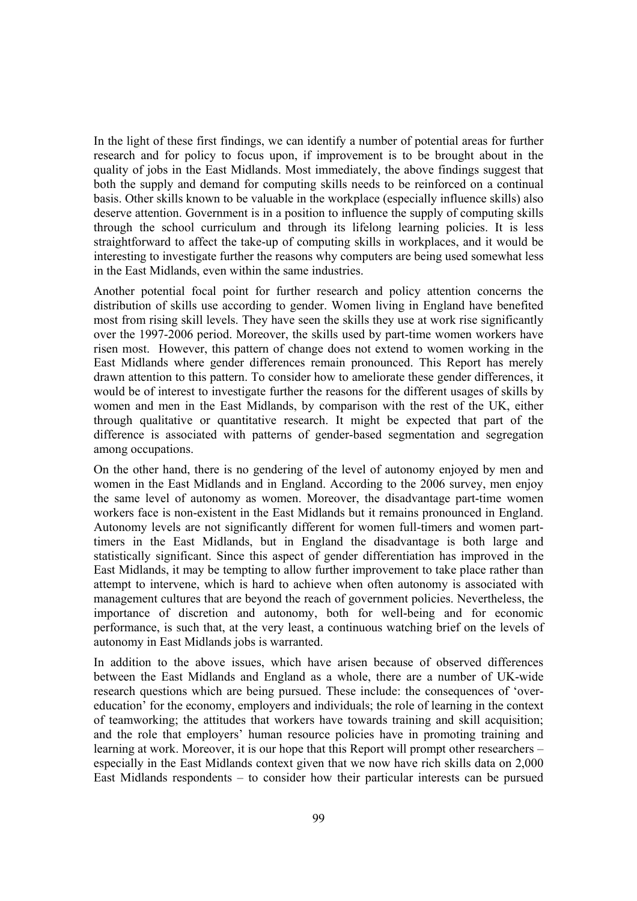In the light of these first findings, we can identify a number of potential areas for further research and for policy to focus upon, if improvement is to be brought about in the quality of jobs in the East Midlands. Most immediately, the above findings suggest that both the supply and demand for computing skills needs to be reinforced on a continual basis. Other skills known to be valuable in the workplace (especially influence skills) also deserve attention. Government is in a position to influence the supply of computing skills through the school curriculum and through its lifelong learning policies. It is less straightforward to affect the take-up of computing skills in workplaces, and it would be interesting to investigate further the reasons why computers are being used somewhat less in the East Midlands, even within the same industries.

Another potential focal point for further research and policy attention concerns the distribution of skills use according to gender. Women living in England have benefited most from rising skill levels. They have seen the skills they use at work rise significantly over the 1997-2006 period. Moreover, the skills used by part-time women workers have risen most. However, this pattern of change does not extend to women working in the East Midlands where gender differences remain pronounced. This Report has merely drawn attention to this pattern. To consider how to ameliorate these gender differences, it would be of interest to investigate further the reasons for the different usages of skills by women and men in the East Midlands, by comparison with the rest of the UK, either through qualitative or quantitative research. It might be expected that part of the difference is associated with patterns of gender-based segmentation and segregation among occupations.

On the other hand, there is no gendering of the level of autonomy enjoyed by men and women in the East Midlands and in England. According to the 2006 survey, men enjoy the same level of autonomy as women. Moreover, the disadvantage part-time women workers face is non-existent in the East Midlands but it remains pronounced in England. Autonomy levels are not significantly different for women full-timers and women part-timers in the East Midlands, but in England the disadvantage is both large and statistically significant. Since this aspect of gender differentiation has improved in the East Midlands, it may be tempting to allow further improvement to take place rather than attempt to intervene, which is hard to achieve when often autonomy is associated with management cultures that are beyond the reach of government policies. Nevertheless, the importance of discretion and autonomy, both for well-being and for economic performance, is such that, at the very least, a continuous watching brief on the levels of autonomy in East Midlands jobs is warranted.

In addition to the above issues, which have arisen because of observed differences between the East Midlands and England as a whole, there are a number of UK-wide research questions which are being pursued. These include: the consequences of 'over-education' for the economy, employers and individuals; the role of learning in the context of teamworking; the attitudes that workers have towards training and skill acquisition; and the role that employers' human resource policies have in promoting training and learning at work. Moreover, it is our hope that this Report will prompt other researchers – especially in the East Midlands context given that we now have rich skills data on 2,000 East Midlands respondents – to consider how their particular interests can be pursued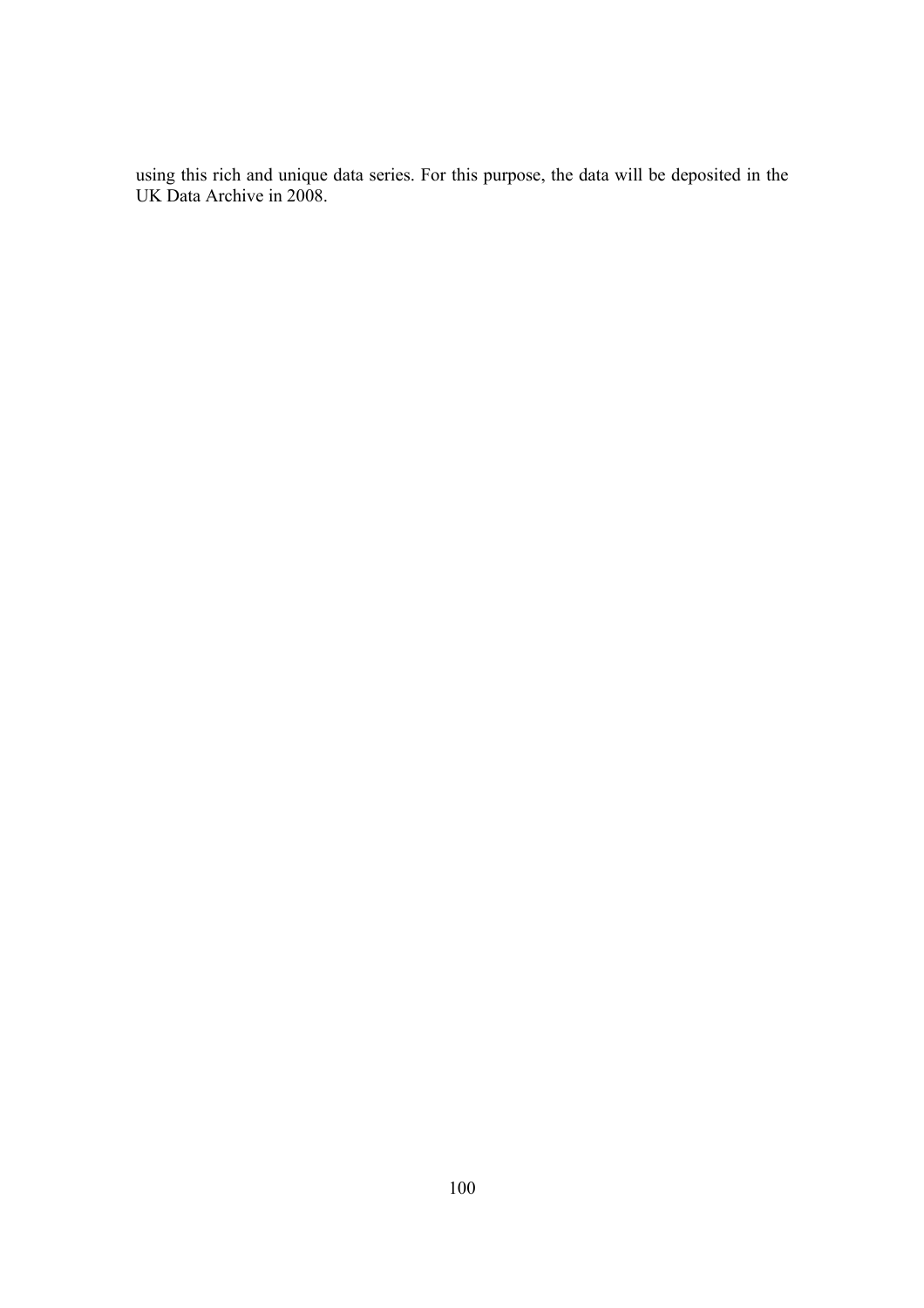using this rich and unique data series. For this purpose, the data will be deposited in the UK Data Archive in 2008.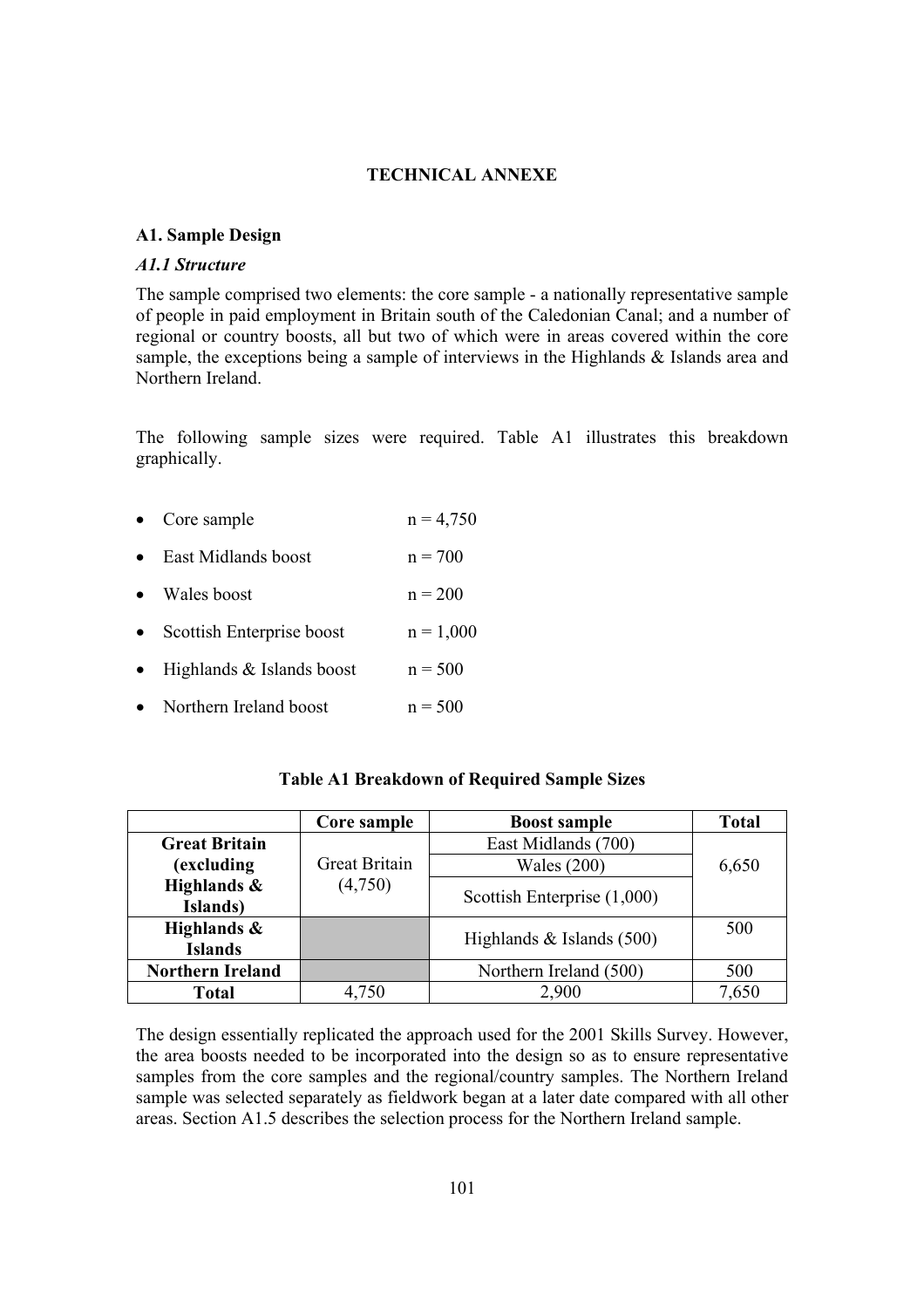## TECHNICAL ANNEXE

### A1. Sample Design

#### *A1.1 Structure*

The sample comprised two elements: the core sample - a nationally representative sample of people in paid employment in Britain south of the Caledonian Canal; and a number of regional or country boosts, all but two of which were in areas covered within the core sample, the exceptions being a sample of interviews in the Highlands & Islands area and Northern Ireland.

The following sample sizes were required. Table A1 illustrates this breakdown graphically.

- Core sample n = 4,750
- East Midlands boost n = 700
- Wales boost n = 200
- Scottish Enterprise boost n = 1,000
- Highlands & Islands boost n = 500
- Northern Ireland boost n = 500

**Table A1 Breakdown of Required Sample Sizes**

| | Core sample | Boost sample | Total |
|---|---|---|---|
| **Great Britain (excluding Highlands & Islands)** | Great Britain (4,750) | East Midlands (700) | 6,650 |
| | | Wales (200) | |
| | | Scottish Enterprise (1,000) | |
| **Highlands & Islands** | | Highlands & Islands (500) | 500 |
| **Northern Ireland** | | Northern Ireland (500) | 500 |
| **Total** | 4,750 | 2,900 | 7,650 |

The design essentially replicated the approach used for the 2001 Skills Survey. However, the area boosts needed to be incorporated into the design so as to ensure representative samples from the core samples and the regional/country samples. The Northern Ireland sample was selected separately as fieldwork began at a later date compared with all other areas. Section A1.5 describes the selection process for the Northern Ireland sample.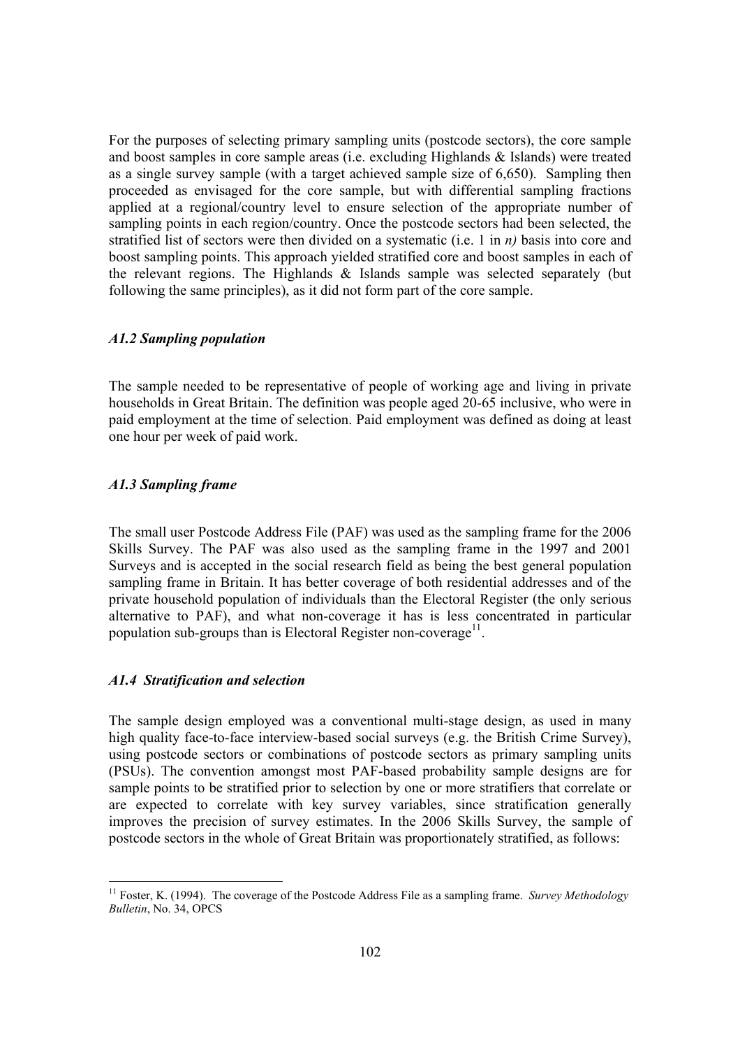For the purposes of selecting primary sampling units (postcode sectors), the core sample and boost samples in core sample areas (i.e. excluding Highlands & Islands) were treated as a single survey sample (with a target achieved sample size of 6,650). Sampling then proceeded as envisaged for the core sample, but with differential sampling fractions applied at a regional/country level to ensure selection of the appropriate number of sampling points in each region/country. Once the postcode sectors had been selected, the stratified list of sectors were then divided on a systematic (i.e. 1 in *n)* basis into core and boost sampling points. This approach yielded stratified core and boost samples in each of the relevant regions. The Highlands & Islands sample was selected separately (but following the same principles), as it did not form part of the core sample.

### *A1.2 Sampling population*

The sample needed to be representative of people of working age and living in private households in Great Britain. The definition was people aged 20-65 inclusive, who were in paid employment at the time of selection. Paid employment was defined as doing at least one hour per week of paid work.

### *A1.3 Sampling frame*

The small user Postcode Address File (PAF) was used as the sampling frame for the 2006 Skills Survey. The PAF was also used as the sampling frame in the 1997 and 2001 Surveys and is accepted in the social research field as being the best general population sampling frame in Britain. It has better coverage of both residential addresses and of the private household population of individuals than the Electoral Register (the only serious alternative to PAF), and what non-coverage it has is less concentrated in particular population sub-groups than is Electoral Register non-coverage[11].

### *A1.4 Stratification and selection*

The sample design employed was a conventional multi-stage design, as used in many high quality face-to-face interview-based social surveys (e.g. the British Crime Survey), using postcode sectors or combinations of postcode sectors as primary sampling units (PSUs). The convention amongst most PAF-based probability sample designs are for sample points to be stratified prior to selection by one or more stratifiers that correlate or are expected to correlate with key survey variables, since stratification generally improves the precision of survey estimates. In the 2006 Skills Survey, the sample of postcode sectors in the whole of Great Britain was proportionately stratified, as follows:

---

[11] Foster, K. (1994). The coverage of the Postcode Address File as a sampling frame. *Survey Methodology Bulletin*, No. 34, OPCS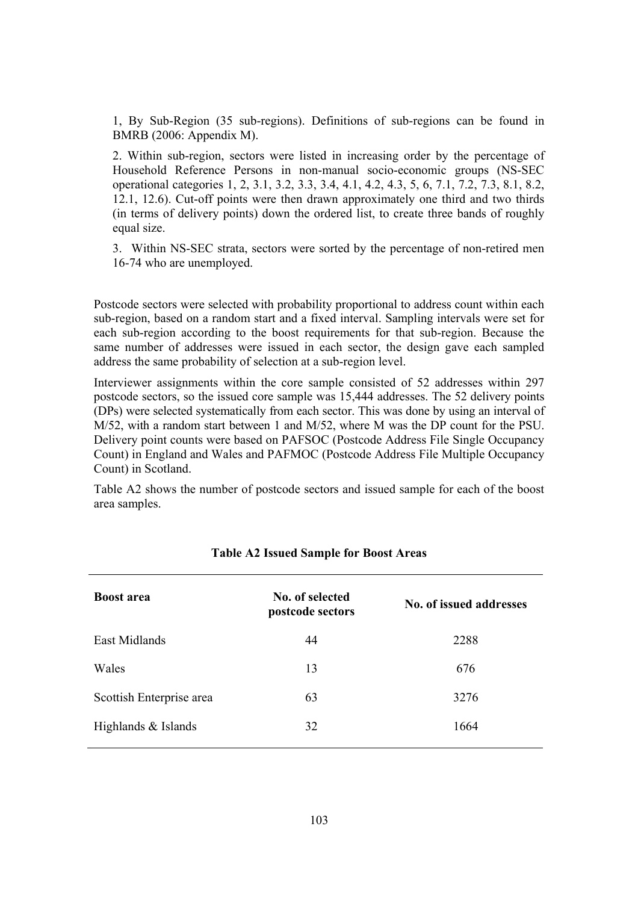1, By Sub-Region (35 sub-regions). Definitions of sub-regions can be found in BMRB (2006: Appendix M).

2. Within sub-region, sectors were listed in increasing order by the percentage of Household Reference Persons in non-manual socio-economic groups (NS-SEC operational categories 1, 2, 3.1, 3.2, 3.3, 3.4, 4.1, 4.2, 4.3, 5, 6, 7.1, 7.2, 7.3, 8.1, 8.2, 12.1, 12.6). Cut-off points were then drawn approximately one third and two thirds (in terms of delivery points) down the ordered list, to create three bands of roughly equal size.

3. Within NS-SEC strata, sectors were sorted by the percentage of non-retired men 16-74 who are unemployed.

Postcode sectors were selected with probability proportional to address count within each sub-region, based on a random start and a fixed interval. Sampling intervals were set for each sub-region according to the boost requirements for that sub-region. Because the same number of addresses were issued in each sector, the design gave each sampled address the same probability of selection at a sub-region level.

Interviewer assignments within the core sample consisted of 52 addresses within 297 postcode sectors, so the issued core sample was 15,444 addresses. The 52 delivery points (DPs) were selected systematically from each sector. This was done by using an interval of M/52, with a random start between 1 and M/52, where M was the DP count for the PSU. Delivery point counts were based on PAFSOC (Postcode Address File Single Occupancy Count) in England and Wales and PAFMOC (Postcode Address File Multiple Occupancy Count) in Scotland.

Table A2 shows the number of postcode sectors and issued sample for each of the boost area samples.

**Table A2 Issued Sample for Boost Areas**

| Boost area | No. of selected postcode sectors | No. of issued addresses |
|---|---|---|
| East Midlands | 44 | 2288 |
| Wales | 13 | 676 |
| Scottish Enterprise area | 63 | 3276 |
| Highlands & Islands | 32 | 1664 |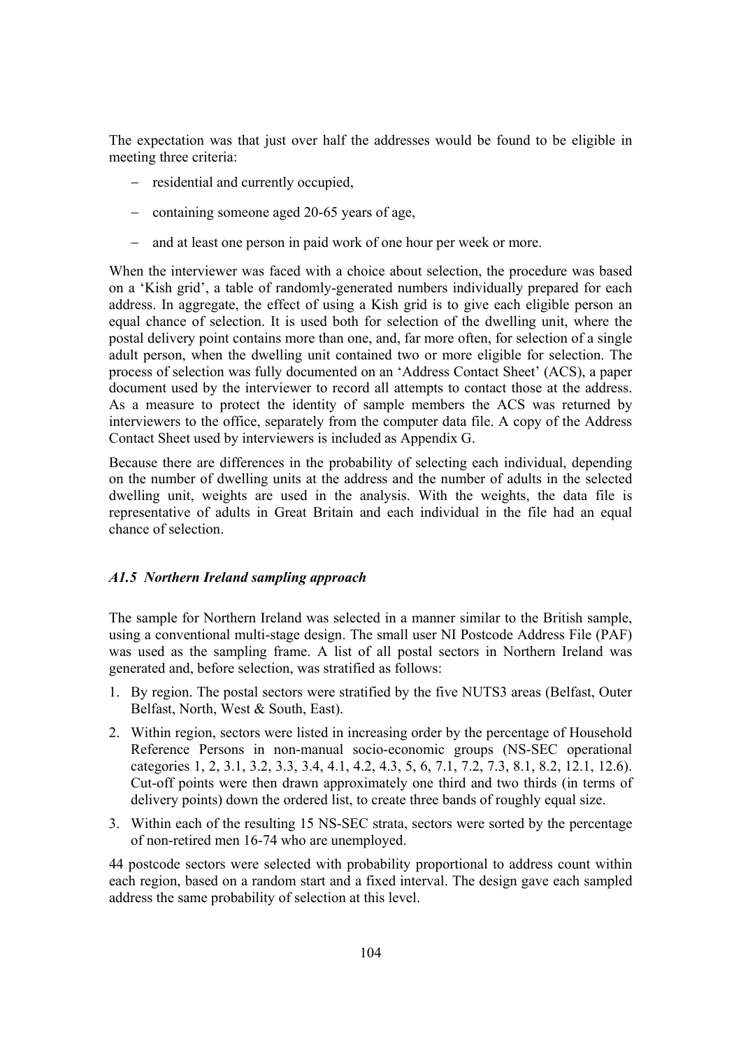The expectation was that just over half the addresses would be found to be eligible in meeting three criteria:

- residential and currently occupied,
- containing someone aged 20-65 years of age,
- and at least one person in paid work of one hour per week or more.

When the interviewer was faced with a choice about selection, the procedure was based on a 'Kish grid', a table of randomly-generated numbers individually prepared for each address. In aggregate, the effect of using a Kish grid is to give each eligible person an equal chance of selection. It is used both for selection of the dwelling unit, where the postal delivery point contains more than one, and, far more often, for selection of a single adult person, when the dwelling unit contained two or more eligible for selection. The process of selection was fully documented on an 'Address Contact Sheet' (ACS), a paper document used by the interviewer to record all attempts to contact those at the address. As a measure to protect the identity of sample members the ACS was returned by interviewers to the office, separately from the computer data file. A copy of the Address Contact Sheet used by interviewers is included as Appendix G.

Because there are differences in the probability of selecting each individual, depending on the number of dwelling units at the address and the number of adults in the selected dwelling unit, weights are used in the analysis. With the weights, the data file is representative of adults in Great Britain and each individual in the file had an equal chance of selection.

### *A1.5 Northern Ireland sampling approach*

The sample for Northern Ireland was selected in a manner similar to the British sample, using a conventional multi-stage design. The small user NI Postcode Address File (PAF) was used as the sampling frame. A list of all postal sectors in Northern Ireland was generated and, before selection, was stratified as follows:

1. By region. The postal sectors were stratified by the five NUTS3 areas (Belfast, Outer Belfast, North, West & South, East).
2. Within region, sectors were listed in increasing order by the percentage of Household Reference Persons in non-manual socio-economic groups (NS-SEC operational categories 1, 2, 3.1, 3.2, 3.3, 3.4, 4.1, 4.2, 4.3, 5, 6, 7.1, 7.2, 7.3, 8.1, 8.2, 12.1, 12.6). Cut-off points were then drawn approximately one third and two thirds (in terms of delivery points) down the ordered list, to create three bands of roughly equal size.
3. Within each of the resulting 15 NS-SEC strata, sectors were sorted by the percentage of non-retired men 16-74 who are unemployed.

44 postcode sectors were selected with probability proportional to address count within each region, based on a random start and a fixed interval. The design gave each sampled address the same probability of selection at this level.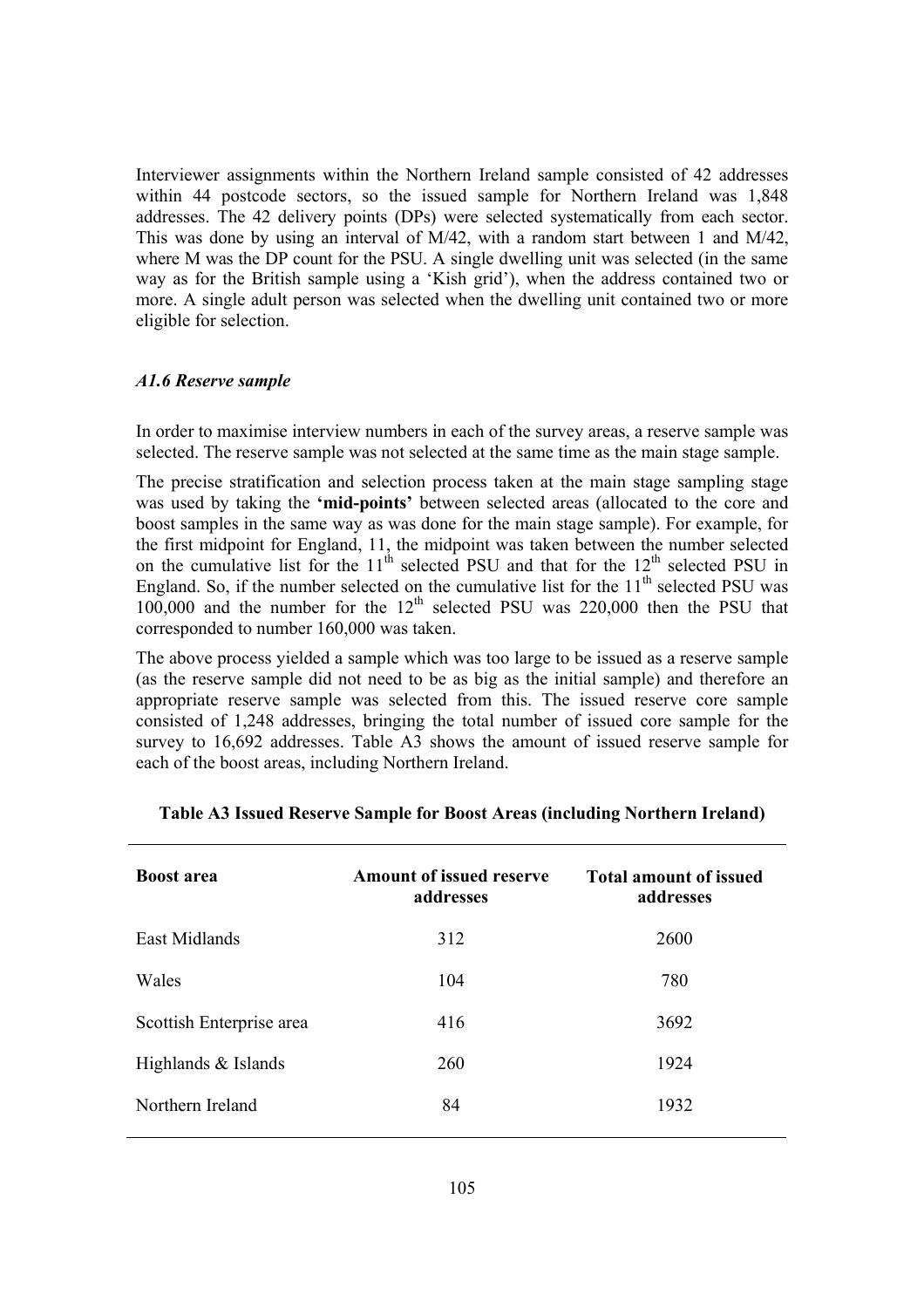Interviewer assignments within the Northern Ireland sample consisted of 42 addresses within 44 postcode sectors, so the issued sample for Northern Ireland was 1,848 addresses. The 42 delivery points (DPs) were selected systematically from each sector. This was done by using an interval of M/42, with a random start between 1 and M/42, where M was the DP count for the PSU. A single dwelling unit was selected (in the same way as for the British sample using a 'Kish grid'), when the address contained two or more. A single adult person was selected when the dwelling unit contained two or more eligible for selection.

### *A1.6 Reserve sample*

In order to maximise interview numbers in each of the survey areas, a reserve sample was selected. The reserve sample was not selected at the same time as the main stage sample.

The precise stratification and selection process taken at the main stage sampling stage was used by taking the **'mid-points'** between selected areas (allocated to the core and boost samples in the same way as was done for the main stage sample). For example, for the first midpoint for England, 11, the midpoint was taken between the number selected on the cumulative list for the 11th selected PSU and that for the 12th selected PSU in England. So, if the number selected on the cumulative list for the 11th selected PSU was 100,000 and the number for the 12th selected PSU was 220,000 then the PSU that corresponded to number 160,000 was taken.

The above process yielded a sample which was too large to be issued as a reserve sample (as the reserve sample did not need to be as big as the initial sample) and therefore an appropriate reserve sample was selected from this. The issued reserve core sample consisted of 1,248 addresses, bringing the total number of issued core sample for the survey to 16,692 addresses. Table A3 shows the amount of issued reserve sample for each of the boost areas, including Northern Ireland.

**Table A3 Issued Reserve Sample for Boost Areas (including Northern Ireland)**

| Boost area | Amount of issued reserve addresses | Total amount of issued addresses |
|---|---|---|
| East Midlands | 312 | 2600 |
| Wales | 104 | 780 |
| Scottish Enterprise area | 416 | 3692 |
| Highlands & Islands | 260 | 1924 |
| Northern Ireland | 84 | 1932 |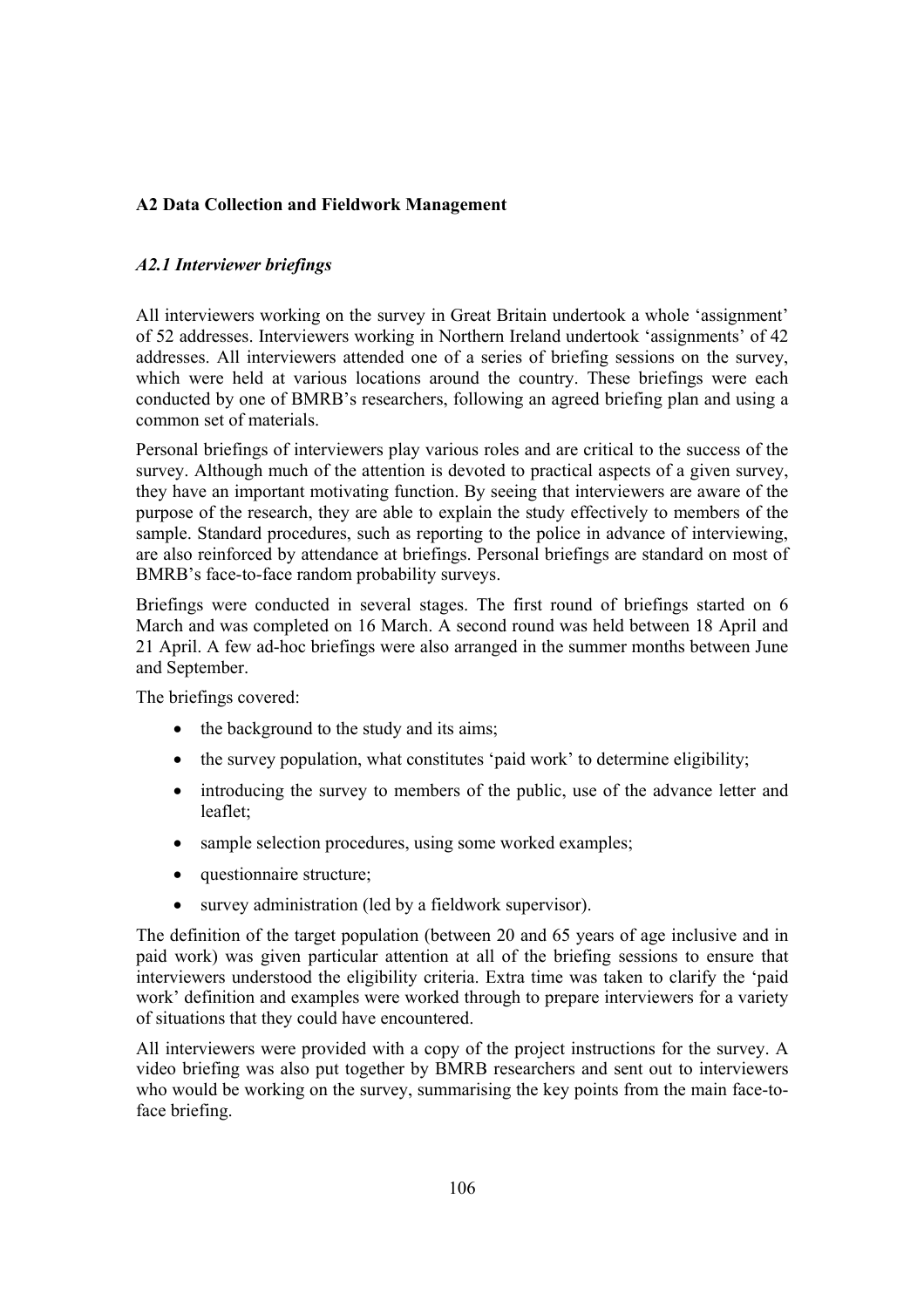## A2 Data Collection and Fieldwork Management

### *A2.1 Interviewer briefings*

All interviewers working on the survey in Great Britain undertook a whole 'assignment' of 52 addresses. Interviewers working in Northern Ireland undertook 'assignments' of 42 addresses. All interviewers attended one of a series of briefing sessions on the survey, which were held at various locations around the country. These briefings were each conducted by one of BMRB's researchers, following an agreed briefing plan and using a common set of materials.

Personal briefings of interviewers play various roles and are critical to the success of the survey. Although much of the attention is devoted to practical aspects of a given survey, they have an important motivating function. By seeing that interviewers are aware of the purpose of the research, they are able to explain the study effectively to members of the sample. Standard procedures, such as reporting to the police in advance of interviewing, are also reinforced by attendance at briefings. Personal briefings are standard on most of BMRB's face-to-face random probability surveys.

Briefings were conducted in several stages. The first round of briefings started on 6 March and was completed on 16 March. A second round was held between 18 April and 21 April. A few ad-hoc briefings were also arranged in the summer months between June and September.

The briefings covered:

- the background to the study and its aims;
- the survey population, what constitutes 'paid work' to determine eligibility;
- introducing the survey to members of the public, use of the advance letter and leaflet;
- sample selection procedures, using some worked examples;
- questionnaire structure;
- survey administration (led by a fieldwork supervisor).

The definition of the target population (between 20 and 65 years of age inclusive and in paid work) was given particular attention at all of the briefing sessions to ensure that interviewers understood the eligibility criteria. Extra time was taken to clarify the 'paid work' definition and examples were worked through to prepare interviewers for a variety of situations that they could have encountered.

All interviewers were provided with a copy of the project instructions for the survey. A video briefing was also put together by BMRB researchers and sent out to interviewers who would be working on the survey, summarising the key points from the main face-to-face briefing.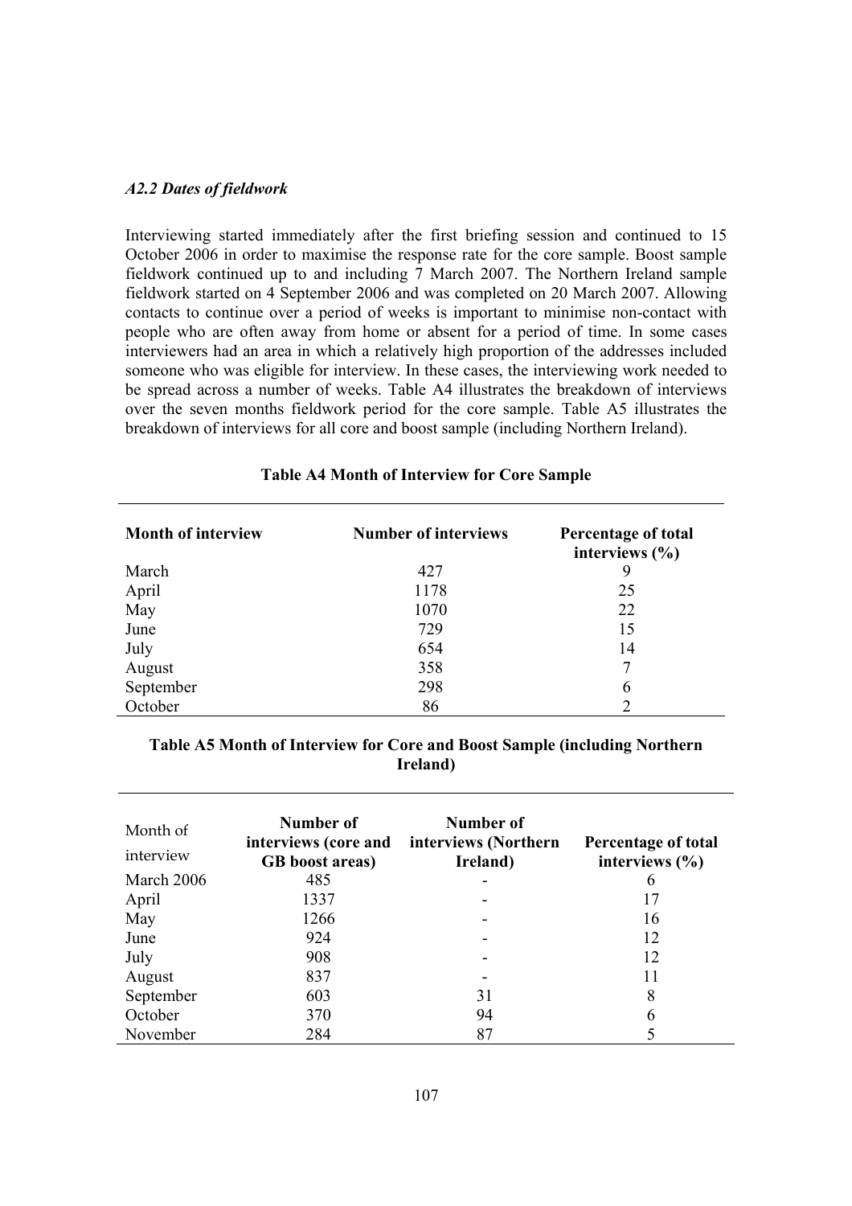### *A2.2 Dates of fieldwork*

Interviewing started immediately after the first briefing session and continued to 15 October 2006 in order to maximise the response rate for the core sample. Boost sample fieldwork continued up to and including 7 March 2007. The Northern Ireland sample fieldwork started on 4 September 2006 and was completed on 20 March 2007. Allowing contacts to continue over a period of weeks is important to minimise non-contact with people who are often away from home or absent for a period of time. In some cases interviewers had an area in which a relatively high proportion of the addresses included someone who was eligible for interview. In these cases, the interviewing work needed to be spread across a number of weeks. Table A4 illustrates the breakdown of interviews over the seven months fieldwork period for the core sample. Table A5 illustrates the breakdown of interviews for all core and boost sample (including Northern Ireland).

**Table A4 Month of Interview for Core Sample**

| Month of interview | Number of interviews | Percentage of total interviews (%) |
|---|---|---|
| March | 427 | 9 |
| April | 1178 | 25 |
| May | 1070 | 22 |
| June | 729 | 15 |
| July | 654 | 14 |
| August | 358 | 7 |
| September | 298 | 6 |
| October | 86 | 2 |

**Table A5 Month of Interview for Core and Boost Sample (including Northern Ireland)**

| Month of interview | Number of interviews (core and GB boost areas) | Number of interviews (Northern Ireland) | Percentage of total interviews (%) |
|---|---|---|---|
| March 2006 | 485 | - | 6 |
| April | 1337 | - | 17 |
| May | 1266 | - | 16 |
| June | 924 | - | 12 |
| July | 908 | - | 12 |
| August | 837 | - | 11 |
| September | 603 | 31 | 8 |
| October | 370 | 94 | 6 |
| November | 284 | 87 | 5 |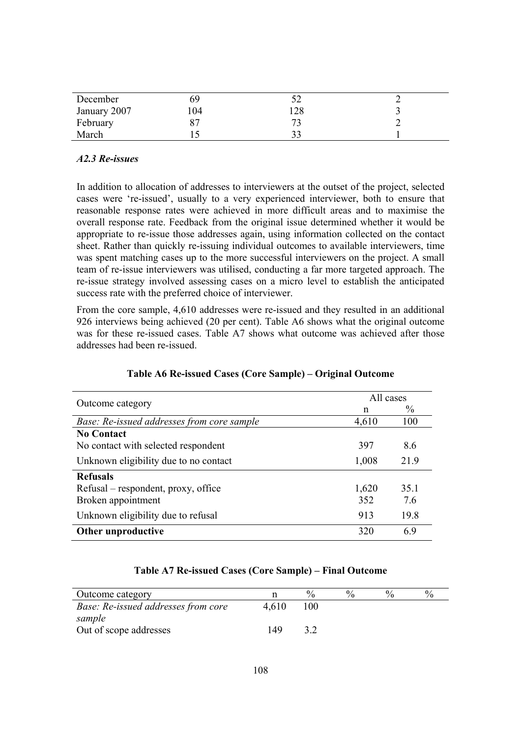| December | 69 | 52 | 2 |
|---|---|---|---|
| January 2007 | 104 | 128 | 3 |
| February | 87 | 73 | 2 |
| March | 15 | 33 | 1 |

### *A2.3 Re-issues*

In addition to allocation of addresses to interviewers at the outset of the project, selected cases were 're-issued', usually to a very experienced interviewer, both to ensure that reasonable response rates were achieved in more difficult areas and to maximise the overall response rate. Feedback from the original issue determined whether it would be appropriate to re-issue those addresses again, using information collected on the contact sheet. Rather than quickly re-issuing individual outcomes to available interviewers, time was spent matching cases up to the more successful interviewers on the project. A small team of re-issue interviewers was utilised, conducting a far more targeted approach. The re-issue strategy involved assessing cases on a micro level to establish the anticipated success rate with the preferred choice of interviewer.

From the core sample, 4,610 addresses were re-issued and they resulted in an additional 926 interviews being achieved (20 per cent). Table A6 shows what the original outcome was for these re-issued cases. Table A7 shows what outcome was achieved after those addresses had been re-issued.

**Table A6 Re-issued Cases (Core Sample) – Original Outcome**

| Outcome category | All cases | |
|---|---|---|
| | n | % |
| *Base: Re-issued addresses from core sample* | 4,610 | 100 |
| **No Contact** | | |
| No contact with selected respondent | 397 | 8.6 |
| Unknown eligibility due to no contact | 1,008 | 21.9 |
| **Refusals** | | |
| Refusal – respondent, proxy, office | 1,620 | 35.1 |
| Broken appointment | 352 | 7.6 |
| Unknown eligibility due to refusal | 913 | 19.8 |
| **Other unproductive** | 320 | 6.9 |

**Table A7 Re-issued Cases (Core Sample) – Final Outcome**

| Outcome category | n | % | % | % | % |
|---|---|---|---|---|---|
| *Base: Re-issued addresses from core sample* | 4,610 | 100 | | | |
| Out of scope addresses | 149 | 3.2 | | | |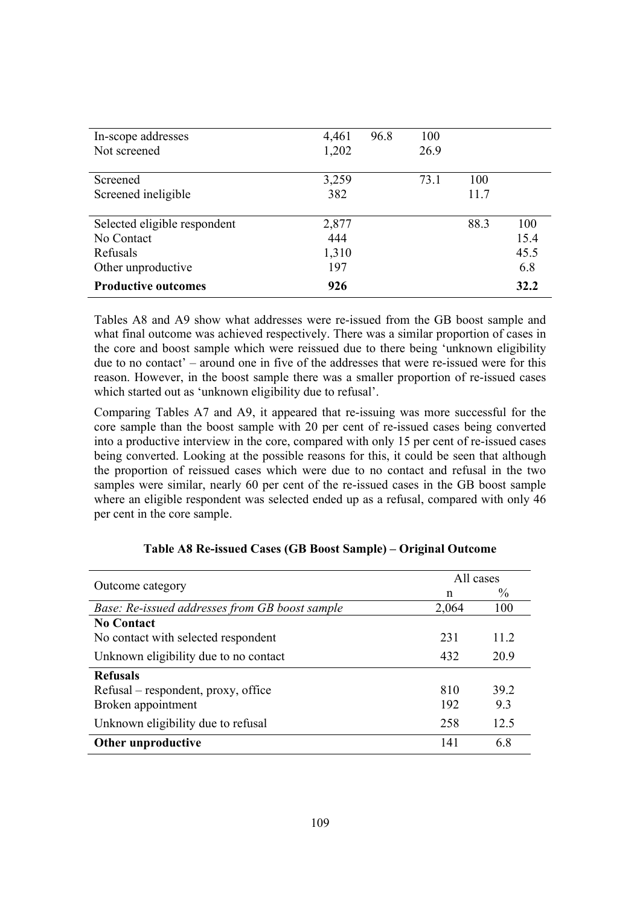| | | | | | |
|---|---|---|---|---|---|
| In-scope addresses | 4,461 | 96.8 | 100 | | |
| Not screened | 1,202 | | 26.9 | | |
| Screened | 3,259 | | 73.1 | 100 | |
| Screened ineligible | 382 | | | 11.7 | |
| Selected eligible respondent | 2,877 | | | 88.3 | 100 |
| No Contact | 444 | | | | 15.4 |
| Refusals | 1,310 | | | | 45.5 |
| Other unproductive | 197 | | | | 6.8 |
| **Productive outcomes** | **926** | | | | **32.2** |

Tables A8 and A9 show what addresses were re-issued from the GB boost sample and what final outcome was achieved respectively. There was a similar proportion of cases in the core and boost sample which were reissued due to there being 'unknown eligibility due to no contact' – around one in five of the addresses that were re-issued were for this reason. However, in the boost sample there was a smaller proportion of re-issued cases which started out as 'unknown eligibility due to refusal'.

Comparing Tables A7 and A9, it appeared that re-issuing was more successful for the core sample than the boost sample with 20 per cent of re-issued cases being converted into a productive interview in the core, compared with only 15 per cent of re-issued cases being converted. Looking at the possible reasons for this, it could be seen that although the proportion of reissued cases which were due to no contact and refusal in the two samples were similar, nearly 60 per cent of the re-issued cases in the GB boost sample where an eligible respondent was selected ended up as a refusal, compared with only 46 per cent in the core sample.

**Table A8 Re-issued Cases (GB Boost Sample) – Original Outcome**

| Outcome category | All cases | |
|---|---|---|
| | n | % |
| *Base: Re-issued addresses from GB boost sample* | 2,064 | 100 |
| **No Contact** | | |
| No contact with selected respondent | 231 | 11.2 |
| Unknown eligibility due to no contact | 432 | 20.9 |
| **Refusals** | | |
| Refusal – respondent, proxy, office | 810 | 39.2 |
| Broken appointment | 192 | 9.3 |
| Unknown eligibility due to refusal | 258 | 12.5 |
| **Other unproductive** | 141 | 6.8 |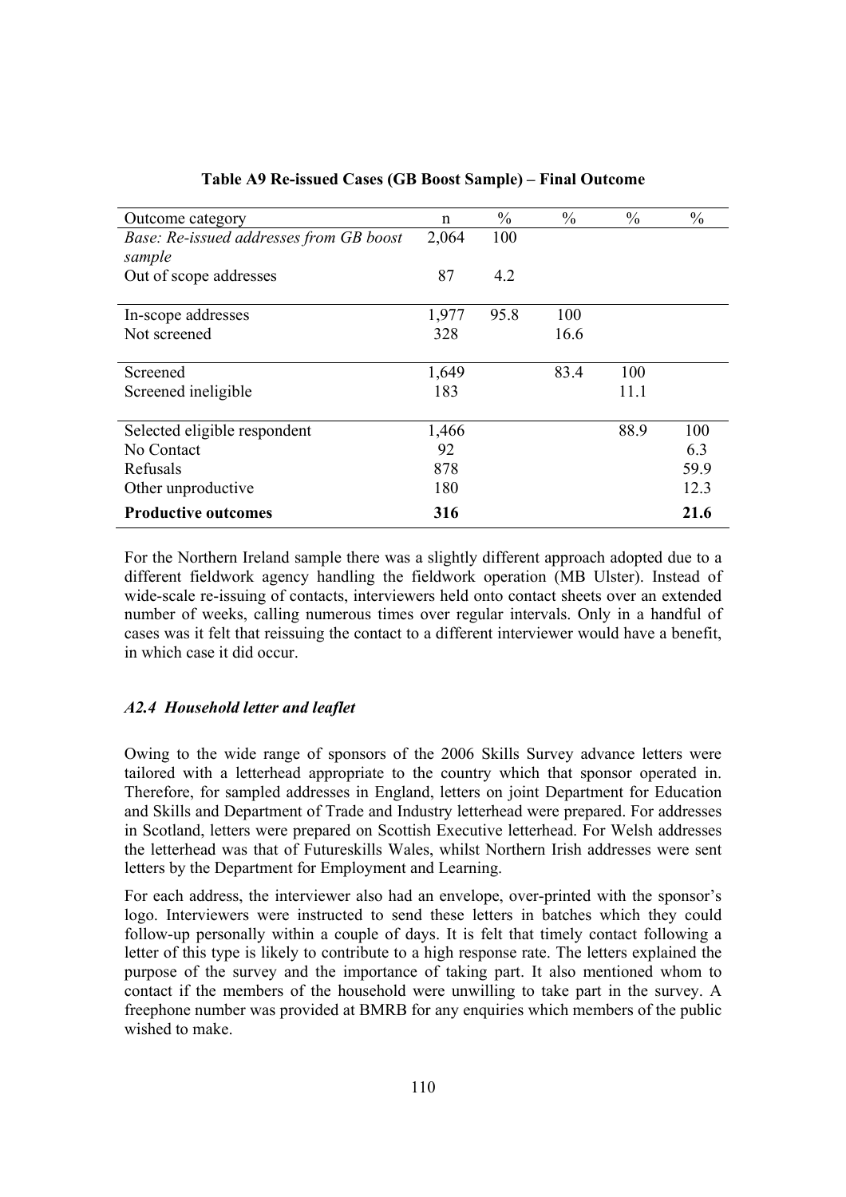**Table A9 Re-issued Cases (GB Boost Sample) – Final Outcome**

| Outcome category | n | % | % | % | % |
|---|---|---|---|---|---|
| *Base: Re-issued addresses from GB boost sample* | 2,064 | 100 | | | |
| Out of scope addresses | 87 | 4.2 | | | |
| In-scope addresses | 1,977 | 95.8 | 100 | | |
| Not screened | 328 | | 16.6 | | |
| Screened | 1,649 | | 83.4 | 100 | |
| Screened ineligible | 183 | | | 11.1 | |
| Selected eligible respondent | 1,466 | | | 88.9 | 100 |
| No Contact | 92 | | | | 6.3 |
| Refusals | 878 | | | | 59.9 |
| Other unproductive | 180 | | | | 12.3 |
| **Productive outcomes** | **316** | | | | **21.6** |

For the Northern Ireland sample there was a slightly different approach adopted due to a different fieldwork agency handling the fieldwork operation (MB Ulster). Instead of wide-scale re-issuing of contacts, interviewers held onto contact sheets over an extended number of weeks, calling numerous times over regular intervals. Only in a handful of cases was it felt that reissuing the contact to a different interviewer would have a benefit, in which case it did occur.

### *A2.4 Household letter and leaflet*

Owing to the wide range of sponsors of the 2006 Skills Survey advance letters were tailored with a letterhead appropriate to the country which that sponsor operated in. Therefore, for sampled addresses in England, letters on joint Department for Education and Skills and Department of Trade and Industry letterhead were prepared. For addresses in Scotland, letters were prepared on Scottish Executive letterhead. For Welsh addresses the letterhead was that of Futureskills Wales, whilst Northern Irish addresses were sent letters by the Department for Employment and Learning.

For each address, the interviewer also had an envelope, over-printed with the sponsor's logo. Interviewers were instructed to send these letters in batches which they could follow-up personally within a couple of days. It is felt that timely contact following a letter of this type is likely to contribute to a high response rate. The letters explained the purpose of the survey and the importance of taking part. It also mentioned whom to contact if the members of the household were unwilling to take part in the survey. A freephone number was provided at BMRB for any enquiries which members of the public wished to make.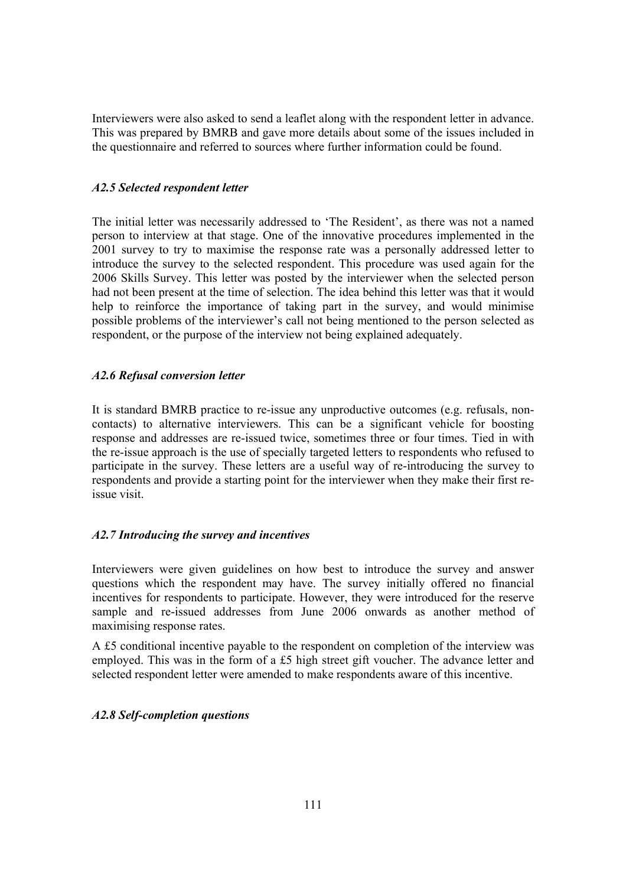Interviewers were also asked to send a leaflet along with the respondent letter in advance. This was prepared by BMRB and gave more details about some of the issues included in the questionnaire and referred to sources where further information could be found.

### *A2.5 Selected respondent letter*

The initial letter was necessarily addressed to 'The Resident', as there was not a named person to interview at that stage. One of the innovative procedures implemented in the 2001 survey to try to maximise the response rate was a personally addressed letter to introduce the survey to the selected respondent. This procedure was used again for the 2006 Skills Survey. This letter was posted by the interviewer when the selected person had not been present at the time of selection. The idea behind this letter was that it would help to reinforce the importance of taking part in the survey, and would minimise possible problems of the interviewer's call not being mentioned to the person selected as respondent, or the purpose of the interview not being explained adequately.

### *A2.6 Refusal conversion letter*

It is standard BMRB practice to re-issue any unproductive outcomes (e.g. refusals, non-contacts) to alternative interviewers. This can be a significant vehicle for boosting response and addresses are re-issued twice, sometimes three or four times. Tied in with the re-issue approach is the use of specially targeted letters to respondents who refused to participate in the survey. These letters are a useful way of re-introducing the survey to respondents and provide a starting point for the interviewer when they make their first re-issue visit.

### *A2.7 Introducing the survey and incentives*

Interviewers were given guidelines on how best to introduce the survey and answer questions which the respondent may have. The survey initially offered no financial incentives for respondents to participate. However, they were introduced for the reserve sample and re-issued addresses from June 2006 onwards as another method of maximising response rates.

A £5 conditional incentive payable to the respondent on completion of the interview was employed. This was in the form of a £5 high street gift voucher. The advance letter and selected respondent letter were amended to make respondents aware of this incentive.

### *A2.8 Self-completion questions*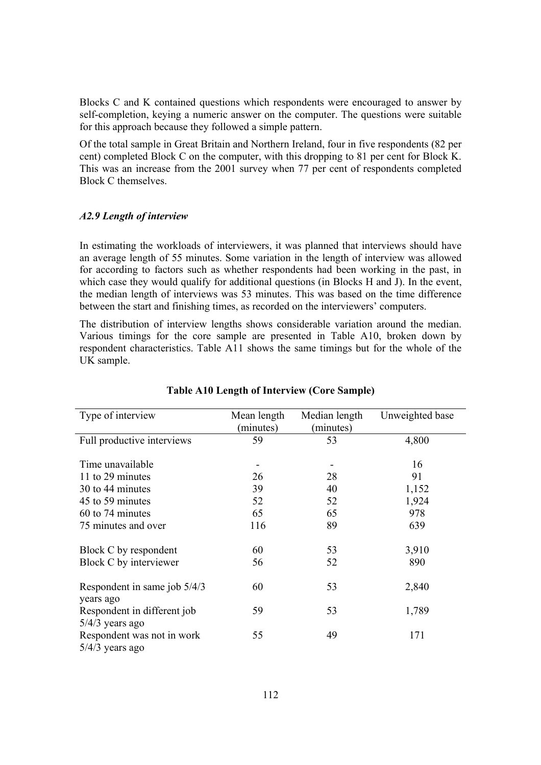Blocks C and K contained questions which respondents were encouraged to answer by self-completion, keying a numeric answer on the computer. The questions were suitable for this approach because they followed a simple pattern.

Of the total sample in Great Britain and Northern Ireland, four in five respondents (82 per cent) completed Block C on the computer, with this dropping to 81 per cent for Block K. This was an increase from the 2001 survey when 77 per cent of respondents completed Block C themselves.

### *A2.9 Length of interview*

In estimating the workloads of interviewers, it was planned that interviews should have an average length of 55 minutes. Some variation in the length of interview was allowed for according to factors such as whether respondents had been working in the past, in which case they would qualify for additional questions (in Blocks H and J). In the event, the median length of interviews was 53 minutes. This was based on the time difference between the start and finishing times, as recorded on the interviewers' computers.

The distribution of interview lengths shows considerable variation around the median. Various timings for the core sample are presented in Table A10, broken down by respondent characteristics. Table A11 shows the same timings but for the whole of the UK sample.

**Table A10 Length of Interview (Core Sample)**

| Type of interview | Mean length (minutes) | Median length (minutes) | Unweighted base |
|---|---|---|---|
| Full productive interviews | 59 | 53 | 4,800 |
| Time unavailable | - | - | 16 |
| 11 to 29 minutes | 26 | 28 | 91 |
| 30 to 44 minutes | 39 | 40 | 1,152 |
| 45 to 59 minutes | 52 | 52 | 1,924 |
| 60 to 74 minutes | 65 | 65 | 978 |
| 75 minutes and over | 116 | 89 | 639 |
| Block C by respondent | 60 | 53 | 3,910 |
| Block C by interviewer | 56 | 52 | 890 |
| Respondent in same job 5/4/3 years ago | 60 | 53 | 2,840 |
| Respondent in different job 5/4/3 years ago | 59 | 53 | 1,789 |
| Respondent was not in work 5/4/3 years ago | 55 | 49 | 171 |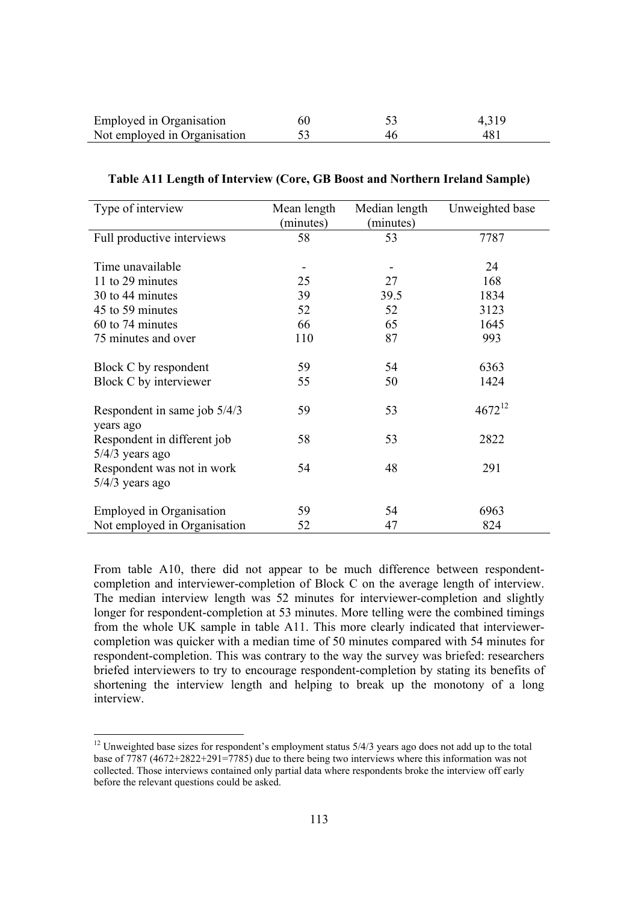| | | | |
|---|---|---|---|
| Employed in Organisation | 60 | 53 | 4,319 |
| Not employed in Organisation | 53 | 46 | 481 |

**Table A11 Length of Interview (Core, GB Boost and Northern Ireland Sample)**

| Type of interview | Mean length (minutes) | Median length (minutes) | Unweighted base |
|---|---|---|---|
| Full productive interviews | 58 | 53 | 7787 |
| | | | |
| Time unavailable | - | - | 24 |
| 11 to 29 minutes | 25 | 27 | 168 |
| 30 to 44 minutes | 39 | 39.5 | 1834 |
| 45 to 59 minutes | 52 | 52 | 3123 |
| 60 to 74 minutes | 66 | 65 | 1645 |
| 75 minutes and over | 110 | 87 | 993 |
| | | | |
| Block C by respondent | 59 | 54 | 6363 |
| Block C by interviewer | 55 | 50 | 1424 |
| | | | |
| Respondent in same job 5/4/3 years ago | 59 | 53 | 4672[12] |
| Respondent in different job 5/4/3 years ago | 58 | 53 | 2822 |
| Respondent was not in work 5/4/3 years ago | 54 | 48 | 291 |
| | | | |
| Employed in Organisation | 59 | 54 | 6963 |
| Not employed in Organisation | 52 | 47 | 824 |

From table A10, there did not appear to be much difference between respondent-completion and interviewer-completion of Block C on the average length of interview. The median interview length was 52 minutes for interviewer-completion and slightly longer for respondent-completion at 53 minutes. More telling were the combined timings from the whole UK sample in table A11. This more clearly indicated that interviewer-completion was quicker with a median time of 50 minutes compared with 54 minutes for respondent-completion. This was contrary to the way the survey was briefed: researchers briefed interviewers to try to encourage respondent-completion by stating its benefits of shortening the interview length and helping to break up the monotony of a long interview.

[12] Unweighted base sizes for respondent's employment status 5/4/3 years ago does not add up to the total base of 7787 (4672+2822+291=7785) due to there being two interviews where this information was not collected. Those interviews contained only partial data where respondents broke the interview off early before the relevant questions could be asked.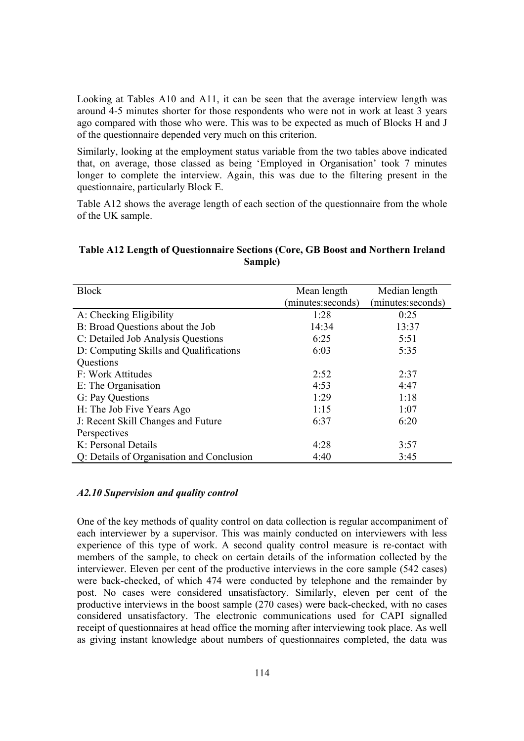Looking at Tables A10 and A11, it can be seen that the average interview length was around 4-5 minutes shorter for those respondents who were not in work at least 3 years ago compared with those who were. This was to be expected as much of Blocks H and J of the questionnaire depended very much on this criterion.

Similarly, looking at the employment status variable from the two tables above indicated that, on average, those classed as being 'Employed in Organisation' took 7 minutes longer to complete the interview. Again, this was due to the filtering present in the questionnaire, particularly Block E.

Table A12 shows the average length of each section of the questionnaire from the whole of the UK sample.

**Table A12 Length of Questionnaire Sections (Core, GB Boost and Northern Ireland Sample)**

| Block | Mean length (minutes:seconds) | Median length (minutes:seconds) |
|---|---|---|
| A: Checking Eligibility | 1:28 | 0:25 |
| B: Broad Questions about the Job | 14:34 | 13:37 |
| C: Detailed Job Analysis Questions | 6:25 | 5:51 |
| D: Computing Skills and Qualifications Questions | 6:03 | 5:35 |
| F: Work Attitudes | 2:52 | 2:37 |
| E: The Organisation | 4:53 | 4:47 |
| G: Pay Questions | 1:29 | 1:18 |
| H: The Job Five Years Ago | 1:15 | 1:07 |
| J: Recent Skill Changes and Future Perspectives | 6:37 | 6:20 |
| K: Personal Details | 4:28 | 3:57 |
| Q: Details of Organisation and Conclusion | 4:40 | 3:45 |

### *A2.10 Supervision and quality control*

One of the key methods of quality control on data collection is regular accompaniment of each interviewer by a supervisor. This was mainly conducted on interviewers with less experience of this type of work. A second quality control measure is re-contact with members of the sample, to check on certain details of the information collected by the interviewer. Eleven per cent of the productive interviews in the core sample (542 cases) were back-checked, of which 474 were conducted by telephone and the remainder by post. No cases were considered unsatisfactory. Similarly, eleven per cent of the productive interviews in the boost sample (270 cases) were back-checked, with no cases considered unsatisfactory. The electronic communications used for CAPI signalled receipt of questionnaires at head office the morning after interviewing took place. As well as giving instant knowledge about numbers of questionnaires completed, the data was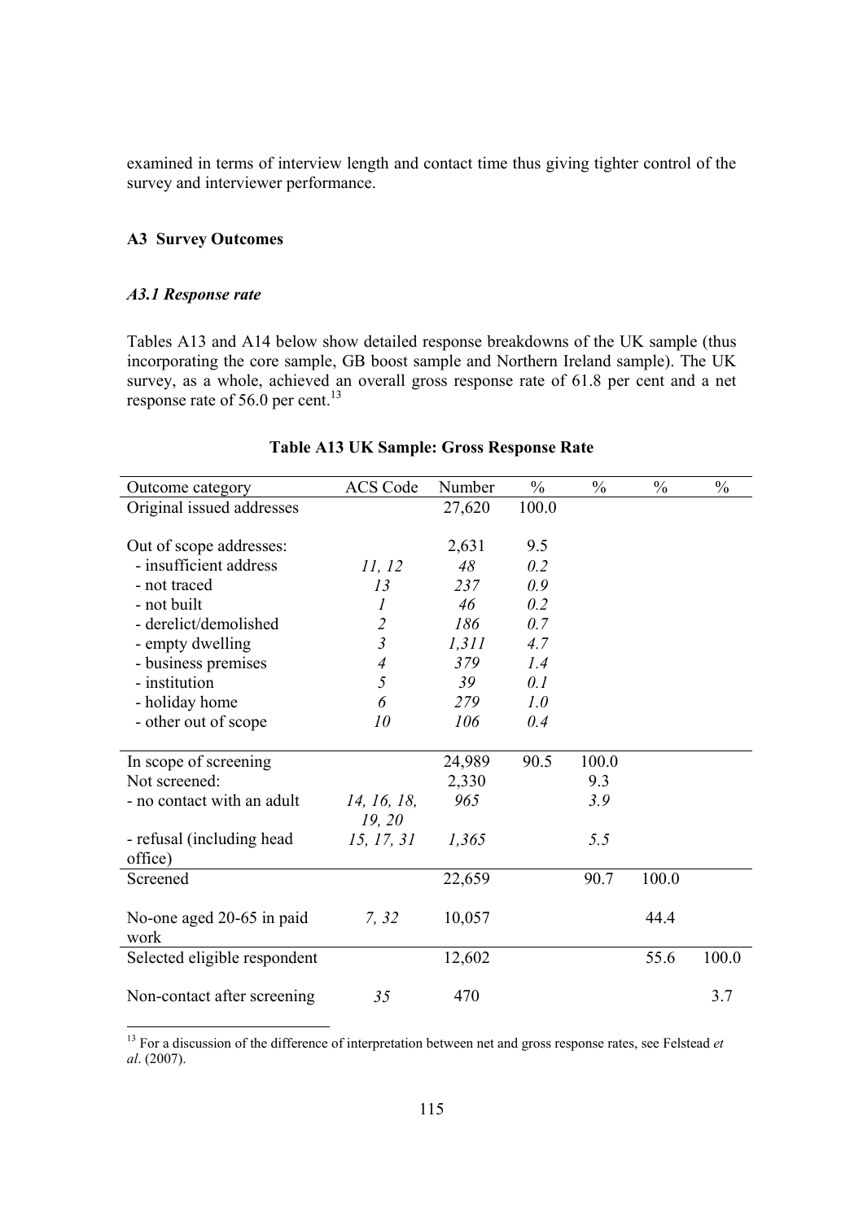examined in terms of interview length and contact time thus giving tighter control of the survey and interviewer performance.

## A3 Survey Outcomes

### *A3.1 Response rate*

Tables A13 and A14 below show detailed response breakdowns of the UK sample (thus incorporating the core sample, GB boost sample and Northern Ireland sample). The UK survey, as a whole, achieved an overall gross response rate of 61.8 per cent and a net response rate of 56.0 per cent.[13]

**Table A13 UK Sample: Gross Response Rate**

| Outcome category | ACS Code | Number | % | % | % | % |
|---|---|---|---|---|---|---|
| Original issued addresses | | 27,620 | 100.0 | | | |
| Out of scope addresses: | | 2,631 | 9.5 | | | |
| - insufficient address | *11, 12* | *48* | *0.2* | | | |
| - not traced | *13* | *237* | *0.9* | | | |
| - not built | *1* | *46* | *0.2* | | | |
| - derelict/demolished | *2* | *186* | *0.7* | | | |
| - empty dwelling | *3* | *1,311* | *4.7* | | | |
| - business premises | *4* | *379* | *1.4* | | | |
| - institution | *5* | *39* | *0.1* | | | |
| - holiday home | *6* | *279* | *1.0* | | | |
| - other out of scope | *10* | *106* | *0.4* | | | |
| In scope of screening | | 24,989 | 90.5 | 100.0 | | |
| Not screened: | | 2,330 | | 9.3 | | |
| - no contact with an adult | *14, 16, 18, 19, 20* | *965* | | *3.9* | | |
| - refusal (including head office) | *15, 17, 31* | *1,365* | | *5.5* | | |
| Screened | | 22,659 | | 90.7 | 100.0 | |
| No-one aged 20-65 in paid work | *7, 32* | 10,057 | | | 44.4 | |
| Selected eligible respondent | | 12,602 | | | 55.6 | 100.0 |
| Non-contact after screening | *35* | 470 | | | | 3.7 |

[13] For a discussion of the difference of interpretation between net and gross response rates, see Felstead *et al*. (2007).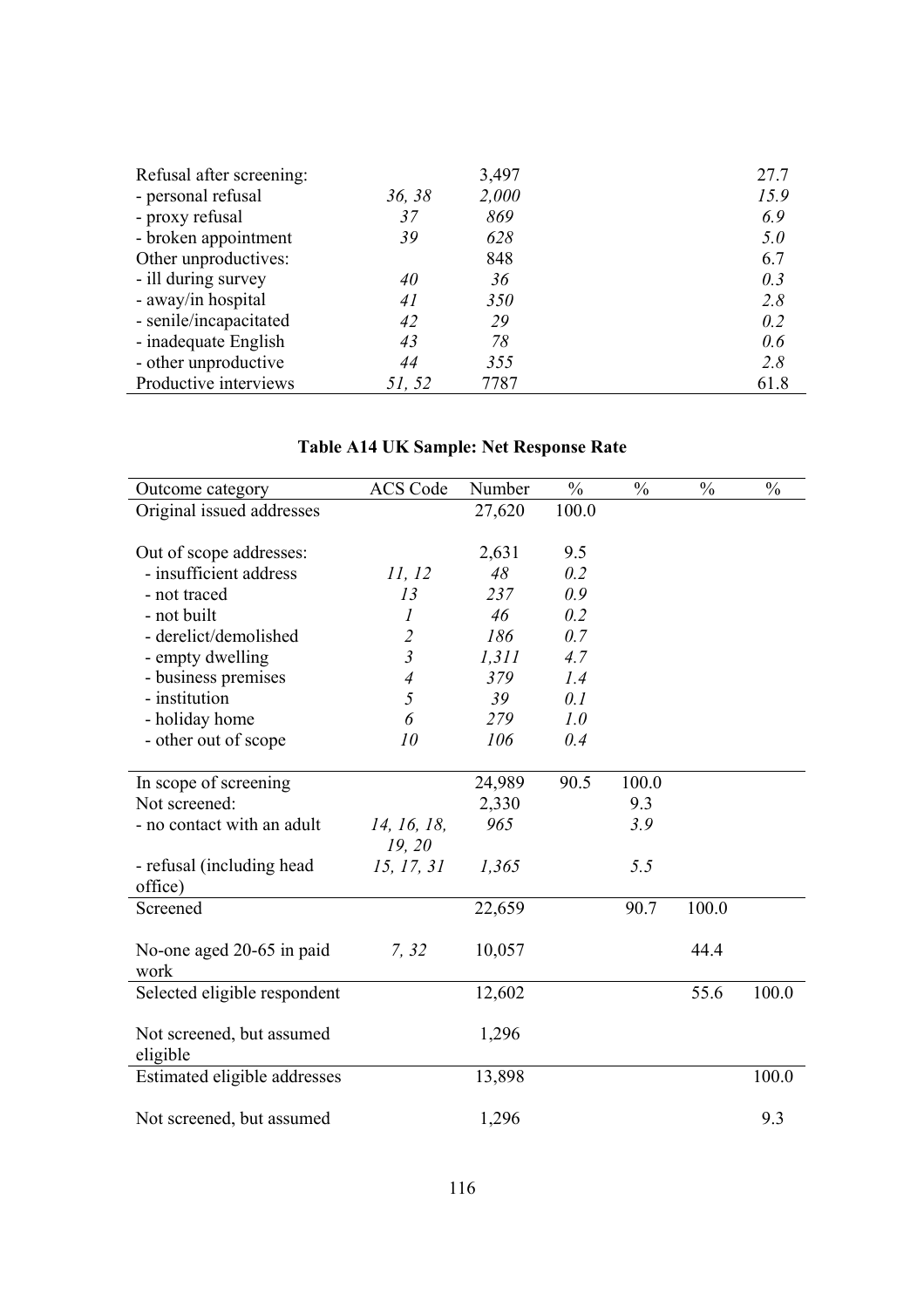| | | | |
|---|---|---|---|
| Refusal after screening: | | 3,497 | 27.7 |
| - personal refusal | *36, 38* | *2,000* | *15.9* |
| - proxy refusal | *37* | *869* | *6.9* |
| - broken appointment | *39* | *628* | *5.0* |
| Other unproductives: | | 848 | 6.7 |
| - ill during survey | *40* | *36* | *0.3* |
| - away/in hospital | *41* | *350* | *2.8* |
| - senile/incapacitated | *42* | *29* | *0.2* |
| - inadequate English | *43* | *78* | *0.6* |
| - other unproductive | *44* | *355* | *2.8* |
| Productive interviews | *51, 52* | 7787 | 61.8 |

## Table A14 UK Sample: Net Response Rate

| Outcome category | ACS Code | Number | % | % | % | % |
|---|---|---|---|---|---|---|
| Original issued addresses | | 27,620 | 100.0 | | | |
| Out of scope addresses: | | 2,631 | 9.5 | | | |
| - insufficient address | *11, 12* | *48* | *0.2* | | | |
| - not traced | *13* | *237* | *0.9* | | | |
| - not built | *1* | *46* | *0.2* | | | |
| - derelict/demolished | *2* | *186* | *0.7* | | | |
| - empty dwelling | *3* | *1,311* | *4.7* | | | |
| - business premises | *4* | *379* | *1.4* | | | |
| - institution | *5* | *39* | *0.1* | | | |
| - holiday home | *6* | *279* | *1.0* | | | |
| - other out of scope | *10* | *106* | *0.4* | | | |
| In scope of screening | | 24,989 | 90.5 | 100.0 | | |
| Not screened: | | 2,330 | | 9.3 | | |
| - no contact with an adult | *14, 16, 18, 19, 20* | *965* | | *3.9* | | |
| - refusal (including head office) | *15, 17, 31* | *1,365* | | *5.5* | | |
| Screened | | 22,659 | | 90.7 | 100.0 | |
| No-one aged 20-65 in paid work | *7, 32* | 10,057 | | | 44.4 | |
| Selected eligible respondent | | 12,602 | | | 55.6 | 100.0 |
| Not screened, but assumed eligible | | 1,296 | | | | |
| Estimated eligible addresses | | 13,898 | | | | 100.0 |
| Not screened, but assumed | | 1,296 | | | | 9.3 |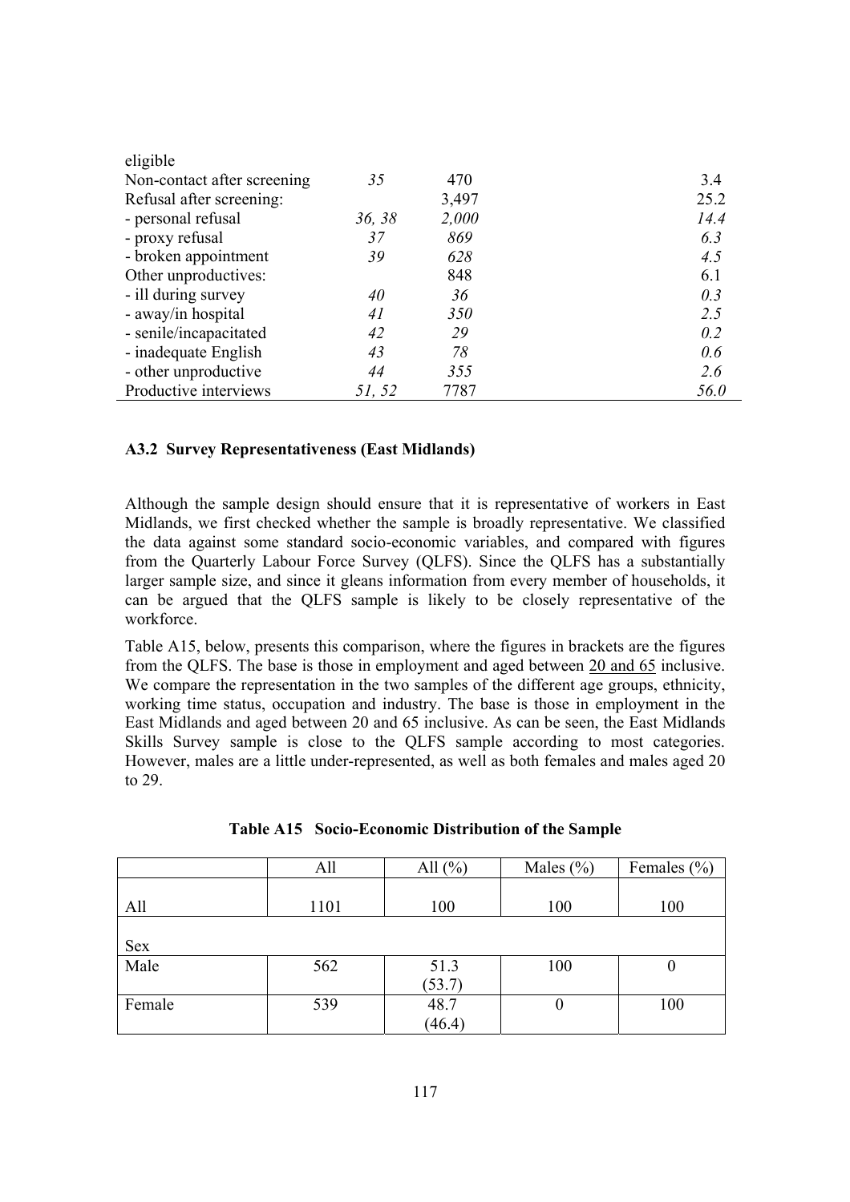| eligible | | | |
|---|---|---|---|
| Non-contact after screening | *35* | 470 | 3.4 |
| Refusal after screening: | | 3,497 | 25.2 |
| - personal refusal | *36, 38* | *2,000* | *14.4* |
| - proxy refusal | *37* | *869* | *6.3* |
| - broken appointment | *39* | *628* | *4.5* |
| Other unproductives: | | 848 | 6.1 |
| - ill during survey | *40* | *36* | *0.3* |
| - away/in hospital | *41* | *350* | *2.5* |
| - senile/incapacitated | *42* | *29* | *0.2* |
| - inadequate English | *43* | *78* | *0.6* |
| - other unproductive | *44* | *355* | *2.6* |
| Productive interviews | *51, 52* | 7787 | *56.0* |

### A3.2 Survey Representativeness (East Midlands)

Although the sample design should ensure that it is representative of workers in East Midlands, we first checked whether the sample is broadly representative. We classified the data against some standard socio-economic variables, and compared with figures from the Quarterly Labour Force Survey (QLFS). Since the QLFS has a substantially larger sample size, and since it gleans information from every member of households, it can be argued that the QLFS sample is likely to be closely representative of the workforce.

Table A15, below, presents this comparison, where the figures in brackets are the figures from the QLFS. The base is those in employment and aged between 20 and 65 inclusive. We compare the representation in the two samples of the different age groups, ethnicity, working time status, occupation and industry. The base is those in employment in the East Midlands and aged between 20 and 65 inclusive. As can be seen, the East Midlands Skills Survey sample is close to the QLFS sample according to most categories. However, males are a little under-represented, as well as both females and males aged 20 to 29.

**Table A15 Socio-Economic Distribution of the Sample**

| | All | All (%) | Males (%) | Females (%) |
|---|---|---|---|---|
| All | 1101 | 100 | 100 | 100 |
| Sex | | | | |
| Male | 562 | 51.3 (53.7) | 100 | 0 |
| Female | 539 | 48.7 (46.4) | 0 | 100 |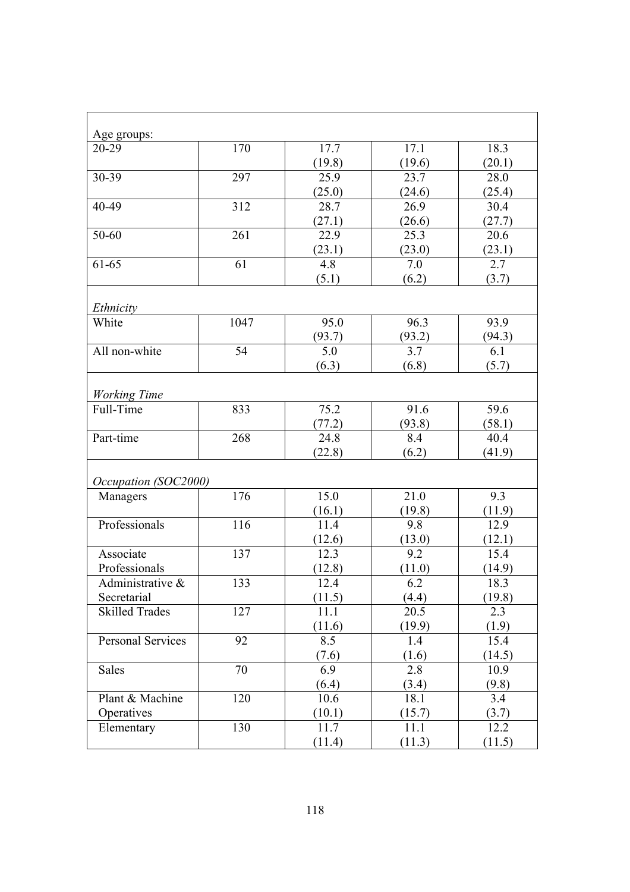| | | | | |
|---|---|---|---|---|
| Age groups: | | | | |
| 20-29 | 170 | 17.7 (19.8) | 17.1 (19.6) | 18.3 (20.1) |
| 30-39 | 297 | 25.9 (25.0) | 23.7 (24.6) | 28.0 (25.4) |
| 40-49 | 312 | 28.7 (27.1) | 26.9 (26.6) | 30.4 (27.7) |
| 50-60 | 261 | 22.9 (23.1) | 25.3 (23.0) | 20.6 (23.1) |
| 61-65 | 61 | 4.8 (5.1) | 7.0 (6.2) | 2.7 (3.7) |
| *Ethnicity* | | | | |
| White | 1047 | 95.0 (93.7) | 96.3 (93.2) | 93.9 (94.3) |
| All non-white | 54 | 5.0 (6.3) | 3.7 (6.8) | 6.1 (5.7) |
| *Working Time* | | | | |
| Full-Time | 833 | 75.2 (77.2) | 91.6 (93.8) | 59.6 (58.1) |
| Part-time | 268 | 24.8 (22.8) | 8.4 (6.2) | 40.4 (41.9) |
| *Occupation (SOC2000)* | | | | |
| Managers | 176 | 15.0 (16.1) | 21.0 (19.8) | 9.3 (11.9) |
| Professionals | 116 | 11.4 (12.6) | 9.8 (13.0) | 12.9 (12.1) |
| Associate Professionals | 137 | 12.3 (12.8) | 9.2 (11.0) | 15.4 (14.9) |
| Administrative & Secretarial | 133 | 12.4 (11.5) | 6.2 (4.4) | 18.3 (19.8) |
| Skilled Trades | 127 | 11.1 (11.6) | 20.5 (19.9) | 2.3 (1.9) |
| Personal Services | 92 | 8.5 (7.6) | 1.4 (1.6) | 15.4 (14.5) |
| Sales | 70 | 6.9 (6.4) | 2.8 (3.4) | 10.9 (9.8) |
| Plant & Machine Operatives | 120 | 10.6 (10.1) | 18.1 (15.7) | 3.4 (3.7) |
| Elementary | 130 | 11.7 (11.4) | 11.1 (11.3) | 12.2 (11.5) |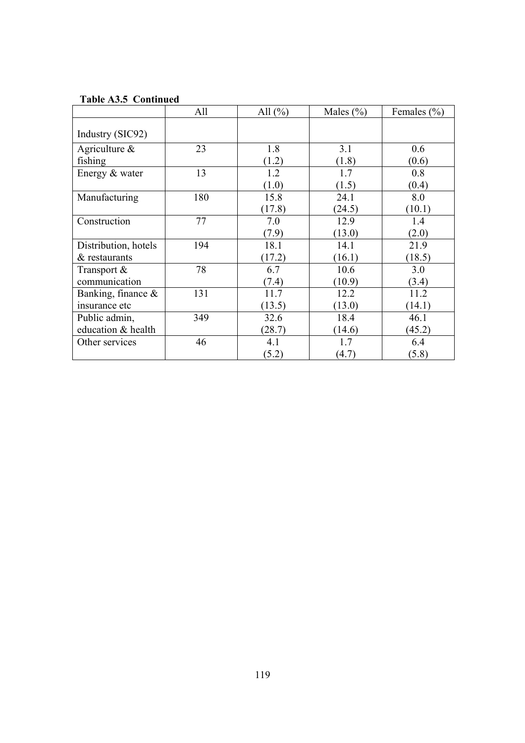**Table A3.5 Continued**

| | All | All (%) | Males (%) | Females (%) |
|---|---|---|---|---|
| Industry (SIC92) | | | | |
| Agriculture & fishing | 23 | 1.8<br>(1.2) | 3.1<br>(1.8) | 0.6<br>(0.6) |
| Energy & water | 13 | 1.2<br>(1.0) | 1.7<br>(1.5) | 0.8<br>(0.4) |
| Manufacturing | 180 | 15.8<br>(17.8) | 24.1<br>(24.5) | 8.0<br>(10.1) |
| Construction | 77 | 7.0<br>(7.9) | 12.9<br>(13.0) | 1.4<br>(2.0) |
| Distribution, hotels & restaurants | 194 | 18.1<br>(17.2) | 14.1<br>(16.1) | 21.9<br>(18.5) |
| Transport & communication | 78 | 6.7<br>(7.4) | 10.6<br>(10.9) | 3.0<br>(3.4) |
| Banking, finance & insurance etc | 131 | 11.7<br>(13.5) | 12.2<br>(13.0) | 11.2<br>(14.1) |
| Public admin, education & health | 349 | 32.6<br>(28.7) | 18.4<br>(14.6) | 46.1<br>(45.2) |
| Other services | 46 | 4.1<br>(5.2) | 1.7<br>(4.7) | 6.4<br>(5.8) |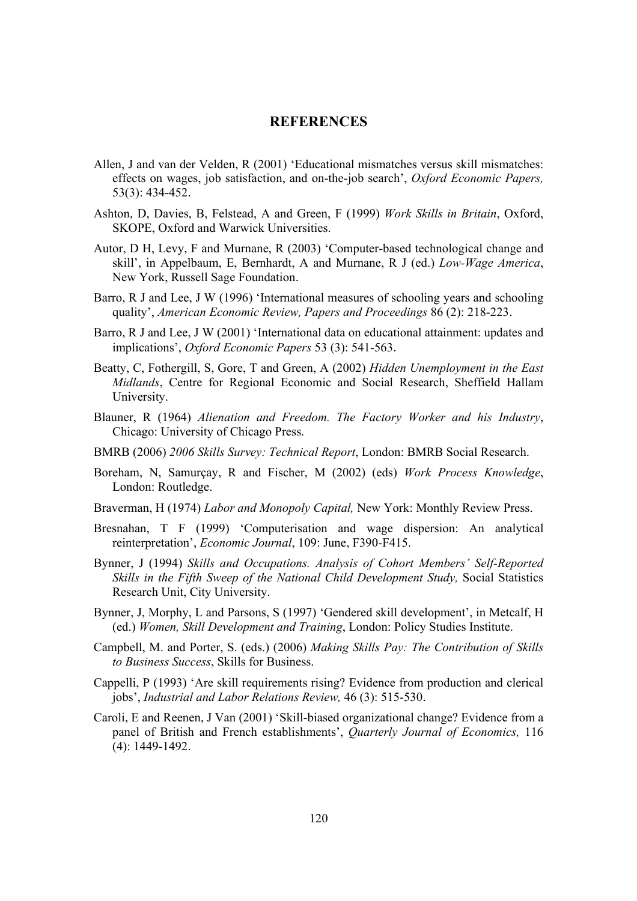# REFERENCES

Allen, J and van der Velden, R (2001) 'Educational mismatches versus skill mismatches: effects on wages, job satisfaction, and on-the-job search', *Oxford Economic Papers,* 53(3): 434-452.

Ashton, D, Davies, B, Felstead, A and Green, F (1999) *Work Skills in Britain*, Oxford, SKOPE, Oxford and Warwick Universities.

Autor, D H, Levy, F and Murnane, R (2003) 'Computer-based technological change and skill', in Appelbaum, E, Bernhardt, A and Murnane, R J (ed.) *Low-Wage America*, New York, Russell Sage Foundation.

Barro, R J and Lee, J W (1996) 'International measures of schooling years and schooling quality', *American Economic Review, Papers and Proceedings* 86 (2): 218-223.

Barro, R J and Lee, J W (2001) 'International data on educational attainment: updates and implications', *Oxford Economic Papers* 53 (3): 541-563.

Beatty, C, Fothergill, S, Gore, T and Green, A (2002) *Hidden Unemployment in the East Midlands*, Centre for Regional Economic and Social Research, Sheffield Hallam University.

Blauner, R (1964) *Alienation and Freedom. The Factory Worker and his Industry*, Chicago: University of Chicago Press.

BMRB (2006) *2006 Skills Survey: Technical Report*, London: BMRB Social Research.

Boreham, N, Samurçay, R and Fischer, M (2002) (eds) *Work Process Knowledge*, London: Routledge.

Braverman, H (1974) *Labor and Monopoly Capital,* New York: Monthly Review Press.

Bresnahan, T F (1999) 'Computerisation and wage dispersion: An analytical reinterpretation', *Economic Journal*, 109: June, F390-F415.

Bynner, J (1994) *Skills and Occupations. Analysis of Cohort Members' Self-Reported Skills in the Fifth Sweep of the National Child Development Study,* Social Statistics Research Unit, City University.

Bynner, J, Morphy, L and Parsons, S (1997) 'Gendered skill development', in Metcalf, H (ed.) *Women, Skill Development and Training*, London: Policy Studies Institute.

Campbell, M. and Porter, S. (eds.) (2006) *Making Skills Pay: The Contribution of Skills to Business Success*, Skills for Business.

Cappelli, P (1993) 'Are skill requirements rising? Evidence from production and clerical jobs', *Industrial and Labor Relations Review,* 46 (3): 515-530.

Caroli, E and Reenen, J Van (2001) 'Skill-biased organizational change? Evidence from a panel of British and French establishments', *Quarterly Journal of Economics,* 116 (4): 1449-1492.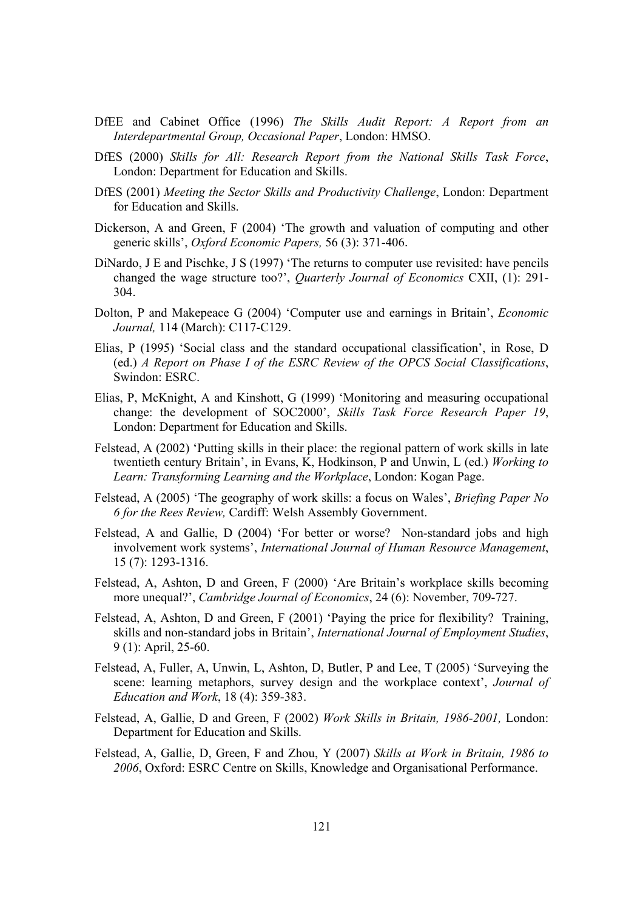DfEE and Cabinet Office (1996) *The Skills Audit Report: A Report from an Interdepartmental Group, Occasional Paper*, London: HMSO.

DfES (2000) *Skills for All: Research Report from the National Skills Task Force*, London: Department for Education and Skills.

DfES (2001) *Meeting the Sector Skills and Productivity Challenge*, London: Department for Education and Skills.

Dickerson, A and Green, F (2004) 'The growth and valuation of computing and other generic skills', *Oxford Economic Papers,* 56 (3): 371-406.

DiNardo, J E and Pischke, J S (1997) 'The returns to computer use revisited: have pencils changed the wage structure too?', *Quarterly Journal of Economics* CXII, (1): 291-304.

Dolton, P and Makepeace G (2004) 'Computer use and earnings in Britain', *Economic Journal,* 114 (March): C117-C129.

Elias, P (1995) 'Social class and the standard occupational classification', in Rose, D (ed.) *A Report on Phase I of the ESRC Review of the OPCS Social Classifications*, Swindon: ESRC.

Elias, P, McKnight, A and Kinshott, G (1999) 'Monitoring and measuring occupational change: the development of SOC2000', *Skills Task Force Research Paper 19*, London: Department for Education and Skills.

Felstead, A (2002) 'Putting skills in their place: the regional pattern of work skills in late twentieth century Britain', in Evans, K, Hodkinson, P and Unwin, L (ed.) *Working to Learn: Transforming Learning and the Workplace*, London: Kogan Page.

Felstead, A (2005) 'The geography of work skills: a focus on Wales', *Briefing Paper No 6 for the Rees Review,* Cardiff: Welsh Assembly Government.

Felstead, A and Gallie, D (2004) 'For better or worse? Non-standard jobs and high involvement work systems', *International Journal of Human Resource Management*, 15 (7): 1293-1316.

Felstead, A, Ashton, D and Green, F (2000) 'Are Britain's workplace skills becoming more unequal?', *Cambridge Journal of Economics*, 24 (6): November, 709-727.

Felstead, A, Ashton, D and Green, F (2001) 'Paying the price for flexibility? Training, skills and non-standard jobs in Britain', *International Journal of Employment Studies*, 9 (1): April, 25-60.

Felstead, A, Fuller, A, Unwin, L, Ashton, D, Butler, P and Lee, T (2005) 'Surveying the scene: learning metaphors, survey design and the workplace context', *Journal of Education and Work*, 18 (4): 359-383.

Felstead, A, Gallie, D and Green, F (2002) *Work Skills in Britain, 1986-2001,* London: Department for Education and Skills.

Felstead, A, Gallie, D, Green, F and Zhou, Y (2007) *Skills at Work in Britain, 1986 to 2006*, Oxford: ESRC Centre on Skills, Knowledge and Organisational Performance.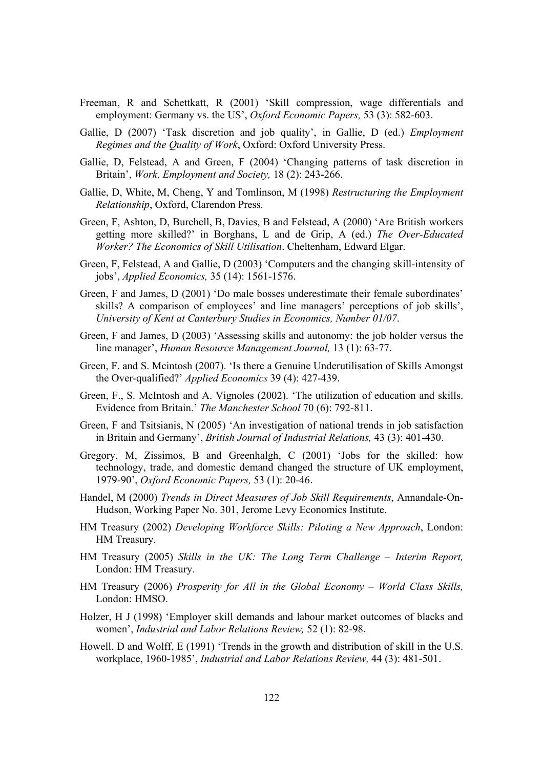Freeman, R and Schettkatt, R (2001) 'Skill compression, wage differentials and employment: Germany vs. the US', *Oxford Economic Papers,* 53 (3): 582-603.

Gallie, D (2007) 'Task discretion and job quality', in Gallie, D (ed.) *Employment Regimes and the Quality of Work*, Oxford: Oxford University Press.

Gallie, D, Felstead, A and Green, F (2004) 'Changing patterns of task discretion in Britain', *Work, Employment and Society,* 18 (2): 243-266.

Gallie, D, White, M, Cheng, Y and Tomlinson, M (1998) *Restructuring the Employment Relationship*, Oxford, Clarendon Press.

Green, F, Ashton, D, Burchell, B, Davies, B and Felstead, A (2000) 'Are British workers getting more skilled?' in Borghans, L and de Grip, A (ed.) *The Over-Educated Worker? The Economics of Skill Utilisation*. Cheltenham, Edward Elgar.

Green, F, Felstead, A and Gallie, D (2003) 'Computers and the changing skill-intensity of jobs', *Applied Economics,* 35 (14): 1561-1576.

Green, F and James, D (2001) 'Do male bosses underestimate their female subordinates' skills? A comparison of employees' and line managers' perceptions of job skills', *University of Kent at Canterbury Studies in Economics, Number 01/07*.

Green, F and James, D (2003) 'Assessing skills and autonomy: the job holder versus the line manager', *Human Resource Management Journal,* 13 (1): 63-77.

Green, F. and S. Mcintosh (2007). 'Is there a Genuine Underutilisation of Skills Amongst the Over-qualified?' *Applied Economics* 39 (4): 427-439.

Green, F., S. McIntosh and A. Vignoles (2002). 'The utilization of education and skills. Evidence from Britain.' *The Manchester School* 70 (6): 792-811.

Green, F and Tsitsianis, N (2005) 'An investigation of national trends in job satisfaction in Britain and Germany', *British Journal of Industrial Relations,* 43 (3): 401-430.

Gregory, M, Zissimos, B and Greenhalgh, C (2001) 'Jobs for the skilled: how technology, trade, and domestic demand changed the structure of UK employment, 1979-90', *Oxford Economic Papers,* 53 (1): 20-46.

Handel, M (2000) *Trends in Direct Measures of Job Skill Requirements*, Annandale-On-Hudson, Working Paper No. 301, Jerome Levy Economics Institute.

HM Treasury (2002) *Developing Workforce Skills: Piloting a New Approach*, London: HM Treasury.

HM Treasury (2005) *Skills in the UK: The Long Term Challenge – Interim Report,* London: HM Treasury.

HM Treasury (2006) *Prosperity for All in the Global Economy – World Class Skills,* London: HMSO.

Holzer, H J (1998) 'Employer skill demands and labour market outcomes of blacks and women', *Industrial and Labor Relations Review,* 52 (1): 82-98.

Howell, D and Wolff, E (1991) 'Trends in the growth and distribution of skill in the U.S. workplace, 1960-1985', *Industrial and Labor Relations Review,* 44 (3): 481-501.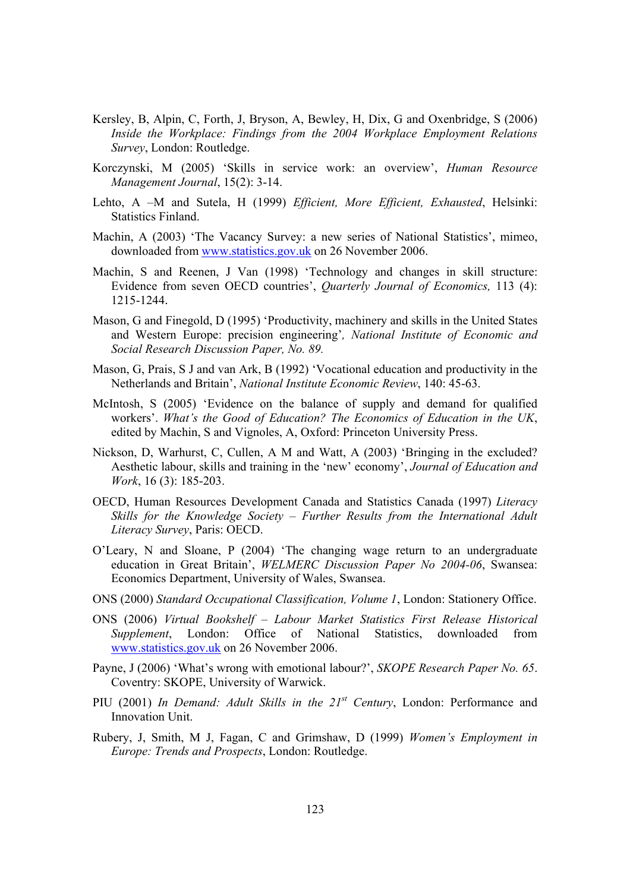Kersley, B, Alpin, C, Forth, J, Bryson, A, Bewley, H, Dix, G and Oxenbridge, S (2006) *Inside the Workplace: Findings from the 2004 Workplace Employment Relations Survey*, London: Routledge.

Korczynski, M (2005) 'Skills in service work: an overview', *Human Resource Management Journal*, 15(2): 3-14.

Lehto, A –M and Sutela, H (1999) *Efficient, More Efficient, Exhausted*, Helsinki: Statistics Finland.

Machin, A (2003) 'The Vacancy Survey: a new series of National Statistics', mimeo, downloaded from www.statistics.gov.uk on 26 November 2006.

Machin, S and Reenen, J Van (1998) 'Technology and changes in skill structure: Evidence from seven OECD countries', *Quarterly Journal of Economics,* 113 (4): 1215-1244.

Mason, G and Finegold, D (1995) 'Productivity, machinery and skills in the United States and Western Europe: precision engineering'*, National Institute of Economic and Social Research Discussion Paper, No. 89.*

Mason, G, Prais, S J and van Ark, B (1992) 'Vocational education and productivity in the Netherlands and Britain', *National Institute Economic Review*, 140: 45-63.

McIntosh, S (2005) 'Evidence on the balance of supply and demand for qualified workers'. *What's the Good of Education? The Economics of Education in the UK*, edited by Machin, S and Vignoles, A, Oxford: Princeton University Press.

Nickson, D, Warhurst, C, Cullen, A M and Watt, A (2003) 'Bringing in the excluded? Aesthetic labour, skills and training in the 'new' economy', *Journal of Education and Work*, 16 (3): 185-203.

OECD, Human Resources Development Canada and Statistics Canada (1997) *Literacy Skills for the Knowledge Society – Further Results from the International Adult Literacy Survey*, Paris: OECD.

O'Leary, N and Sloane, P (2004) 'The changing wage return to an undergraduate education in Great Britain', *WELMERC Discussion Paper No 2004-06*, Swansea: Economics Department, University of Wales, Swansea.

ONS (2000) *Standard Occupational Classification, Volume 1*, London: Stationery Office.

ONS (2006) *Virtual Bookshelf – Labour Market Statistics First Release Historical Supplement*, London: Office of National Statistics, downloaded from www.statistics.gov.uk on 26 November 2006.

Payne, J (2006) 'What's wrong with emotional labour?', *SKOPE Research Paper No. 65*. Coventry: SKOPE, University of Warwick.

PIU (2001) *In Demand: Adult Skills in the 21st Century*, London: Performance and Innovation Unit.

Rubery, J, Smith, M J, Fagan, C and Grimshaw, D (1999) *Women's Employment in Europe: Trends and Prospects*, London: Routledge.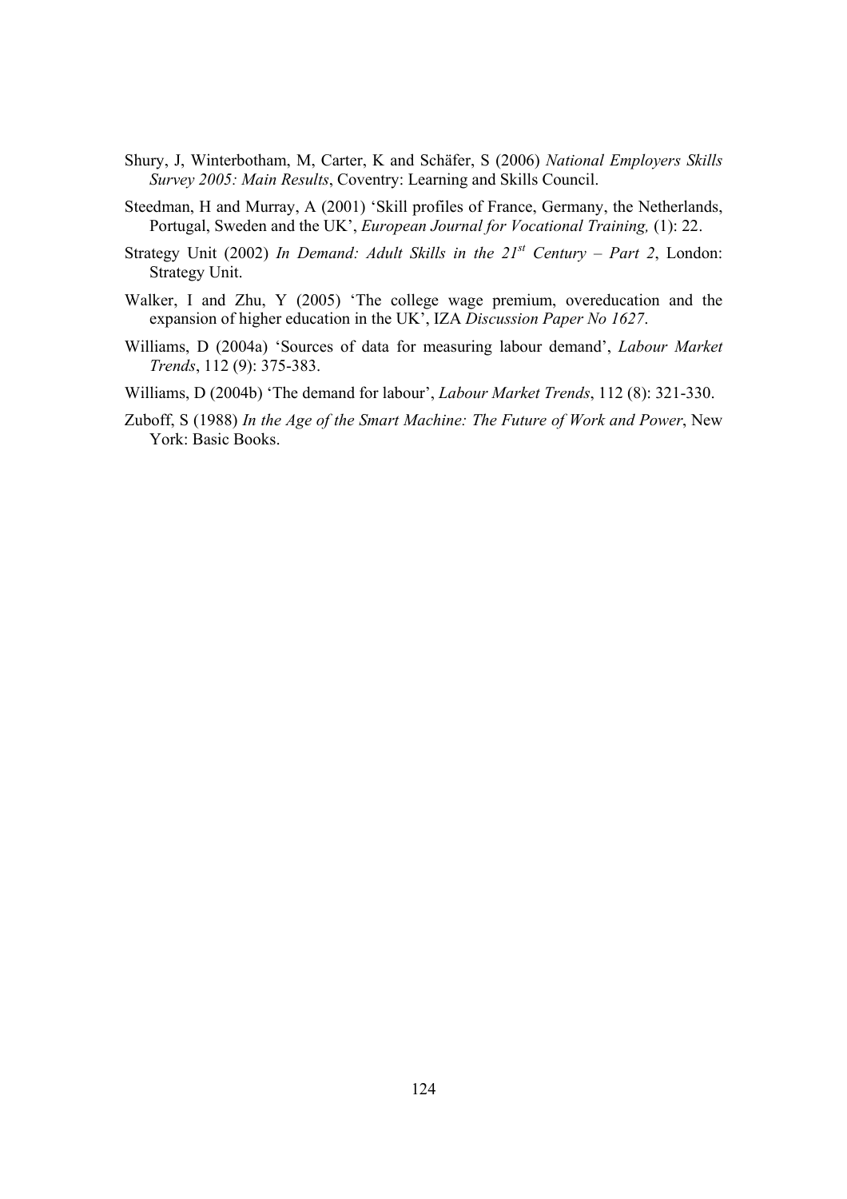Shury, J, Winterbotham, M, Carter, K and Schäfer, S (2006) *National Employers Skills Survey 2005: Main Results*, Coventry: Learning and Skills Council.

Steedman, H and Murray, A (2001) 'Skill profiles of France, Germany, the Netherlands, Portugal, Sweden and the UK', *European Journal for Vocational Training,* (1): 22.

Strategy Unit (2002) *In Demand: Adult Skills in the 21st Century – Part 2*, London: Strategy Unit.

Walker, I and Zhu, Y (2005) 'The college wage premium, overeducation and the expansion of higher education in the UK', IZA *Discussion Paper No 1627*.

Williams, D (2004a) 'Sources of data for measuring labour demand', *Labour Market Trends*, 112 (9): 375-383.

Williams, D (2004b) 'The demand for labour', *Labour Market Trends*, 112 (8): 321-330.

Zuboff, S (1988) *In the Age of the Smart Machine: The Future of Work and Power*, New York: Basic Books.